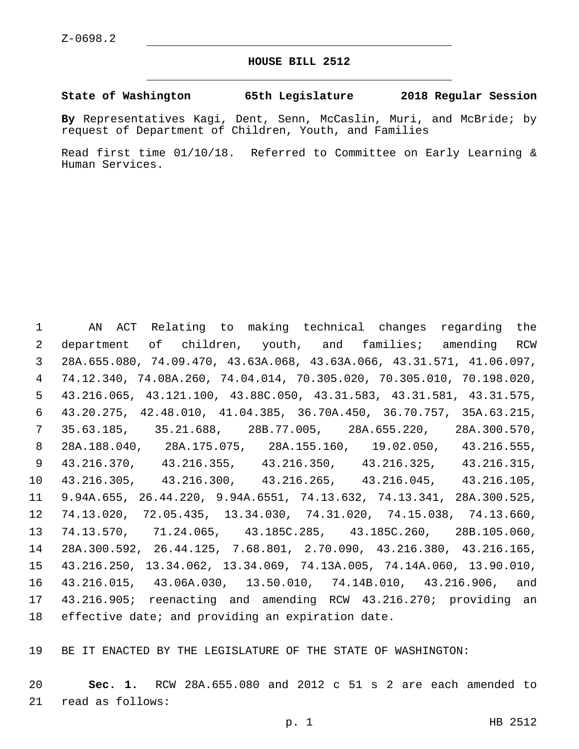Z-0698.2

# HOUSE BILL 2512

**State of Washington 65th Legislature 2018 Regular Session**

**By** Representatives Kagi, Dent, Senn, McCaslin, Muri, and McBride; by request of Department of Children, Youth, and Families

Read first time 01/10/18. Referred to Committee on Early Learning & Human Services.

AN ACT Relating to making technical changes regarding the department of children, youth, and families; amending RCW 28A.655.080, 74.09.470, 43.63A.068, 43.63A.066, 43.31.571, 41.06.097, 74.12.340, 74.08A.260, 74.04.014, 70.305.020, 70.305.010, 70.198.020, 43.216.065, 43.121.100, 43.88C.050, 43.31.583, 43.31.581, 43.31.575, 43.20.275, 42.48.010, 41.04.385, 36.70A.450, 36.70.757, 35A.63.215, 35.63.185, 35.21.688, 28B.77.005, 28A.655.220, 28A.300.570, 28A.188.040, 28A.175.075, 28A.155.160, 19.02.050, 43.216.555, 43.216.370, 43.216.355, 43.216.350, 43.216.325, 43.216.315, 43.216.305, 43.216.300, 43.216.265, 43.216.045, 43.216.105, 9.94A.655, 26.44.220, 9.94A.6551, 74.13.632, 74.13.341, 28A.300.525, 74.13.020, 72.05.435, 13.34.030, 74.31.020, 74.15.038, 74.13.660, 74.13.570, 71.24.065, 43.185C.285, 43.185C.260, 28B.105.060, 28A.300.592, 26.44.125, 7.68.801, 2.70.090, 43.216.380, 43.216.165, 43.216.250, 13.34.062, 13.34.069, 74.13A.005, 74.14A.060, 13.90.010, 43.216.015, 43.06A.030, 13.50.010, 74.14B.010, 43.216.906, and 43.216.905; reenacting and amending RCW 43.216.270; providing an effective date; and providing an expiration date.

BE IT ENACTED BY THE LEGISLATURE OF THE STATE OF WASHINGTON:

**Sec. 1.** RCW 28A.655.080 and 2012 c 51 s 2 are each amended to read as follows: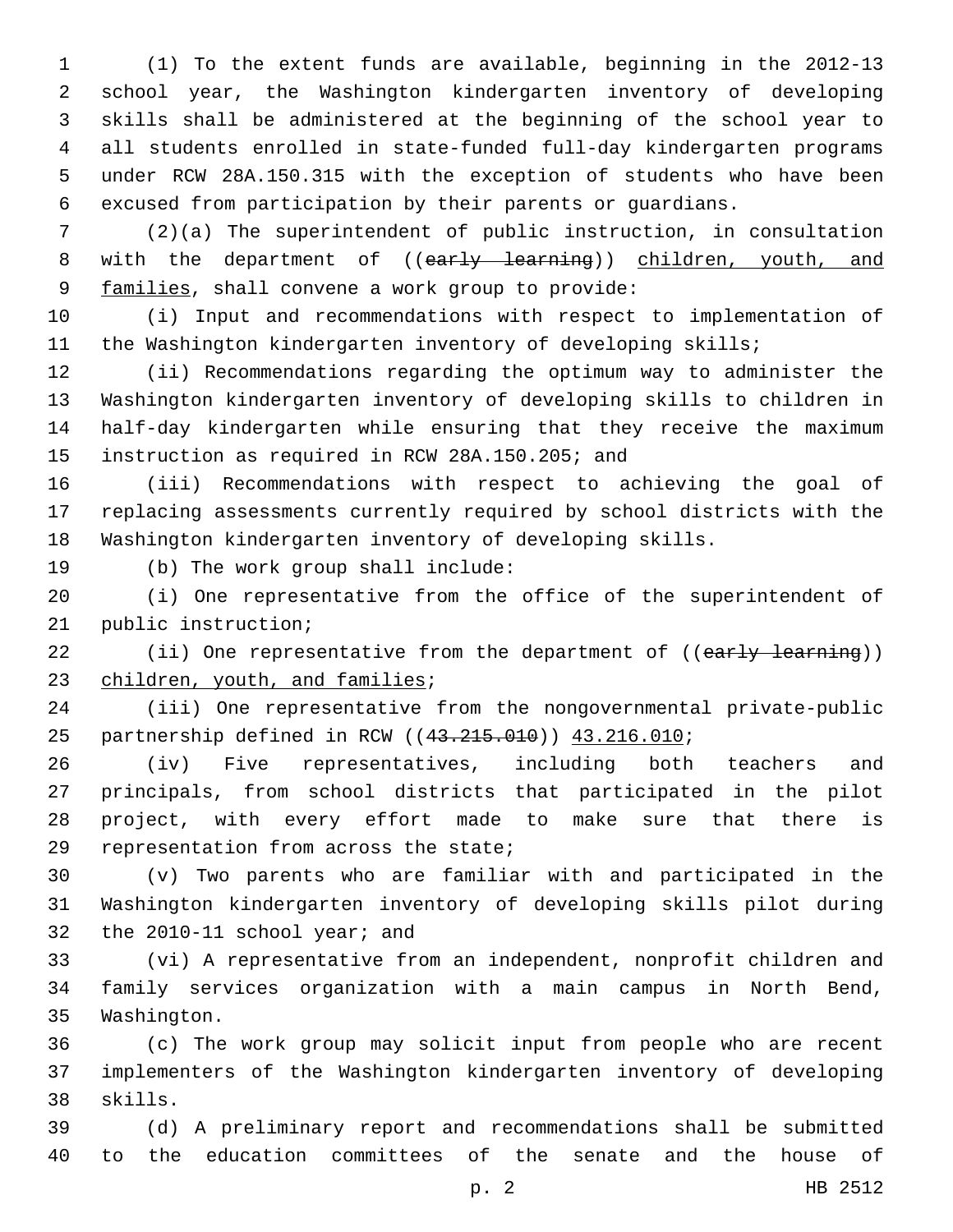(1) To the extent funds are available, beginning in the 2012-13 school year, the Washington kindergarten inventory of developing skills shall be administered at the beginning of the school year to all students enrolled in state-funded full-day kindergarten programs under RCW 28A.150.315 with the exception of students who have been excused from participation by their parents or guardians.

(2)(a) The superintendent of public instruction, in consultation with the department of ((~~early learning~~)) children, youth, and families, shall convene a work group to provide:

(i) Input and recommendations with respect to implementation of the Washington kindergarten inventory of developing skills;

(ii) Recommendations regarding the optimum way to administer the Washington kindergarten inventory of developing skills to children in half-day kindergarten while ensuring that they receive the maximum instruction as required in RCW 28A.150.205; and

(iii) Recommendations with respect to achieving the goal of replacing assessments currently required by school districts with the Washington kindergarten inventory of developing skills.

(b) The work group shall include:

(i) One representative from the office of the superintendent of public instruction;

(ii) One representative from the department of ((~~early learning~~)) children, youth, and families;

(iii) One representative from the nongovernmental private-public partnership defined in RCW ((~~43.215.010~~)) 43.216.010;

(iv) Five representatives, including both teachers and principals, from school districts that participated in the pilot project, with every effort made to make sure that there is representation from across the state;

(v) Two parents who are familiar with and participated in the Washington kindergarten inventory of developing skills pilot during the 2010-11 school year; and

(vi) A representative from an independent, nonprofit children and family services organization with a main campus in North Bend, Washington.

(c) The work group may solicit input from people who are recent implementers of the Washington kindergarten inventory of developing skills.

(d) A preliminary report and recommendations shall be submitted to the education committees of the senate and the house of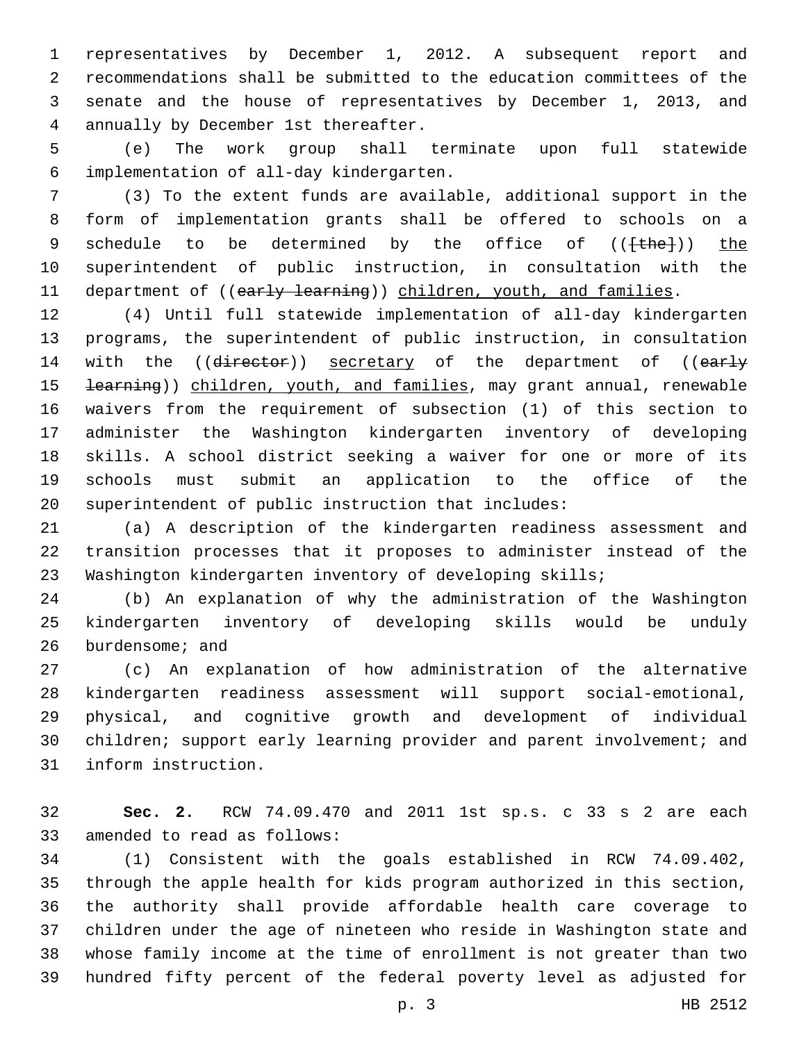representatives by December 1, 2012. A subsequent report and recommendations shall be submitted to the education committees of the senate and the house of representatives by December 1, 2013, and annually by December 1st thereafter.

(e) The work group shall terminate upon full statewide implementation of all-day kindergarten.

(3) To the extent funds are available, additional support in the form of implementation grants shall be offered to schools on a schedule to be determined by the office of (([the])) the superintendent of public instruction, in consultation with the department of ((early learning)) children, youth, and families.

(4) Until full statewide implementation of all-day kindergarten programs, the superintendent of public instruction, in consultation with the ((director)) secretary of the department of ((early learning)) children, youth, and families, may grant annual, renewable waivers from the requirement of subsection (1) of this section to administer the Washington kindergarten inventory of developing skills. A school district seeking a waiver for one or more of its schools must submit an application to the office of the superintendent of public instruction that includes:

(a) A description of the kindergarten readiness assessment and transition processes that it proposes to administer instead of the Washington kindergarten inventory of developing skills;

(b) An explanation of why the administration of the Washington kindergarten inventory of developing skills would be unduly burdensome; and

(c) An explanation of how administration of the alternative kindergarten readiness assessment will support social-emotional, physical, and cognitive growth and development of individual children; support early learning provider and parent involvement; and inform instruction.

**Sec. 2.** RCW 74.09.470 and 2011 1st sp.s. c 33 s 2 are each amended to read as follows:

(1) Consistent with the goals established in RCW 74.09.402, through the apple health for kids program authorized in this section, the authority shall provide affordable health care coverage to children under the age of nineteen who reside in Washington state and whose family income at the time of enrollment is not greater than two hundred fifty percent of the federal poverty level as adjusted for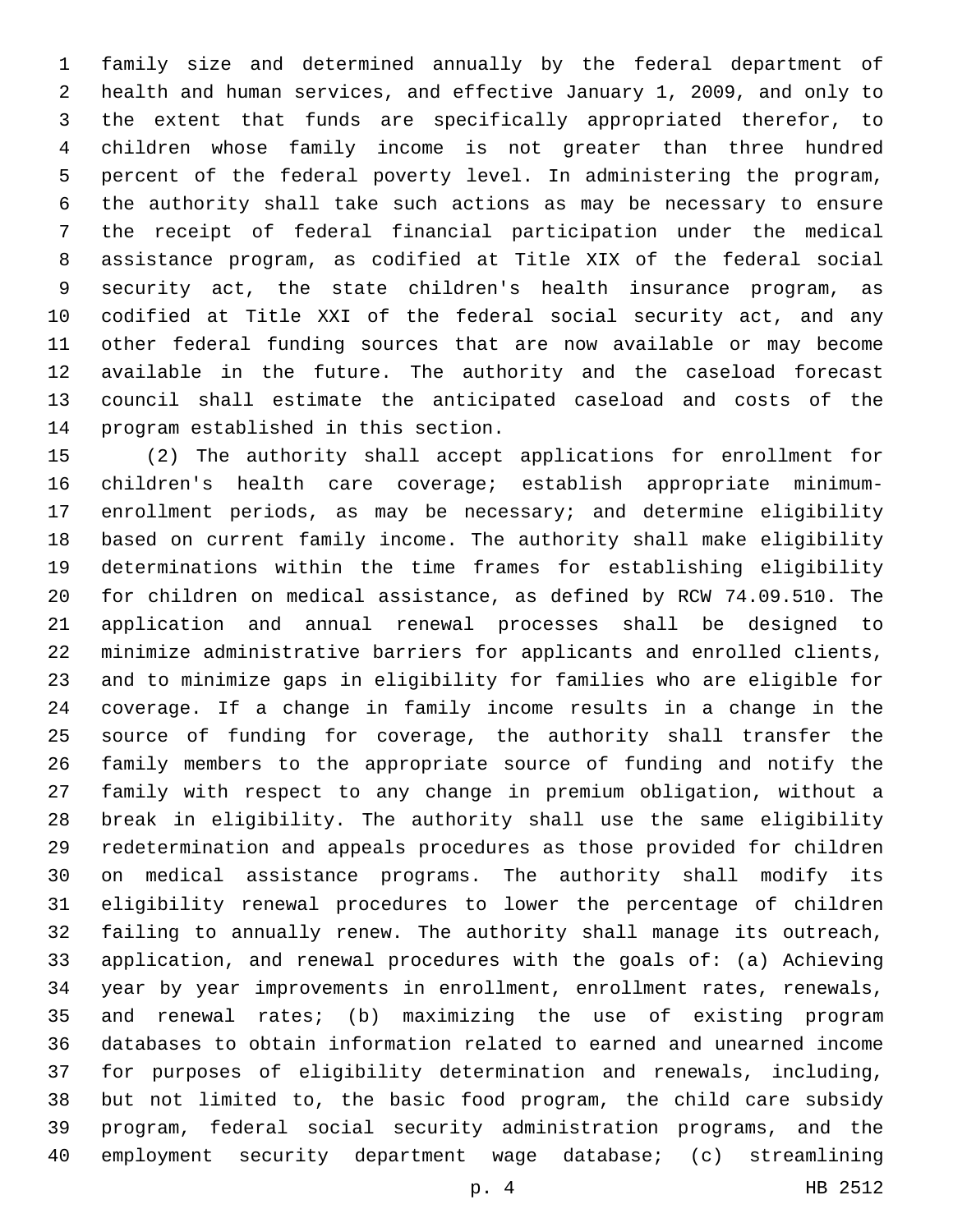family size and determined annually by the federal department of health and human services, and effective January 1, 2009, and only to the extent that funds are specifically appropriated therefor, to children whose family income is not greater than three hundred percent of the federal poverty level. In administering the program, the authority shall take such actions as may be necessary to ensure the receipt of federal financial participation under the medical assistance program, as codified at Title XIX of the federal social security act, the state children's health insurance program, as codified at Title XXI of the federal social security act, and any other federal funding sources that are now available or may become available in the future. The authority and the caseload forecast council shall estimate the anticipated caseload and costs of the program established in this section.

(2) The authority shall accept applications for enrollment for children's health care coverage; establish appropriate minimum-enrollment periods, as may be necessary; and determine eligibility based on current family income. The authority shall make eligibility determinations within the time frames for establishing eligibility for children on medical assistance, as defined by RCW 74.09.510. The application and annual renewal processes shall be designed to minimize administrative barriers for applicants and enrolled clients, and to minimize gaps in eligibility for families who are eligible for coverage. If a change in family income results in a change in the source of funding for coverage, the authority shall transfer the family members to the appropriate source of funding and notify the family with respect to any change in premium obligation, without a break in eligibility. The authority shall use the same eligibility redetermination and appeals procedures as those provided for children on medical assistance programs. The authority shall modify its eligibility renewal procedures to lower the percentage of children failing to annually renew. The authority shall manage its outreach, application, and renewal procedures with the goals of: (a) Achieving year by year improvements in enrollment, enrollment rates, renewals, and renewal rates; (b) maximizing the use of existing program databases to obtain information related to earned and unearned income for purposes of eligibility determination and renewals, including, but not limited to, the basic food program, the child care subsidy program, federal social security administration programs, and the employment security department wage database; (c) streamlining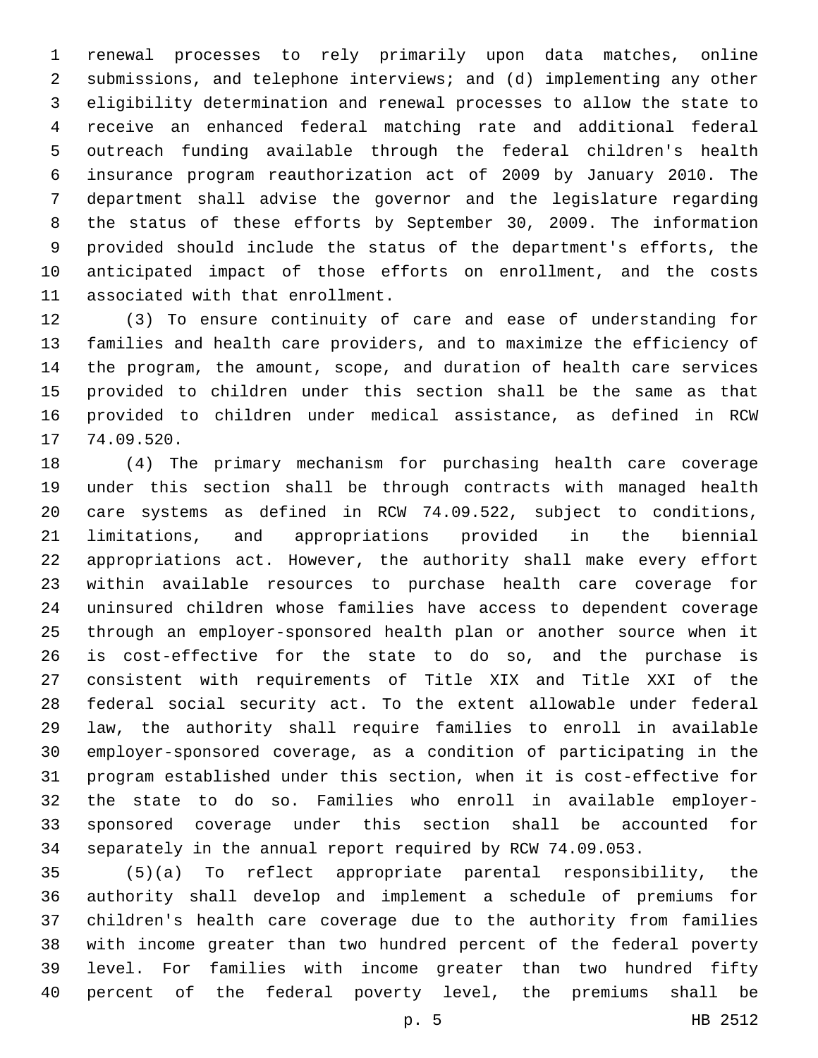renewal processes to rely primarily upon data matches, online submissions, and telephone interviews; and (d) implementing any other eligibility determination and renewal processes to allow the state to receive an enhanced federal matching rate and additional federal outreach funding available through the federal children's health insurance program reauthorization act of 2009 by January 2010. The department shall advise the governor and the legislature regarding the status of these efforts by September 30, 2009. The information provided should include the status of the department's efforts, the anticipated impact of those efforts on enrollment, and the costs associated with that enrollment.

(3) To ensure continuity of care and ease of understanding for families and health care providers, and to maximize the efficiency of the program, the amount, scope, and duration of health care services provided to children under this section shall be the same as that provided to children under medical assistance, as defined in RCW 74.09.520.

(4) The primary mechanism for purchasing health care coverage under this section shall be through contracts with managed health care systems as defined in RCW 74.09.522, subject to conditions, limitations, and appropriations provided in the biennial appropriations act. However, the authority shall make every effort within available resources to purchase health care coverage for uninsured children whose families have access to dependent coverage through an employer-sponsored health plan or another source when it is cost-effective for the state to do so, and the purchase is consistent with requirements of Title XIX and Title XXI of the federal social security act. To the extent allowable under federal law, the authority shall require families to enroll in available employer-sponsored coverage, as a condition of participating in the program established under this section, when it is cost-effective for the state to do so. Families who enroll in available employer-sponsored coverage under this section shall be accounted for separately in the annual report required by RCW 74.09.053.

(5)(a) To reflect appropriate parental responsibility, the authority shall develop and implement a schedule of premiums for children's health care coverage due to the authority from families with income greater than two hundred percent of the federal poverty level. For families with income greater than two hundred fifty percent of the federal poverty level, the premiums shall be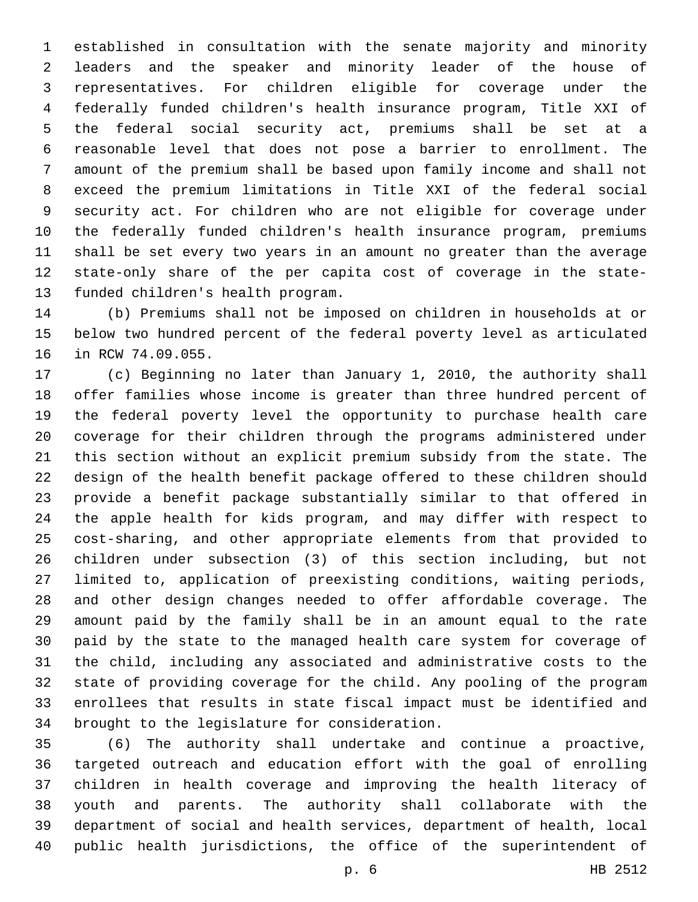established in consultation with the senate majority and minority leaders and the speaker and minority leader of the house of representatives. For children eligible for coverage under the federally funded children's health insurance program, Title XXI of the federal social security act, premiums shall be set at a reasonable level that does not pose a barrier to enrollment. The amount of the premium shall be based upon family income and shall not exceed the premium limitations in Title XXI of the federal social security act. For children who are not eligible for coverage under the federally funded children's health insurance program, premiums shall be set every two years in an amount no greater than the average state-only share of the per capita cost of coverage in the state-funded children's health program.

(b) Premiums shall not be imposed on children in households at or below two hundred percent of the federal poverty level as articulated in RCW 74.09.055.

(c) Beginning no later than January 1, 2010, the authority shall offer families whose income is greater than three hundred percent of the federal poverty level the opportunity to purchase health care coverage for their children through the programs administered under this section without an explicit premium subsidy from the state. The design of the health benefit package offered to these children should provide a benefit package substantially similar to that offered in the apple health for kids program, and may differ with respect to cost-sharing, and other appropriate elements from that provided to children under subsection (3) of this section including, but not limited to, application of preexisting conditions, waiting periods, and other design changes needed to offer affordable coverage. The amount paid by the family shall be in an amount equal to the rate paid by the state to the managed health care system for coverage of the child, including any associated and administrative costs to the state of providing coverage for the child. Any pooling of the program enrollees that results in state fiscal impact must be identified and brought to the legislature for consideration.

(6) The authority shall undertake and continue a proactive, targeted outreach and education effort with the goal of enrolling children in health coverage and improving the health literacy of youth and parents. The authority shall collaborate with the department of social and health services, department of health, local public health jurisdictions, the office of the superintendent of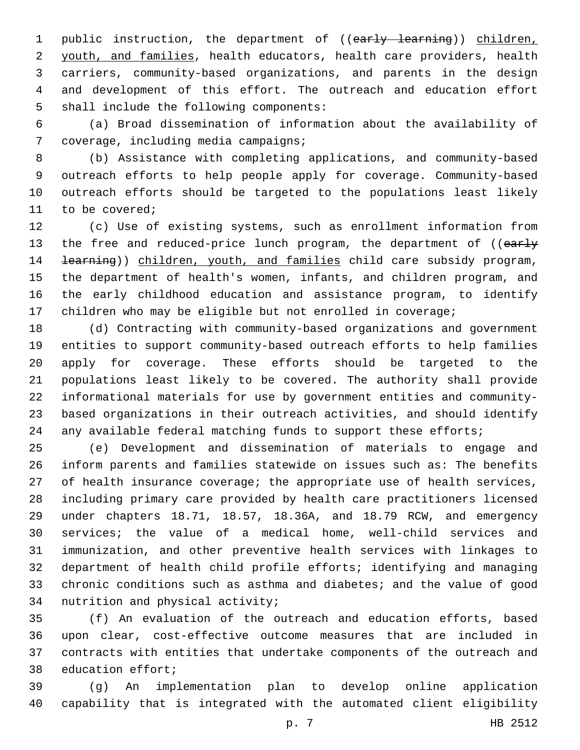public instruction, the department of ((~~early learning~~)) <u>children, youth, and families</u>, health educators, health care providers, health carriers, community-based organizations, and parents in the design and development of this effort. The outreach and education effort shall include the following components:

(a) Broad dissemination of information about the availability of coverage, including media campaigns;

(b) Assistance with completing applications, and community-based outreach efforts to help people apply for coverage. Community-based outreach efforts should be targeted to the populations least likely to be covered;

(c) Use of existing systems, such as enrollment information from the free and reduced-price lunch program, the department of ((~~early learning~~)) <u>children, youth, and families</u> child care subsidy program, the department of health's women, infants, and children program, and the early childhood education and assistance program, to identify children who may be eligible but not enrolled in coverage;

(d) Contracting with community-based organizations and government entities to support community-based outreach efforts to help families apply for coverage. These efforts should be targeted to the populations least likely to be covered. The authority shall provide informational materials for use by government entities and community-based organizations in their outreach activities, and should identify any available federal matching funds to support these efforts;

(e) Development and dissemination of materials to engage and inform parents and families statewide on issues such as: The benefits of health insurance coverage; the appropriate use of health services, including primary care provided by health care practitioners licensed under chapters 18.71, 18.57, 18.36A, and 18.79 RCW, and emergency services; the value of a medical home, well-child services and immunization, and other preventive health services with linkages to department of health child profile efforts; identifying and managing chronic conditions such as asthma and diabetes; and the value of good nutrition and physical activity;

(f) An evaluation of the outreach and education efforts, based upon clear, cost-effective outcome measures that are included in contracts with entities that undertake components of the outreach and education effort;

(g) An implementation plan to develop online application capability that is integrated with the automated client eligibility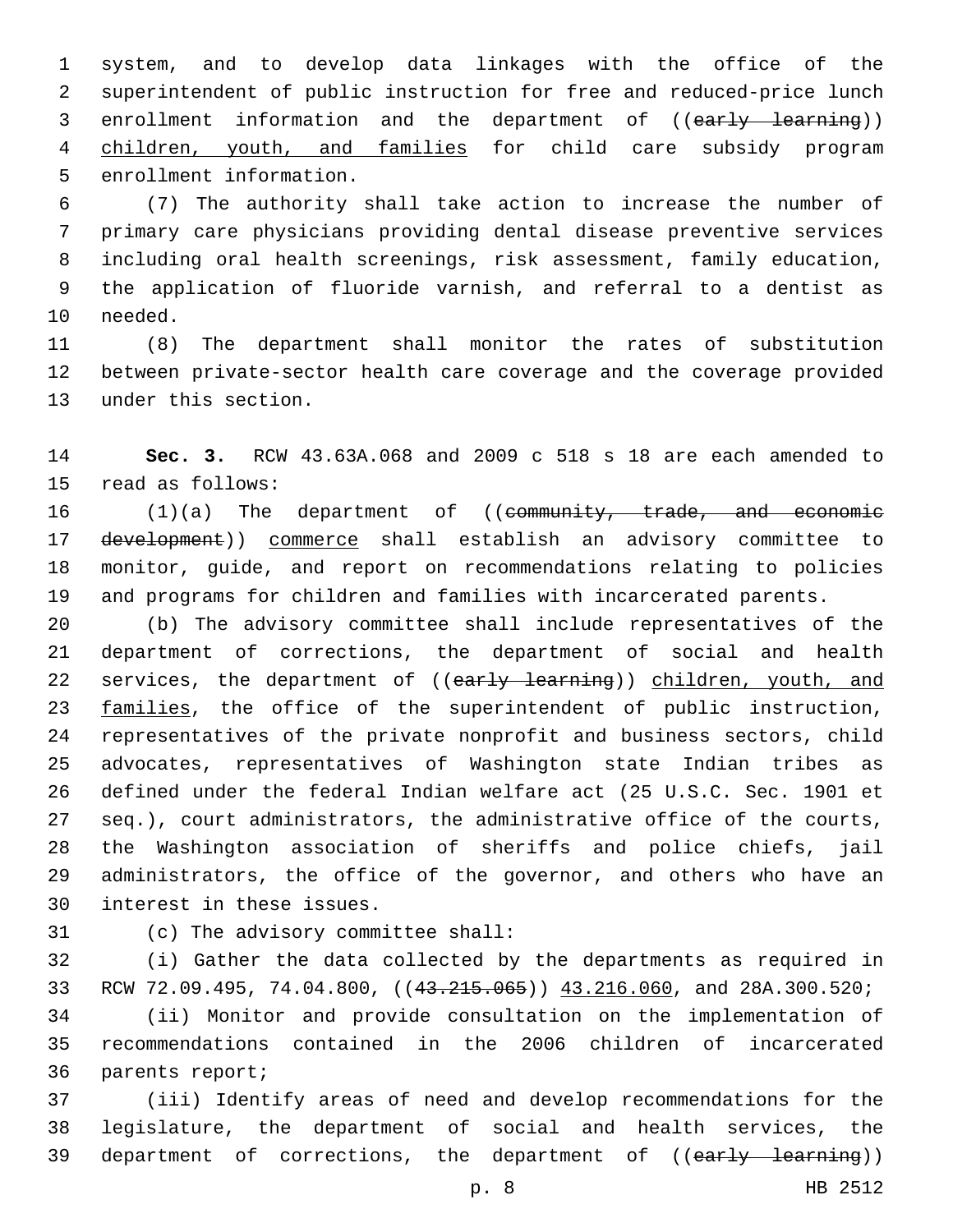system, and to develop data linkages with the office of the superintendent of public instruction for free and reduced-price lunch enrollment information and the department of ((~~early learning~~)) <u>children, youth, and families</u> for child care subsidy program enrollment information.

(7) The authority shall take action to increase the number of primary care physicians providing dental disease preventive services including oral health screenings, risk assessment, family education, the application of fluoride varnish, and referral to a dentist as needed.

(8) The department shall monitor the rates of substitution between private-sector health care coverage and the coverage provided under this section.

**Sec. 3.** RCW 43.63A.068 and 2009 c 518 s 18 are each amended to read as follows:

(1)(a) The department of ((~~community, trade, and economic development~~)) <u>commerce</u> shall establish an advisory committee to monitor, guide, and report on recommendations relating to policies and programs for children and families with incarcerated parents.

(b) The advisory committee shall include representatives of the department of corrections, the department of social and health services, the department of ((~~early learning~~)) <u>children, youth, and families</u>, the office of the superintendent of public instruction, representatives of the private nonprofit and business sectors, child advocates, representatives of Washington state Indian tribes as defined under the federal Indian welfare act (25 U.S.C. Sec. 1901 et seq.), court administrators, the administrative office of the courts, the Washington association of sheriffs and police chiefs, jail administrators, the office of the governor, and others who have an interest in these issues.

(c) The advisory committee shall:

(i) Gather the data collected by the departments as required in RCW 72.09.495, 74.04.800, ((~~43.215.065~~)) <u>43.216.060</u>, and 28A.300.520;

(ii) Monitor and provide consultation on the implementation of recommendations contained in the 2006 children of incarcerated parents report;

(iii) Identify areas of need and develop recommendations for the legislature, the department of social and health services, the department of corrections, the department of ((~~early learning~~))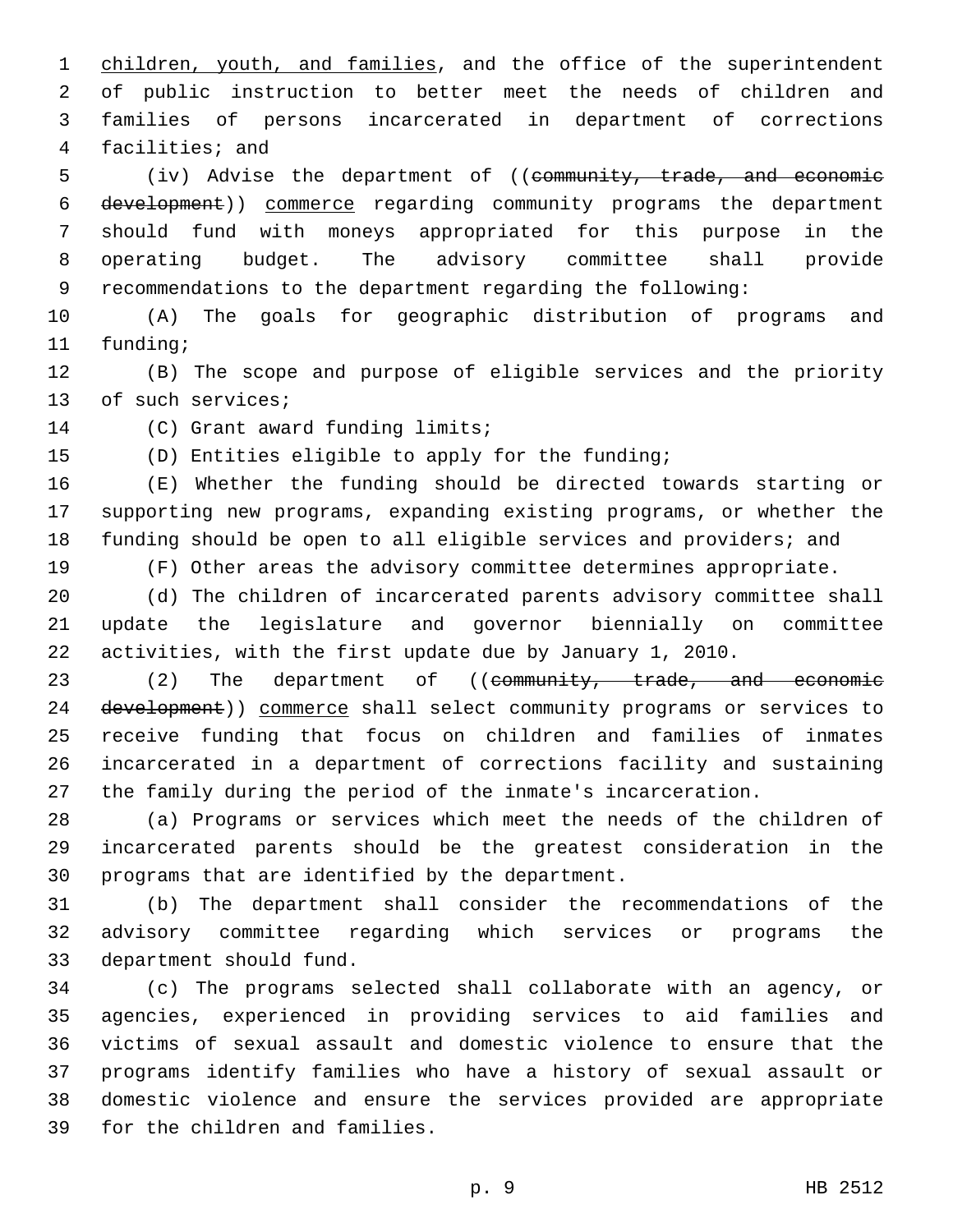children, youth, and families, and the office of the superintendent of public instruction to better meet the needs of children and families of persons incarcerated in department of corrections facilities; and

(iv) Advise the department of ((community, trade, and economic development)) commerce regarding community programs the department should fund with moneys appropriated for this purpose in the operating budget. The advisory committee shall provide recommendations to the department regarding the following:

(A) The goals for geographic distribution of programs and funding;

(B) The scope and purpose of eligible services and the priority of such services;

(C) Grant award funding limits;

(D) Entities eligible to apply for the funding;

(E) Whether the funding should be directed towards starting or supporting new programs, expanding existing programs, or whether the funding should be open to all eligible services and providers; and

(F) Other areas the advisory committee determines appropriate.

(d) The children of incarcerated parents advisory committee shall update the legislature and governor biennially on committee activities, with the first update due by January 1, 2010.

(2) The department of ((community, trade, and economic development)) commerce shall select community programs or services to receive funding that focus on children and families of inmates incarcerated in a department of corrections facility and sustaining the family during the period of the inmate's incarceration.

(a) Programs or services which meet the needs of the children of incarcerated parents should be the greatest consideration in the programs that are identified by the department.

(b) The department shall consider the recommendations of the advisory committee regarding which services or programs the department should fund.

(c) The programs selected shall collaborate with an agency, or agencies, experienced in providing services to aid families and victims of sexual assault and domestic violence to ensure that the programs identify families who have a history of sexual assault or domestic violence and ensure the services provided are appropriate for the children and families.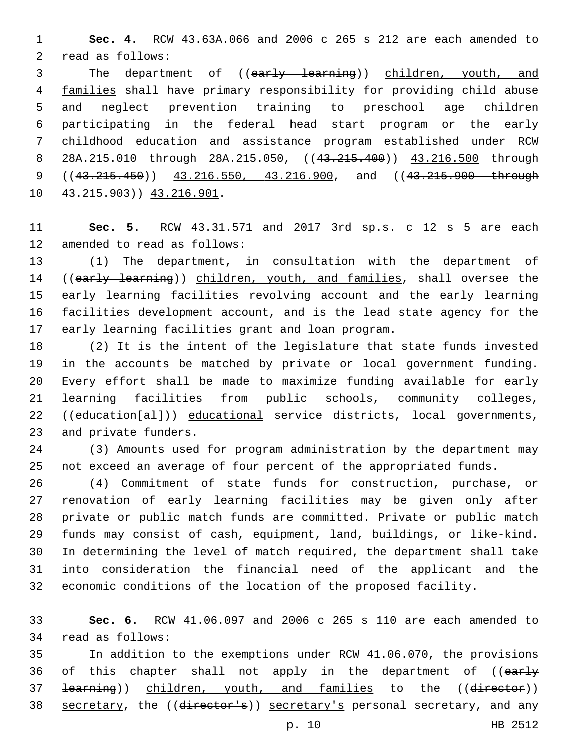**Sec. 4.** RCW 43.63A.066 and 2006 c 265 s 212 are each amended to read as follows:

The department of ((~~early learning~~)) children, youth, and families shall have primary responsibility for providing child abuse and neglect prevention training to preschool age children participating in the federal head start program or the early childhood education and assistance program established under RCW 28A.215.010 through 28A.215.050, ((~~43.215.400~~)) 43.216.500 through ((~~43.215.450~~)) 43.216.550, 43.216.900, and ((~~43.215.900 through 43.215.903~~)) 43.216.901.

**Sec. 5.** RCW 43.31.571 and 2017 3rd sp.s. c 12 s 5 are each amended to read as follows:

(1) The department, in consultation with the department of ((~~early learning~~)) children, youth, and families, shall oversee the early learning facilities revolving account and the early learning facilities development account, and is the lead state agency for the early learning facilities grant and loan program.

(2) It is the intent of the legislature that state funds invested in the accounts be matched by private or local government funding. Every effort shall be made to maximize funding available for early learning facilities from public schools, community colleges, ((~~education[al]~~)) educational service districts, local governments, and private funders.

(3) Amounts used for program administration by the department may not exceed an average of four percent of the appropriated funds.

(4) Commitment of state funds for construction, purchase, or renovation of early learning facilities may be given only after private or public match funds are committed. Private or public match funds may consist of cash, equipment, land, buildings, or like-kind. In determining the level of match required, the department shall take into consideration the financial need of the applicant and the economic conditions of the location of the proposed facility.

**Sec. 6.** RCW 41.06.097 and 2006 c 265 s 110 are each amended to read as follows:

In addition to the exemptions under RCW 41.06.070, the provisions of this chapter shall not apply in the department of ((~~early learning~~)) children, youth, and families to the ((~~director~~)) secretary, the ((~~director's~~)) secretary's personal secretary, and any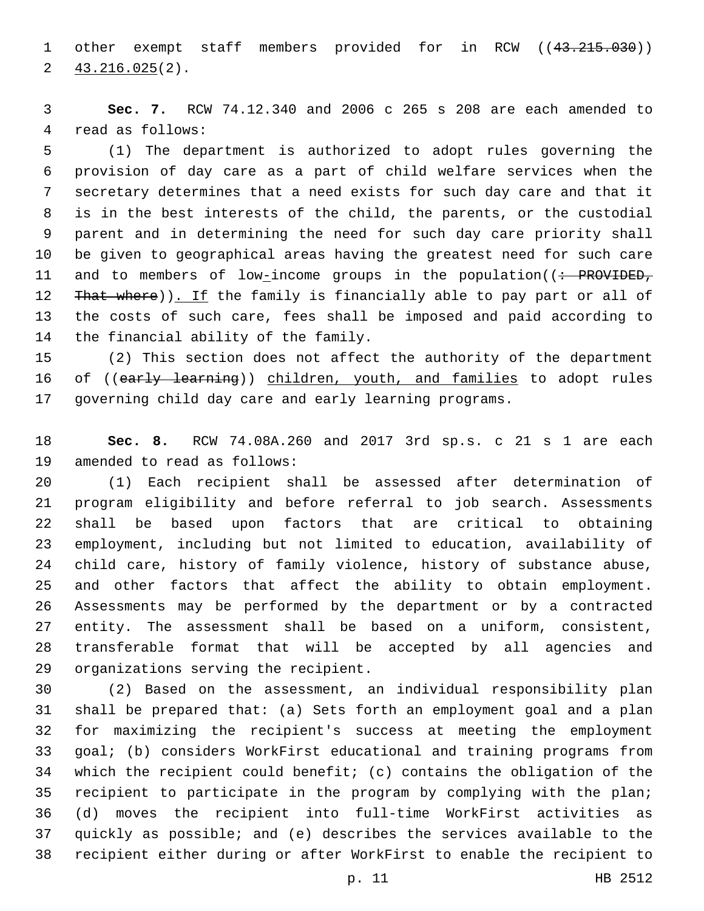other exempt staff members provided for in RCW ((~~43.215.030~~)) 43.216.025(2).

**Sec. 7.** RCW 74.12.340 and 2006 c 265 s 208 are each amended to read as follows:

(1) The department is authorized to adopt rules governing the provision of day care as a part of child welfare services when the secretary determines that a need exists for such day care and that it is in the best interests of the child, the parents, or the custodial parent and in determining the need for such day care priority shall be given to geographical areas having the greatest need for such care and to members of low-income groups in the population((~~: PROVIDED, That where~~)). If the family is financially able to pay part or all of the costs of such care, fees shall be imposed and paid according to the financial ability of the family.

(2) This section does not affect the authority of the department of ((~~early learning~~)) children, youth, and families to adopt rules governing child day care and early learning programs.

**Sec. 8.** RCW 74.08A.260 and 2017 3rd sp.s. c 21 s 1 are each amended to read as follows:

(1) Each recipient shall be assessed after determination of program eligibility and before referral to job search. Assessments shall be based upon factors that are critical to obtaining employment, including but not limited to education, availability of child care, history of family violence, history of substance abuse, and other factors that affect the ability to obtain employment. Assessments may be performed by the department or by a contracted entity. The assessment shall be based on a uniform, consistent, transferable format that will be accepted by all agencies and organizations serving the recipient.

(2) Based on the assessment, an individual responsibility plan shall be prepared that: (a) Sets forth an employment goal and a plan for maximizing the recipient's success at meeting the employment goal; (b) considers WorkFirst educational and training programs from which the recipient could benefit; (c) contains the obligation of the recipient to participate in the program by complying with the plan; (d) moves the recipient into full-time WorkFirst activities as quickly as possible; and (e) describes the services available to the recipient either during or after WorkFirst to enable the recipient to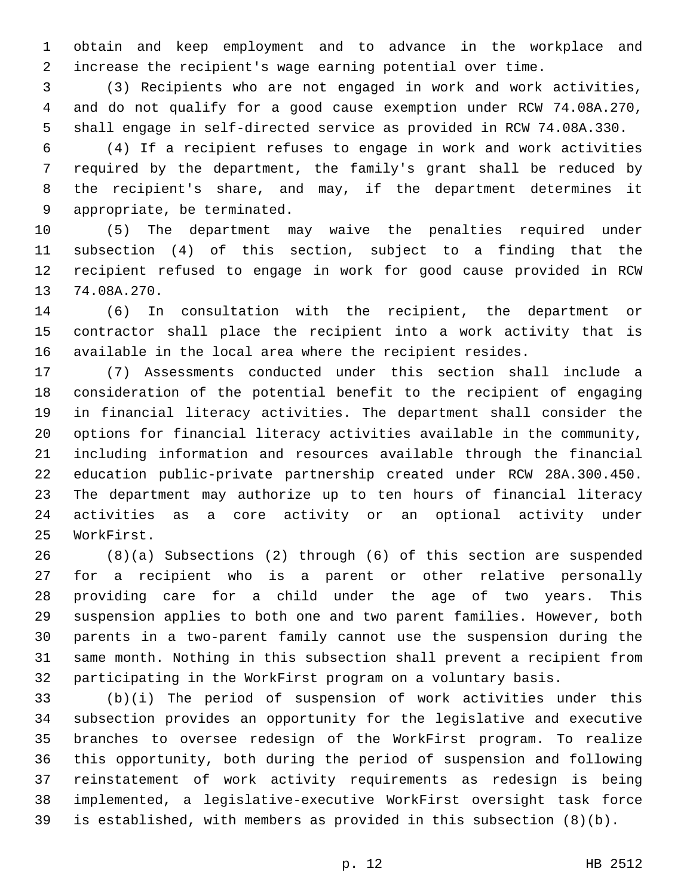obtain and keep employment and to advance in the workplace and increase the recipient's wage earning potential over time.

(3) Recipients who are not engaged in work and work activities, and do not qualify for a good cause exemption under RCW 74.08A.270, shall engage in self-directed service as provided in RCW 74.08A.330.

(4) If a recipient refuses to engage in work and work activities required by the department, the family's grant shall be reduced by the recipient's share, and may, if the department determines it appropriate, be terminated.

(5) The department may waive the penalties required under subsection (4) of this section, subject to a finding that the recipient refused to engage in work for good cause provided in RCW 74.08A.270.

(6) In consultation with the recipient, the department or contractor shall place the recipient into a work activity that is available in the local area where the recipient resides.

(7) Assessments conducted under this section shall include a consideration of the potential benefit to the recipient of engaging in financial literacy activities. The department shall consider the options for financial literacy activities available in the community, including information and resources available through the financial education public-private partnership created under RCW 28A.300.450. The department may authorize up to ten hours of financial literacy activities as a core activity or an optional activity under WorkFirst.

(8)(a) Subsections (2) through (6) of this section are suspended for a recipient who is a parent or other relative personally providing care for a child under the age of two years. This suspension applies to both one and two parent families. However, both parents in a two-parent family cannot use the suspension during the same month. Nothing in this subsection shall prevent a recipient from participating in the WorkFirst program on a voluntary basis.

(b)(i) The period of suspension of work activities under this subsection provides an opportunity for the legislative and executive branches to oversee redesign of the WorkFirst program. To realize this opportunity, both during the period of suspension and following reinstatement of work activity requirements as redesign is being implemented, a legislative-executive WorkFirst oversight task force is established, with members as provided in this subsection (8)(b).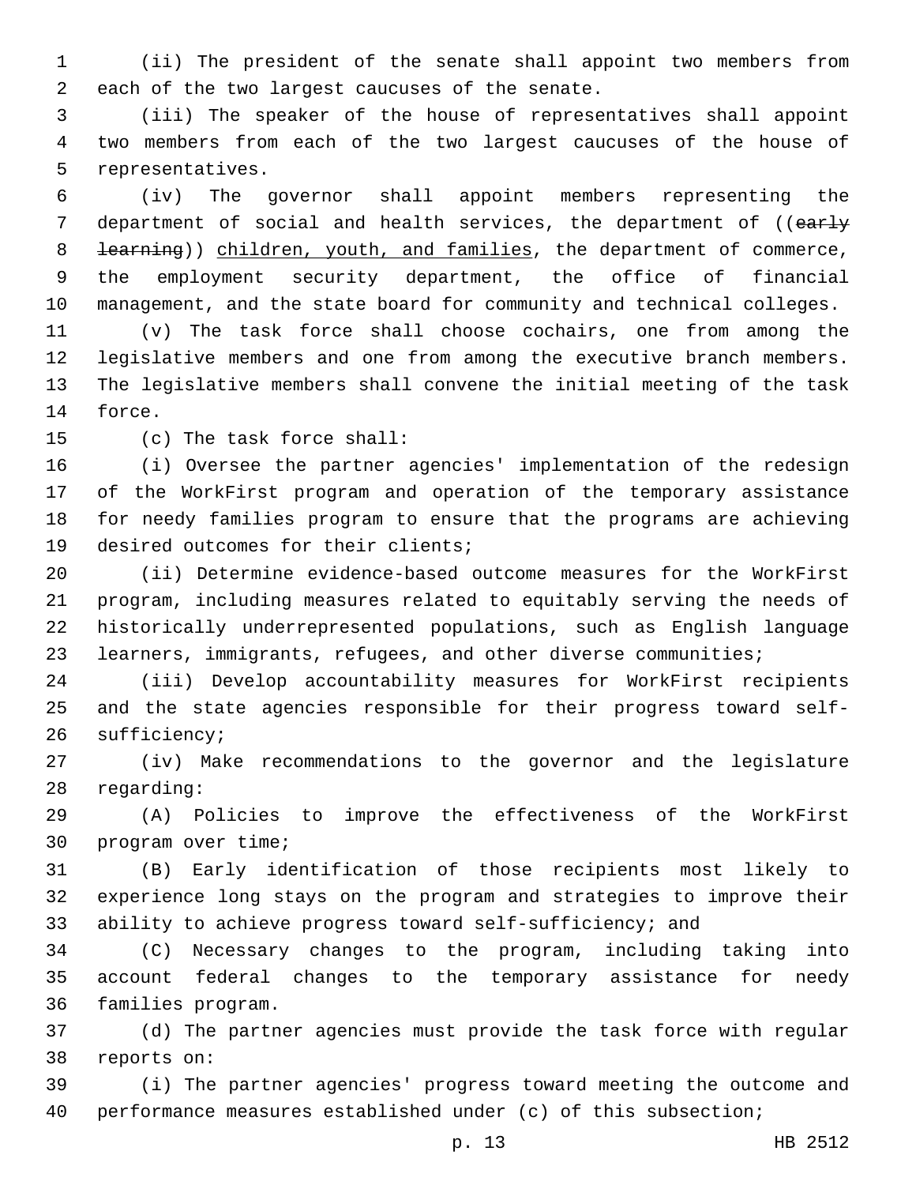(ii) The president of the senate shall appoint two members from each of the two largest caucuses of the senate.

(iii) The speaker of the house of representatives shall appoint two members from each of the two largest caucuses of the house of representatives.

(iv) The governor shall appoint members representing the department of social and health services, the department of ((~~early learning~~)) <u>children, youth, and families</u>, the department of commerce, the employment security department, the office of financial management, and the state board for community and technical colleges.

(v) The task force shall choose cochairs, one from among the legislative members and one from among the executive branch members. The legislative members shall convene the initial meeting of the task force.

(c) The task force shall:

(i) Oversee the partner agencies' implementation of the redesign of the WorkFirst program and operation of the temporary assistance for needy families program to ensure that the programs are achieving desired outcomes for their clients;

(ii) Determine evidence-based outcome measures for the WorkFirst program, including measures related to equitably serving the needs of historically underrepresented populations, such as English language learners, immigrants, refugees, and other diverse communities;

(iii) Develop accountability measures for WorkFirst recipients and the state agencies responsible for their progress toward self-sufficiency;

(iv) Make recommendations to the governor and the legislature regarding:

(A) Policies to improve the effectiveness of the WorkFirst program over time;

(B) Early identification of those recipients most likely to experience long stays on the program and strategies to improve their ability to achieve progress toward self-sufficiency; and

(C) Necessary changes to the program, including taking into account federal changes to the temporary assistance for needy families program.

(d) The partner agencies must provide the task force with regular reports on:

(i) The partner agencies' progress toward meeting the outcome and performance measures established under (c) of this subsection;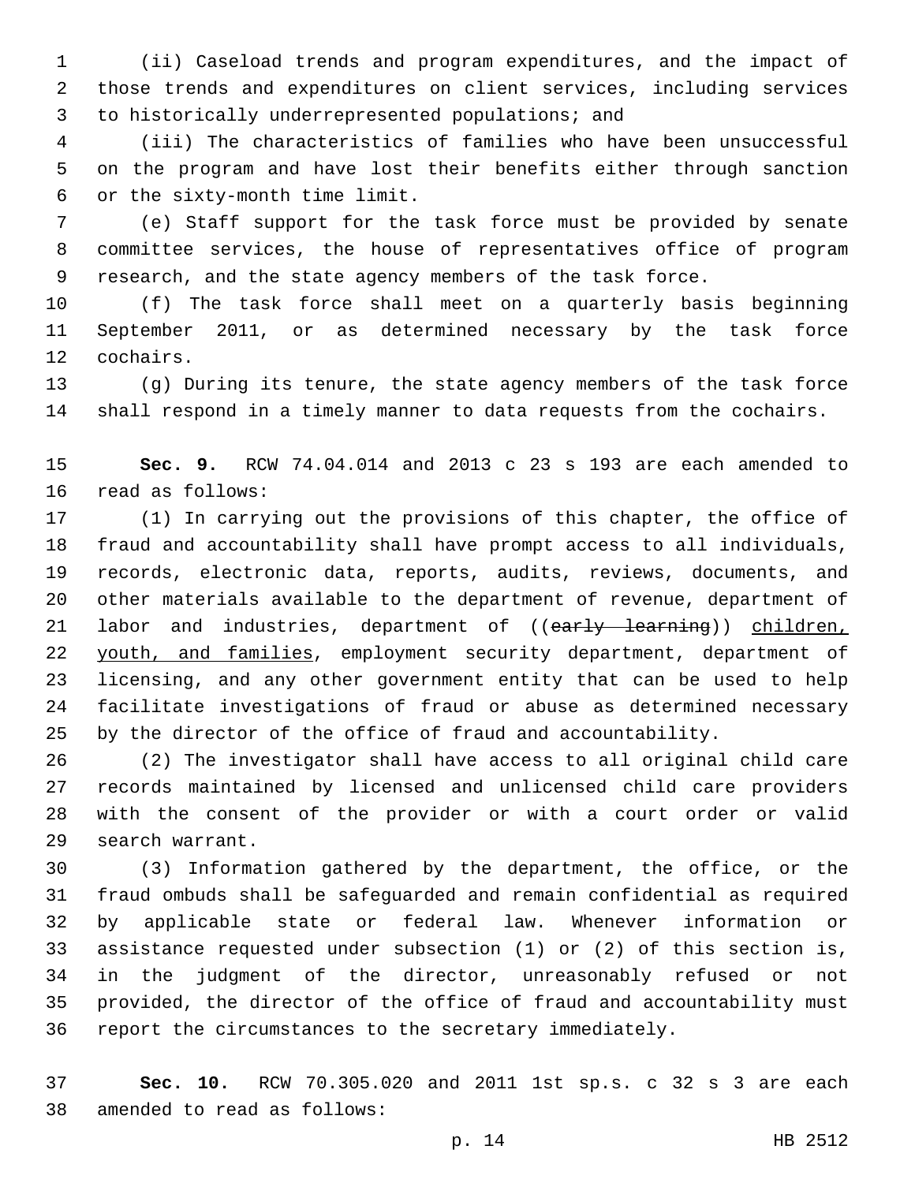(ii) Caseload trends and program expenditures, and the impact of those trends and expenditures on client services, including services to historically underrepresented populations; and

(iii) The characteristics of families who have been unsuccessful on the program and have lost their benefits either through sanction or the sixty-month time limit.

(e) Staff support for the task force must be provided by senate committee services, the house of representatives office of program research, and the state agency members of the task force.

(f) The task force shall meet on a quarterly basis beginning September 2011, or as determined necessary by the task force cochairs.

(g) During its tenure, the state agency members of the task force shall respond in a timely manner to data requests from the cochairs.

**Sec. 9.** RCW 74.04.014 and 2013 c 23 s 193 are each amended to read as follows:

(1) In carrying out the provisions of this chapter, the office of fraud and accountability shall have prompt access to all individuals, records, electronic data, reports, audits, reviews, documents, and other materials available to the department of revenue, department of labor and industries, department of ((~~early learning~~)) <u>children, youth, and families</u>, employment security department, department of licensing, and any other government entity that can be used to help facilitate investigations of fraud or abuse as determined necessary by the director of the office of fraud and accountability.

(2) The investigator shall have access to all original child care records maintained by licensed and unlicensed child care providers with the consent of the provider or with a court order or valid search warrant.

(3) Information gathered by the department, the office, or the fraud ombuds shall be safeguarded and remain confidential as required by applicable state or federal law. Whenever information or assistance requested under subsection (1) or (2) of this section is, in the judgment of the director, unreasonably refused or not provided, the director of the office of fraud and accountability must report the circumstances to the secretary immediately.

**Sec. 10.** RCW 70.305.020 and 2011 1st sp.s. c 32 s 3 are each amended to read as follows: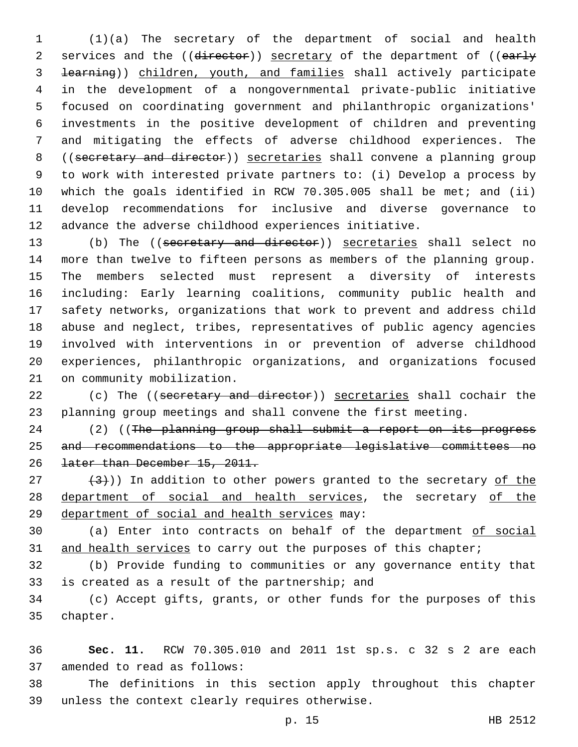(1)(a) The secretary of the department of social and health services and the ((~~director~~)) <u>secretary</u> of the department of ((~~early learning~~)) <u>children, youth, and families</u> shall actively participate in the development of a nongovernmental private-public initiative focused on coordinating government and philanthropic organizations' investments in the positive development of children and preventing and mitigating the effects of adverse childhood experiences. The ((~~secretary and director~~)) <u>secretaries</u> shall convene a planning group to work with interested private partners to: (i) Develop a process by which the goals identified in RCW 70.305.005 shall be met; and (ii) develop recommendations for inclusive and diverse governance to advance the adverse childhood experiences initiative.

(b) The ((~~secretary and director~~)) <u>secretaries</u> shall select no more than twelve to fifteen persons as members of the planning group. The members selected must represent a diversity of interests including: Early learning coalitions, community public health and safety networks, organizations that work to prevent and address child abuse and neglect, tribes, representatives of public agency agencies involved with interventions in or prevention of adverse childhood experiences, philanthropic organizations, and organizations focused on community mobilization.

(c) The ((~~secretary and director~~)) <u>secretaries</u> shall cochair the planning group meetings and shall convene the first meeting.

(2) ((~~The planning group shall submit a report on its progress and recommendations to the appropriate legislative committees no later than December 15, 2011.~~

~~(3)~~)) In addition to other powers granted to the secretary <u>of the department of social and health services</u>, the secretary <u>of the department of social and health services</u> may:

(a) Enter into contracts on behalf of the department <u>of social and health services</u> to carry out the purposes of this chapter;

(b) Provide funding to communities or any governance entity that is created as a result of the partnership; and

(c) Accept gifts, grants, or other funds for the purposes of this chapter.

**Sec. 11.** RCW 70.305.010 and 2011 1st sp.s. c 32 s 2 are each amended to read as follows:

The definitions in this section apply throughout this chapter unless the context clearly requires otherwise.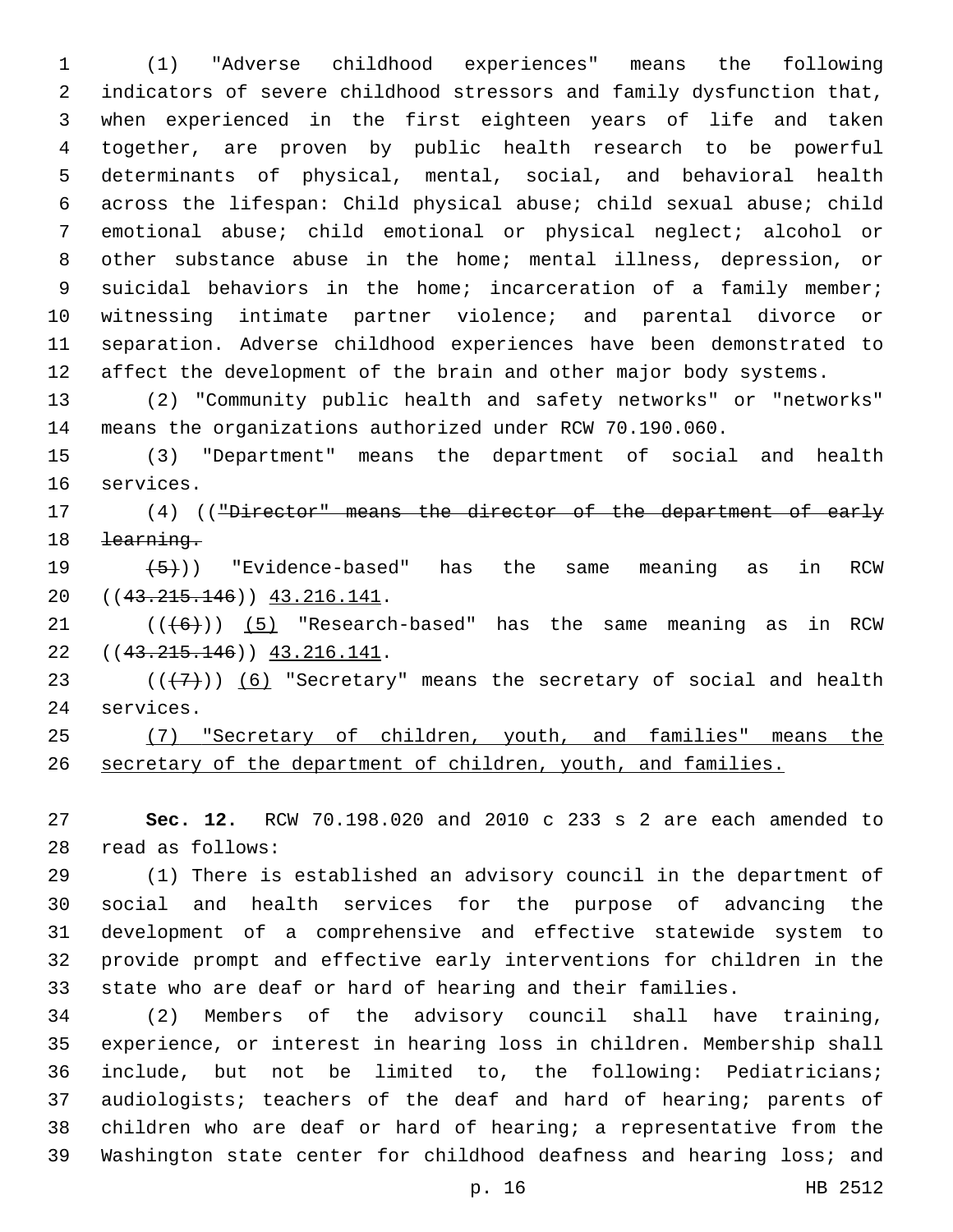(1) "Adverse childhood experiences" means the following indicators of severe childhood stressors and family dysfunction that, when experienced in the first eighteen years of life and taken together, are proven by public health research to be powerful determinants of physical, mental, social, and behavioral health across the lifespan: Child physical abuse; child sexual abuse; child emotional abuse; child emotional or physical neglect; alcohol or other substance abuse in the home; mental illness, depression, or suicidal behaviors in the home; incarceration of a family member; witnessing intimate partner violence; and parental divorce or separation. Adverse childhood experiences have been demonstrated to affect the development of the brain and other major body systems.

(2) "Community public health and safety networks" or "networks" means the organizations authorized under RCW 70.190.060.

(3) "Department" means the department of social and health services.

(4) ((~~"Director" means the director of the department of early learning.~~

~~(5)~~)) "Evidence-based" has the same meaning as in RCW ((~~43.215.146~~)) 43.216.141.

((~~(6)~~)) (5) "Research-based" has the same meaning as in RCW ((~~43.215.146~~)) 43.216.141.

((~~(7)~~)) (6) "Secretary" means the secretary of social and health services.

(7) "Secretary of children, youth, and families" means the secretary of the department of children, youth, and families.

**Sec. 12.** RCW 70.198.020 and 2010 c 233 s 2 are each amended to read as follows:

(1) There is established an advisory council in the department of social and health services for the purpose of advancing the development of a comprehensive and effective statewide system to provide prompt and effective early interventions for children in the state who are deaf or hard of hearing and their families.

(2) Members of the advisory council shall have training, experience, or interest in hearing loss in children. Membership shall include, but not be limited to, the following: Pediatricians; audiologists; teachers of the deaf and hard of hearing; parents of children who are deaf or hard of hearing; a representative from the Washington state center for childhood deafness and hearing loss; and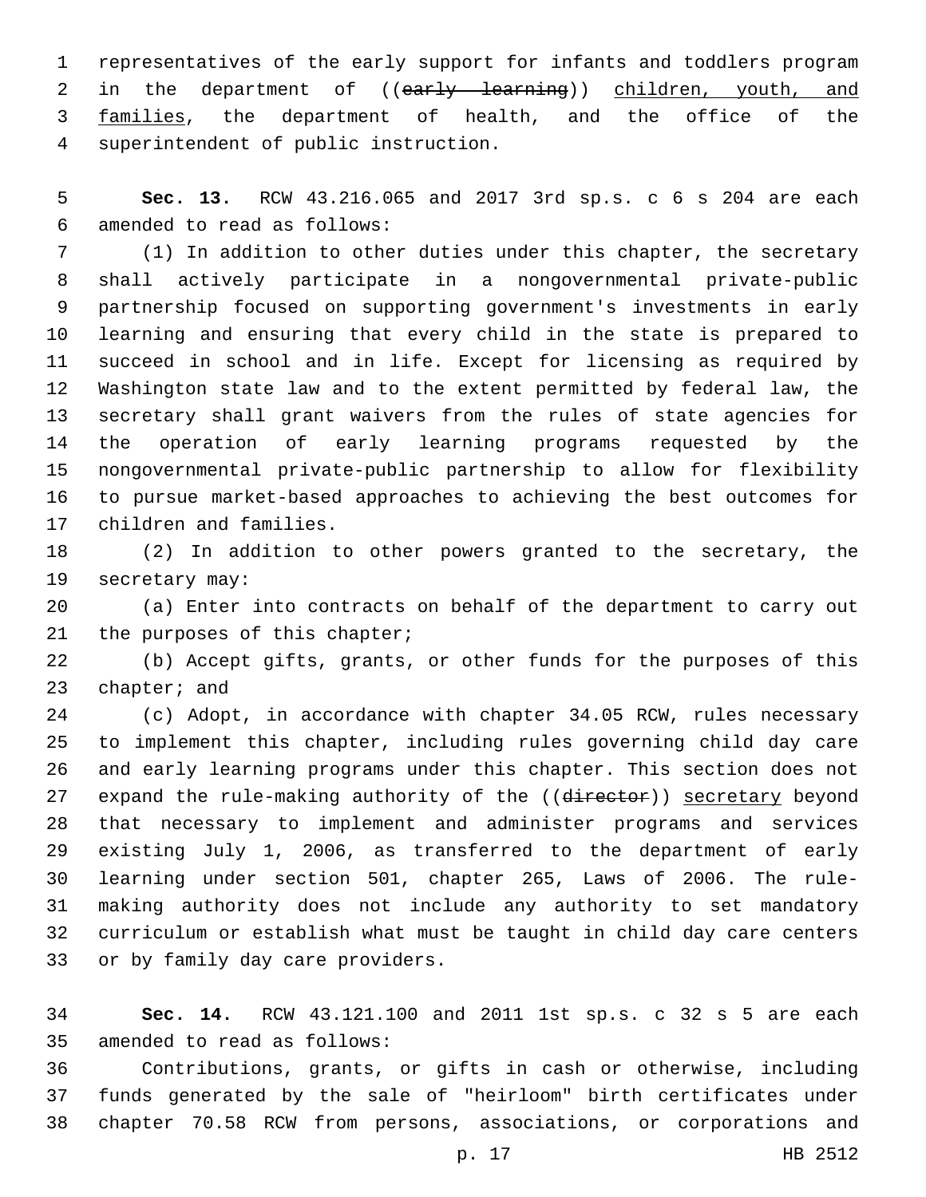representatives of the early support for infants and toddlers program in the department of ((~~early learning~~)) children, youth, and families, the department of health, and the office of the superintendent of public instruction.

**Sec. 13.** RCW 43.216.065 and 2017 3rd sp.s. c 6 s 204 are each amended to read as follows:

(1) In addition to other duties under this chapter, the secretary shall actively participate in a nongovernmental private-public partnership focused on supporting government's investments in early learning and ensuring that every child in the state is prepared to succeed in school and in life. Except for licensing as required by Washington state law and to the extent permitted by federal law, the secretary shall grant waivers from the rules of state agencies for the operation of early learning programs requested by the nongovernmental private-public partnership to allow for flexibility to pursue market-based approaches to achieving the best outcomes for children and families.

(2) In addition to other powers granted to the secretary, the secretary may:

(a) Enter into contracts on behalf of the department to carry out the purposes of this chapter;

(b) Accept gifts, grants, or other funds for the purposes of this chapter; and

(c) Adopt, in accordance with chapter 34.05 RCW, rules necessary to implement this chapter, including rules governing child day care and early learning programs under this chapter. This section does not expand the rule-making authority of the ((~~director~~)) secretary beyond that necessary to implement and administer programs and services existing July 1, 2006, as transferred to the department of early learning under section 501, chapter 265, Laws of 2006. The rule-making authority does not include any authority to set mandatory curriculum or establish what must be taught in child day care centers or by family day care providers.

**Sec. 14.** RCW 43.121.100 and 2011 1st sp.s. c 32 s 5 are each amended to read as follows:

Contributions, grants, or gifts in cash or otherwise, including funds generated by the sale of "heirloom" birth certificates under chapter 70.58 RCW from persons, associations, or corporations and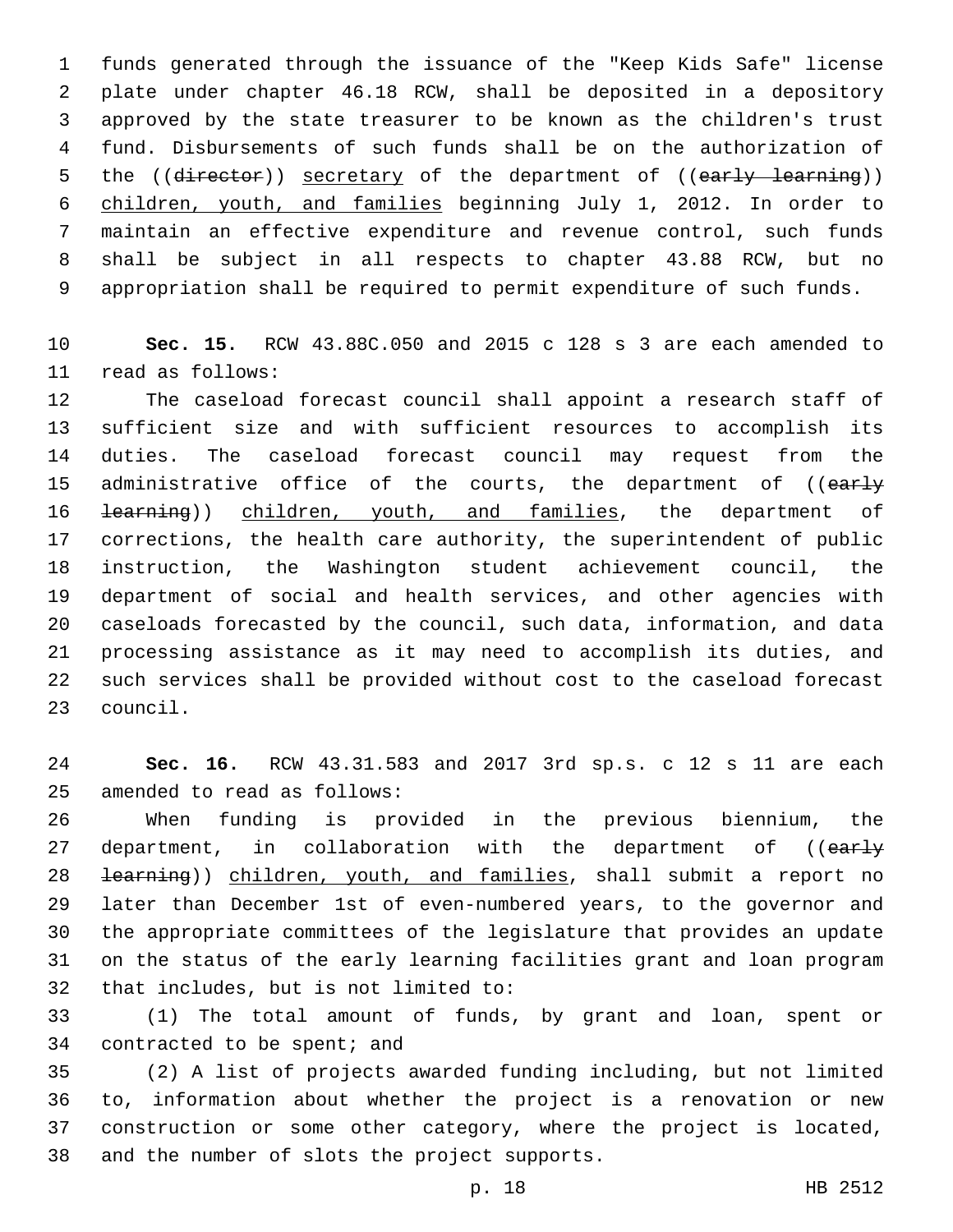funds generated through the issuance of the "Keep Kids Safe" license plate under chapter 46.18 RCW, shall be deposited in a depository approved by the state treasurer to be known as the children's trust fund. Disbursements of such funds shall be on the authorization of the ((~~director~~)) <u>secretary</u> of the department of ((~~early learning~~)) <u>children, youth, and families</u> beginning July 1, 2012. In order to maintain an effective expenditure and revenue control, such funds shall be subject in all respects to chapter 43.88 RCW, but no appropriation shall be required to permit expenditure of such funds.

**Sec. 15.** RCW 43.88C.050 and 2015 c 128 s 3 are each amended to read as follows:

The caseload forecast council shall appoint a research staff of sufficient size and with sufficient resources to accomplish its duties. The caseload forecast council may request from the administrative office of the courts, the department of ((~~early learning~~)) <u>children, youth, and families</u>, the department of corrections, the health care authority, the superintendent of public instruction, the Washington student achievement council, the department of social and health services, and other agencies with caseloads forecasted by the council, such data, information, and data processing assistance as it may need to accomplish its duties, and such services shall be provided without cost to the caseload forecast council.

**Sec. 16.** RCW 43.31.583 and 2017 3rd sp.s. c 12 s 11 are each amended to read as follows:

When funding is provided in the previous biennium, the department, in collaboration with the department of ((~~early learning~~)) <u>children, youth, and families</u>, shall submit a report no later than December 1st of even-numbered years, to the governor and the appropriate committees of the legislature that provides an update on the status of the early learning facilities grant and loan program that includes, but is not limited to:

(1) The total amount of funds, by grant and loan, spent or contracted to be spent; and

(2) A list of projects awarded funding including, but not limited to, information about whether the project is a renovation or new construction or some other category, where the project is located, and the number of slots the project supports.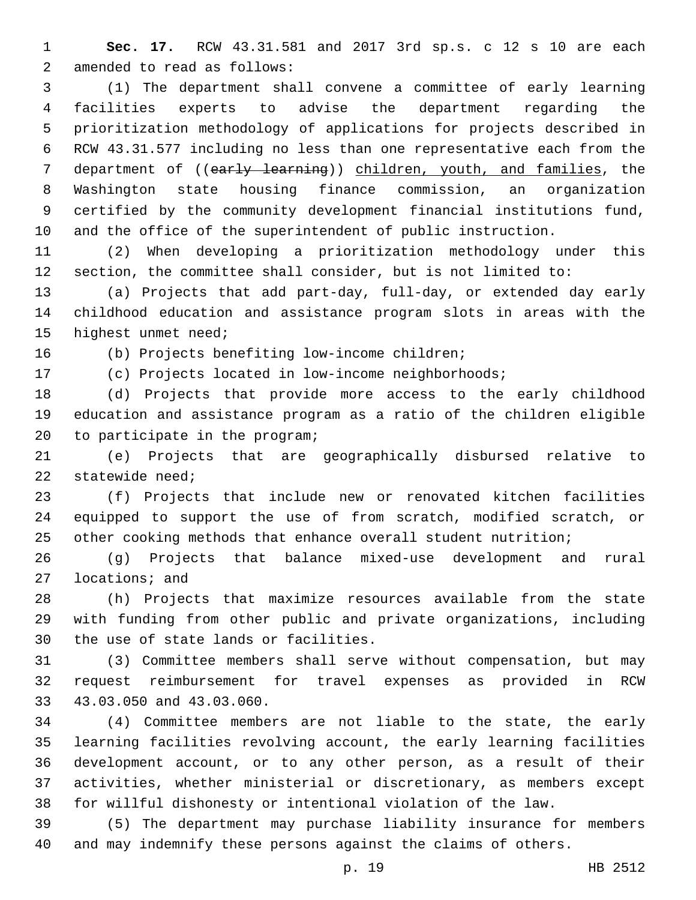**Sec. 17.** RCW 43.31.581 and 2017 3rd sp.s. c 12 s 10 are each amended to read as follows:

(1) The department shall convene a committee of early learning facilities experts to advise the department regarding the prioritization methodology of applications for projects described in RCW 43.31.577 including no less than one representative each from the department of ((~~early learning~~)) children, youth, and families, the Washington state housing finance commission, an organization certified by the community development financial institutions fund, and the office of the superintendent of public instruction.

(2) When developing a prioritization methodology under this section, the committee shall consider, but is not limited to:

(a) Projects that add part-day, full-day, or extended day early childhood education and assistance program slots in areas with the highest unmet need;

(b) Projects benefiting low-income children;

(c) Projects located in low-income neighborhoods;

(d) Projects that provide more access to the early childhood education and assistance program as a ratio of the children eligible to participate in the program;

(e) Projects that are geographically disbursed relative to statewide need;

(f) Projects that include new or renovated kitchen facilities equipped to support the use of from scratch, modified scratch, or other cooking methods that enhance overall student nutrition;

(g) Projects that balance mixed-use development and rural locations; and

(h) Projects that maximize resources available from the state with funding from other public and private organizations, including the use of state lands or facilities.

(3) Committee members shall serve without compensation, but may request reimbursement for travel expenses as provided in RCW 43.03.050 and 43.03.060.

(4) Committee members are not liable to the state, the early learning facilities revolving account, the early learning facilities development account, or to any other person, as a result of their activities, whether ministerial or discretionary, as members except for willful dishonesty or intentional violation of the law.

(5) The department may purchase liability insurance for members and may indemnify these persons against the claims of others.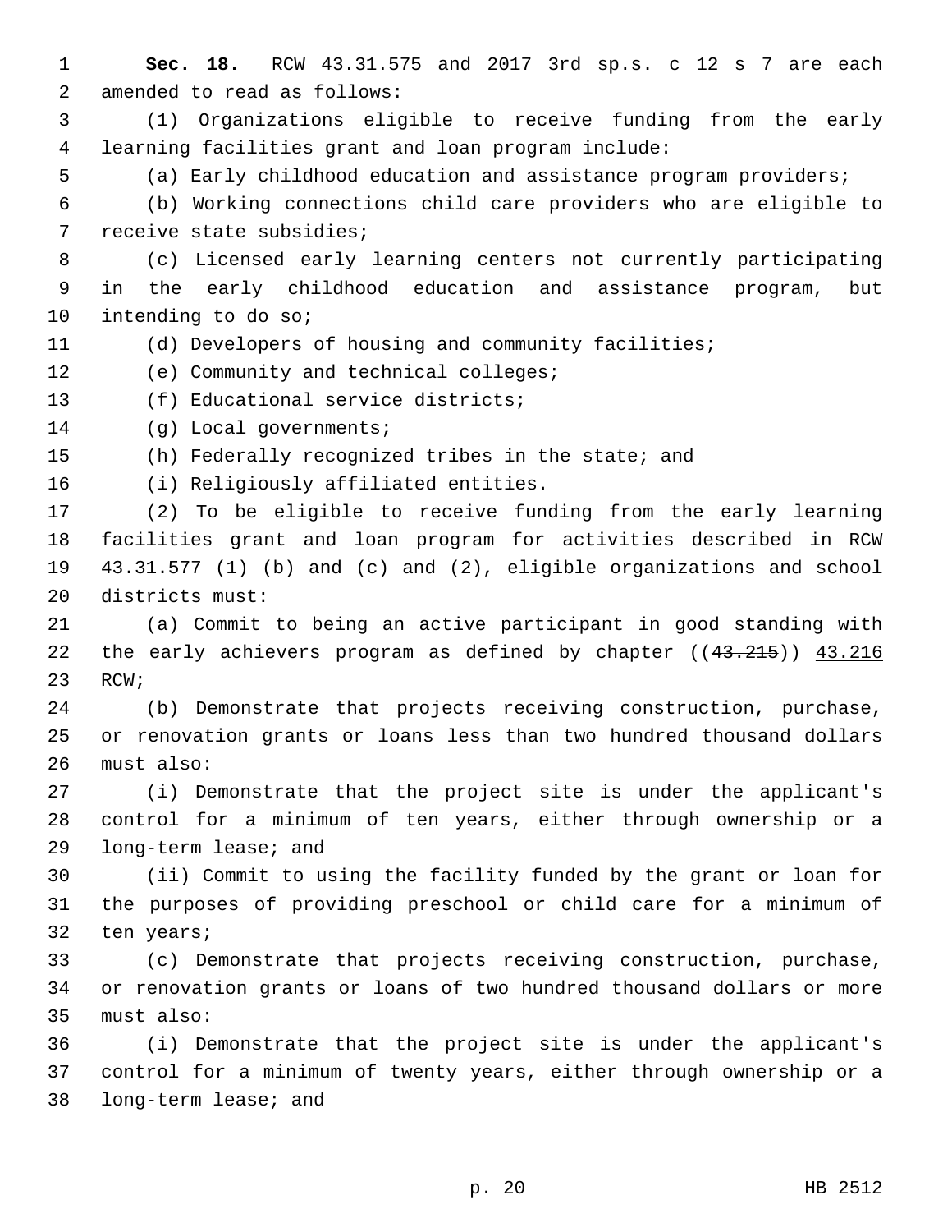**Sec. 18.** RCW 43.31.575 and 2017 3rd sp.s. c 12 s 7 are each amended to read as follows:

(1) Organizations eligible to receive funding from the early learning facilities grant and loan program include:

(a) Early childhood education and assistance program providers;

(b) Working connections child care providers who are eligible to receive state subsidies;

(c) Licensed early learning centers not currently participating in the early childhood education and assistance program, but intending to do so;

(d) Developers of housing and community facilities;

(e) Community and technical colleges;

(f) Educational service districts;

(g) Local governments;

(h) Federally recognized tribes in the state; and

(i) Religiously affiliated entities.

(2) To be eligible to receive funding from the early learning facilities grant and loan program for activities described in RCW 43.31.577 (1) (b) and (c) and (2), eligible organizations and school districts must:

(a) Commit to being an active participant in good standing with the early achievers program as defined by chapter ((~~43.215~~)) <u>43.216</u> RCW;

(b) Demonstrate that projects receiving construction, purchase, or renovation grants or loans less than two hundred thousand dollars must also:

(i) Demonstrate that the project site is under the applicant's control for a minimum of ten years, either through ownership or a long-term lease; and

(ii) Commit to using the facility funded by the grant or loan for the purposes of providing preschool or child care for a minimum of ten years;

(c) Demonstrate that projects receiving construction, purchase, or renovation grants or loans of two hundred thousand dollars or more must also:

(i) Demonstrate that the project site is under the applicant's control for a minimum of twenty years, either through ownership or a long-term lease; and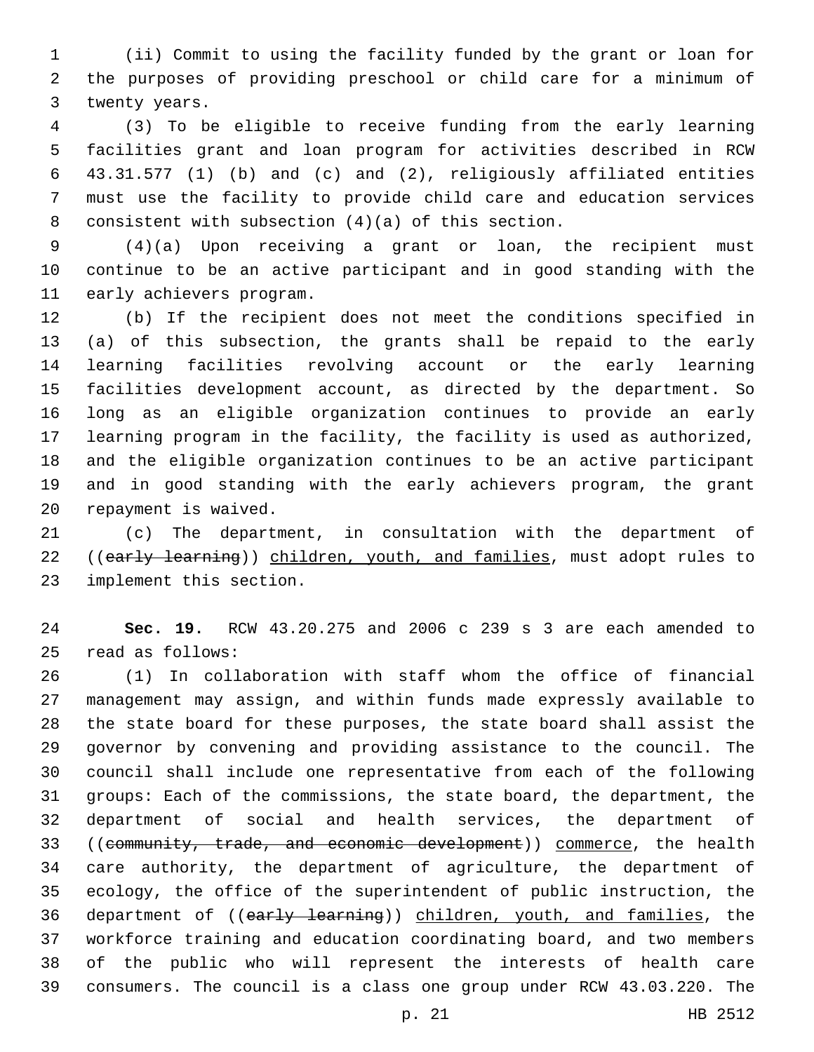(ii) Commit to using the facility funded by the grant or loan for the purposes of providing preschool or child care for a minimum of twenty years.

(3) To be eligible to receive funding from the early learning facilities grant and loan program for activities described in RCW 43.31.577 (1) (b) and (c) and (2), religiously affiliated entities must use the facility to provide child care and education services consistent with subsection (4)(a) of this section.

(4)(a) Upon receiving a grant or loan, the recipient must continue to be an active participant and in good standing with the early achievers program.

(b) If the recipient does not meet the conditions specified in (a) of this subsection, the grants shall be repaid to the early learning facilities revolving account or the early learning facilities development account, as directed by the department. So long as an eligible organization continues to provide an early learning program in the facility, the facility is used as authorized, and the eligible organization continues to be an active participant and in good standing with the early achievers program, the grant repayment is waived.

(c) The department, in consultation with the department of ((~~early learning~~)) <u>children, youth, and families</u>, must adopt rules to implement this section.

**Sec. 19.** RCW 43.20.275 and 2006 c 239 s 3 are each amended to read as follows:

(1) In collaboration with staff whom the office of financial management may assign, and within funds made expressly available to the state board for these purposes, the state board shall assist the governor by convening and providing assistance to the council. The council shall include one representative from each of the following groups: Each of the commissions, the state board, the department, the department of social and health services, the department of ((~~community, trade, and economic development~~)) <u>commerce</u>, the health care authority, the department of agriculture, the department of ecology, the office of the superintendent of public instruction, the department of ((~~early learning~~)) <u>children, youth, and families</u>, the workforce training and education coordinating board, and two members of the public who will represent the interests of health care consumers. The council is a class one group under RCW 43.03.220. The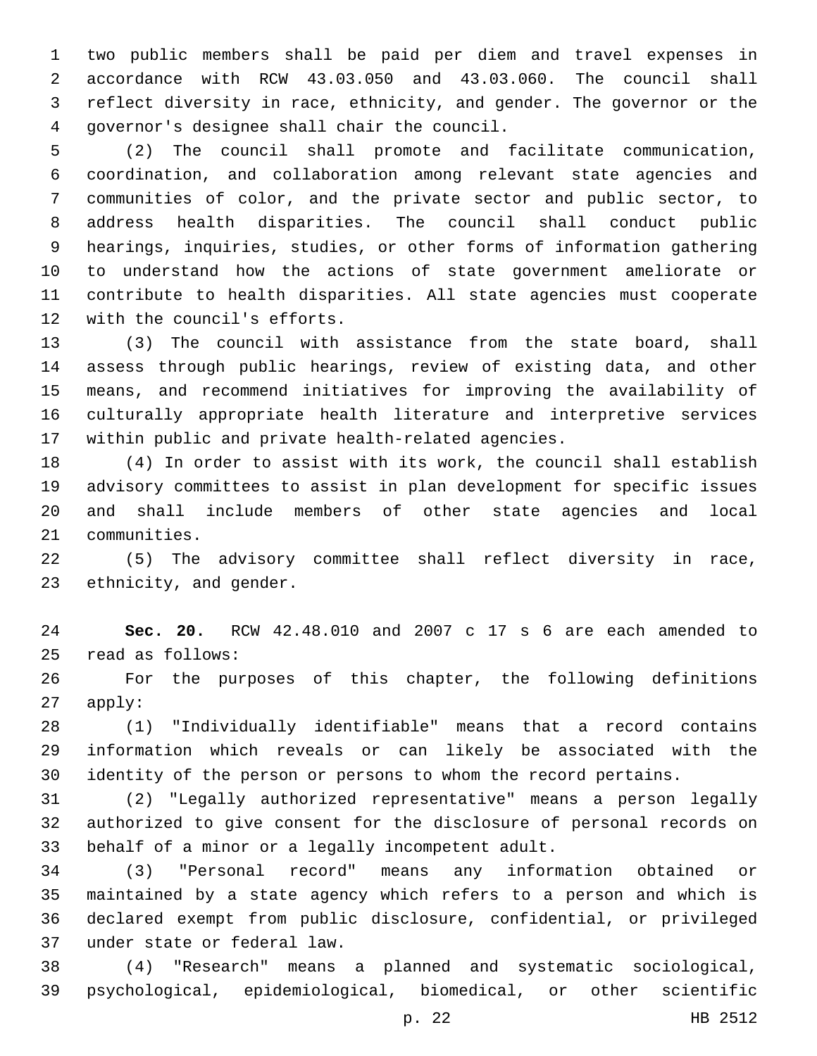two public members shall be paid per diem and travel expenses in accordance with RCW 43.03.050 and 43.03.060. The council shall reflect diversity in race, ethnicity, and gender. The governor or the governor's designee shall chair the council.

(2) The council shall promote and facilitate communication, coordination, and collaboration among relevant state agencies and communities of color, and the private sector and public sector, to address health disparities. The council shall conduct public hearings, inquiries, studies, or other forms of information gathering to understand how the actions of state government ameliorate or contribute to health disparities. All state agencies must cooperate with the council's efforts.

(3) The council with assistance from the state board, shall assess through public hearings, review of existing data, and other means, and recommend initiatives for improving the availability of culturally appropriate health literature and interpretive services within public and private health-related agencies.

(4) In order to assist with its work, the council shall establish advisory committees to assist in plan development for specific issues and shall include members of other state agencies and local communities.

(5) The advisory committee shall reflect diversity in race, ethnicity, and gender.

**Sec. 20.** RCW 42.48.010 and 2007 c 17 s 6 are each amended to read as follows:

For the purposes of this chapter, the following definitions apply:

(1) "Individually identifiable" means that a record contains information which reveals or can likely be associated with the identity of the person or persons to whom the record pertains.

(2) "Legally authorized representative" means a person legally authorized to give consent for the disclosure of personal records on behalf of a minor or a legally incompetent adult.

(3) "Personal record" means any information obtained or maintained by a state agency which refers to a person and which is declared exempt from public disclosure, confidential, or privileged under state or federal law.

(4) "Research" means a planned and systematic sociological, psychological, epidemiological, biomedical, or other scientific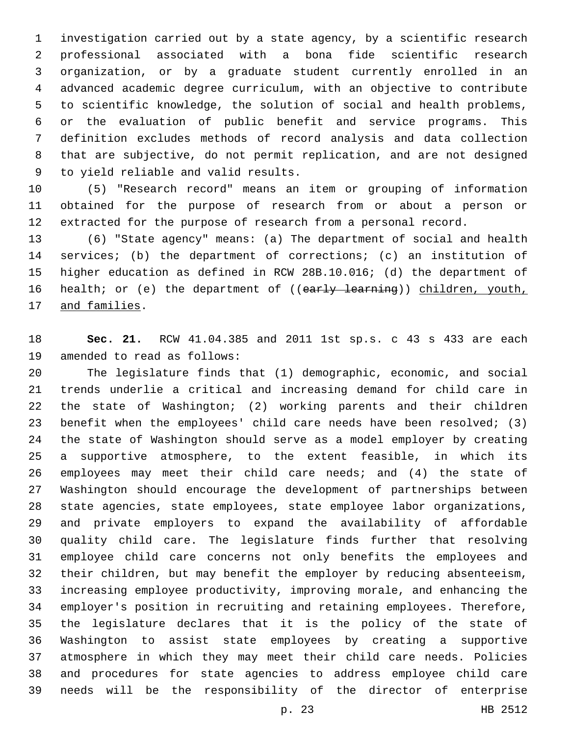investigation carried out by a state agency, by a scientific research professional associated with a bona fide scientific research organization, or by a graduate student currently enrolled in an advanced academic degree curriculum, with an objective to contribute to scientific knowledge, the solution of social and health problems, or the evaluation of public benefit and service programs. This definition excludes methods of record analysis and data collection that are subjective, do not permit replication, and are not designed to yield reliable and valid results.

(5) "Research record" means an item or grouping of information obtained for the purpose of research from or about a person or extracted for the purpose of research from a personal record.

(6) "State agency" means: (a) The department of social and health services; (b) the department of corrections; (c) an institution of higher education as defined in RCW 28B.10.016; (d) the department of health; or (e) the department of ((~~early learning~~)) <u>children, youth, and families</u>.

**Sec. 21.** RCW 41.04.385 and 2011 1st sp.s. c 43 s 433 are each amended to read as follows:

The legislature finds that (1) demographic, economic, and social trends underlie a critical and increasing demand for child care in the state of Washington; (2) working parents and their children benefit when the employees' child care needs have been resolved; (3) the state of Washington should serve as a model employer by creating a supportive atmosphere, to the extent feasible, in which its employees may meet their child care needs; and (4) the state of Washington should encourage the development of partnerships between state agencies, state employees, state employee labor organizations, and private employers to expand the availability of affordable quality child care. The legislature finds further that resolving employee child care concerns not only benefits the employees and their children, but may benefit the employer by reducing absenteeism, increasing employee productivity, improving morale, and enhancing the employer's position in recruiting and retaining employees. Therefore, the legislature declares that it is the policy of the state of Washington to assist state employees by creating a supportive atmosphere in which they may meet their child care needs. Policies and procedures for state agencies to address employee child care needs will be the responsibility of the director of enterprise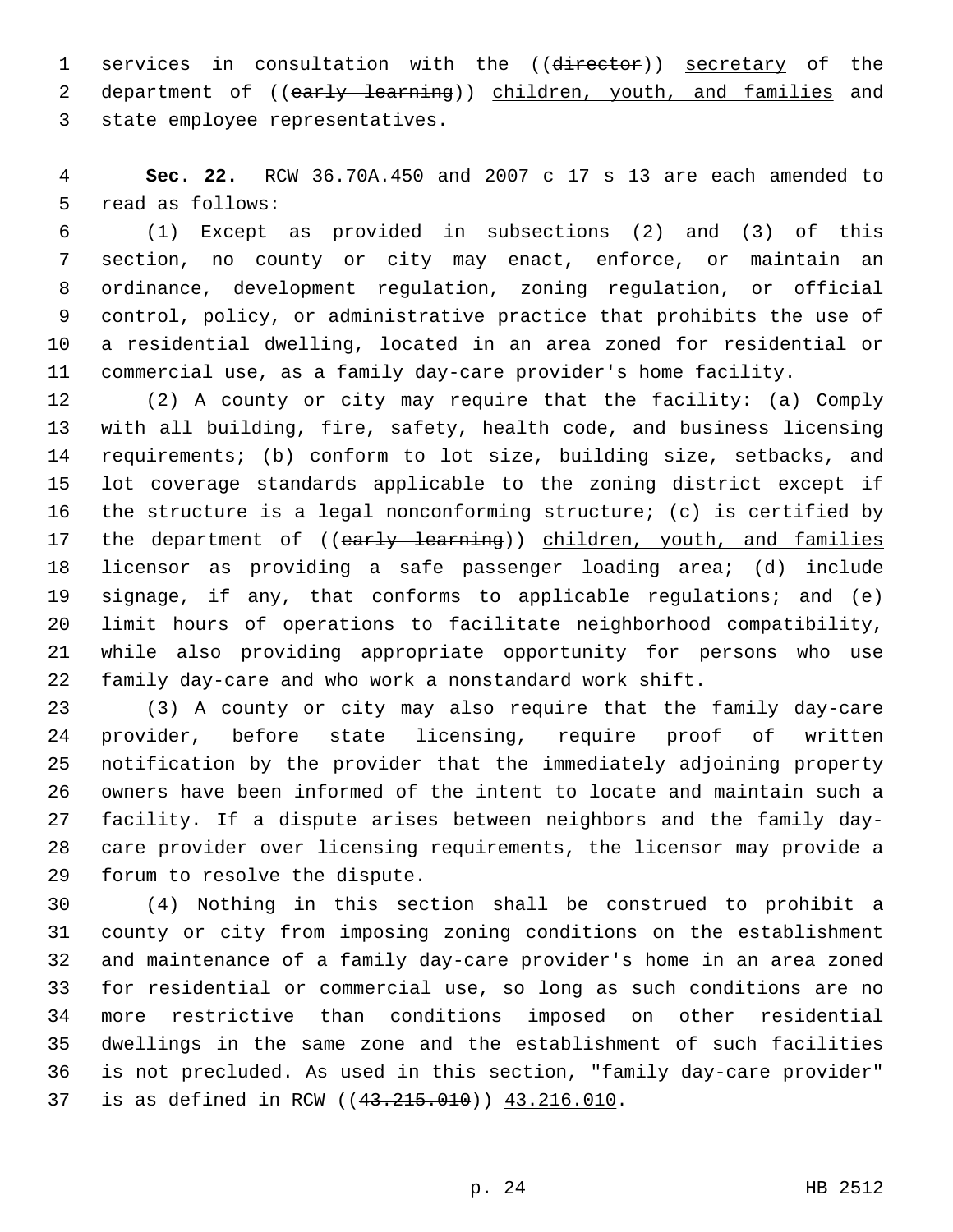services in consultation with the ((~~director~~)) secretary of the department of ((~~early learning~~)) children, youth, and families and state employee representatives.

**Sec. 22.** RCW 36.70A.450 and 2007 c 17 s 13 are each amended to read as follows:

(1) Except as provided in subsections (2) and (3) of this section, no county or city may enact, enforce, or maintain an ordinance, development regulation, zoning regulation, or official control, policy, or administrative practice that prohibits the use of a residential dwelling, located in an area zoned for residential or commercial use, as a family day-care provider's home facility.

(2) A county or city may require that the facility: (a) Comply with all building, fire, safety, health code, and business licensing requirements; (b) conform to lot size, building size, setbacks, and lot coverage standards applicable to the zoning district except if the structure is a legal nonconforming structure; (c) is certified by the department of ((~~early learning~~)) children, youth, and families licensor as providing a safe passenger loading area; (d) include signage, if any, that conforms to applicable regulations; and (e) limit hours of operations to facilitate neighborhood compatibility, while also providing appropriate opportunity for persons who use family day-care and who work a nonstandard work shift.

(3) A county or city may also require that the family day-care provider, before state licensing, require proof of written notification by the provider that the immediately adjoining property owners have been informed of the intent to locate and maintain such a facility. If a dispute arises between neighbors and the family day-care provider over licensing requirements, the licensor may provide a forum to resolve the dispute.

(4) Nothing in this section shall be construed to prohibit a county or city from imposing zoning conditions on the establishment and maintenance of a family day-care provider's home in an area zoned for residential or commercial use, so long as such conditions are no more restrictive than conditions imposed on other residential dwellings in the same zone and the establishment of such facilities is not precluded. As used in this section, "family day-care provider" is as defined in RCW ((~~43.215.010~~)) 43.216.010.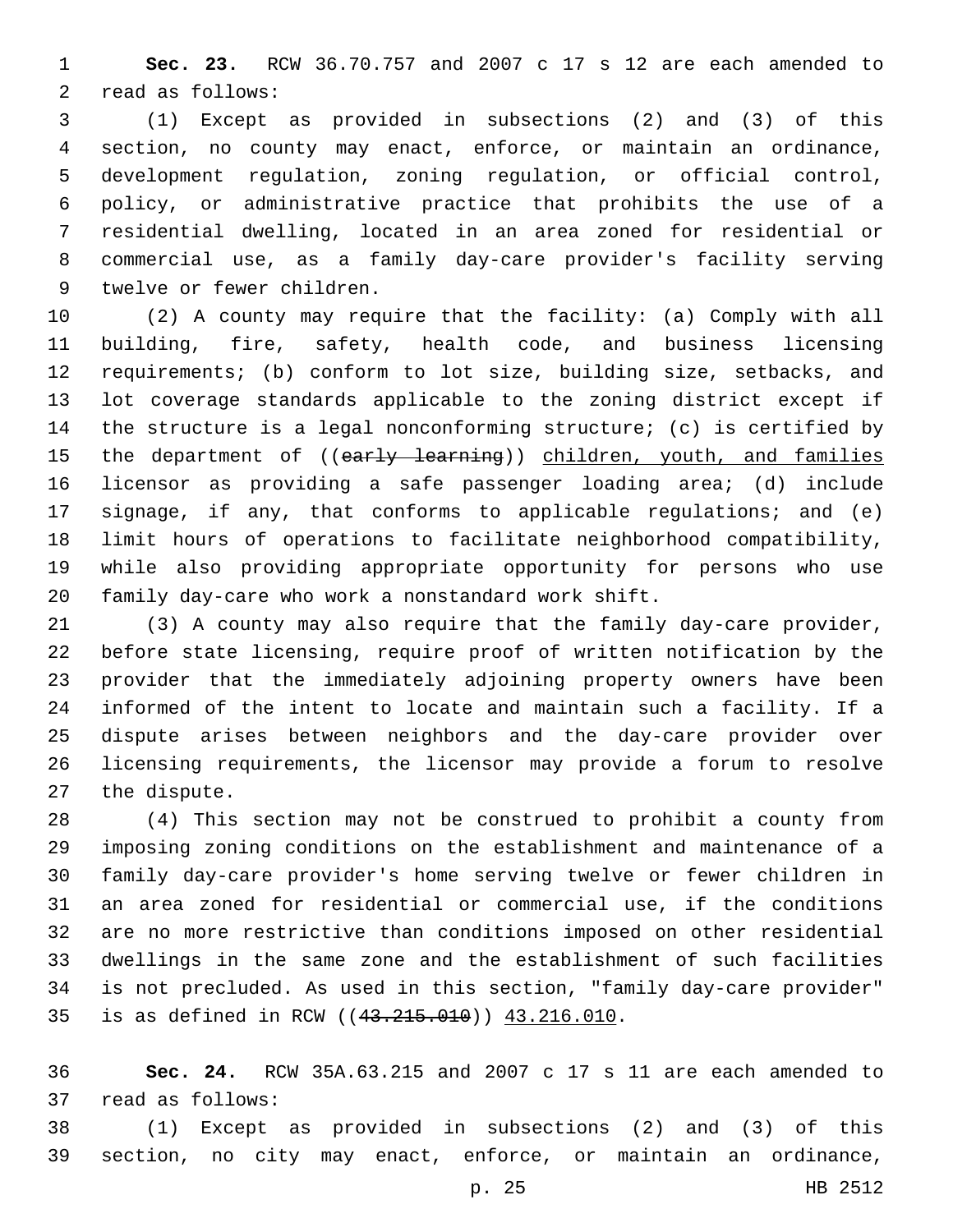**Sec. 23.** RCW 36.70.757 and 2007 c 17 s 12 are each amended to read as follows:

(1) Except as provided in subsections (2) and (3) of this section, no county may enact, enforce, or maintain an ordinance, development regulation, zoning regulation, or official control, policy, or administrative practice that prohibits the use of a residential dwelling, located in an area zoned for residential or commercial use, as a family day-care provider's facility serving twelve or fewer children.

(2) A county may require that the facility: (a) Comply with all building, fire, safety, health code, and business licensing requirements; (b) conform to lot size, building size, setbacks, and lot coverage standards applicable to the zoning district except if the structure is a legal nonconforming structure; (c) is certified by the department of ((~~early learning~~)) children, youth, and families licensor as providing a safe passenger loading area; (d) include signage, if any, that conforms to applicable regulations; and (e) limit hours of operations to facilitate neighborhood compatibility, while also providing appropriate opportunity for persons who use family day-care who work a nonstandard work shift.

(3) A county may also require that the family day-care provider, before state licensing, require proof of written notification by the provider that the immediately adjoining property owners have been informed of the intent to locate and maintain such a facility. If a dispute arises between neighbors and the day-care provider over licensing requirements, the licensor may provide a forum to resolve the dispute.

(4) This section may not be construed to prohibit a county from imposing zoning conditions on the establishment and maintenance of a family day-care provider's home serving twelve or fewer children in an area zoned for residential or commercial use, if the conditions are no more restrictive than conditions imposed on other residential dwellings in the same zone and the establishment of such facilities is not precluded. As used in this section, "family day-care provider" is as defined in RCW ((~~43.215.010~~)) 43.216.010.

**Sec. 24.** RCW 35A.63.215 and 2007 c 17 s 11 are each amended to read as follows:

(1) Except as provided in subsections (2) and (3) of this section, no city may enact, enforce, or maintain an ordinance,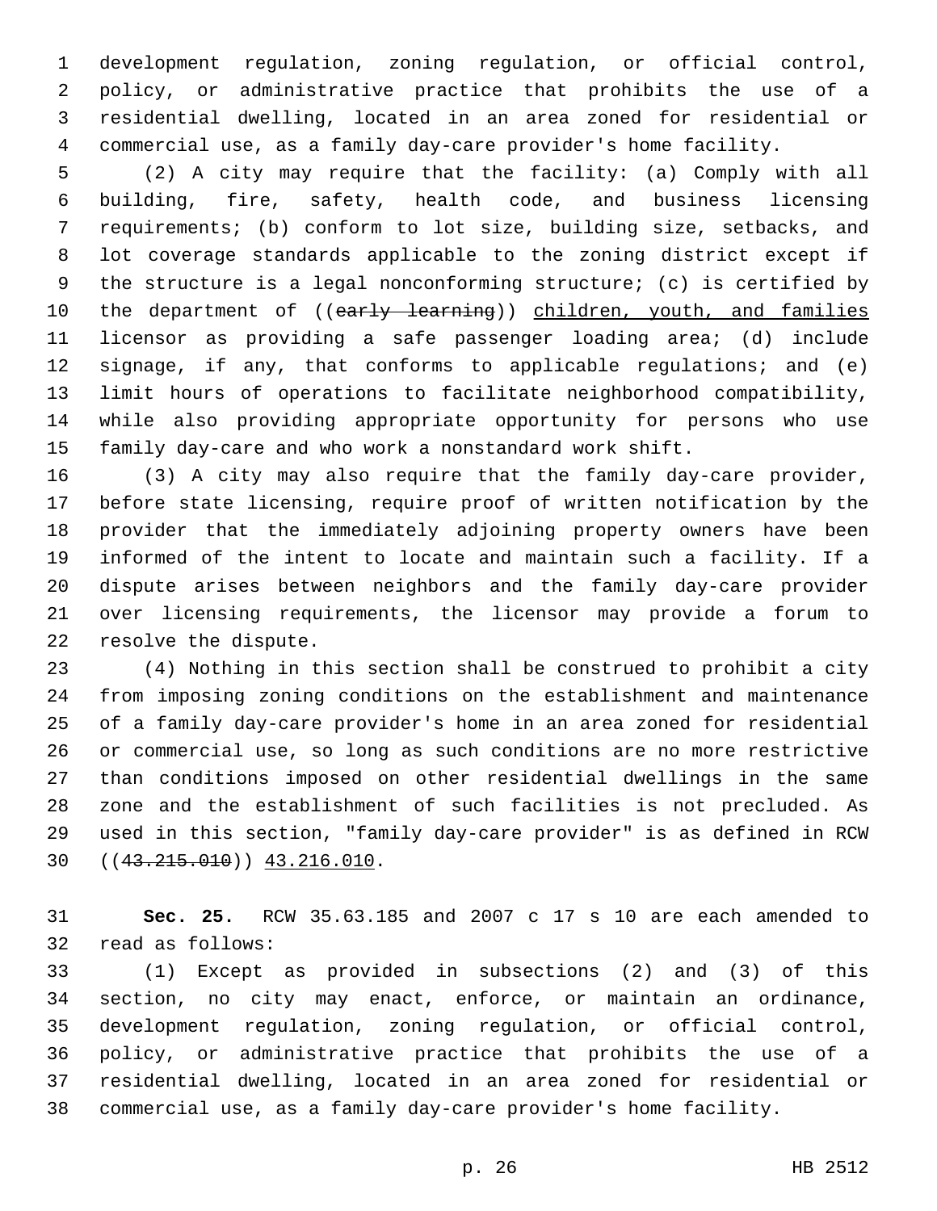development regulation, zoning regulation, or official control, policy, or administrative practice that prohibits the use of a residential dwelling, located in an area zoned for residential or commercial use, as a family day-care provider's home facility.

(2) A city may require that the facility: (a) Comply with all building, fire, safety, health code, and business licensing requirements; (b) conform to lot size, building size, setbacks, and lot coverage standards applicable to the zoning district except if the structure is a legal nonconforming structure; (c) is certified by the department of ((~~early learning~~)) <u>children, youth, and families</u> licensor as providing a safe passenger loading area; (d) include signage, if any, that conforms to applicable regulations; and (e) limit hours of operations to facilitate neighborhood compatibility, while also providing appropriate opportunity for persons who use family day-care and who work a nonstandard work shift.

(3) A city may also require that the family day-care provider, before state licensing, require proof of written notification by the provider that the immediately adjoining property owners have been informed of the intent to locate and maintain such a facility. If a dispute arises between neighbors and the family day-care provider over licensing requirements, the licensor may provide a forum to resolve the dispute.

(4) Nothing in this section shall be construed to prohibit a city from imposing zoning conditions on the establishment and maintenance of a family day-care provider's home in an area zoned for residential or commercial use, so long as such conditions are no more restrictive than conditions imposed on other residential dwellings in the same zone and the establishment of such facilities is not precluded. As used in this section, "family day-care provider" is as defined in RCW ((~~43.215.010~~)) <u>43.216.010</u>.

**Sec. 25.** RCW 35.63.185 and 2007 c 17 s 10 are each amended to read as follows:

(1) Except as provided in subsections (2) and (3) of this section, no city may enact, enforce, or maintain an ordinance, development regulation, zoning regulation, or official control, policy, or administrative practice that prohibits the use of a residential dwelling, located in an area zoned for residential or commercial use, as a family day-care provider's home facility.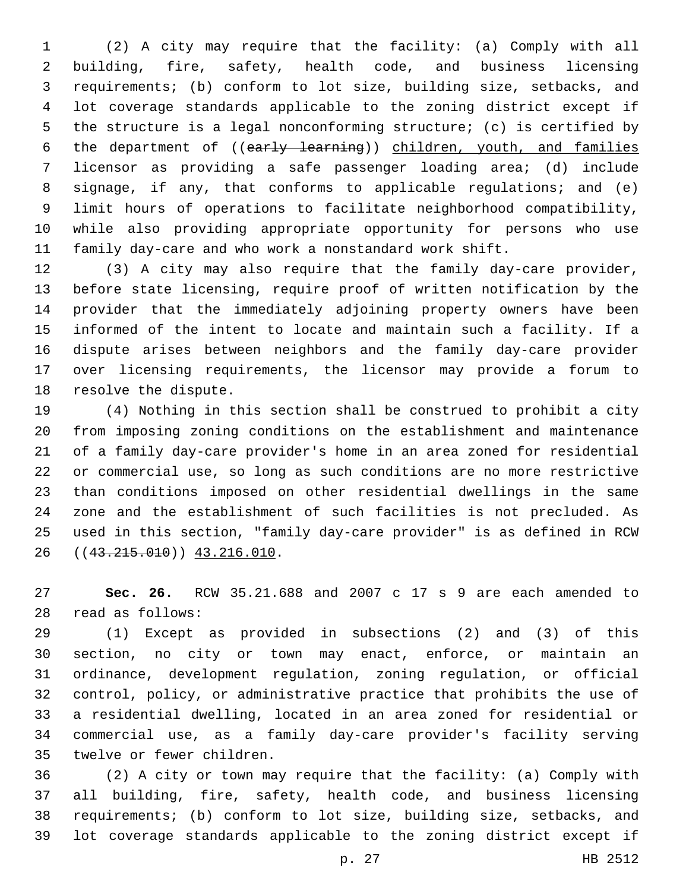(2) A city may require that the facility: (a) Comply with all building, fire, safety, health code, and business licensing requirements; (b) conform to lot size, building size, setbacks, and lot coverage standards applicable to the zoning district except if the structure is a legal nonconforming structure; (c) is certified by the department of ((~~early learning~~)) children, youth, and families licensor as providing a safe passenger loading area; (d) include signage, if any, that conforms to applicable regulations; and (e) limit hours of operations to facilitate neighborhood compatibility, while also providing appropriate opportunity for persons who use family day-care and who work a nonstandard work shift.

(3) A city may also require that the family day-care provider, before state licensing, require proof of written notification by the provider that the immediately adjoining property owners have been informed of the intent to locate and maintain such a facility. If a dispute arises between neighbors and the family day-care provider over licensing requirements, the licensor may provide a forum to resolve the dispute.

(4) Nothing in this section shall be construed to prohibit a city from imposing zoning conditions on the establishment and maintenance of a family day-care provider's home in an area zoned for residential or commercial use, so long as such conditions are no more restrictive than conditions imposed on other residential dwellings in the same zone and the establishment of such facilities is not precluded. As used in this section, "family day-care provider" is as defined in RCW ((~~43.215.010~~)) 43.216.010.

**Sec. 26.** RCW 35.21.688 and 2007 c 17 s 9 are each amended to read as follows:

(1) Except as provided in subsections (2) and (3) of this section, no city or town may enact, enforce, or maintain an ordinance, development regulation, zoning regulation, or official control, policy, or administrative practice that prohibits the use of a residential dwelling, located in an area zoned for residential or commercial use, as a family day-care provider's facility serving twelve or fewer children.

(2) A city or town may require that the facility: (a) Comply with all building, fire, safety, health code, and business licensing requirements; (b) conform to lot size, building size, setbacks, and lot coverage standards applicable to the zoning district except if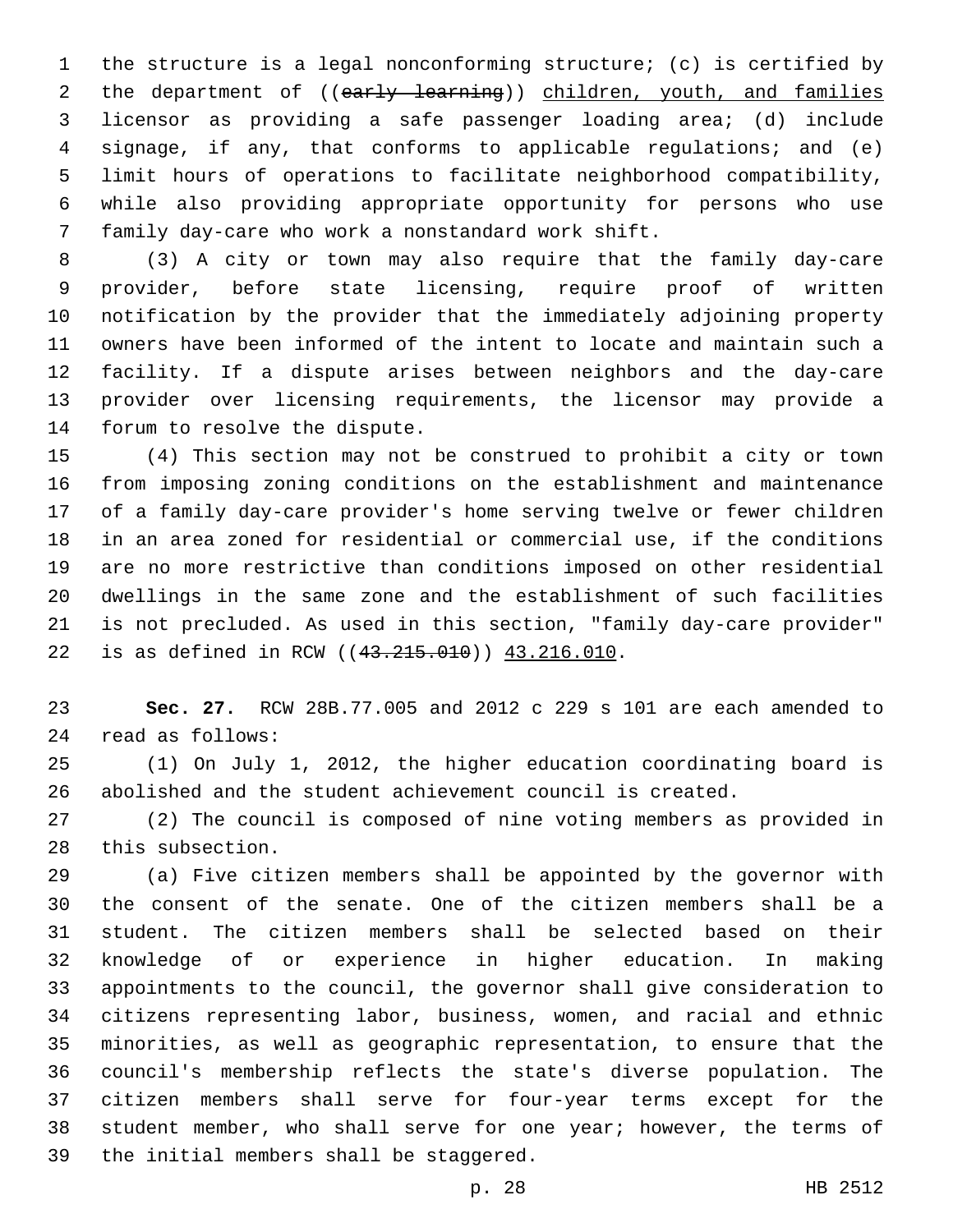the structure is a legal nonconforming structure; (c) is certified by the department of ((~~early learning~~)) <u>children, youth, and families</u> licensor as providing a safe passenger loading area; (d) include signage, if any, that conforms to applicable regulations; and (e) limit hours of operations to facilitate neighborhood compatibility, while also providing appropriate opportunity for persons who use family day-care who work a nonstandard work shift.

(3) A city or town may also require that the family day-care provider, before state licensing, require proof of written notification by the provider that the immediately adjoining property owners have been informed of the intent to locate and maintain such a facility. If a dispute arises between neighbors and the day-care provider over licensing requirements, the licensor may provide a forum to resolve the dispute.

(4) This section may not be construed to prohibit a city or town from imposing zoning conditions on the establishment and maintenance of a family day-care provider's home serving twelve or fewer children in an area zoned for residential or commercial use, if the conditions are no more restrictive than conditions imposed on other residential dwellings in the same zone and the establishment of such facilities is not precluded. As used in this section, "family day-care provider" is as defined in RCW ((~~43.215.010~~)) <u>43.216.010</u>.

**Sec. 27.** RCW 28B.77.005 and 2012 c 229 s 101 are each amended to read as follows:

(1) On July 1, 2012, the higher education coordinating board is abolished and the student achievement council is created.

(2) The council is composed of nine voting members as provided in this subsection.

(a) Five citizen members shall be appointed by the governor with the consent of the senate. One of the citizen members shall be a student. The citizen members shall be selected based on their knowledge of or experience in higher education. In making appointments to the council, the governor shall give consideration to citizens representing labor, business, women, and racial and ethnic minorities, as well as geographic representation, to ensure that the council's membership reflects the state's diverse population. The citizen members shall serve for four-year terms except for the student member, who shall serve for one year; however, the terms of the initial members shall be staggered.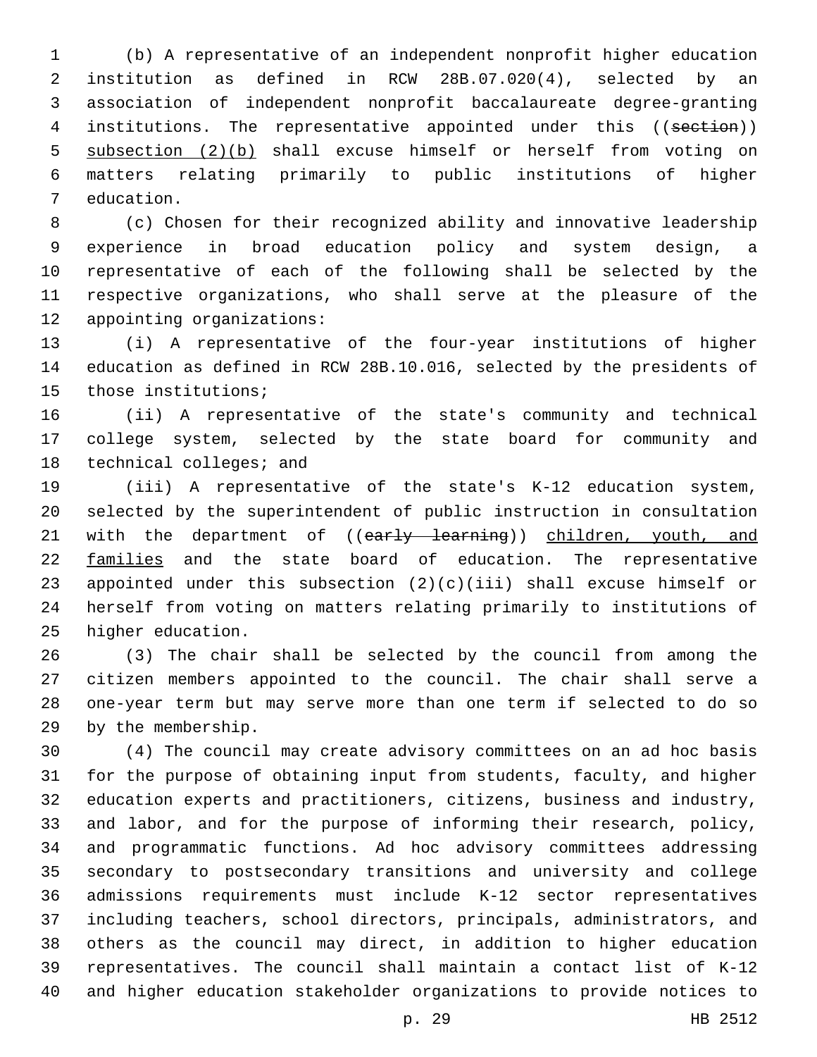(b) A representative of an independent nonprofit higher education institution as defined in RCW 28B.07.020(4), selected by an association of independent nonprofit baccalaureate degree-granting institutions. The representative appointed under this ((~~section~~)) <u>subsection (2)(b)</u> shall excuse himself or herself from voting on matters relating primarily to public institutions of higher education.

(c) Chosen for their recognized ability and innovative leadership experience in broad education policy and system design, a representative of each of the following shall be selected by the respective organizations, who shall serve at the pleasure of the appointing organizations:

(i) A representative of the four-year institutions of higher education as defined in RCW 28B.10.016, selected by the presidents of those institutions;

(ii) A representative of the state's community and technical college system, selected by the state board for community and technical colleges; and

(iii) A representative of the state's K-12 education system, selected by the superintendent of public instruction in consultation with the department of ((~~early learning~~)) <u>children, youth, and families</u> and the state board of education. The representative appointed under this subsection (2)(c)(iii) shall excuse himself or herself from voting on matters relating primarily to institutions of higher education.

(3) The chair shall be selected by the council from among the citizen members appointed to the council. The chair shall serve a one-year term but may serve more than one term if selected to do so by the membership.

(4) The council may create advisory committees on an ad hoc basis for the purpose of obtaining input from students, faculty, and higher education experts and practitioners, citizens, business and industry, and labor, and for the purpose of informing their research, policy, and programmatic functions. Ad hoc advisory committees addressing secondary to postsecondary transitions and university and college admissions requirements must include K-12 sector representatives including teachers, school directors, principals, administrators, and others as the council may direct, in addition to higher education representatives. The council shall maintain a contact list of K-12 and higher education stakeholder organizations to provide notices to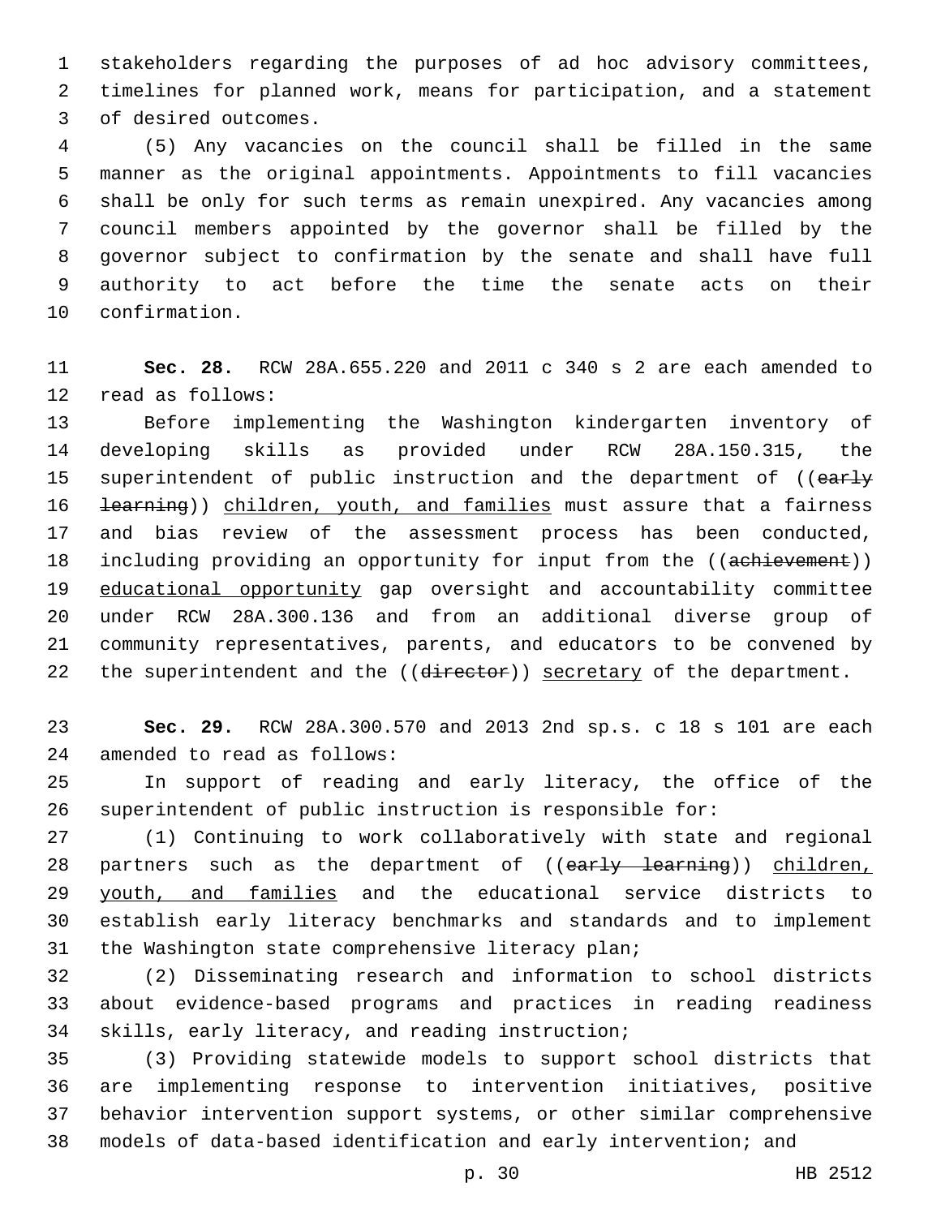stakeholders regarding the purposes of ad hoc advisory committees, timelines for planned work, means for participation, and a statement of desired outcomes.

(5) Any vacancies on the council shall be filled in the same manner as the original appointments. Appointments to fill vacancies shall be only for such terms as remain unexpired. Any vacancies among council members appointed by the governor shall be filled by the governor subject to confirmation by the senate and shall have full authority to act before the time the senate acts on their confirmation.

**Sec. 28.** RCW 28A.655.220 and 2011 c 340 s 2 are each amended to read as follows:

Before implementing the Washington kindergarten inventory of developing skills as provided under RCW 28A.150.315, the superintendent of public instruction and the department of ((~~early learning~~)) children, youth, and families must assure that a fairness and bias review of the assessment process has been conducted, including providing an opportunity for input from the ((~~achievement~~)) educational opportunity gap oversight and accountability committee under RCW 28A.300.136 and from an additional diverse group of community representatives, parents, and educators to be convened by the superintendent and the ((~~director~~)) secretary of the department.

**Sec. 29.** RCW 28A.300.570 and 2013 2nd sp.s. c 18 s 101 are each amended to read as follows:

In support of reading and early literacy, the office of the superintendent of public instruction is responsible for:

(1) Continuing to work collaboratively with state and regional partners such as the department of ((~~early learning~~)) children, youth, and families and the educational service districts to establish early literacy benchmarks and standards and to implement the Washington state comprehensive literacy plan;

(2) Disseminating research and information to school districts about evidence-based programs and practices in reading readiness skills, early literacy, and reading instruction;

(3) Providing statewide models to support school districts that are implementing response to intervention initiatives, positive behavior intervention support systems, or other similar comprehensive models of data-based identification and early intervention; and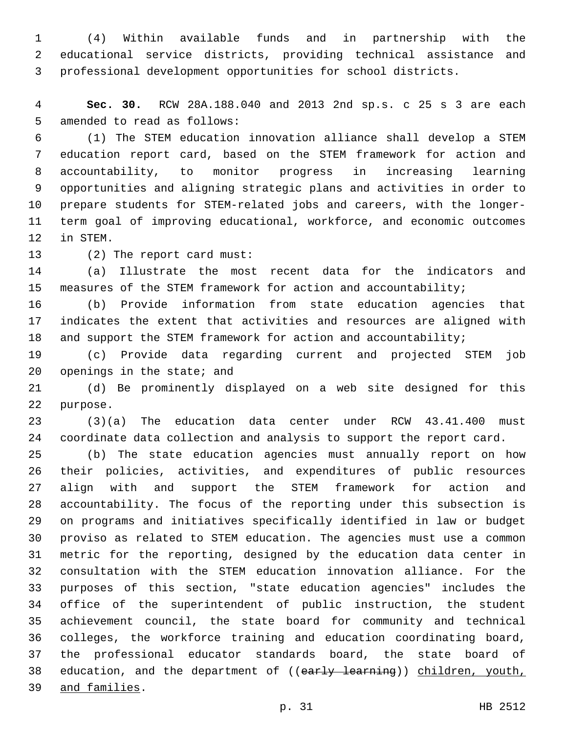(4) Within available funds and in partnership with the educational service districts, providing technical assistance and professional development opportunities for school districts.

**Sec. 30.** RCW 28A.188.040 and 2013 2nd sp.s. c 25 s 3 are each amended to read as follows:

(1) The STEM education innovation alliance shall develop a STEM education report card, based on the STEM framework for action and accountability, to monitor progress in increasing learning opportunities and aligning strategic plans and activities in order to prepare students for STEM-related jobs and careers, with the longer-term goal of improving educational, workforce, and economic outcomes in STEM.

(2) The report card must:

(a) Illustrate the most recent data for the indicators and measures of the STEM framework for action and accountability;

(b) Provide information from state education agencies that indicates the extent that activities and resources are aligned with and support the STEM framework for action and accountability;

(c) Provide data regarding current and projected STEM job openings in the state; and

(d) Be prominently displayed on a web site designed for this purpose.

(3)(a) The education data center under RCW 43.41.400 must coordinate data collection and analysis to support the report card.

(b) The state education agencies must annually report on how their policies, activities, and expenditures of public resources align with and support the STEM framework for action and accountability. The focus of the reporting under this subsection is on programs and initiatives specifically identified in law or budget proviso as related to STEM education. The agencies must use a common metric for the reporting, designed by the education data center in consultation with the STEM education innovation alliance. For the purposes of this section, "state education agencies" includes the office of the superintendent of public instruction, the student achievement council, the state board for community and technical colleges, the workforce training and education coordinating board, the professional educator standards board, the state board of education, and the department of ((~~early learning~~)) <u>children, youth, and families</u>.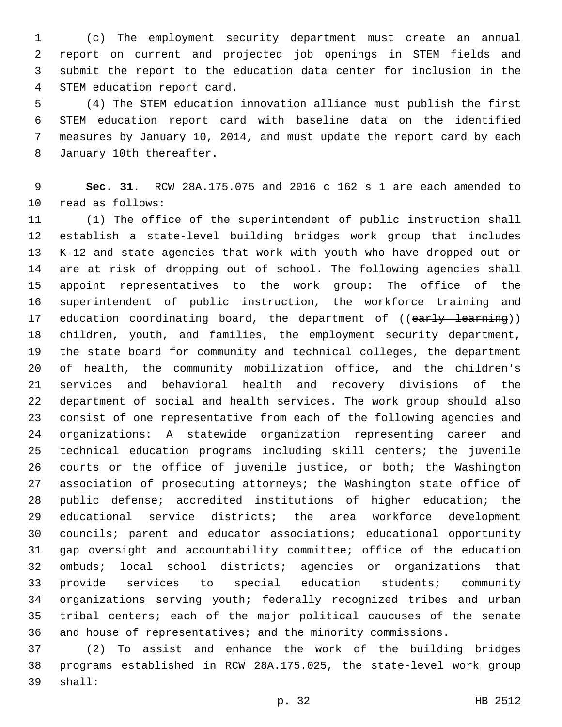(c) The employment security department must create an annual report on current and projected job openings in STEM fields and submit the report to the education data center for inclusion in the STEM education report card.

(4) The STEM education innovation alliance must publish the first STEM education report card with baseline data on the identified measures by January 10, 2014, and must update the report card by each January 10th thereafter.

**Sec. 31.** RCW 28A.175.075 and 2016 c 162 s 1 are each amended to read as follows:

(1) The office of the superintendent of public instruction shall establish a state-level building bridges work group that includes K-12 and state agencies that work with youth who have dropped out or are at risk of dropping out of school. The following agencies shall appoint representatives to the work group: The office of the superintendent of public instruction, the workforce training and education coordinating board, the department of ((~~early learning~~)) children, youth, and families, the employment security department, the state board for community and technical colleges, the department of health, the community mobilization office, and the children's services and behavioral health and recovery divisions of the department of social and health services. The work group should also consist of one representative from each of the following agencies and organizations: A statewide organization representing career and technical education programs including skill centers; the juvenile courts or the office of juvenile justice, or both; the Washington association of prosecuting attorneys; the Washington state office of public defense; accredited institutions of higher education; the educational service districts; the area workforce development councils; parent and educator associations; educational opportunity gap oversight and accountability committee; office of the education ombuds; local school districts; agencies or organizations that provide services to special education students; community organizations serving youth; federally recognized tribes and urban tribal centers; each of the major political caucuses of the senate and house of representatives; and the minority commissions.

(2) To assist and enhance the work of the building bridges programs established in RCW 28A.175.025, the state-level work group shall: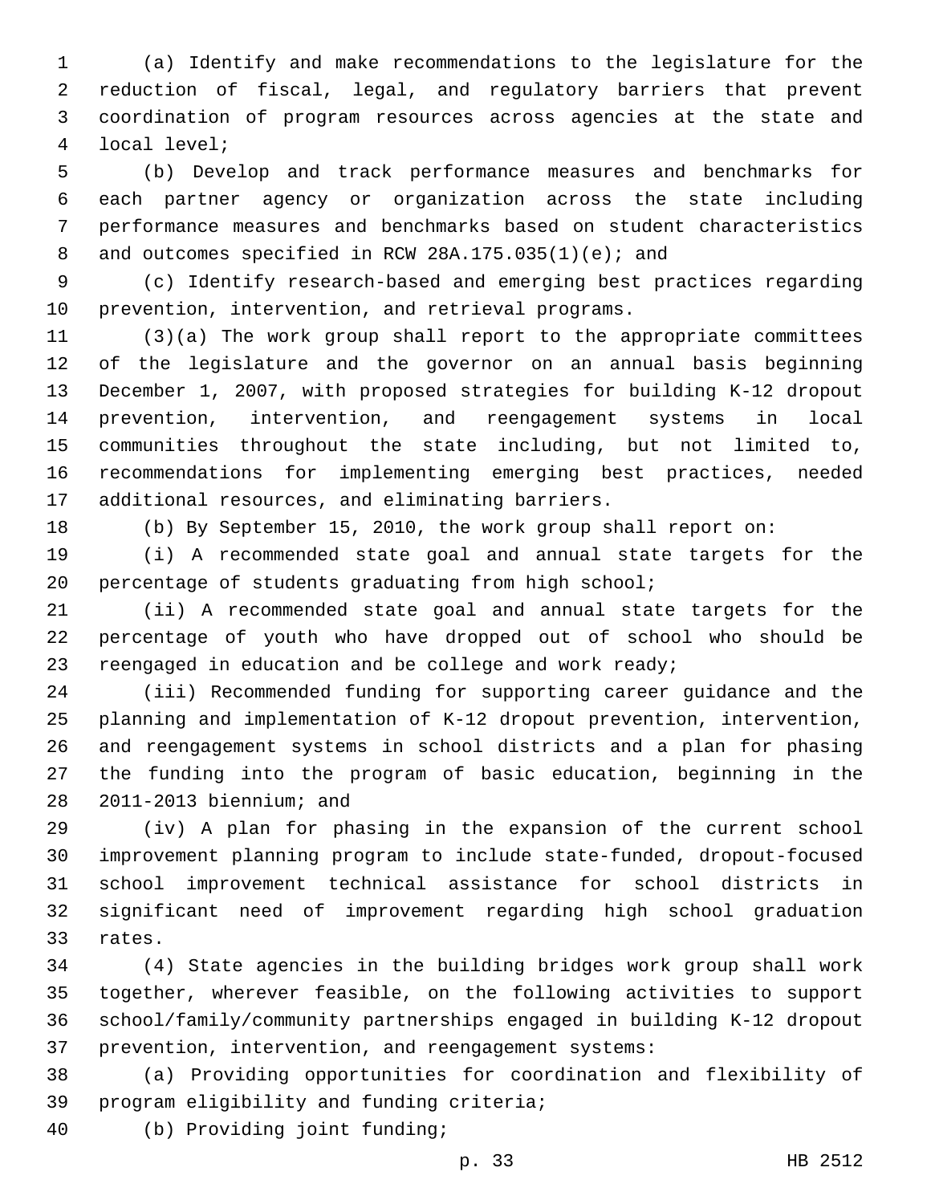(a) Identify and make recommendations to the legislature for the reduction of fiscal, legal, and regulatory barriers that prevent coordination of program resources across agencies at the state and local level;

(b) Develop and track performance measures and benchmarks for each partner agency or organization across the state including performance measures and benchmarks based on student characteristics and outcomes specified in RCW 28A.175.035(1)(e); and

(c) Identify research-based and emerging best practices regarding prevention, intervention, and retrieval programs.

(3)(a) The work group shall report to the appropriate committees of the legislature and the governor on an annual basis beginning December 1, 2007, with proposed strategies for building K-12 dropout prevention, intervention, and reengagement systems in local communities throughout the state including, but not limited to, recommendations for implementing emerging best practices, needed additional resources, and eliminating barriers.

(b) By September 15, 2010, the work group shall report on:

(i) A recommended state goal and annual state targets for the percentage of students graduating from high school;

(ii) A recommended state goal and annual state targets for the percentage of youth who have dropped out of school who should be reengaged in education and be college and work ready;

(iii) Recommended funding for supporting career guidance and the planning and implementation of K-12 dropout prevention, intervention, and reengagement systems in school districts and a plan for phasing the funding into the program of basic education, beginning in the 2011-2013 biennium; and

(iv) A plan for phasing in the expansion of the current school improvement planning program to include state-funded, dropout-focused school improvement technical assistance for school districts in significant need of improvement regarding high school graduation rates.

(4) State agencies in the building bridges work group shall work together, wherever feasible, on the following activities to support school/family/community partnerships engaged in building K-12 dropout prevention, intervention, and reengagement systems:

(a) Providing opportunities for coordination and flexibility of program eligibility and funding criteria;

(b) Providing joint funding;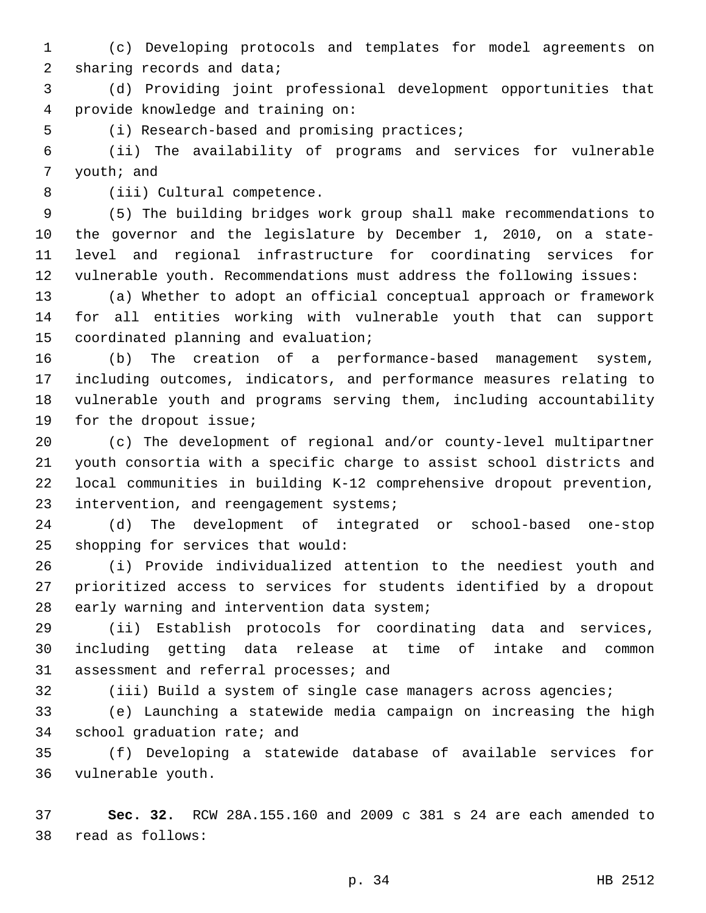(c) Developing protocols and templates for model agreements on sharing records and data;

(d) Providing joint professional development opportunities that provide knowledge and training on:

(i) Research-based and promising practices;

(ii) The availability of programs and services for vulnerable youth; and

(iii) Cultural competence.

(5) The building bridges work group shall make recommendations to the governor and the legislature by December 1, 2010, on a state-level and regional infrastructure for coordinating services for vulnerable youth. Recommendations must address the following issues:

(a) Whether to adopt an official conceptual approach or framework for all entities working with vulnerable youth that can support coordinated planning and evaluation;

(b) The creation of a performance-based management system, including outcomes, indicators, and performance measures relating to vulnerable youth and programs serving them, including accountability for the dropout issue;

(c) The development of regional and/or county-level multipartner youth consortia with a specific charge to assist school districts and local communities in building K-12 comprehensive dropout prevention, intervention, and reengagement systems;

(d) The development of integrated or school-based one-stop shopping for services that would:

(i) Provide individualized attention to the neediest youth and prioritized access to services for students identified by a dropout early warning and intervention data system;

(ii) Establish protocols for coordinating data and services, including getting data release at time of intake and common assessment and referral processes; and

(iii) Build a system of single case managers across agencies;

(e) Launching a statewide media campaign on increasing the high school graduation rate; and

(f) Developing a statewide database of available services for vulnerable youth.

**Sec. 32.** RCW 28A.155.160 and 2009 c 381 s 24 are each amended to read as follows: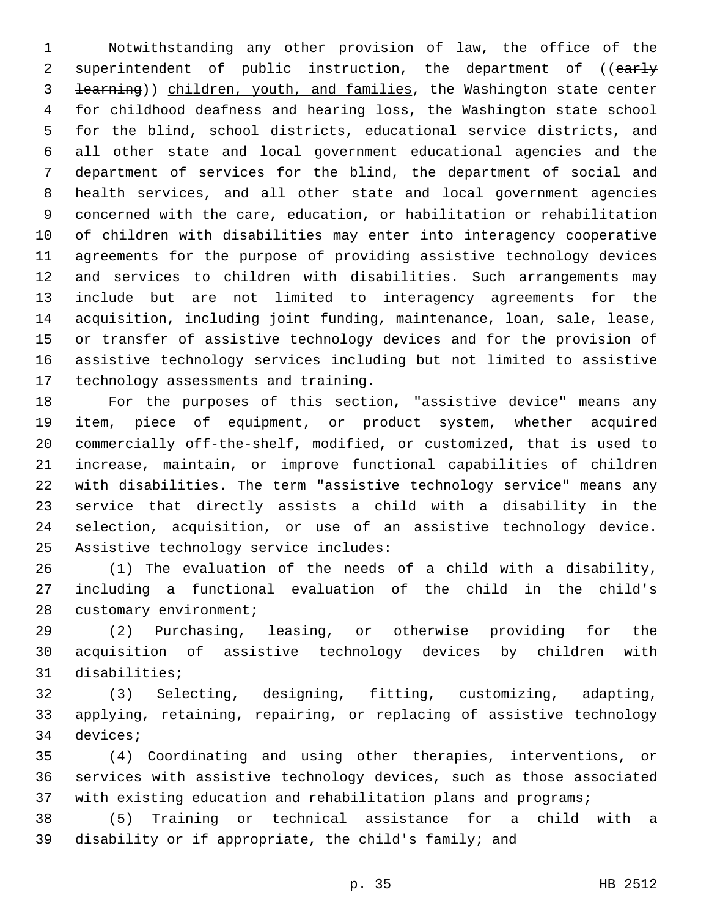Notwithstanding any other provision of law, the office of the superintendent of public instruction, the department of ((~~early learning~~)) <u>children, youth, and families</u>, the Washington state center for childhood deafness and hearing loss, the Washington state school for the blind, school districts, educational service districts, and all other state and local government educational agencies and the department of services for the blind, the department of social and health services, and all other state and local government agencies concerned with the care, education, or habilitation or rehabilitation of children with disabilities may enter into interagency cooperative agreements for the purpose of providing assistive technology devices and services to children with disabilities. Such arrangements may include but are not limited to interagency agreements for the acquisition, including joint funding, maintenance, loan, sale, lease, or transfer of assistive technology devices and for the provision of assistive technology services including but not limited to assistive technology assessments and training.

For the purposes of this section, "assistive device" means any item, piece of equipment, or product system, whether acquired commercially off-the-shelf, modified, or customized, that is used to increase, maintain, or improve functional capabilities of children with disabilities. The term "assistive technology service" means any service that directly assists a child with a disability in the selection, acquisition, or use of an assistive technology device. Assistive technology service includes:

(1) The evaluation of the needs of a child with a disability, including a functional evaluation of the child in the child's customary environment;

(2) Purchasing, leasing, or otherwise providing for the acquisition of assistive technology devices by children with disabilities;

(3) Selecting, designing, fitting, customizing, adapting, applying, retaining, repairing, or replacing of assistive technology devices;

(4) Coordinating and using other therapies, interventions, or services with assistive technology devices, such as those associated with existing education and rehabilitation plans and programs;

(5) Training or technical assistance for a child with a disability or if appropriate, the child's family; and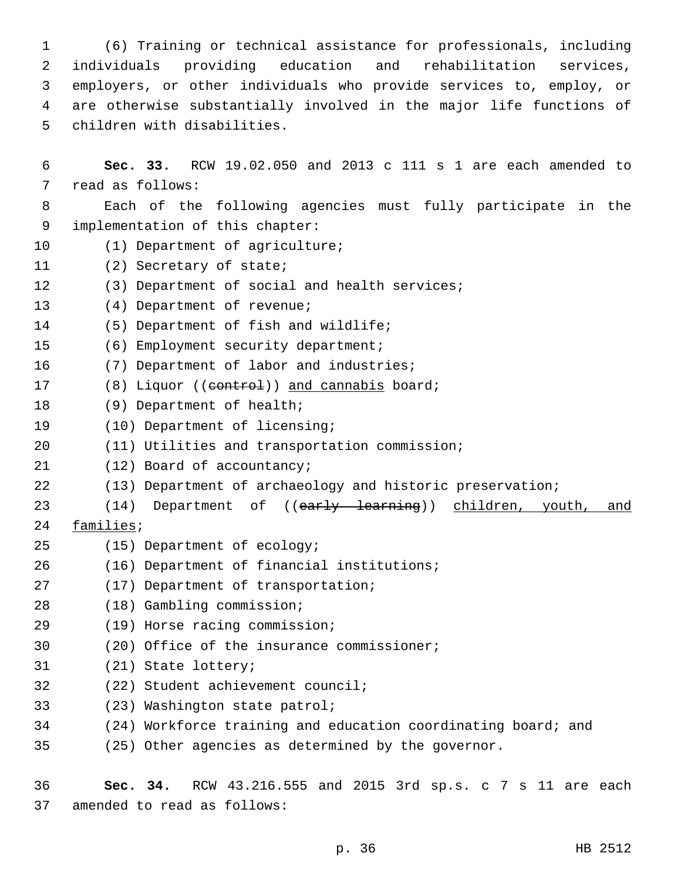(6) Training or technical assistance for professionals, including individuals providing education and rehabilitation services, employers, or other individuals who provide services to, employ, or are otherwise substantially involved in the major life functions of children with disabilities.

**Sec. 33.** RCW 19.02.050 and 2013 c 111 s 1 are each amended to read as follows:

Each of the following agencies must fully participate in the implementation of this chapter:

(1) Department of agriculture;

(2) Secretary of state;

(3) Department of social and health services;

(4) Department of revenue;

(5) Department of fish and wildlife;

(6) Employment security department;

(7) Department of labor and industries;

(8) Liquor ((~~control~~)) <u>and cannabis</u> board;

(9) Department of health;

(10) Department of licensing;

(11) Utilities and transportation commission;

(12) Board of accountancy;

(13) Department of archaeology and historic preservation;

(14) Department of ((~~early learning~~)) <u>children, youth, and families</u>;

(15) Department of ecology;

(16) Department of financial institutions;

(17) Department of transportation;

(18) Gambling commission;

(19) Horse racing commission;

(20) Office of the insurance commissioner;

(21) State lottery;

(22) Student achievement council;

(23) Washington state patrol;

(24) Workforce training and education coordinating board; and

(25) Other agencies as determined by the governor.

**Sec. 34.** RCW 43.216.555 and 2015 3rd sp.s. c 7 s 11 are each amended to read as follows: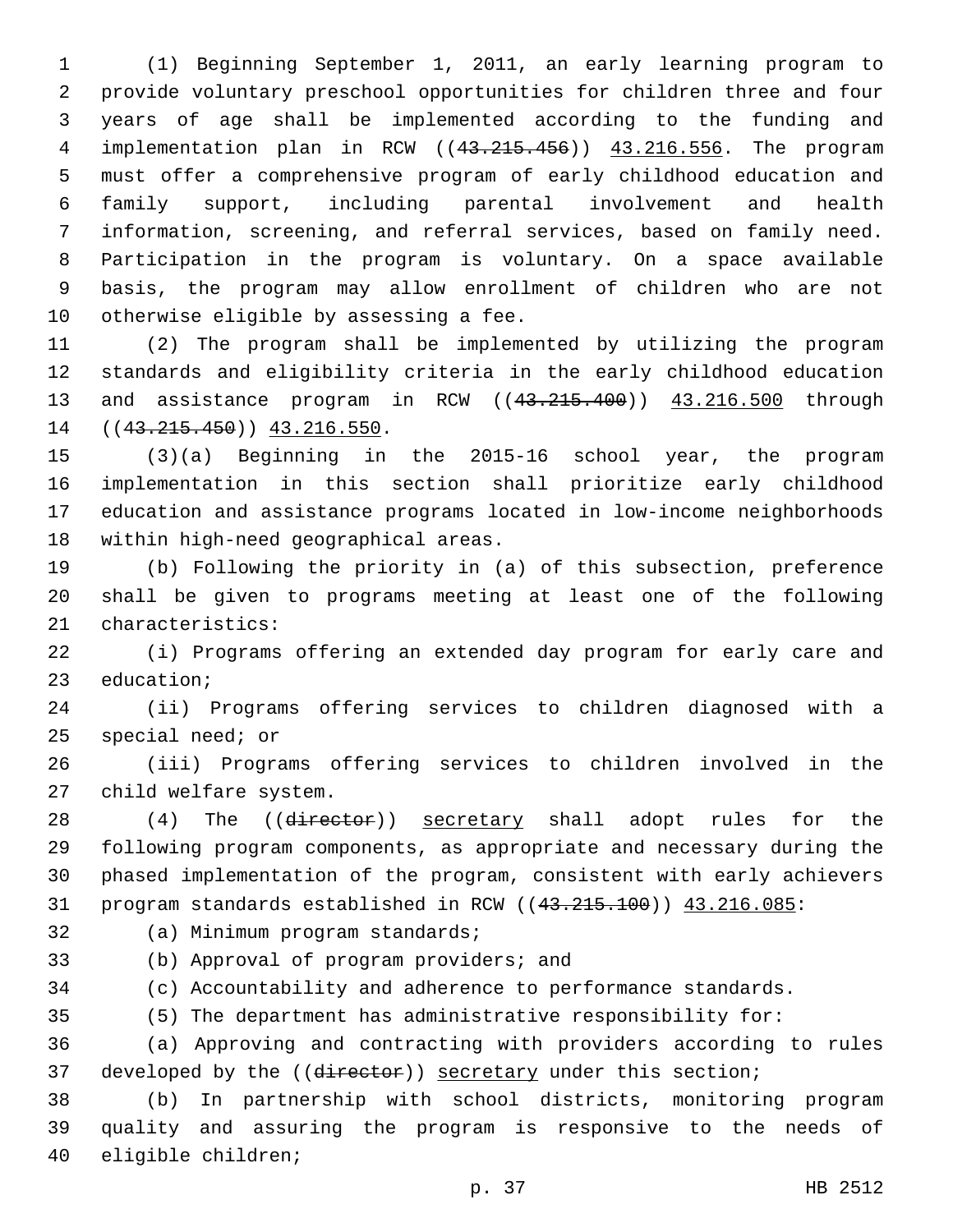(1) Beginning September 1, 2011, an early learning program to provide voluntary preschool opportunities for children three and four years of age shall be implemented according to the funding and implementation plan in RCW ((~~43.215.456~~)) 43.216.556. The program must offer a comprehensive program of early childhood education and family support, including parental involvement and health information, screening, and referral services, based on family need. Participation in the program is voluntary. On a space available basis, the program may allow enrollment of children who are not otherwise eligible by assessing a fee.

(2) The program shall be implemented by utilizing the program standards and eligibility criteria in the early childhood education and assistance program in RCW ((~~43.215.400~~)) 43.216.500 through ((~~43.215.450~~)) 43.216.550.

(3)(a) Beginning in the 2015-16 school year, the program implementation in this section shall prioritize early childhood education and assistance programs located in low-income neighborhoods within high-need geographical areas.

(b) Following the priority in (a) of this subsection, preference shall be given to programs meeting at least one of the following characteristics:

(i) Programs offering an extended day program for early care and education;

(ii) Programs offering services to children diagnosed with a special need; or

(iii) Programs offering services to children involved in the child welfare system.

(4) The ((~~director~~)) secretary shall adopt rules for the following program components, as appropriate and necessary during the phased implementation of the program, consistent with early achievers program standards established in RCW ((~~43.215.100~~)) 43.216.085:

(a) Minimum program standards;

(b) Approval of program providers; and

(c) Accountability and adherence to performance standards.

(5) The department has administrative responsibility for:

(a) Approving and contracting with providers according to rules developed by the ((~~director~~)) secretary under this section;

(b) In partnership with school districts, monitoring program quality and assuring the program is responsive to the needs of eligible children;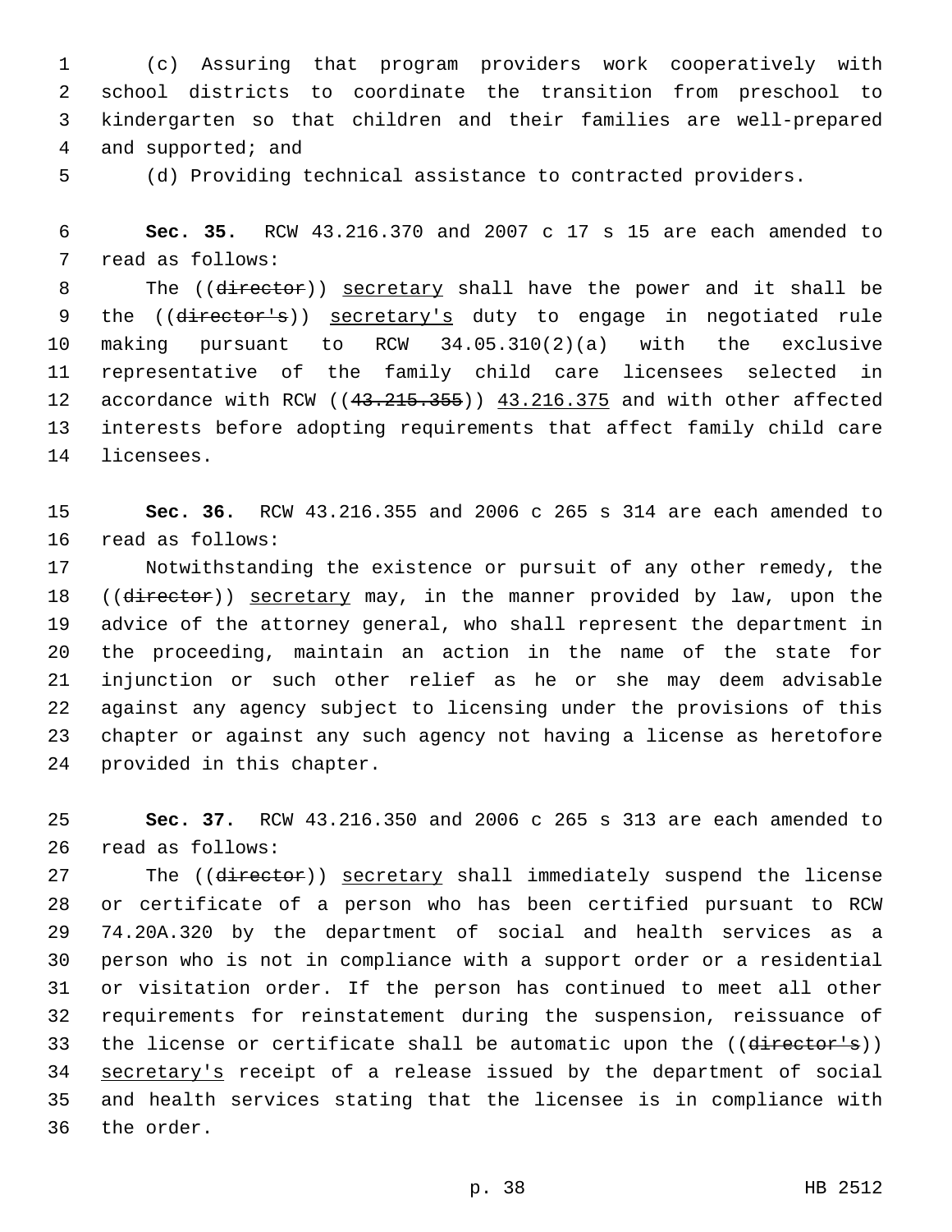(c) Assuring that program providers work cooperatively with school districts to coordinate the transition from preschool to kindergarten so that children and their families are well-prepared and supported; and

(d) Providing technical assistance to contracted providers.

**Sec. 35.** RCW 43.216.370 and 2007 c 17 s 15 are each amended to read as follows:

The ((~~director~~)) <u>secretary</u> shall have the power and it shall be the ((~~director's~~)) <u>secretary's</u> duty to engage in negotiated rule making pursuant to RCW 34.05.310(2)(a) with the exclusive representative of the family child care licensees selected in accordance with RCW ((~~43.215.355~~)) <u>43.216.375</u> and with other affected interests before adopting requirements that affect family child care licensees.

**Sec. 36.** RCW 43.216.355 and 2006 c 265 s 314 are each amended to read as follows:

Notwithstanding the existence or pursuit of any other remedy, the ((~~director~~)) <u>secretary</u> may, in the manner provided by law, upon the advice of the attorney general, who shall represent the department in the proceeding, maintain an action in the name of the state for injunction or such other relief as he or she may deem advisable against any agency subject to licensing under the provisions of this chapter or against any such agency not having a license as heretofore provided in this chapter.

**Sec. 37.** RCW 43.216.350 and 2006 c 265 s 313 are each amended to read as follows:

The ((~~director~~)) <u>secretary</u> shall immediately suspend the license or certificate of a person who has been certified pursuant to RCW 74.20A.320 by the department of social and health services as a person who is not in compliance with a support order or a residential or visitation order. If the person has continued to meet all other requirements for reinstatement during the suspension, reissuance of the license or certificate shall be automatic upon the ((~~director's~~)) <u>secretary's</u> receipt of a release issued by the department of social and health services stating that the licensee is in compliance with the order.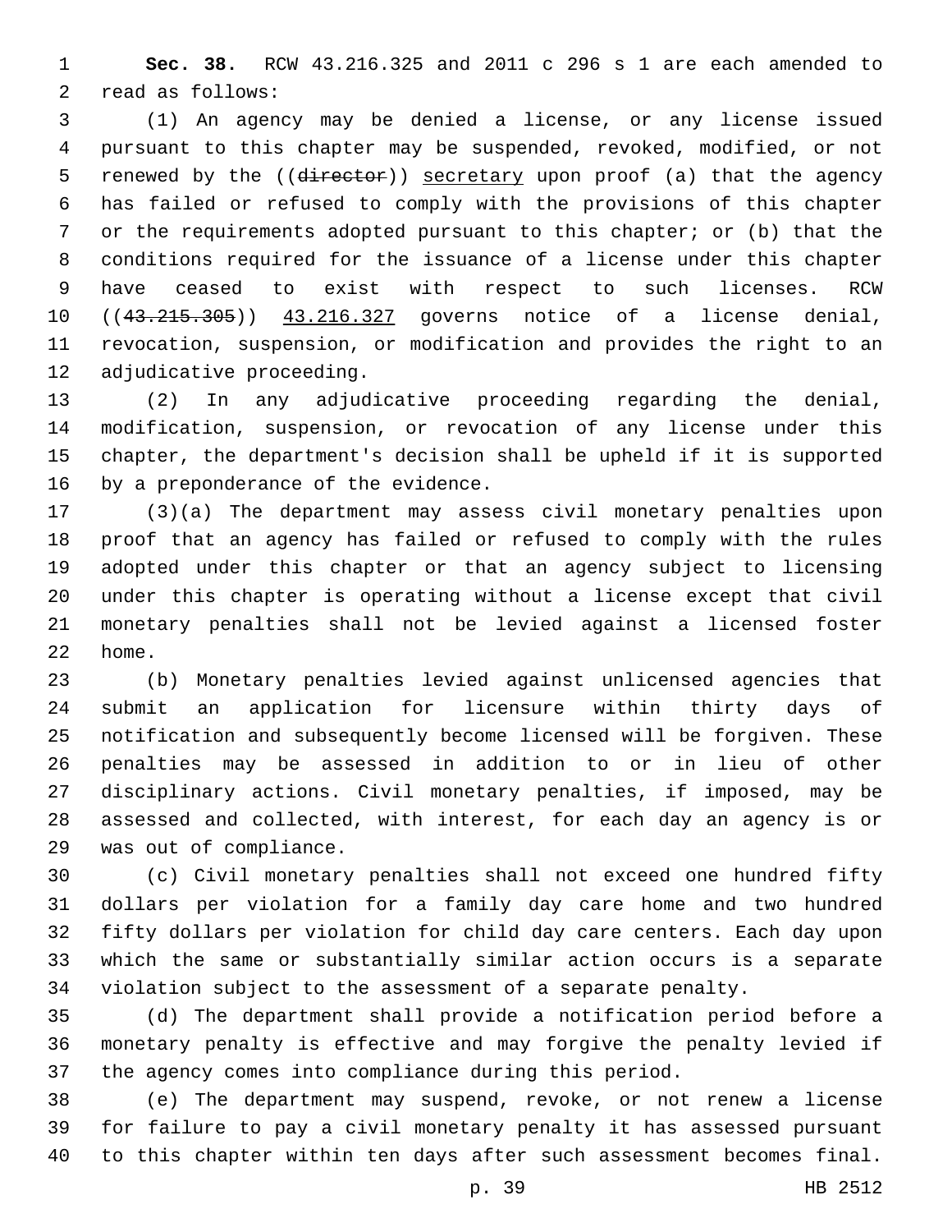**Sec. 38.** RCW 43.216.325 and 2011 c 296 s 1 are each amended to read as follows:

(1) An agency may be denied a license, or any license issued pursuant to this chapter may be suspended, revoked, modified, or not renewed by the ((~~director~~)) <u>secretary</u> upon proof (a) that the agency has failed or refused to comply with the provisions of this chapter or the requirements adopted pursuant to this chapter; or (b) that the conditions required for the issuance of a license under this chapter have ceased to exist with respect to such licenses. RCW ((~~43.215.305~~)) <u>43.216.327</u> governs notice of a license denial, revocation, suspension, or modification and provides the right to an adjudicative proceeding.

(2) In any adjudicative proceeding regarding the denial, modification, suspension, or revocation of any license under this chapter, the department's decision shall be upheld if it is supported by a preponderance of the evidence.

(3)(a) The department may assess civil monetary penalties upon proof that an agency has failed or refused to comply with the rules adopted under this chapter or that an agency subject to licensing under this chapter is operating without a license except that civil monetary penalties shall not be levied against a licensed foster home.

(b) Monetary penalties levied against unlicensed agencies that submit an application for licensure within thirty days of notification and subsequently become licensed will be forgiven. These penalties may be assessed in addition to or in lieu of other disciplinary actions. Civil monetary penalties, if imposed, may be assessed and collected, with interest, for each day an agency is or was out of compliance.

(c) Civil monetary penalties shall not exceed one hundred fifty dollars per violation for a family day care home and two hundred fifty dollars per violation for child day care centers. Each day upon which the same or substantially similar action occurs is a separate violation subject to the assessment of a separate penalty.

(d) The department shall provide a notification period before a monetary penalty is effective and may forgive the penalty levied if the agency comes into compliance during this period.

(e) The department may suspend, revoke, or not renew a license for failure to pay a civil monetary penalty it has assessed pursuant to this chapter within ten days after such assessment becomes final.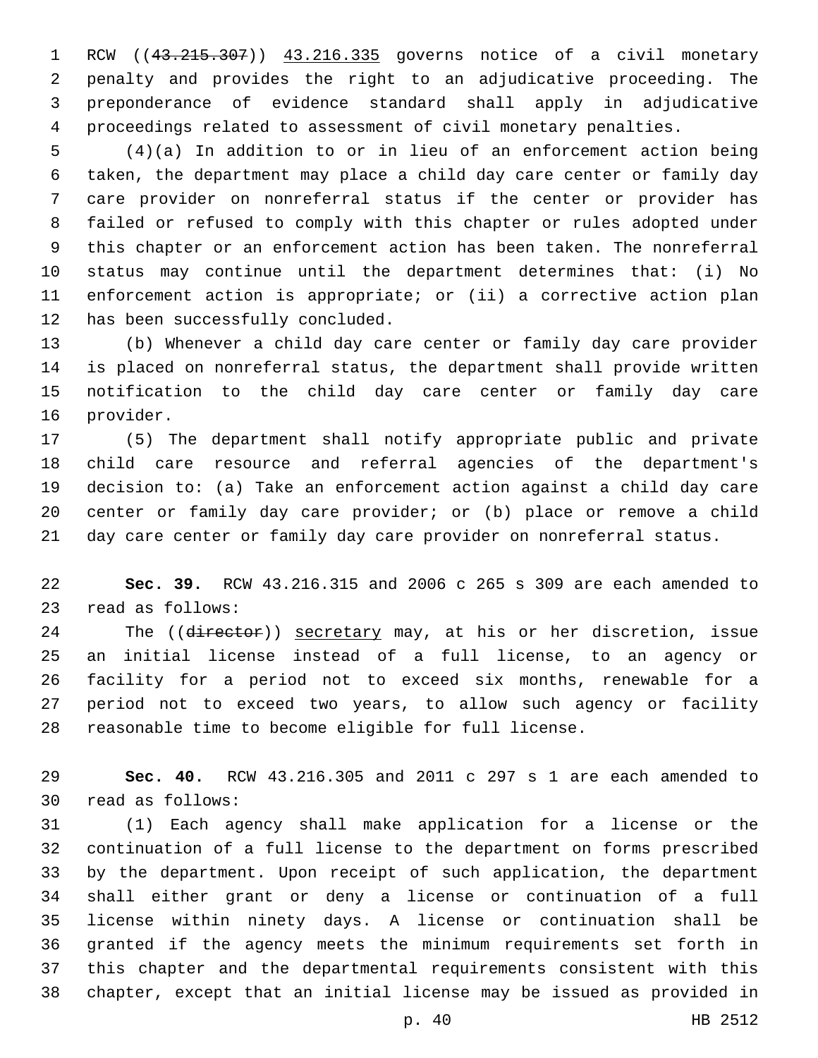RCW ((~~43.215.307~~)) 43.216.335 governs notice of a civil monetary penalty and provides the right to an adjudicative proceeding. The preponderance of evidence standard shall apply in adjudicative proceedings related to assessment of civil monetary penalties.

(4)(a) In addition to or in lieu of an enforcement action being taken, the department may place a child day care center or family day care provider on nonreferral status if the center or provider has failed or refused to comply with this chapter or rules adopted under this chapter or an enforcement action has been taken. The nonreferral status may continue until the department determines that: (i) No enforcement action is appropriate; or (ii) a corrective action plan has been successfully concluded.

(b) Whenever a child day care center or family day care provider is placed on nonreferral status, the department shall provide written notification to the child day care center or family day care provider.

(5) The department shall notify appropriate public and private child care resource and referral agencies of the department's decision to: (a) Take an enforcement action against a child day care center or family day care provider; or (b) place or remove a child day care center or family day care provider on nonreferral status.

**Sec. 39.** RCW 43.216.315 and 2006 c 265 s 309 are each amended to read as follows:

The ((~~director~~)) secretary may, at his or her discretion, issue an initial license instead of a full license, to an agency or facility for a period not to exceed six months, renewable for a period not to exceed two years, to allow such agency or facility reasonable time to become eligible for full license.

**Sec. 40.** RCW 43.216.305 and 2011 c 297 s 1 are each amended to read as follows:

(1) Each agency shall make application for a license or the continuation of a full license to the department on forms prescribed by the department. Upon receipt of such application, the department shall either grant or deny a license or continuation of a full license within ninety days. A license or continuation shall be granted if the agency meets the minimum requirements set forth in this chapter and the departmental requirements consistent with this chapter, except that an initial license may be issued as provided in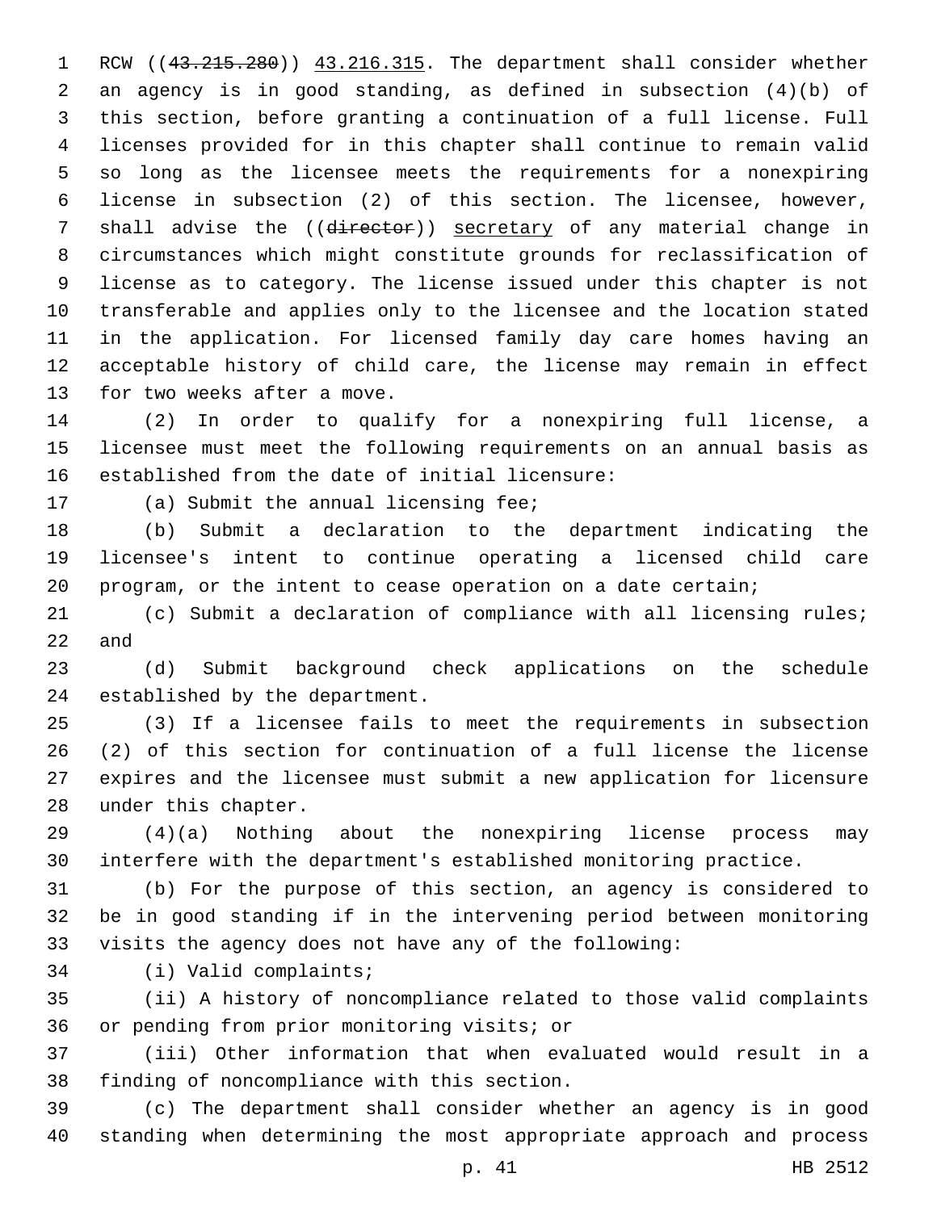RCW ((~~43.215.280~~)) 43.216.315. The department shall consider whether an agency is in good standing, as defined in subsection (4)(b) of this section, before granting a continuation of a full license. Full licenses provided for in this chapter shall continue to remain valid so long as the licensee meets the requirements for a nonexpiring license in subsection (2) of this section. The licensee, however, shall advise the ((~~director~~)) secretary of any material change in circumstances which might constitute grounds for reclassification of license as to category. The license issued under this chapter is not transferable and applies only to the licensee and the location stated in the application. For licensed family day care homes having an acceptable history of child care, the license may remain in effect for two weeks after a move.

(2) In order to qualify for a nonexpiring full license, a licensee must meet the following requirements on an annual basis as established from the date of initial licensure:

(a) Submit the annual licensing fee;

(b) Submit a declaration to the department indicating the licensee's intent to continue operating a licensed child care program, or the intent to cease operation on a date certain;

(c) Submit a declaration of compliance with all licensing rules; and

(d) Submit background check applications on the schedule established by the department.

(3) If a licensee fails to meet the requirements in subsection (2) of this section for continuation of a full license the license expires and the licensee must submit a new application for licensure under this chapter.

(4)(a) Nothing about the nonexpiring license process may interfere with the department's established monitoring practice.

(b) For the purpose of this section, an agency is considered to be in good standing if in the intervening period between monitoring visits the agency does not have any of the following:

(i) Valid complaints;

(ii) A history of noncompliance related to those valid complaints or pending from prior monitoring visits; or

(iii) Other information that when evaluated would result in a finding of noncompliance with this section.

(c) The department shall consider whether an agency is in good standing when determining the most appropriate approach and process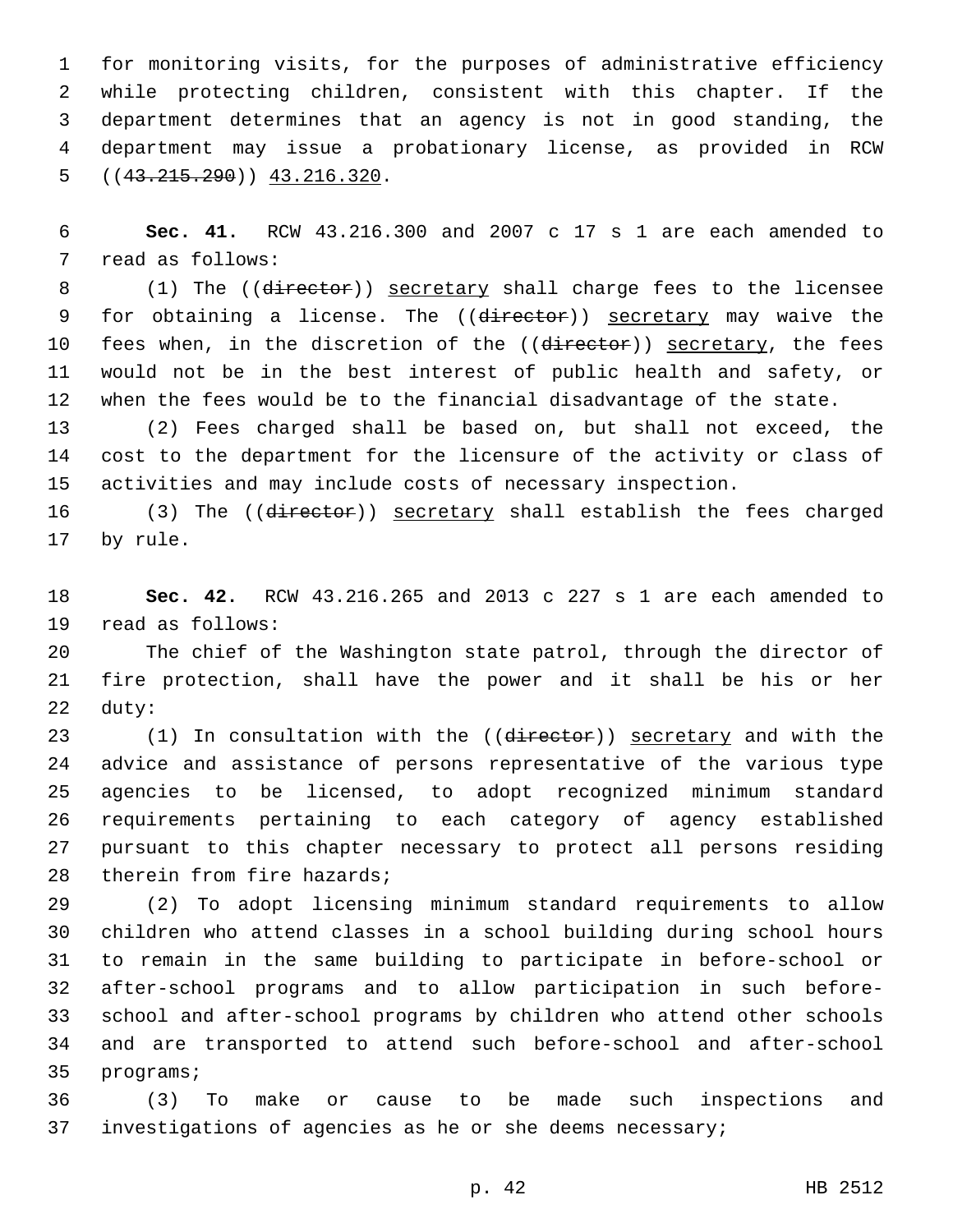for monitoring visits, for the purposes of administrative efficiency while protecting children, consistent with this chapter. If the department determines that an agency is not in good standing, the department may issue a probationary license, as provided in RCW ((~~43.215.290~~)) <u>43.216.320</u>.

**Sec. 41.** RCW 43.216.300 and 2007 c 17 s 1 are each amended to read as follows:

(1) The ((~~director~~)) <u>secretary</u> shall charge fees to the licensee for obtaining a license. The ((~~director~~)) <u>secretary</u> may waive the fees when, in the discretion of the ((~~director~~)) <u>secretary</u>, the fees would not be in the best interest of public health and safety, or when the fees would be to the financial disadvantage of the state.

(2) Fees charged shall be based on, but shall not exceed, the cost to the department for the licensure of the activity or class of activities and may include costs of necessary inspection.

(3) The ((~~director~~)) <u>secretary</u> shall establish the fees charged by rule.

**Sec. 42.** RCW 43.216.265 and 2013 c 227 s 1 are each amended to read as follows:

The chief of the Washington state patrol, through the director of fire protection, shall have the power and it shall be his or her duty:

(1) In consultation with the ((~~director~~)) <u>secretary</u> and with the advice and assistance of persons representative of the various type agencies to be licensed, to adopt recognized minimum standard requirements pertaining to each category of agency established pursuant to this chapter necessary to protect all persons residing therein from fire hazards;

(2) To adopt licensing minimum standard requirements to allow children who attend classes in a school building during school hours to remain in the same building to participate in before-school or after-school programs and to allow participation in such before-school and after-school programs by children who attend other schools and are transported to attend such before-school and after-school programs;

(3) To make or cause to be made such inspections and investigations of agencies as he or she deems necessary;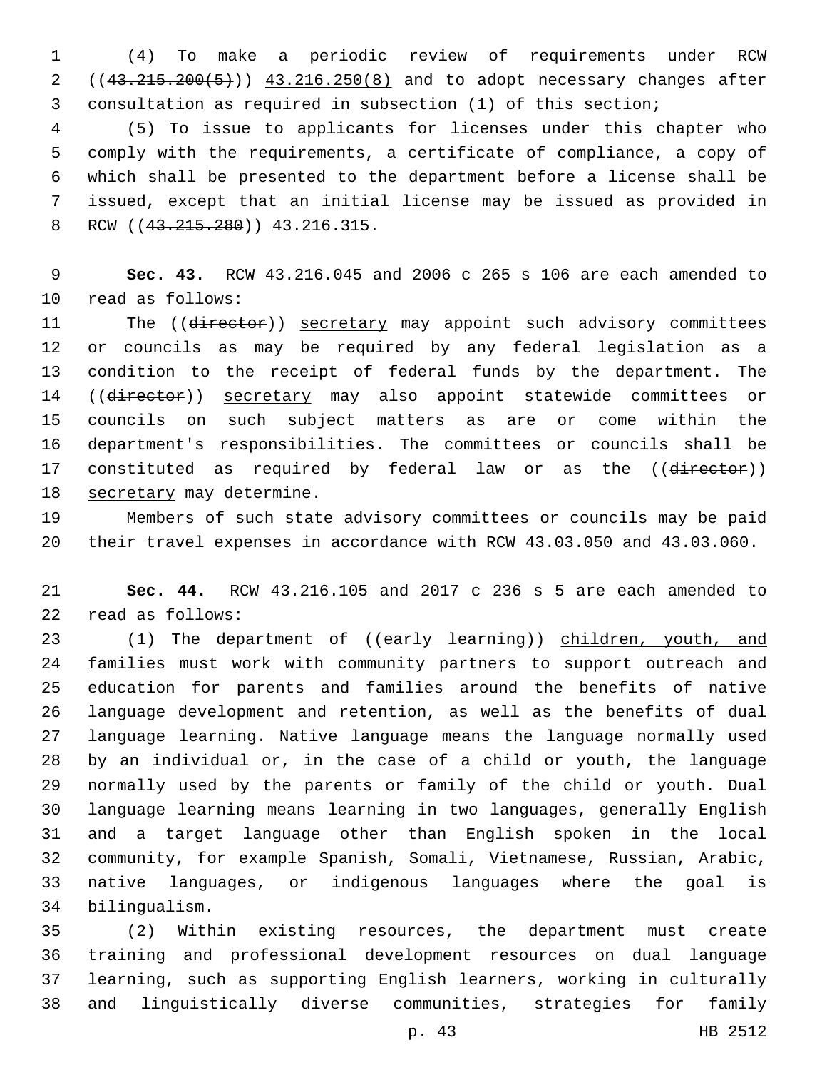(4) To make a periodic review of requirements under RCW ((~~43.215.200(5)~~)) 43.216.250(8) and to adopt necessary changes after consultation as required in subsection (1) of this section;

(5) To issue to applicants for licenses under this chapter who comply with the requirements, a certificate of compliance, a copy of which shall be presented to the department before a license shall be issued, except that an initial license may be issued as provided in RCW ((~~43.215.280~~)) 43.216.315.

**Sec. 43.** RCW 43.216.045 and 2006 c 265 s 106 are each amended to read as follows:

The ((~~director~~)) secretary may appoint such advisory committees or councils as may be required by any federal legislation as a condition to the receipt of federal funds by the department. The ((~~director~~)) secretary may also appoint statewide committees or councils on such subject matters as are or come within the department's responsibilities. The committees or councils shall be constituted as required by federal law or as the ((~~director~~)) secretary may determine.

Members of such state advisory committees or councils may be paid their travel expenses in accordance with RCW 43.03.050 and 43.03.060.

**Sec. 44.** RCW 43.216.105 and 2017 c 236 s 5 are each amended to read as follows:

(1) The department of ((~~early learning~~)) children, youth, and families must work with community partners to support outreach and education for parents and families around the benefits of native language development and retention, as well as the benefits of dual language learning. Native language means the language normally used by an individual or, in the case of a child or youth, the language normally used by the parents or family of the child or youth. Dual language learning means learning in two languages, generally English and a target language other than English spoken in the local community, for example Spanish, Somali, Vietnamese, Russian, Arabic, native languages, or indigenous languages where the goal is bilingualism.

(2) Within existing resources, the department must create training and professional development resources on dual language learning, such as supporting English learners, working in culturally and linguistically diverse communities, strategies for family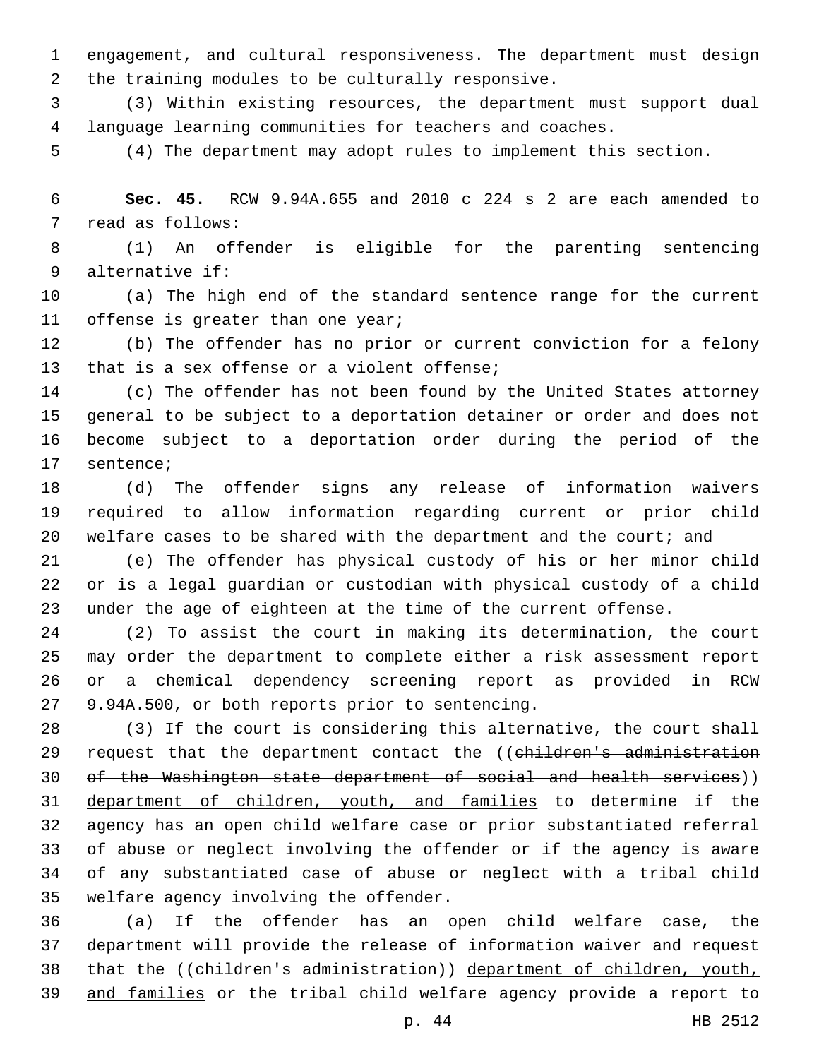engagement, and cultural responsiveness. The department must design the training modules to be culturally responsive.

(3) Within existing resources, the department must support dual language learning communities for teachers and coaches.

(4) The department may adopt rules to implement this section.

**Sec. 45.** RCW 9.94A.655 and 2010 c 224 s 2 are each amended to read as follows:

(1) An offender is eligible for the parenting sentencing alternative if:

(a) The high end of the standard sentence range for the current offense is greater than one year;

(b) The offender has no prior or current conviction for a felony that is a sex offense or a violent offense;

(c) The offender has not been found by the United States attorney general to be subject to a deportation detainer or order and does not become subject to a deportation order during the period of the sentence;

(d) The offender signs any release of information waivers required to allow information regarding current or prior child welfare cases to be shared with the department and the court; and

(e) The offender has physical custody of his or her minor child or is a legal guardian or custodian with physical custody of a child under the age of eighteen at the time of the current offense.

(2) To assist the court in making its determination, the court may order the department to complete either a risk assessment report or a chemical dependency screening report as provided in RCW 9.94A.500, or both reports prior to sentencing.

(3) If the court is considering this alternative, the court shall request that the department contact the ((~~children's administration of the Washington state department of social and health services~~)) <u>department of children, youth, and families</u> to determine if the agency has an open child welfare case or prior substantiated referral of abuse or neglect involving the offender or if the agency is aware of any substantiated case of abuse or neglect with a tribal child welfare agency involving the offender.

(a) If the offender has an open child welfare case, the department will provide the release of information waiver and request that the ((~~children's administration~~)) <u>department of children, youth, and families</u> or the tribal child welfare agency provide a report to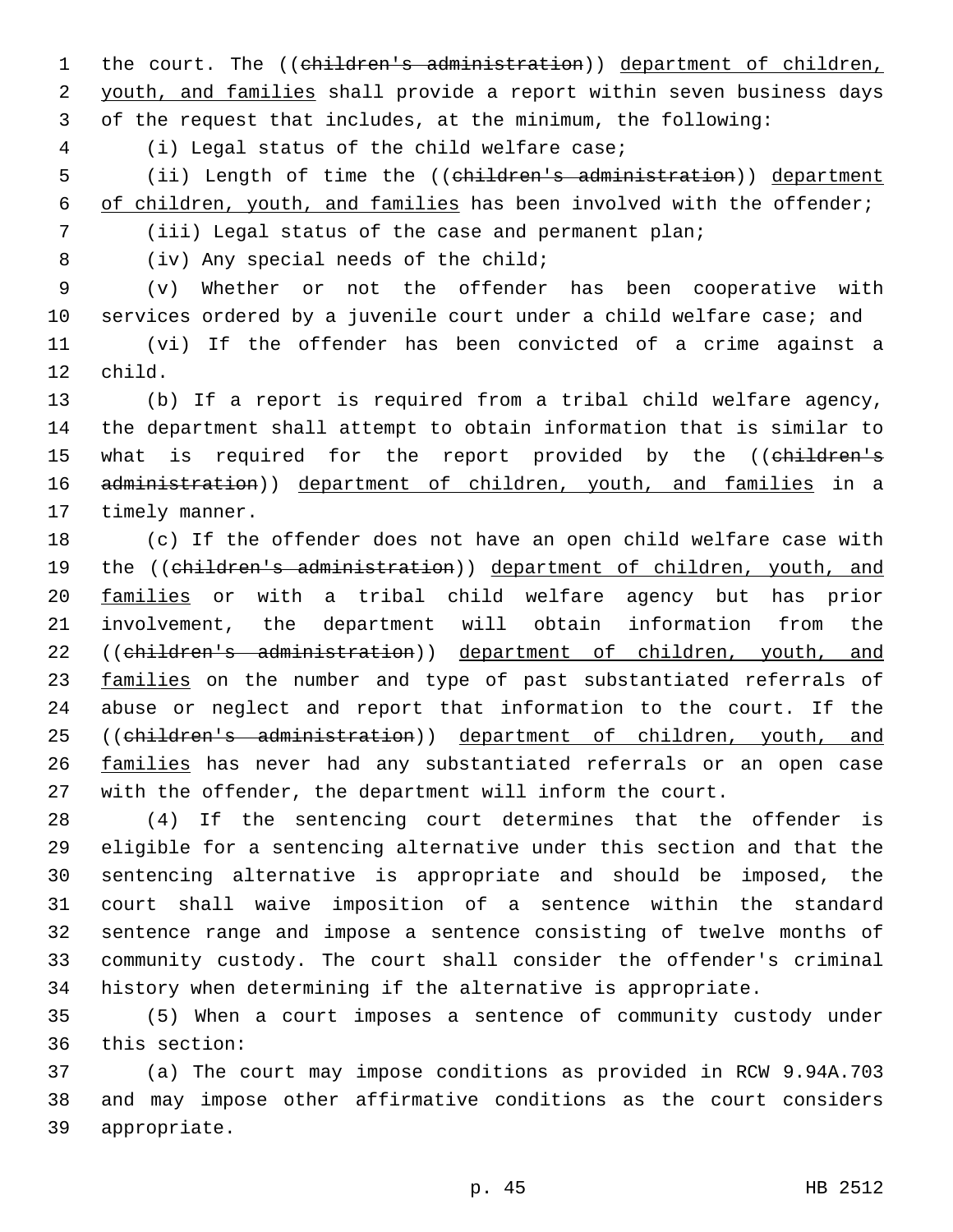the court. The ((~~children's administration~~)) <u>department of children, youth, and families</u> shall provide a report within seven business days of the request that includes, at the minimum, the following:

(i) Legal status of the child welfare case;

(ii) Length of time the ((~~children's administration~~)) <u>department of children, youth, and families</u> has been involved with the offender;

(iii) Legal status of the case and permanent plan;

(iv) Any special needs of the child;

(v) Whether or not the offender has been cooperative with services ordered by a juvenile court under a child welfare case; and

(vi) If the offender has been convicted of a crime against a child.

(b) If a report is required from a tribal child welfare agency, the department shall attempt to obtain information that is similar to what is required for the report provided by the ((~~children's administration~~)) <u>department of children, youth, and families</u> in a timely manner.

(c) If the offender does not have an open child welfare case with the ((~~children's administration~~)) <u>department of children, youth, and families</u> or with a tribal child welfare agency but has prior involvement, the department will obtain information from the ((~~children's administration~~)) <u>department of children, youth, and families</u> on the number and type of past substantiated referrals of abuse or neglect and report that information to the court. If the ((~~children's administration~~)) <u>department of children, youth, and families</u> has never had any substantiated referrals or an open case with the offender, the department will inform the court.

(4) If the sentencing court determines that the offender is eligible for a sentencing alternative under this section and that the sentencing alternative is appropriate and should be imposed, the court shall waive imposition of a sentence within the standard sentence range and impose a sentence consisting of twelve months of community custody. The court shall consider the offender's criminal history when determining if the alternative is appropriate.

(5) When a court imposes a sentence of community custody under this section:

(a) The court may impose conditions as provided in RCW 9.94A.703 and may impose other affirmative conditions as the court considers appropriate.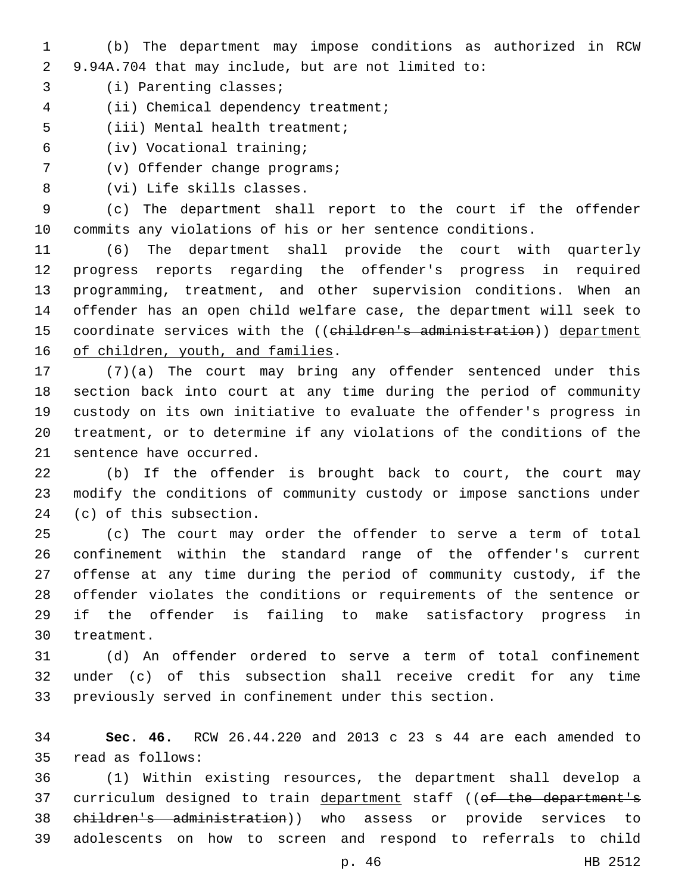(b) The department may impose conditions as authorized in RCW 9.94A.704 that may include, but are not limited to:

(i) Parenting classes;

(ii) Chemical dependency treatment;

(iii) Mental health treatment;

(iv) Vocational training;

(v) Offender change programs;

(vi) Life skills classes.

(c) The department shall report to the court if the offender commits any violations of his or her sentence conditions.

(6) The department shall provide the court with quarterly progress reports regarding the offender's progress in required programming, treatment, and other supervision conditions. When an offender has an open child welfare case, the department will seek to coordinate services with the ((~~children's administration~~)) <u>department of children, youth, and families</u>.

(7)(a) The court may bring any offender sentenced under this section back into court at any time during the period of community custody on its own initiative to evaluate the offender's progress in treatment, or to determine if any violations of the conditions of the sentence have occurred.

(b) If the offender is brought back to court, the court may modify the conditions of community custody or impose sanctions under (c) of this subsection.

(c) The court may order the offender to serve a term of total confinement within the standard range of the offender's current offense at any time during the period of community custody, if the offender violates the conditions or requirements of the sentence or if the offender is failing to make satisfactory progress in treatment.

(d) An offender ordered to serve a term of total confinement under (c) of this subsection shall receive credit for any time previously served in confinement under this section.

**Sec. 46.** RCW 26.44.220 and 2013 c 23 s 44 are each amended to read as follows:

(1) Within existing resources, the department shall develop a curriculum designed to train <u>department</u> staff ((~~of the department's children's administration~~)) who assess or provide services to adolescents on how to screen and respond to referrals to child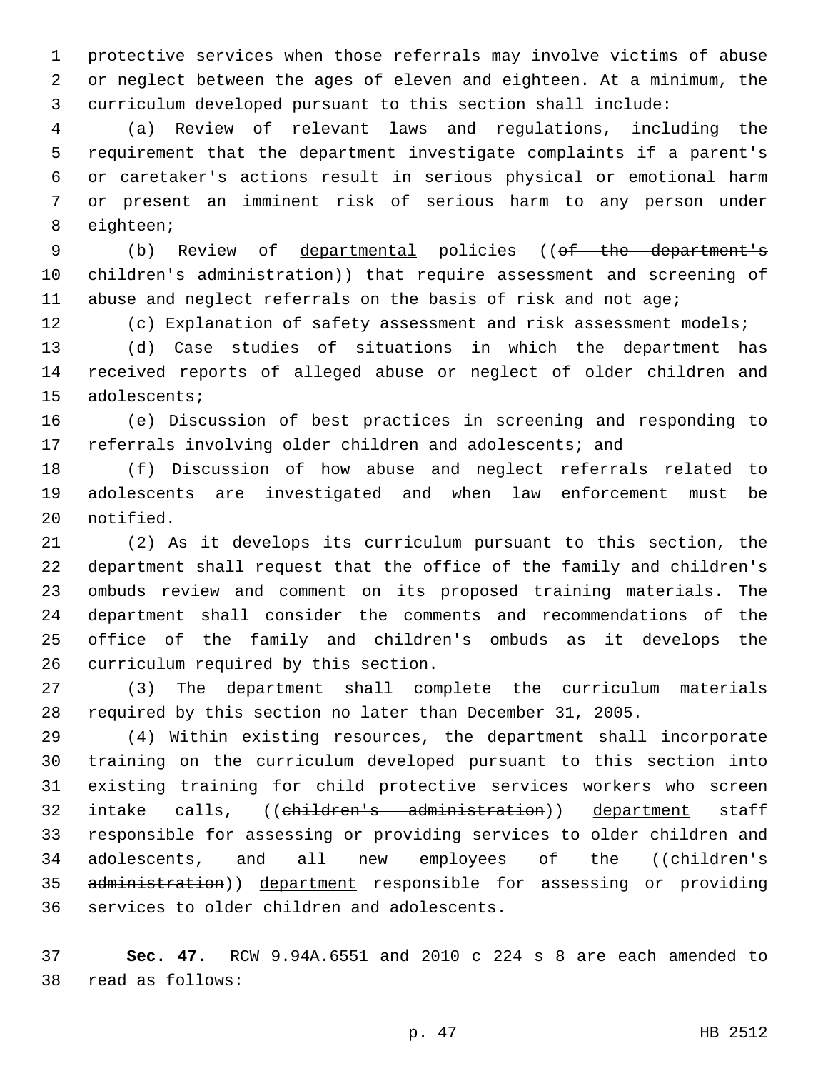protective services when those referrals may involve victims of abuse or neglect between the ages of eleven and eighteen. At a minimum, the curriculum developed pursuant to this section shall include:

(a) Review of relevant laws and regulations, including the requirement that the department investigate complaints if a parent's or caretaker's actions result in serious physical or emotional harm or present an imminent risk of serious harm to any person under eighteen;

(b) Review of departmental policies ((~~of the department's children's administration~~)) that require assessment and screening of abuse and neglect referrals on the basis of risk and not age;

(c) Explanation of safety assessment and risk assessment models;

(d) Case studies of situations in which the department has received reports of alleged abuse or neglect of older children and adolescents;

(e) Discussion of best practices in screening and responding to referrals involving older children and adolescents; and

(f) Discussion of how abuse and neglect referrals related to adolescents are investigated and when law enforcement must be notified.

(2) As it develops its curriculum pursuant to this section, the department shall request that the office of the family and children's ombuds review and comment on its proposed training materials. The department shall consider the comments and recommendations of the office of the family and children's ombuds as it develops the curriculum required by this section.

(3) The department shall complete the curriculum materials required by this section no later than December 31, 2005.

(4) Within existing resources, the department shall incorporate training on the curriculum developed pursuant to this section into existing training for child protective services workers who screen intake calls, ((~~children's administration~~)) department staff responsible for assessing or providing services to older children and adolescents, and all new employees of the ((~~children's administration~~)) department responsible for assessing or providing services to older children and adolescents.

**Sec. 47.** RCW 9.94A.6551 and 2010 c 224 s 8 are each amended to read as follows: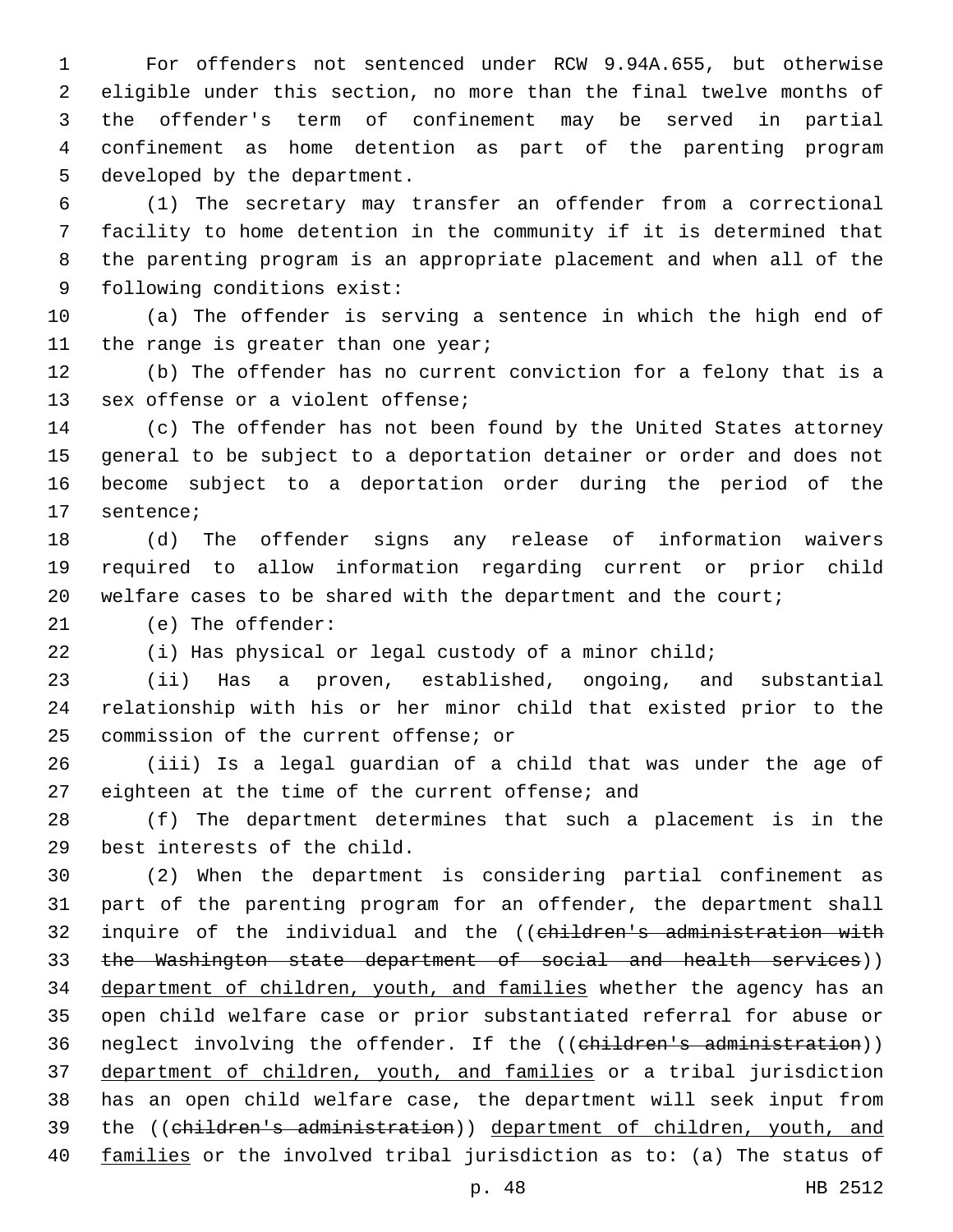For offenders not sentenced under RCW 9.94A.655, but otherwise eligible under this section, no more than the final twelve months of the offender's term of confinement may be served in partial confinement as home detention as part of the parenting program developed by the department.

(1) The secretary may transfer an offender from a correctional facility to home detention in the community if it is determined that the parenting program is an appropriate placement and when all of the following conditions exist:

(a) The offender is serving a sentence in which the high end of the range is greater than one year;

(b) The offender has no current conviction for a felony that is a sex offense or a violent offense;

(c) The offender has not been found by the United States attorney general to be subject to a deportation detainer or order and does not become subject to a deportation order during the period of the sentence;

(d) The offender signs any release of information waivers required to allow information regarding current or prior child welfare cases to be shared with the department and the court;

(e) The offender:

(i) Has physical or legal custody of a minor child;

(ii) Has a proven, established, ongoing, and substantial relationship with his or her minor child that existed prior to the commission of the current offense; or

(iii) Is a legal guardian of a child that was under the age of eighteen at the time of the current offense; and

(f) The department determines that such a placement is in the best interests of the child.

(2) When the department is considering partial confinement as part of the parenting program for an offender, the department shall inquire of the individual and the ((~~children's administration with the Washington state department of social and health services~~)) department of children, youth, and families whether the agency has an open child welfare case or prior substantiated referral for abuse or neglect involving the offender. If the ((~~children's administration~~)) department of children, youth, and families or a tribal jurisdiction has an open child welfare case, the department will seek input from the ((~~children's administration~~)) department of children, youth, and families or the involved tribal jurisdiction as to: (a) The status of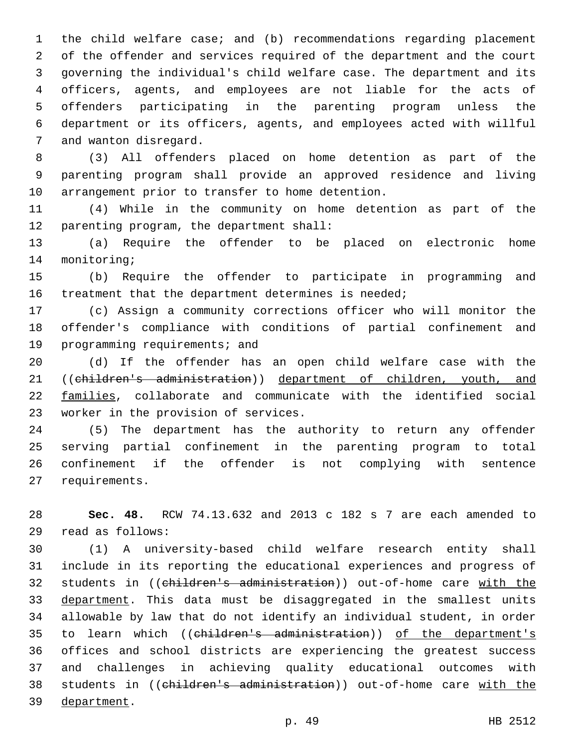the child welfare case; and (b) recommendations regarding placement of the offender and services required of the department and the court governing the individual's child welfare case. The department and its officers, agents, and employees are not liable for the acts of offenders participating in the parenting program unless the department or its officers, agents, and employees acted with willful and wanton disregard.

(3) All offenders placed on home detention as part of the parenting program shall provide an approved residence and living arrangement prior to transfer to home detention.

(4) While in the community on home detention as part of the parenting program, the department shall:

(a) Require the offender to be placed on electronic home monitoring;

(b) Require the offender to participate in programming and treatment that the department determines is needed;

(c) Assign a community corrections officer who will monitor the offender's compliance with conditions of partial confinement and programming requirements; and

(d) If the offender has an open child welfare case with the ((~~children's administration~~)) department of children, youth, and families, collaborate and communicate with the identified social worker in the provision of services.

(5) The department has the authority to return any offender serving partial confinement in the parenting program to total confinement if the offender is not complying with sentence requirements.

**Sec. 48.** RCW 74.13.632 and 2013 c 182 s 7 are each amended to read as follows:

(1) A university-based child welfare research entity shall include in its reporting the educational experiences and progress of students in ((~~children's administration~~)) out-of-home care with the department. This data must be disaggregated in the smallest units allowable by law that do not identify an individual student, in order to learn which ((~~children's administration~~)) of the department's offices and school districts are experiencing the greatest success and challenges in achieving quality educational outcomes with students in ((~~children's administration~~)) out-of-home care with the department.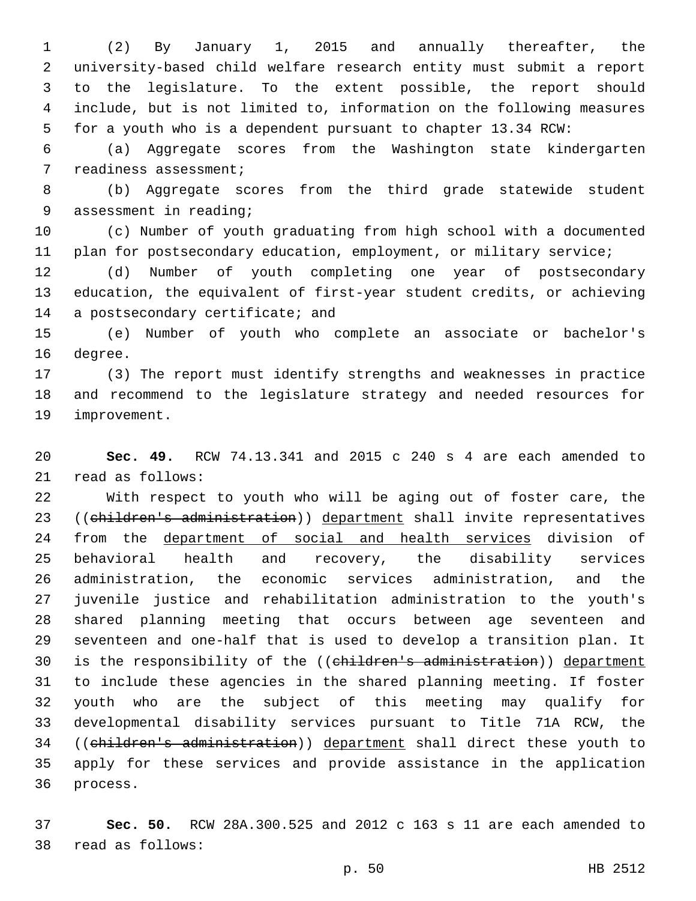(2) By January 1, 2015 and annually thereafter, the university-based child welfare research entity must submit a report to the legislature. To the extent possible, the report should include, but is not limited to, information on the following measures for a youth who is a dependent pursuant to chapter 13.34 RCW:

(a) Aggregate scores from the Washington state kindergarten readiness assessment;

(b) Aggregate scores from the third grade statewide student assessment in reading;

(c) Number of youth graduating from high school with a documented plan for postsecondary education, employment, or military service;

(d) Number of youth completing one year of postsecondary education, the equivalent of first-year student credits, or achieving a postsecondary certificate; and

(e) Number of youth who complete an associate or bachelor's degree.

(3) The report must identify strengths and weaknesses in practice and recommend to the legislature strategy and needed resources for improvement.

**Sec. 49.** RCW 74.13.341 and 2015 c 240 s 4 are each amended to read as follows:

With respect to youth who will be aging out of foster care, the ((~~children's administration~~)) department shall invite representatives from the department of social and health services division of behavioral health and recovery, the disability services administration, the economic services administration, and the juvenile justice and rehabilitation administration to the youth's shared planning meeting that occurs between age seventeen and seventeen and one-half that is used to develop a transition plan. It is the responsibility of the ((~~children's administration~~)) department to include these agencies in the shared planning meeting. If foster youth who are the subject of this meeting may qualify for developmental disability services pursuant to Title 71A RCW, the ((~~children's administration~~)) department shall direct these youth to apply for these services and provide assistance in the application process.

**Sec. 50.** RCW 28A.300.525 and 2012 c 163 s 11 are each amended to read as follows: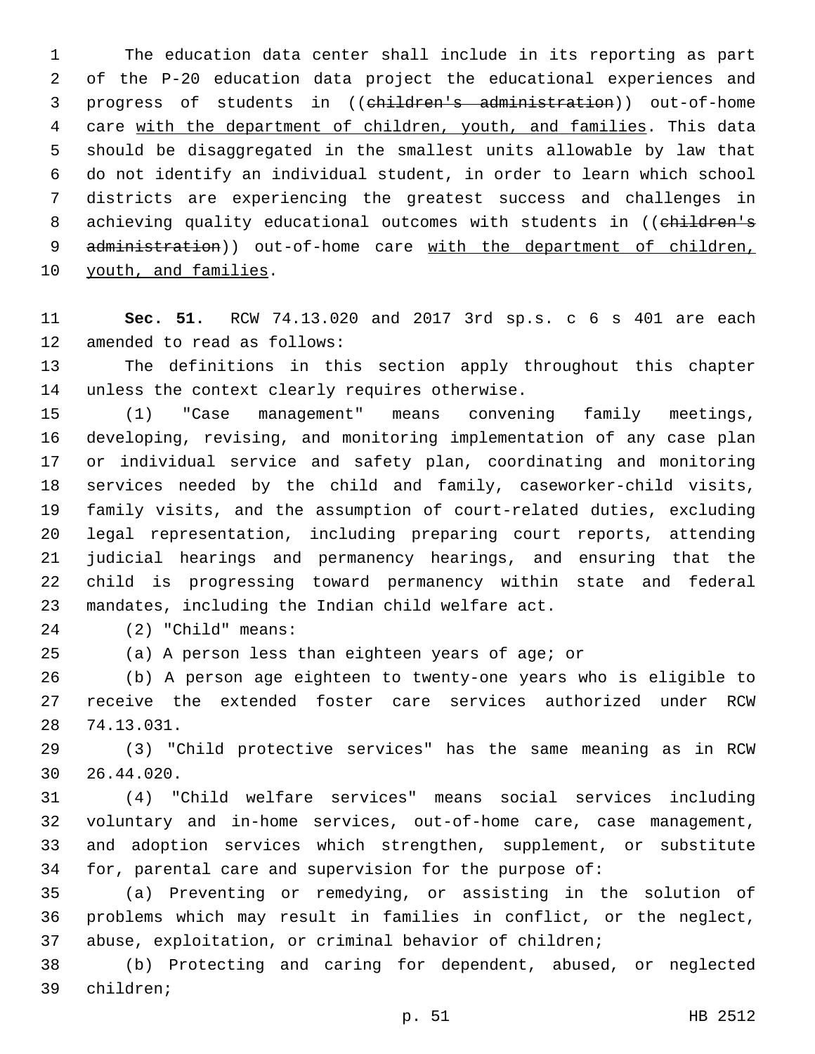The education data center shall include in its reporting as part of the P-20 education data project the educational experiences and progress of students in ((~~children's administration~~)) out-of-home care <u>with the department of children, youth, and families</u>. This data should be disaggregated in the smallest units allowable by law that do not identify an individual student, in order to learn which school districts are experiencing the greatest success and challenges in achieving quality educational outcomes with students in ((~~children's administration~~)) out-of-home care <u>with the department of children, youth, and families</u>.

**Sec. 51.** RCW 74.13.020 and 2017 3rd sp.s. c 6 s 401 are each amended to read as follows:

The definitions in this section apply throughout this chapter unless the context clearly requires otherwise.

(1) "Case management" means convening family meetings, developing, revising, and monitoring implementation of any case plan or individual service and safety plan, coordinating and monitoring services needed by the child and family, caseworker-child visits, family visits, and the assumption of court-related duties, excluding legal representation, including preparing court reports, attending judicial hearings and permanency hearings, and ensuring that the child is progressing toward permanency within state and federal mandates, including the Indian child welfare act.

(2) "Child" means:

(a) A person less than eighteen years of age; or

(b) A person age eighteen to twenty-one years who is eligible to receive the extended foster care services authorized under RCW 74.13.031.

(3) "Child protective services" has the same meaning as in RCW 26.44.020.

(4) "Child welfare services" means social services including voluntary and in-home services, out-of-home care, case management, and adoption services which strengthen, supplement, or substitute for, parental care and supervision for the purpose of:

(a) Preventing or remedying, or assisting in the solution of problems which may result in families in conflict, or the neglect, abuse, exploitation, or criminal behavior of children;

(b) Protecting and caring for dependent, abused, or neglected children;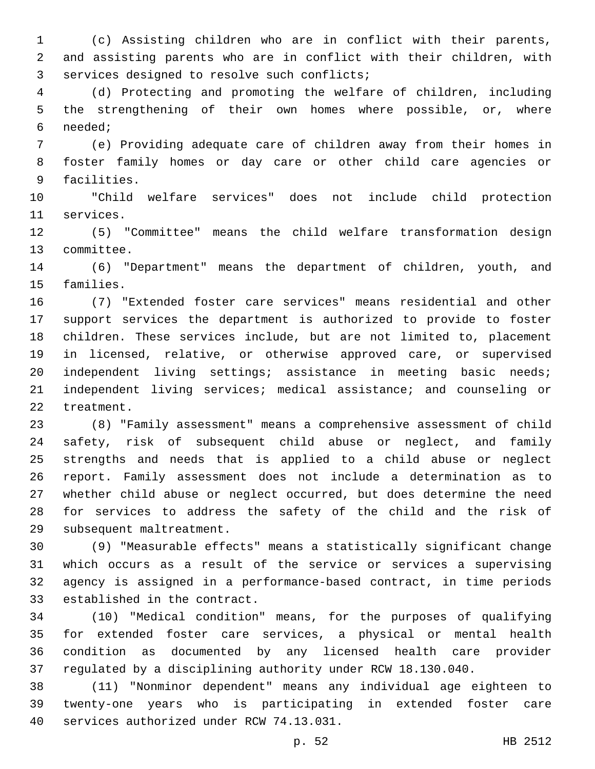(c) Assisting children who are in conflict with their parents, and assisting parents who are in conflict with their children, with services designed to resolve such conflicts;

(d) Protecting and promoting the welfare of children, including the strengthening of their own homes where possible, or, where needed;

(e) Providing adequate care of children away from their homes in foster family homes or day care or other child care agencies or facilities.

"Child welfare services" does not include child protection services.

(5) "Committee" means the child welfare transformation design committee.

(6) "Department" means the department of children, youth, and families.

(7) "Extended foster care services" means residential and other support services the department is authorized to provide to foster children. These services include, but are not limited to, placement in licensed, relative, or otherwise approved care, or supervised independent living settings; assistance in meeting basic needs; independent living services; medical assistance; and counseling or treatment.

(8) "Family assessment" means a comprehensive assessment of child safety, risk of subsequent child abuse or neglect, and family strengths and needs that is applied to a child abuse or neglect report. Family assessment does not include a determination as to whether child abuse or neglect occurred, but does determine the need for services to address the safety of the child and the risk of subsequent maltreatment.

(9) "Measurable effects" means a statistically significant change which occurs as a result of the service or services a supervising agency is assigned in a performance-based contract, in time periods established in the contract.

(10) "Medical condition" means, for the purposes of qualifying for extended foster care services, a physical or mental health condition as documented by any licensed health care provider regulated by a disciplining authority under RCW 18.130.040.

(11) "Nonminor dependent" means any individual age eighteen to twenty-one years who is participating in extended foster care services authorized under RCW 74.13.031.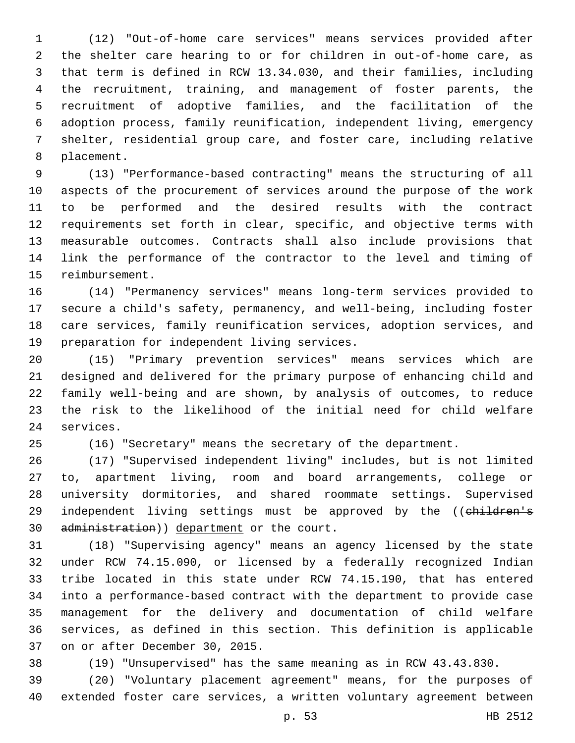(12) "Out-of-home care services" means services provided after the shelter care hearing to or for children in out-of-home care, as that term is defined in RCW 13.34.030, and their families, including the recruitment, training, and management of foster parents, the recruitment of adoptive families, and the facilitation of the adoption process, family reunification, independent living, emergency shelter, residential group care, and foster care, including relative placement.

(13) "Performance-based contracting" means the structuring of all aspects of the procurement of services around the purpose of the work to be performed and the desired results with the contract requirements set forth in clear, specific, and objective terms with measurable outcomes. Contracts shall also include provisions that link the performance of the contractor to the level and timing of reimbursement.

(14) "Permanency services" means long-term services provided to secure a child's safety, permanency, and well-being, including foster care services, family reunification services, adoption services, and preparation for independent living services.

(15) "Primary prevention services" means services which are designed and delivered for the primary purpose of enhancing child and family well-being and are shown, by analysis of outcomes, to reduce the risk to the likelihood of the initial need for child welfare services.

(16) "Secretary" means the secretary of the department.

(17) "Supervised independent living" includes, but is not limited to, apartment living, room and board arrangements, college or university dormitories, and shared roommate settings. Supervised independent living settings must be approved by the ((~~children's administration~~)) <u>department</u> or the court.

(18) "Supervising agency" means an agency licensed by the state under RCW 74.15.090, or licensed by a federally recognized Indian tribe located in this state under RCW 74.15.190, that has entered into a performance-based contract with the department to provide case management for the delivery and documentation of child welfare services, as defined in this section. This definition is applicable on or after December 30, 2015.

(19) "Unsupervised" has the same meaning as in RCW 43.43.830.

(20) "Voluntary placement agreement" means, for the purposes of extended foster care services, a written voluntary agreement between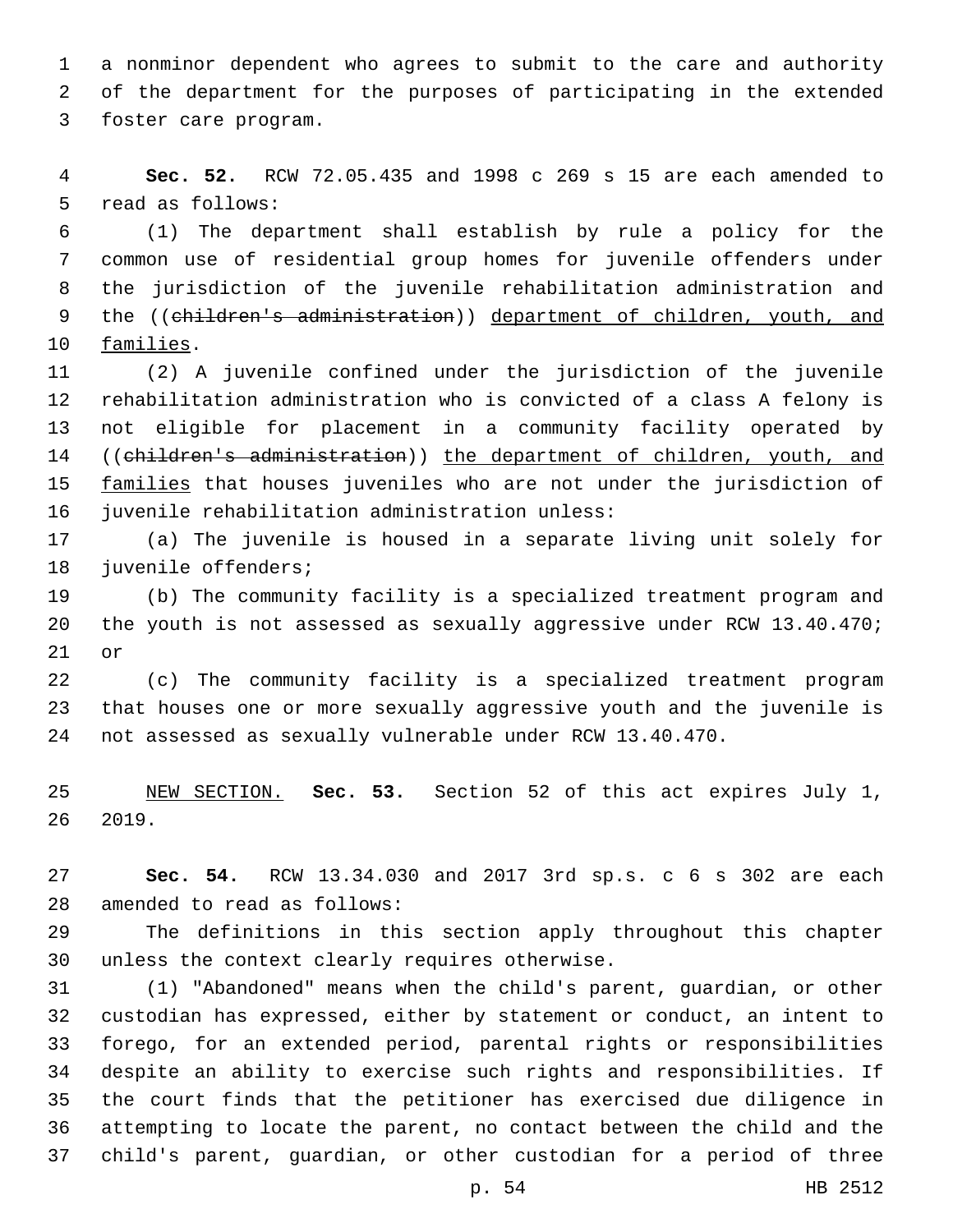a nonminor dependent who agrees to submit to the care and authority of the department for the purposes of participating in the extended foster care program.

**Sec. 52.** RCW 72.05.435 and 1998 c 269 s 15 are each amended to read as follows:

(1) The department shall establish by rule a policy for the common use of residential group homes for juvenile offenders under the jurisdiction of the juvenile rehabilitation administration and the ((~~children's administration~~)) department of children, youth, and families.

(2) A juvenile confined under the jurisdiction of the juvenile rehabilitation administration who is convicted of a class A felony is not eligible for placement in a community facility operated by ((~~children's administration~~)) the department of children, youth, and families that houses juveniles who are not under the jurisdiction of juvenile rehabilitation administration unless:

(a) The juvenile is housed in a separate living unit solely for juvenile offenders;

(b) The community facility is a specialized treatment program and the youth is not assessed as sexually aggressive under RCW 13.40.470; or

(c) The community facility is a specialized treatment program that houses one or more sexually aggressive youth and the juvenile is not assessed as sexually vulnerable under RCW 13.40.470.

NEW SECTION. **Sec. 53.** Section 52 of this act expires July 1, 2019.

**Sec. 54.** RCW 13.34.030 and 2017 3rd sp.s. c 6 s 302 are each amended to read as follows:

The definitions in this section apply throughout this chapter unless the context clearly requires otherwise.

(1) "Abandoned" means when the child's parent, guardian, or other custodian has expressed, either by statement or conduct, an intent to forego, for an extended period, parental rights or responsibilities despite an ability to exercise such rights and responsibilities. If the court finds that the petitioner has exercised due diligence in attempting to locate the parent, no contact between the child and the child's parent, guardian, or other custodian for a period of three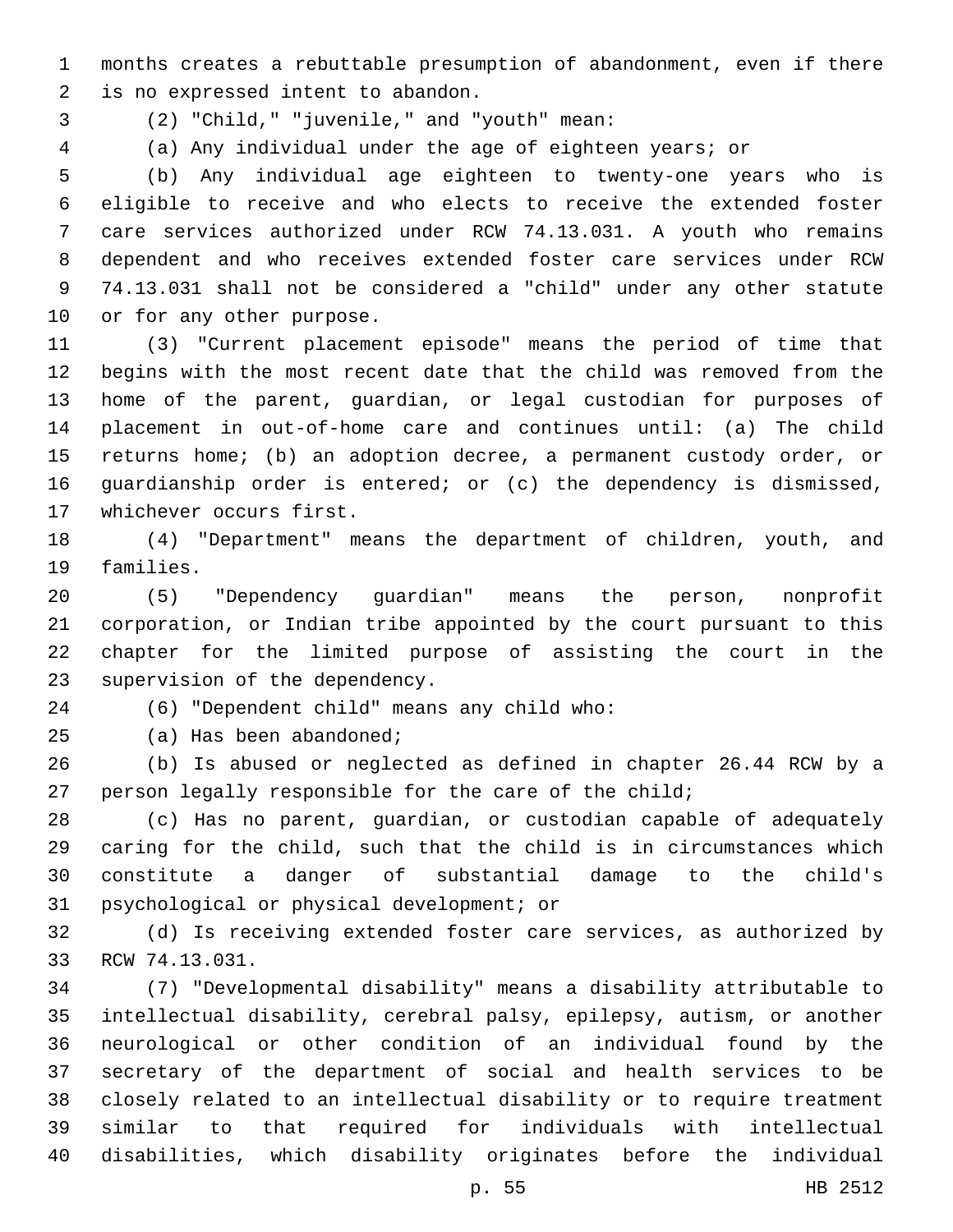months creates a rebuttable presumption of abandonment, even if there is no expressed intent to abandon.

(2) "Child," "juvenile," and "youth" mean:

(a) Any individual under the age of eighteen years; or

(b) Any individual age eighteen to twenty-one years who is eligible to receive and who elects to receive the extended foster care services authorized under RCW 74.13.031. A youth who remains dependent and who receives extended foster care services under RCW 74.13.031 shall not be considered a "child" under any other statute or for any other purpose.

(3) "Current placement episode" means the period of time that begins with the most recent date that the child was removed from the home of the parent, guardian, or legal custodian for purposes of placement in out-of-home care and continues until: (a) The child returns home; (b) an adoption decree, a permanent custody order, or guardianship order is entered; or (c) the dependency is dismissed, whichever occurs first.

(4) "Department" means the department of children, youth, and families.

(5) "Dependency guardian" means the person, nonprofit corporation, or Indian tribe appointed by the court pursuant to this chapter for the limited purpose of assisting the court in the supervision of the dependency.

(6) "Dependent child" means any child who:

(a) Has been abandoned;

(b) Is abused or neglected as defined in chapter 26.44 RCW by a person legally responsible for the care of the child;

(c) Has no parent, guardian, or custodian capable of adequately caring for the child, such that the child is in circumstances which constitute a danger of substantial damage to the child's psychological or physical development; or

(d) Is receiving extended foster care services, as authorized by RCW 74.13.031.

(7) "Developmental disability" means a disability attributable to intellectual disability, cerebral palsy, epilepsy, autism, or another neurological or other condition of an individual found by the secretary of the department of social and health services to be closely related to an intellectual disability or to require treatment similar to that required for individuals with intellectual disabilities, which disability originates before the individual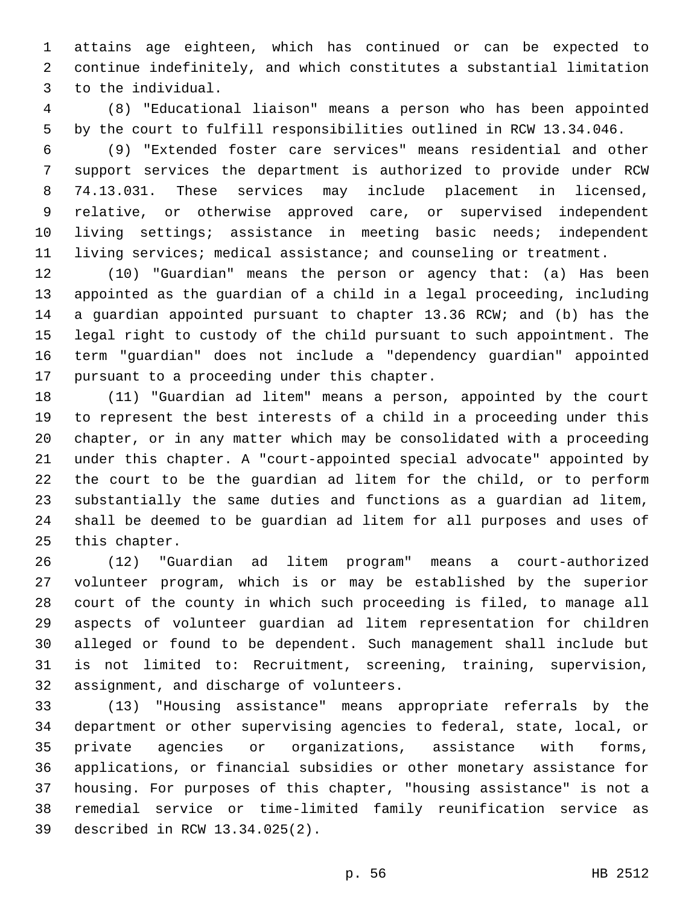attains age eighteen, which has continued or can be expected to continue indefinitely, and which constitutes a substantial limitation to the individual.

(8) "Educational liaison" means a person who has been appointed by the court to fulfill responsibilities outlined in RCW 13.34.046.

(9) "Extended foster care services" means residential and other support services the department is authorized to provide under RCW 74.13.031. These services may include placement in licensed, relative, or otherwise approved care, or supervised independent living settings; assistance in meeting basic needs; independent living services; medical assistance; and counseling or treatment.

(10) "Guardian" means the person or agency that: (a) Has been appointed as the guardian of a child in a legal proceeding, including a guardian appointed pursuant to chapter 13.36 RCW; and (b) has the legal right to custody of the child pursuant to such appointment. The term "guardian" does not include a "dependency guardian" appointed pursuant to a proceeding under this chapter.

(11) "Guardian ad litem" means a person, appointed by the court to represent the best interests of a child in a proceeding under this chapter, or in any matter which may be consolidated with a proceeding under this chapter. A "court-appointed special advocate" appointed by the court to be the guardian ad litem for the child, or to perform substantially the same duties and functions as a guardian ad litem, shall be deemed to be guardian ad litem for all purposes and uses of this chapter.

(12) "Guardian ad litem program" means a court-authorized volunteer program, which is or may be established by the superior court of the county in which such proceeding is filed, to manage all aspects of volunteer guardian ad litem representation for children alleged or found to be dependent. Such management shall include but is not limited to: Recruitment, screening, training, supervision, assignment, and discharge of volunteers.

(13) "Housing assistance" means appropriate referrals by the department or other supervising agencies to federal, state, local, or private agencies or organizations, assistance with forms, applications, or financial subsidies or other monetary assistance for housing. For purposes of this chapter, "housing assistance" is not a remedial service or time-limited family reunification service as described in RCW 13.34.025(2).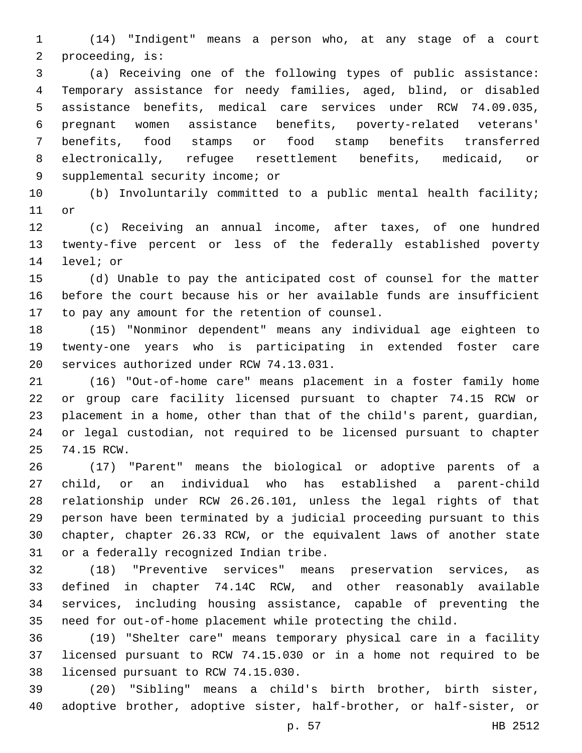(14) "Indigent" means a person who, at any stage of a court proceeding, is:

(a) Receiving one of the following types of public assistance: Temporary assistance for needy families, aged, blind, or disabled assistance benefits, medical care services under RCW 74.09.035, pregnant women assistance benefits, poverty-related veterans' benefits, food stamps or food stamp benefits transferred electronically, refugee resettlement benefits, medicaid, or supplemental security income; or

(b) Involuntarily committed to a public mental health facility; or

(c) Receiving an annual income, after taxes, of one hundred twenty-five percent or less of the federally established poverty level; or

(d) Unable to pay the anticipated cost of counsel for the matter before the court because his or her available funds are insufficient to pay any amount for the retention of counsel.

(15) "Nonminor dependent" means any individual age eighteen to twenty-one years who is participating in extended foster care services authorized under RCW 74.13.031.

(16) "Out-of-home care" means placement in a foster family home or group care facility licensed pursuant to chapter 74.15 RCW or placement in a home, other than that of the child's parent, guardian, or legal custodian, not required to be licensed pursuant to chapter 74.15 RCW.

(17) "Parent" means the biological or adoptive parents of a child, or an individual who has established a parent-child relationship under RCW 26.26.101, unless the legal rights of that person have been terminated by a judicial proceeding pursuant to this chapter, chapter 26.33 RCW, or the equivalent laws of another state or a federally recognized Indian tribe.

(18) "Preventive services" means preservation services, as defined in chapter 74.14C RCW, and other reasonably available services, including housing assistance, capable of preventing the need for out-of-home placement while protecting the child.

(19) "Shelter care" means temporary physical care in a facility licensed pursuant to RCW 74.15.030 or in a home not required to be licensed pursuant to RCW 74.15.030.

(20) "Sibling" means a child's birth brother, birth sister, adoptive brother, adoptive sister, half-brother, or half-sister, or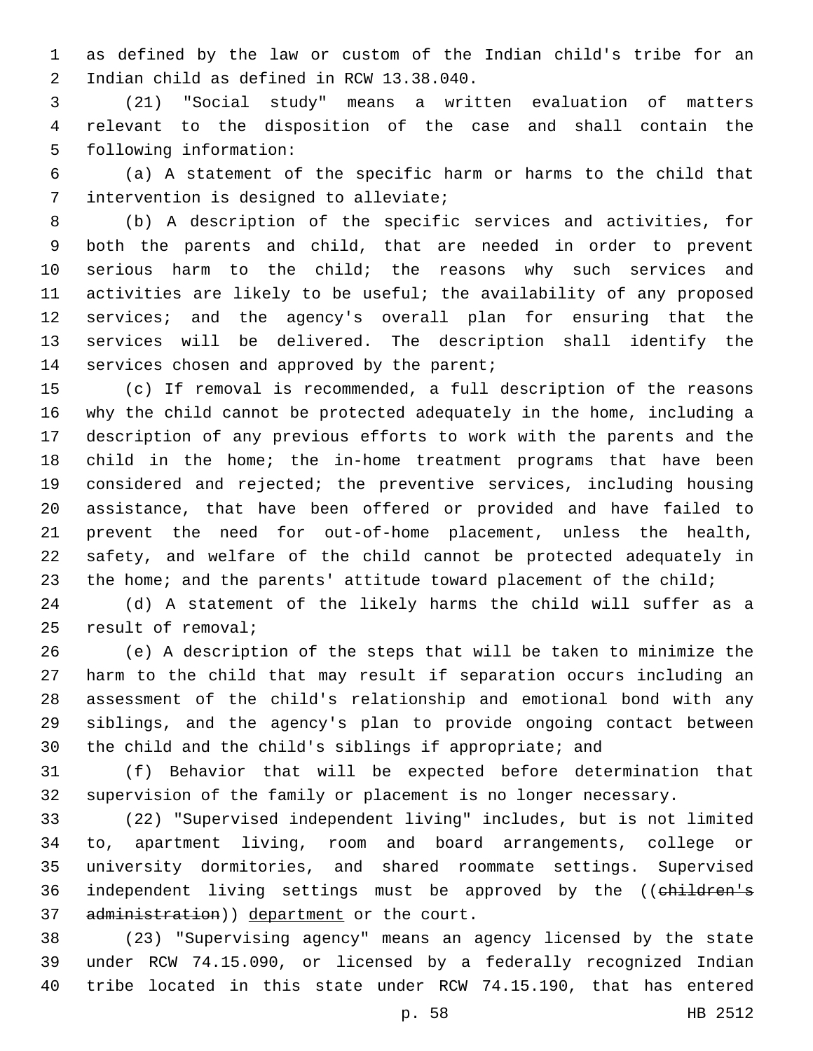as defined by the law or custom of the Indian child's tribe for an Indian child as defined in RCW 13.38.040.

(21) "Social study" means a written evaluation of matters relevant to the disposition of the case and shall contain the following information:

(a) A statement of the specific harm or harms to the child that intervention is designed to alleviate;

(b) A description of the specific services and activities, for both the parents and child, that are needed in order to prevent serious harm to the child; the reasons why such services and activities are likely to be useful; the availability of any proposed services; and the agency's overall plan for ensuring that the services will be delivered. The description shall identify the services chosen and approved by the parent;

(c) If removal is recommended, a full description of the reasons why the child cannot be protected adequately in the home, including a description of any previous efforts to work with the parents and the child in the home; the in-home treatment programs that have been considered and rejected; the preventive services, including housing assistance, that have been offered or provided and have failed to prevent the need for out-of-home placement, unless the health, safety, and welfare of the child cannot be protected adequately in the home; and the parents' attitude toward placement of the child;

(d) A statement of the likely harms the child will suffer as a result of removal;

(e) A description of the steps that will be taken to minimize the harm to the child that may result if separation occurs including an assessment of the child's relationship and emotional bond with any siblings, and the agency's plan to provide ongoing contact between the child and the child's siblings if appropriate; and

(f) Behavior that will be expected before determination that supervision of the family or placement is no longer necessary.

(22) "Supervised independent living" includes, but is not limited to, apartment living, room and board arrangements, college or university dormitories, and shared roommate settings. Supervised independent living settings must be approved by the ((~~children's administration~~)) <u>department</u> or the court.

(23) "Supervising agency" means an agency licensed by the state under RCW 74.15.090, or licensed by a federally recognized Indian tribe located in this state under RCW 74.15.190, that has entered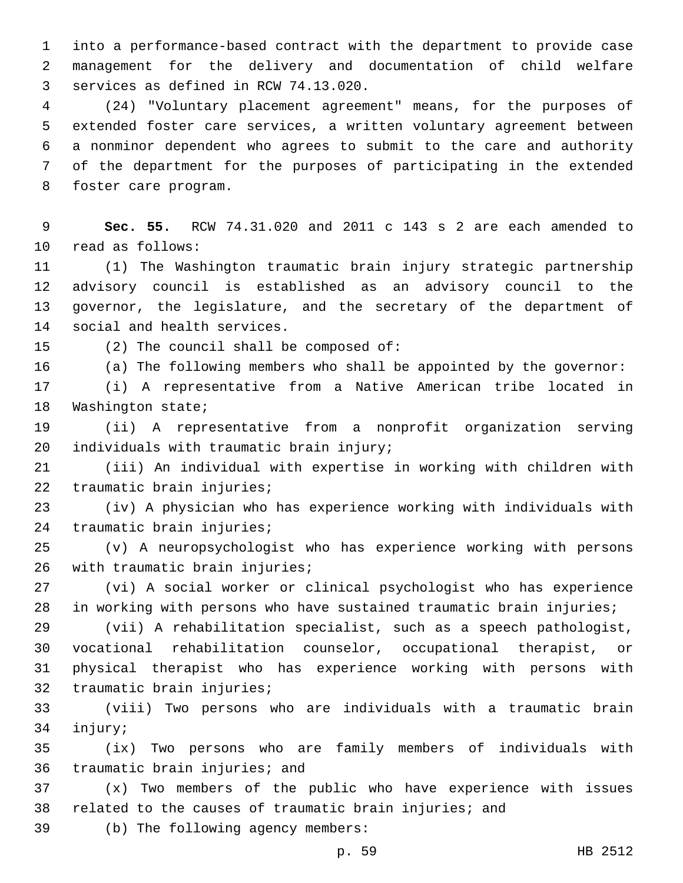into a performance-based contract with the department to provide case management for the delivery and documentation of child welfare services as defined in RCW 74.13.020.

(24) "Voluntary placement agreement" means, for the purposes of extended foster care services, a written voluntary agreement between a nonminor dependent who agrees to submit to the care and authority of the department for the purposes of participating in the extended foster care program.

**Sec. 55.** RCW 74.31.020 and 2011 c 143 s 2 are each amended to read as follows:

(1) The Washington traumatic brain injury strategic partnership advisory council is established as an advisory council to the governor, the legislature, and the secretary of the department of social and health services.

(2) The council shall be composed of:

(a) The following members who shall be appointed by the governor:

(i) A representative from a Native American tribe located in Washington state;

(ii) A representative from a nonprofit organization serving individuals with traumatic brain injury;

(iii) An individual with expertise in working with children with traumatic brain injuries;

(iv) A physician who has experience working with individuals with traumatic brain injuries;

(v) A neuropsychologist who has experience working with persons with traumatic brain injuries;

(vi) A social worker or clinical psychologist who has experience in working with persons who have sustained traumatic brain injuries;

(vii) A rehabilitation specialist, such as a speech pathologist, vocational rehabilitation counselor, occupational therapist, or physical therapist who has experience working with persons with traumatic brain injuries;

(viii) Two persons who are individuals with a traumatic brain injury;

(ix) Two persons who are family members of individuals with traumatic brain injuries; and

(x) Two members of the public who have experience with issues related to the causes of traumatic brain injuries; and

(b) The following agency members: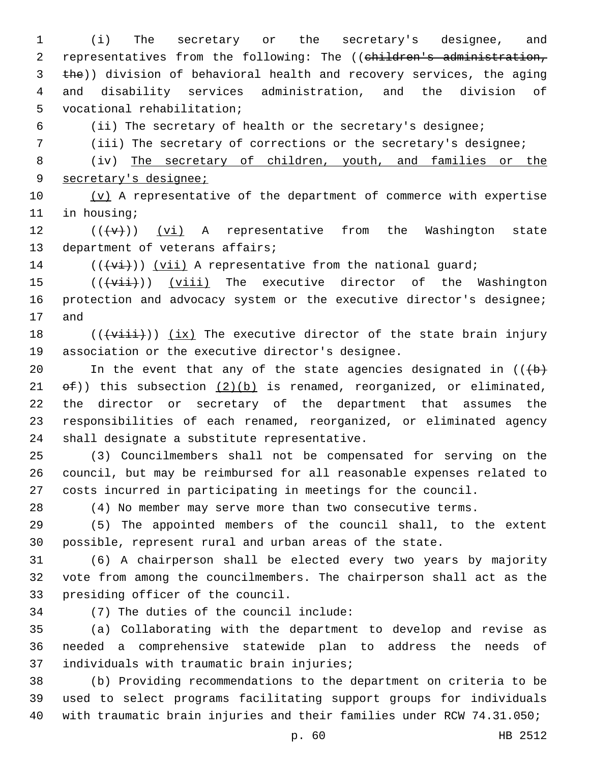(i) The secretary or the secretary's designee, and representatives from the following: The ((~~children's administration, the~~)) division of behavioral health and recovery services, the aging and disability services administration, and the division of vocational rehabilitation;

(ii) The secretary of health or the secretary's designee;

(iii) The secretary of corrections or the secretary's designee;

(iv) <u>The secretary of children, youth, and families or the secretary's designee;</u>

<u>(v)</u> A representative of the department of commerce with expertise in housing;

((~~(v)~~)) <u>(vi)</u> A representative from the Washington state department of veterans affairs;

((~~(vi)~~)) <u>(vii)</u> A representative from the national guard;

((~~(vii)~~)) <u>(viii)</u> The executive director of the Washington protection and advocacy system or the executive director's designee; and

((~~(viii)~~)) <u>(ix)</u> The executive director of the state brain injury association or the executive director's designee.

In the event that any of the state agencies designated in ((~~(b) of~~)) this subsection <u>(2)(b)</u> is renamed, reorganized, or eliminated, the director or secretary of the department that assumes the responsibilities of each renamed, reorganized, or eliminated agency shall designate a substitute representative.

(3) Councilmembers shall not be compensated for serving on the council, but may be reimbursed for all reasonable expenses related to costs incurred in participating in meetings for the council.

(4) No member may serve more than two consecutive terms.

(5) The appointed members of the council shall, to the extent possible, represent rural and urban areas of the state.

(6) A chairperson shall be elected every two years by majority vote from among the councilmembers. The chairperson shall act as the presiding officer of the council.

(7) The duties of the council include:

(a) Collaborating with the department to develop and revise as needed a comprehensive statewide plan to address the needs of individuals with traumatic brain injuries;

(b) Providing recommendations to the department on criteria to be used to select programs facilitating support groups for individuals with traumatic brain injuries and their families under RCW 74.31.050;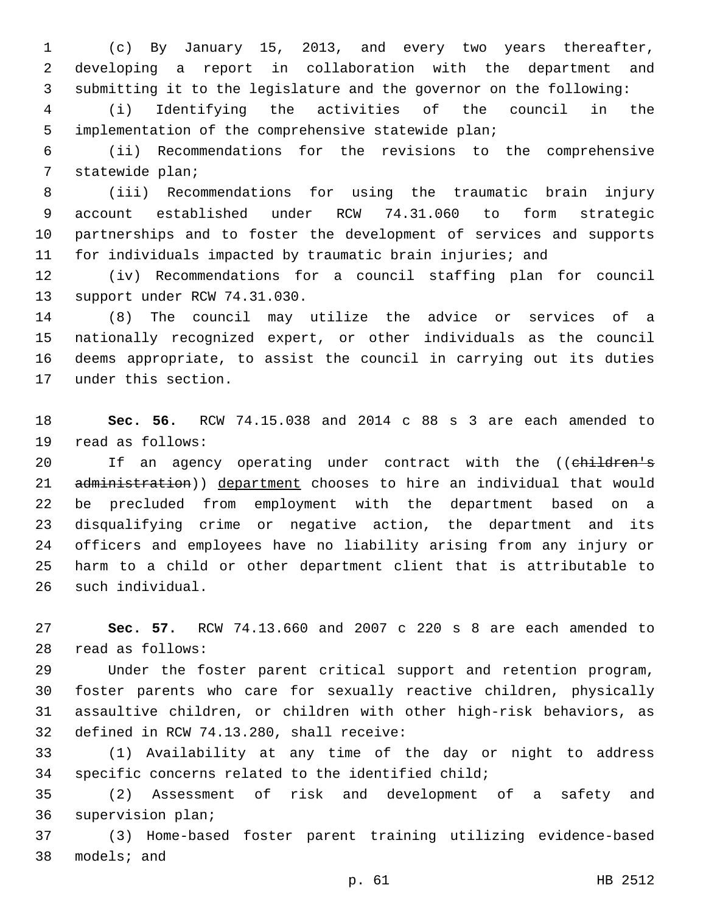(c) By January 15, 2013, and every two years thereafter, developing a report in collaboration with the department and submitting it to the legislature and the governor on the following:

(i) Identifying the activities of the council in the implementation of the comprehensive statewide plan;

(ii) Recommendations for the revisions to the comprehensive statewide plan;

(iii) Recommendations for using the traumatic brain injury account established under RCW 74.31.060 to form strategic partnerships and to foster the development of services and supports for individuals impacted by traumatic brain injuries; and

(iv) Recommendations for a council staffing plan for council support under RCW 74.31.030.

(8) The council may utilize the advice or services of a nationally recognized expert, or other individuals as the council deems appropriate, to assist the council in carrying out its duties under this section.

**Sec. 56.** RCW 74.15.038 and 2014 c 88 s 3 are each amended to read as follows:

If an agency operating under contract with the ((~~children's administration~~)) department chooses to hire an individual that would be precluded from employment with the department based on a disqualifying crime or negative action, the department and its officers and employees have no liability arising from any injury or harm to a child or other department client that is attributable to such individual.

**Sec. 57.** RCW 74.13.660 and 2007 c 220 s 8 are each amended to read as follows:

Under the foster parent critical support and retention program, foster parents who care for sexually reactive children, physically assaultive children, or children with other high-risk behaviors, as defined in RCW 74.13.280, shall receive:

(1) Availability at any time of the day or night to address specific concerns related to the identified child;

(2) Assessment of risk and development of a safety and supervision plan;

(3) Home-based foster parent training utilizing evidence-based models; and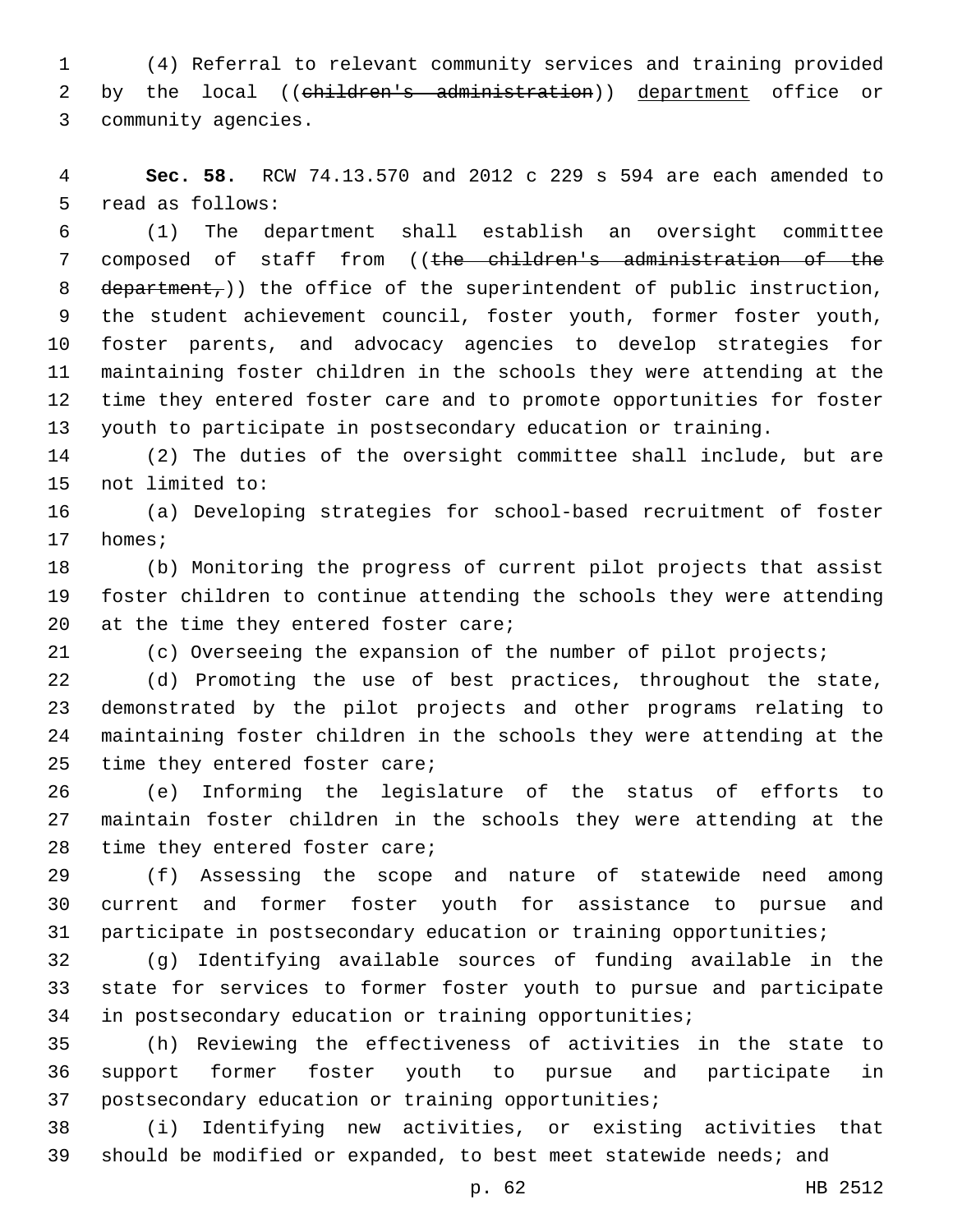(4) Referral to relevant community services and training provided by the local ((~~children's administration~~)) department office or community agencies.

**Sec. 58.** RCW 74.13.570 and 2012 c 229 s 594 are each amended to read as follows:

(1) The department shall establish an oversight committee composed of staff from ((~~the children's administration of the department,~~)) the office of the superintendent of public instruction, the student achievement council, foster youth, former foster youth, foster parents, and advocacy agencies to develop strategies for maintaining foster children in the schools they were attending at the time they entered foster care and to promote opportunities for foster youth to participate in postsecondary education or training.

(2) The duties of the oversight committee shall include, but are not limited to:

(a) Developing strategies for school-based recruitment of foster homes;

(b) Monitoring the progress of current pilot projects that assist foster children to continue attending the schools they were attending at the time they entered foster care;

(c) Overseeing the expansion of the number of pilot projects;

(d) Promoting the use of best practices, throughout the state, demonstrated by the pilot projects and other programs relating to maintaining foster children in the schools they were attending at the time they entered foster care;

(e) Informing the legislature of the status of efforts to maintain foster children in the schools they were attending at the time they entered foster care;

(f) Assessing the scope and nature of statewide need among current and former foster youth for assistance to pursue and participate in postsecondary education or training opportunities;

(g) Identifying available sources of funding available in the state for services to former foster youth to pursue and participate in postsecondary education or training opportunities;

(h) Reviewing the effectiveness of activities in the state to support former foster youth to pursue and participate in postsecondary education or training opportunities;

(i) Identifying new activities, or existing activities that should be modified or expanded, to best meet statewide needs; and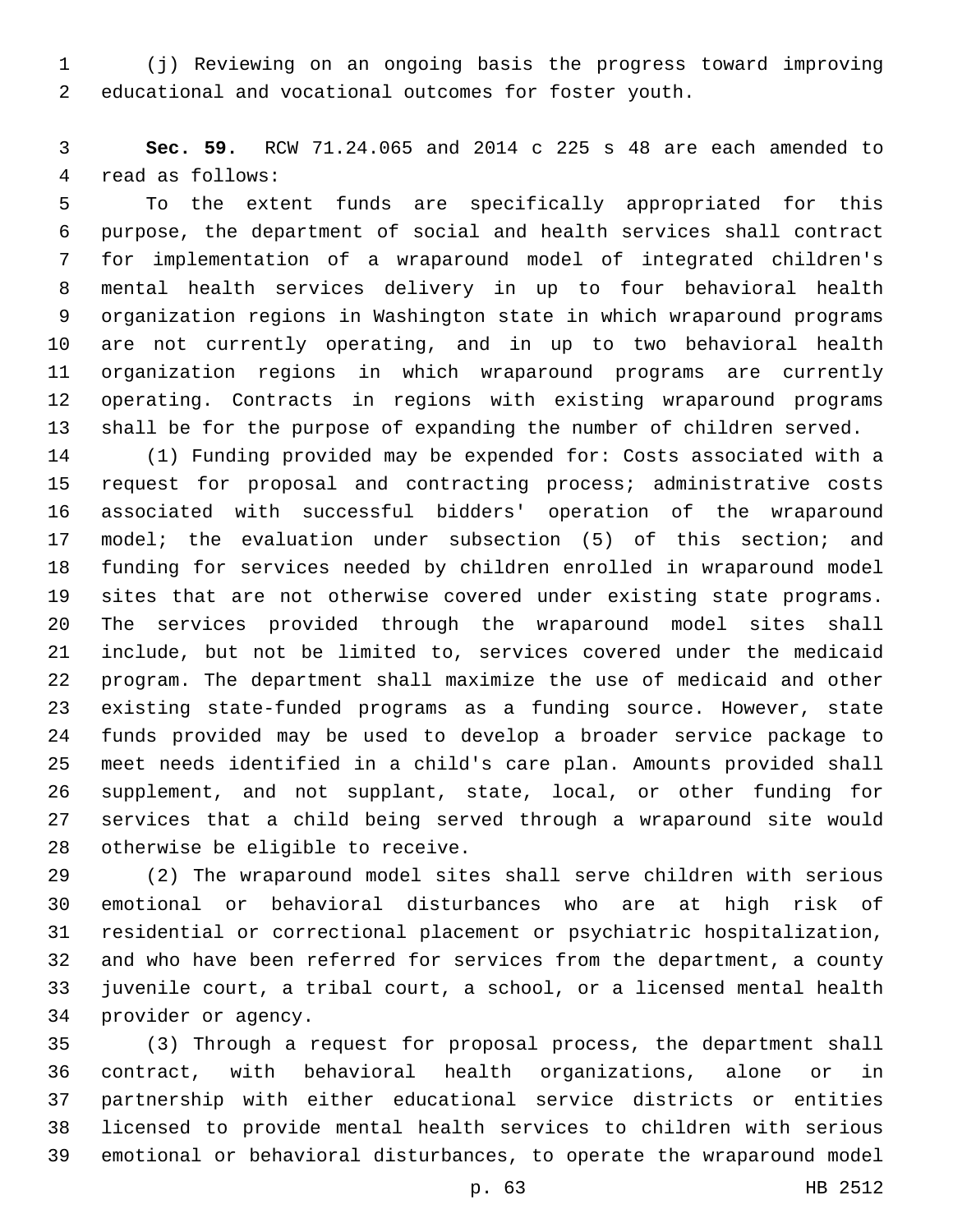(j) Reviewing on an ongoing basis the progress toward improving educational and vocational outcomes for foster youth.

**Sec. 59.** RCW 71.24.065 and 2014 c 225 s 48 are each amended to read as follows:

To the extent funds are specifically appropriated for this purpose, the department of social and health services shall contract for implementation of a wraparound model of integrated children's mental health services delivery in up to four behavioral health organization regions in Washington state in which wraparound programs are not currently operating, and in up to two behavioral health organization regions in which wraparound programs are currently operating. Contracts in regions with existing wraparound programs shall be for the purpose of expanding the number of children served.

(1) Funding provided may be expended for: Costs associated with a request for proposal and contracting process; administrative costs associated with successful bidders' operation of the wraparound model; the evaluation under subsection (5) of this section; and funding for services needed by children enrolled in wraparound model sites that are not otherwise covered under existing state programs. The services provided through the wraparound model sites shall include, but not be limited to, services covered under the medicaid program. The department shall maximize the use of medicaid and other existing state-funded programs as a funding source. However, state funds provided may be used to develop a broader service package to meet needs identified in a child's care plan. Amounts provided shall supplement, and not supplant, state, local, or other funding for services that a child being served through a wraparound site would otherwise be eligible to receive.

(2) The wraparound model sites shall serve children with serious emotional or behavioral disturbances who are at high risk of residential or correctional placement or psychiatric hospitalization, and who have been referred for services from the department, a county juvenile court, a tribal court, a school, or a licensed mental health provider or agency.

(3) Through a request for proposal process, the department shall contract, with behavioral health organizations, alone or in partnership with either educational service districts or entities licensed to provide mental health services to children with serious emotional or behavioral disturbances, to operate the wraparound model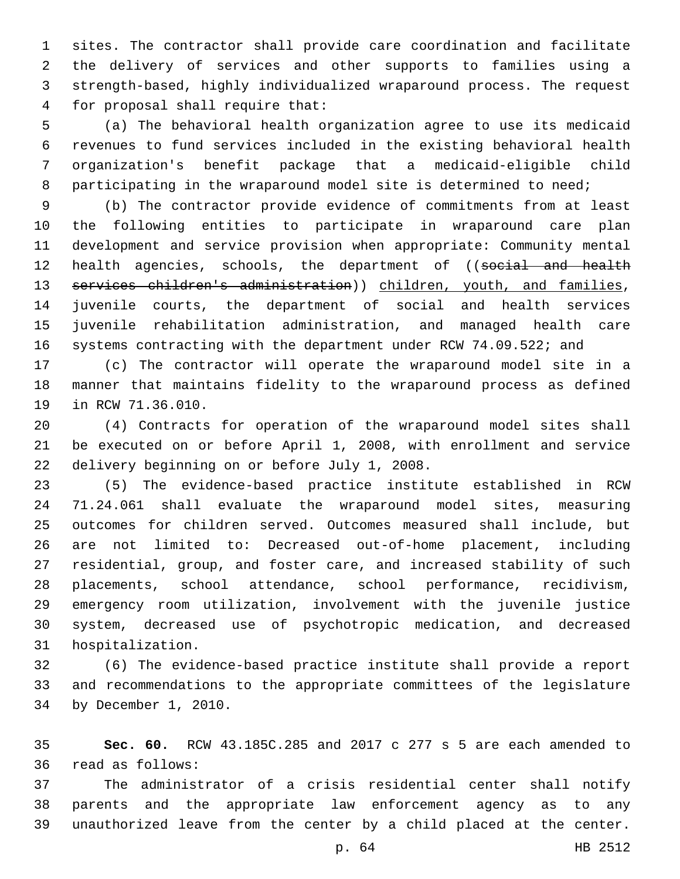sites. The contractor shall provide care coordination and facilitate the delivery of services and other supports to families using a strength-based, highly individualized wraparound process. The request for proposal shall require that:

(a) The behavioral health organization agree to use its medicaid revenues to fund services included in the existing behavioral health organization's benefit package that a medicaid-eligible child participating in the wraparound model site is determined to need;

(b) The contractor provide evidence of commitments from at least the following entities to participate in wraparound care plan development and service provision when appropriate: Community mental health agencies, schools, the department of ((~~social and health services children's administration~~)) children, youth, and families, juvenile courts, the department of social and health services juvenile rehabilitation administration, and managed health care systems contracting with the department under RCW 74.09.522; and

(c) The contractor will operate the wraparound model site in a manner that maintains fidelity to the wraparound process as defined in RCW 71.36.010.

(4) Contracts for operation of the wraparound model sites shall be executed on or before April 1, 2008, with enrollment and service delivery beginning on or before July 1, 2008.

(5) The evidence-based practice institute established in RCW 71.24.061 shall evaluate the wraparound model sites, measuring outcomes for children served. Outcomes measured shall include, but are not limited to: Decreased out-of-home placement, including residential, group, and foster care, and increased stability of such placements, school attendance, school performance, recidivism, emergency room utilization, involvement with the juvenile justice system, decreased use of psychotropic medication, and decreased hospitalization.

(6) The evidence-based practice institute shall provide a report and recommendations to the appropriate committees of the legislature by December 1, 2010.

**Sec. 60.** RCW 43.185C.285 and 2017 c 277 s 5 are each amended to read as follows:

The administrator of a crisis residential center shall notify parents and the appropriate law enforcement agency as to any unauthorized leave from the center by a child placed at the center.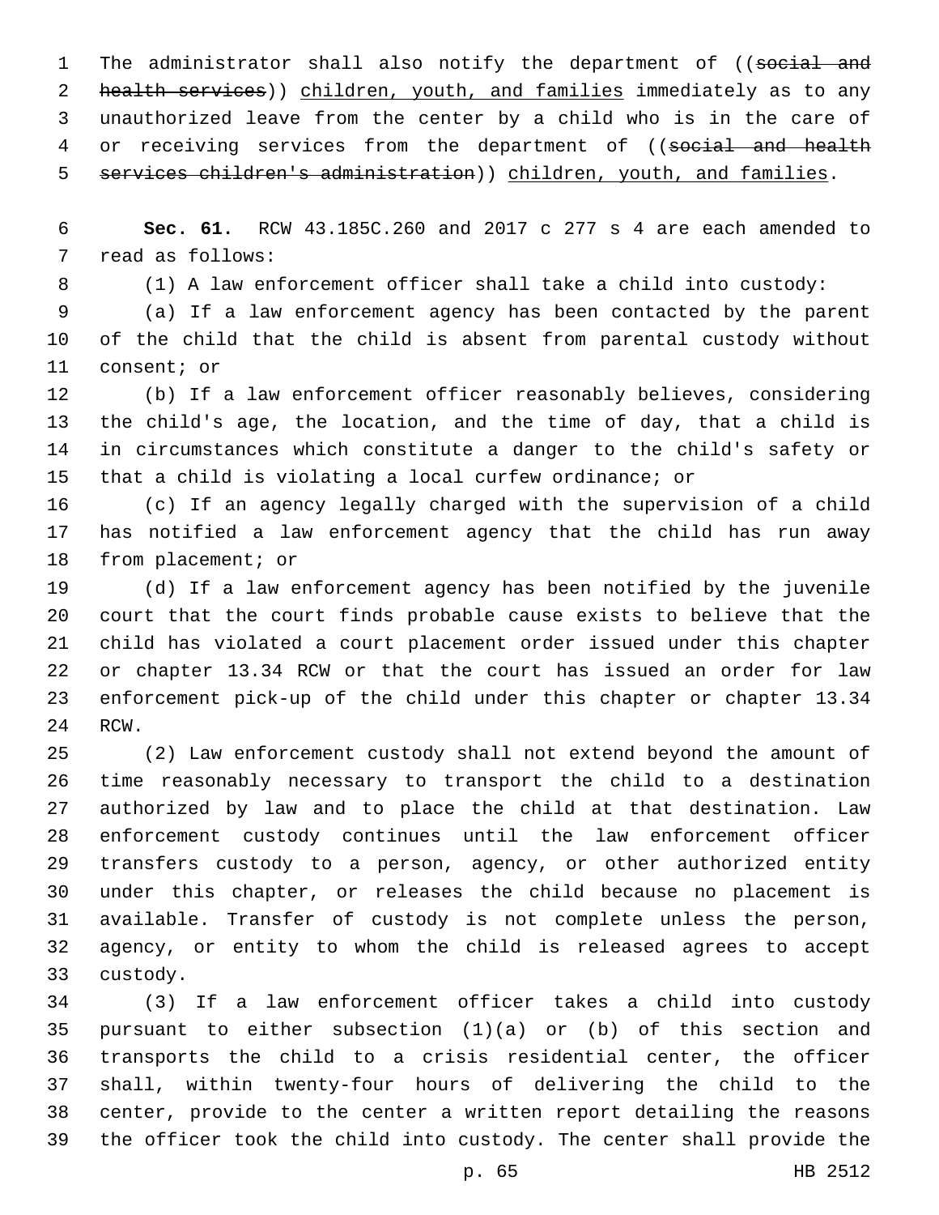The administrator shall also notify the department of ((~~social and health services~~)) <u>children, youth, and families</u> immediately as to any unauthorized leave from the center by a child who is in the care of or receiving services from the department of ((~~social and health services children's administration~~)) <u>children, youth, and families</u>.

**Sec. 61.** RCW 43.185C.260 and 2017 c 277 s 4 are each amended to read as follows:

(1) A law enforcement officer shall take a child into custody:

(a) If a law enforcement agency has been contacted by the parent of the child that the child is absent from parental custody without consent; or

(b) If a law enforcement officer reasonably believes, considering the child's age, the location, and the time of day, that a child is in circumstances which constitute a danger to the child's safety or that a child is violating a local curfew ordinance; or

(c) If an agency legally charged with the supervision of a child has notified a law enforcement agency that the child has run away from placement; or

(d) If a law enforcement agency has been notified by the juvenile court that the court finds probable cause exists to believe that the child has violated a court placement order issued under this chapter or chapter 13.34 RCW or that the court has issued an order for law enforcement pick-up of the child under this chapter or chapter 13.34 RCW.

(2) Law enforcement custody shall not extend beyond the amount of time reasonably necessary to transport the child to a destination authorized by law and to place the child at that destination. Law enforcement custody continues until the law enforcement officer transfers custody to a person, agency, or other authorized entity under this chapter, or releases the child because no placement is available. Transfer of custody is not complete unless the person, agency, or entity to whom the child is released agrees to accept custody.

(3) If a law enforcement officer takes a child into custody pursuant to either subsection (1)(a) or (b) of this section and transports the child to a crisis residential center, the officer shall, within twenty-four hours of delivering the child to the center, provide to the center a written report detailing the reasons the officer took the child into custody. The center shall provide the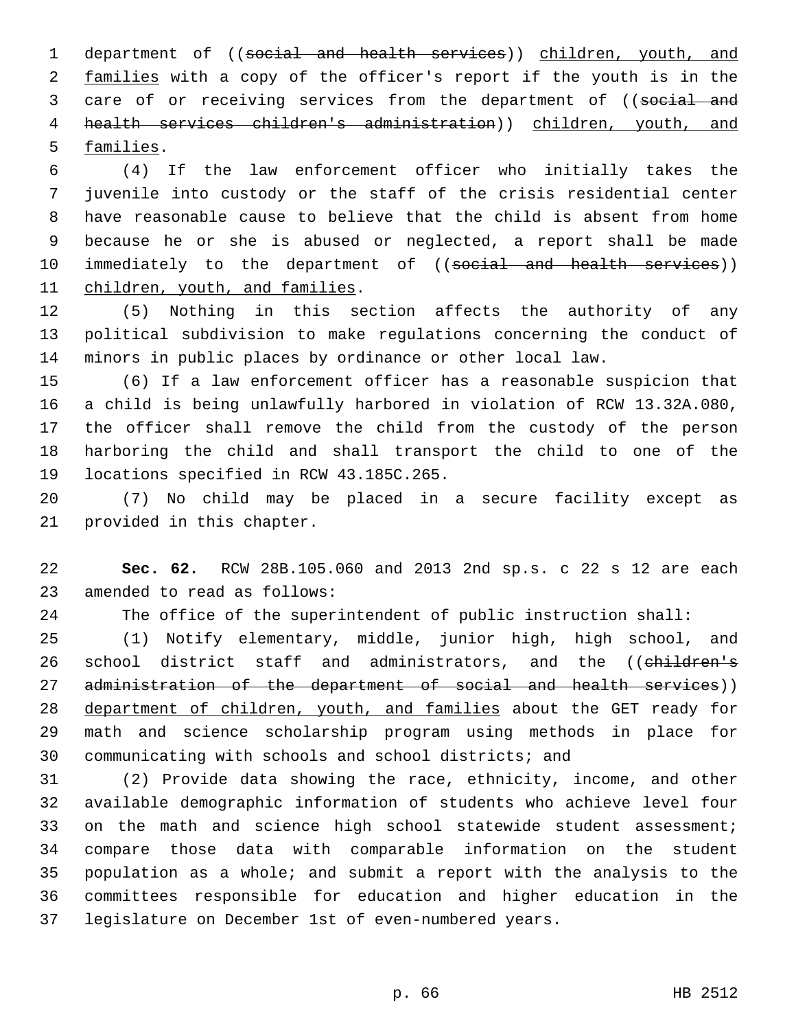department of ((~~social and health services~~)) children, youth, and families with a copy of the officer's report if the youth is in the care of or receiving services from the department of ((~~social and health services children's administration~~)) children, youth, and families.

(4) If the law enforcement officer who initially takes the juvenile into custody or the staff of the crisis residential center have reasonable cause to believe that the child is absent from home because he or she is abused or neglected, a report shall be made immediately to the department of ((~~social and health services~~)) children, youth, and families.

(5) Nothing in this section affects the authority of any political subdivision to make regulations concerning the conduct of minors in public places by ordinance or other local law.

(6) If a law enforcement officer has a reasonable suspicion that a child is being unlawfully harbored in violation of RCW 13.32A.080, the officer shall remove the child from the custody of the person harboring the child and shall transport the child to one of the locations specified in RCW 43.185C.265.

(7) No child may be placed in a secure facility except as provided in this chapter.

**Sec. 62.** RCW 28B.105.060 and 2013 2nd sp.s. c 22 s 12 are each amended to read as follows:

The office of the superintendent of public instruction shall:

(1) Notify elementary, middle, junior high, high school, and school district staff and administrators, and the ((~~children's administration of the department of social and health services~~)) department of children, youth, and families about the GET ready for math and science scholarship program using methods in place for communicating with schools and school districts; and

(2) Provide data showing the race, ethnicity, income, and other available demographic information of students who achieve level four on the math and science high school statewide student assessment; compare those data with comparable information on the student population as a whole; and submit a report with the analysis to the committees responsible for education and higher education in the legislature on December 1st of even-numbered years.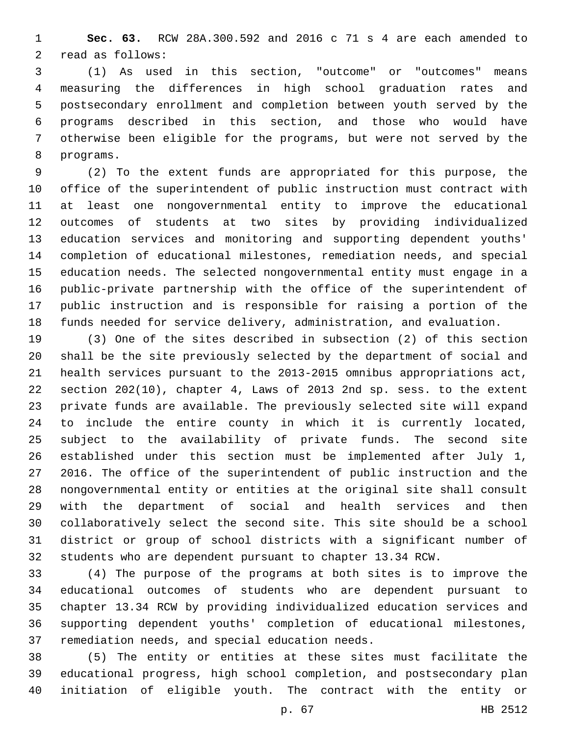**Sec. 63.** RCW 28A.300.592 and 2016 c 71 s 4 are each amended to read as follows:

(1) As used in this section, "outcome" or "outcomes" means measuring the differences in high school graduation rates and postsecondary enrollment and completion between youth served by the programs described in this section, and those who would have otherwise been eligible for the programs, but were not served by the programs.

(2) To the extent funds are appropriated for this purpose, the office of the superintendent of public instruction must contract with at least one nongovernmental entity to improve the educational outcomes of students at two sites by providing individualized education services and monitoring and supporting dependent youths' completion of educational milestones, remediation needs, and special education needs. The selected nongovernmental entity must engage in a public-private partnership with the office of the superintendent of public instruction and is responsible for raising a portion of the funds needed for service delivery, administration, and evaluation.

(3) One of the sites described in subsection (2) of this section shall be the site previously selected by the department of social and health services pursuant to the 2013-2015 omnibus appropriations act, section 202(10), chapter 4, Laws of 2013 2nd sp. sess. to the extent private funds are available. The previously selected site will expand to include the entire county in which it is currently located, subject to the availability of private funds. The second site established under this section must be implemented after July 1, 2016. The office of the superintendent of public instruction and the nongovernmental entity or entities at the original site shall consult with the department of social and health services and then collaboratively select the second site. This site should be a school district or group of school districts with a significant number of students who are dependent pursuant to chapter 13.34 RCW.

(4) The purpose of the programs at both sites is to improve the educational outcomes of students who are dependent pursuant to chapter 13.34 RCW by providing individualized education services and supporting dependent youths' completion of educational milestones, remediation needs, and special education needs.

(5) The entity or entities at these sites must facilitate the educational progress, high school completion, and postsecondary plan initiation of eligible youth. The contract with the entity or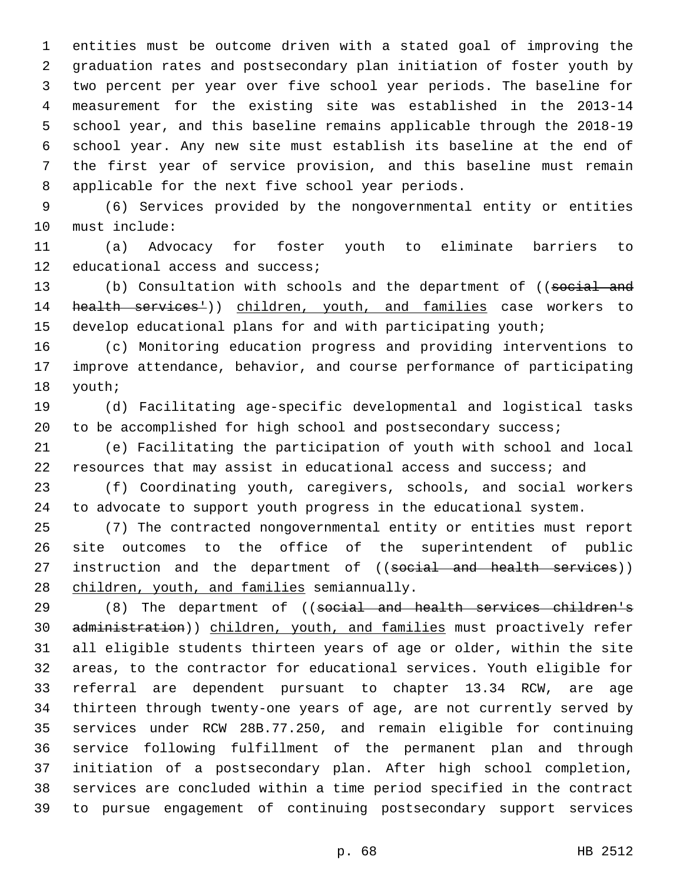entities must be outcome driven with a stated goal of improving the graduation rates and postsecondary plan initiation of foster youth by two percent per year over five school year periods. The baseline for measurement for the existing site was established in the 2013-14 school year, and this baseline remains applicable through the 2018-19 school year. Any new site must establish its baseline at the end of the first year of service provision, and this baseline must remain applicable for the next five school year periods.

(6) Services provided by the nongovernmental entity or entities must include:

(a) Advocacy for foster youth to eliminate barriers to educational access and success;

(b) Consultation with schools and the department of ((~~social and health services'~~)) children, youth, and families case workers to develop educational plans for and with participating youth;

(c) Monitoring education progress and providing interventions to improve attendance, behavior, and course performance of participating youth;

(d) Facilitating age-specific developmental and logistical tasks to be accomplished for high school and postsecondary success;

(e) Facilitating the participation of youth with school and local resources that may assist in educational access and success; and

(f) Coordinating youth, caregivers, schools, and social workers to advocate to support youth progress in the educational system.

(7) The contracted nongovernmental entity or entities must report site outcomes to the office of the superintendent of public instruction and the department of ((~~social and health services~~)) children, youth, and families semiannually.

(8) The department of ((~~social and health services children's administration~~)) children, youth, and families must proactively refer all eligible students thirteen years of age or older, within the site areas, to the contractor for educational services. Youth eligible for referral are dependent pursuant to chapter 13.34 RCW, are age thirteen through twenty-one years of age, are not currently served by services under RCW 28B.77.250, and remain eligible for continuing service following fulfillment of the permanent plan and through initiation of a postsecondary plan. After high school completion, services are concluded within a time period specified in the contract to pursue engagement of continuing postsecondary support services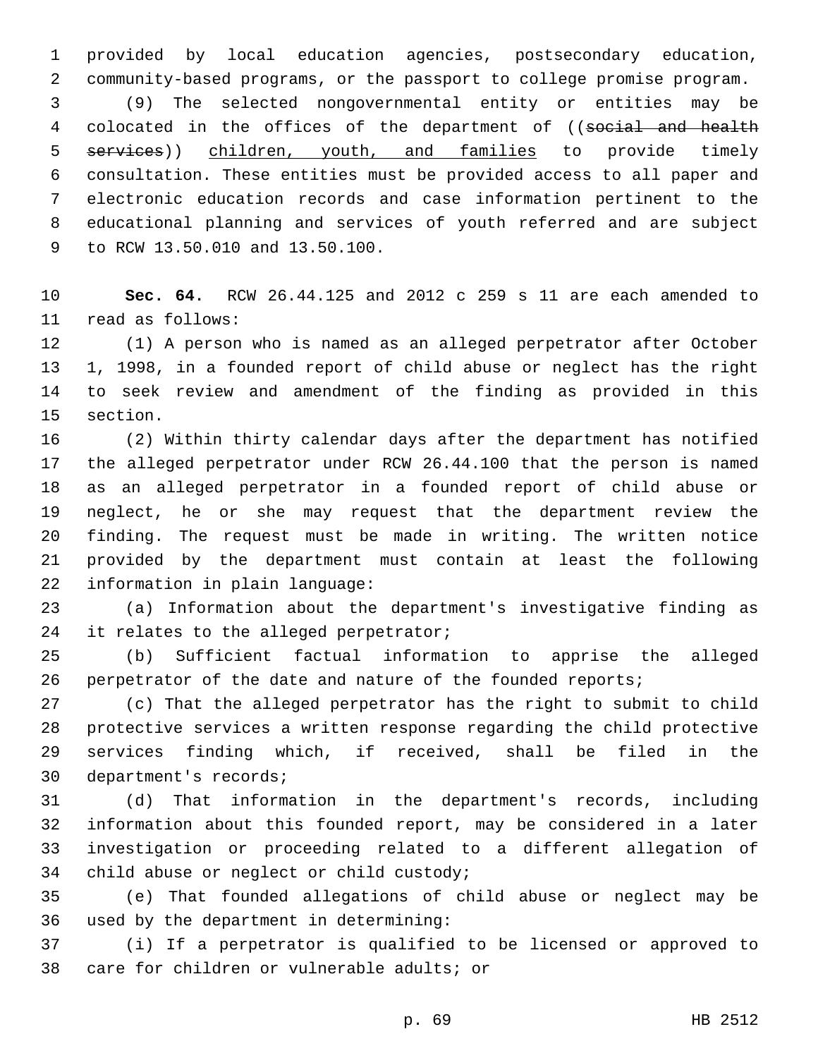provided by local education agencies, postsecondary education, community-based programs, or the passport to college promise program.

(9) The selected nongovernmental entity or entities may be colocated in the offices of the department of ((~~social and health services~~)) <u>children, youth, and families</u> to provide timely consultation. These entities must be provided access to all paper and electronic education records and case information pertinent to the educational planning and services of youth referred and are subject to RCW 13.50.010 and 13.50.100.

**Sec. 64.** RCW 26.44.125 and 2012 c 259 s 11 are each amended to read as follows:

(1) A person who is named as an alleged perpetrator after October 1, 1998, in a founded report of child abuse or neglect has the right to seek review and amendment of the finding as provided in this section.

(2) Within thirty calendar days after the department has notified the alleged perpetrator under RCW 26.44.100 that the person is named as an alleged perpetrator in a founded report of child abuse or neglect, he or she may request that the department review the finding. The request must be made in writing. The written notice provided by the department must contain at least the following information in plain language:

(a) Information about the department's investigative finding as it relates to the alleged perpetrator;

(b) Sufficient factual information to apprise the alleged perpetrator of the date and nature of the founded reports;

(c) That the alleged perpetrator has the right to submit to child protective services a written response regarding the child protective services finding which, if received, shall be filed in the department's records;

(d) That information in the department's records, including information about this founded report, may be considered in a later investigation or proceeding related to a different allegation of child abuse or neglect or child custody;

(e) That founded allegations of child abuse or neglect may be used by the department in determining:

(i) If a perpetrator is qualified to be licensed or approved to care for children or vulnerable adults; or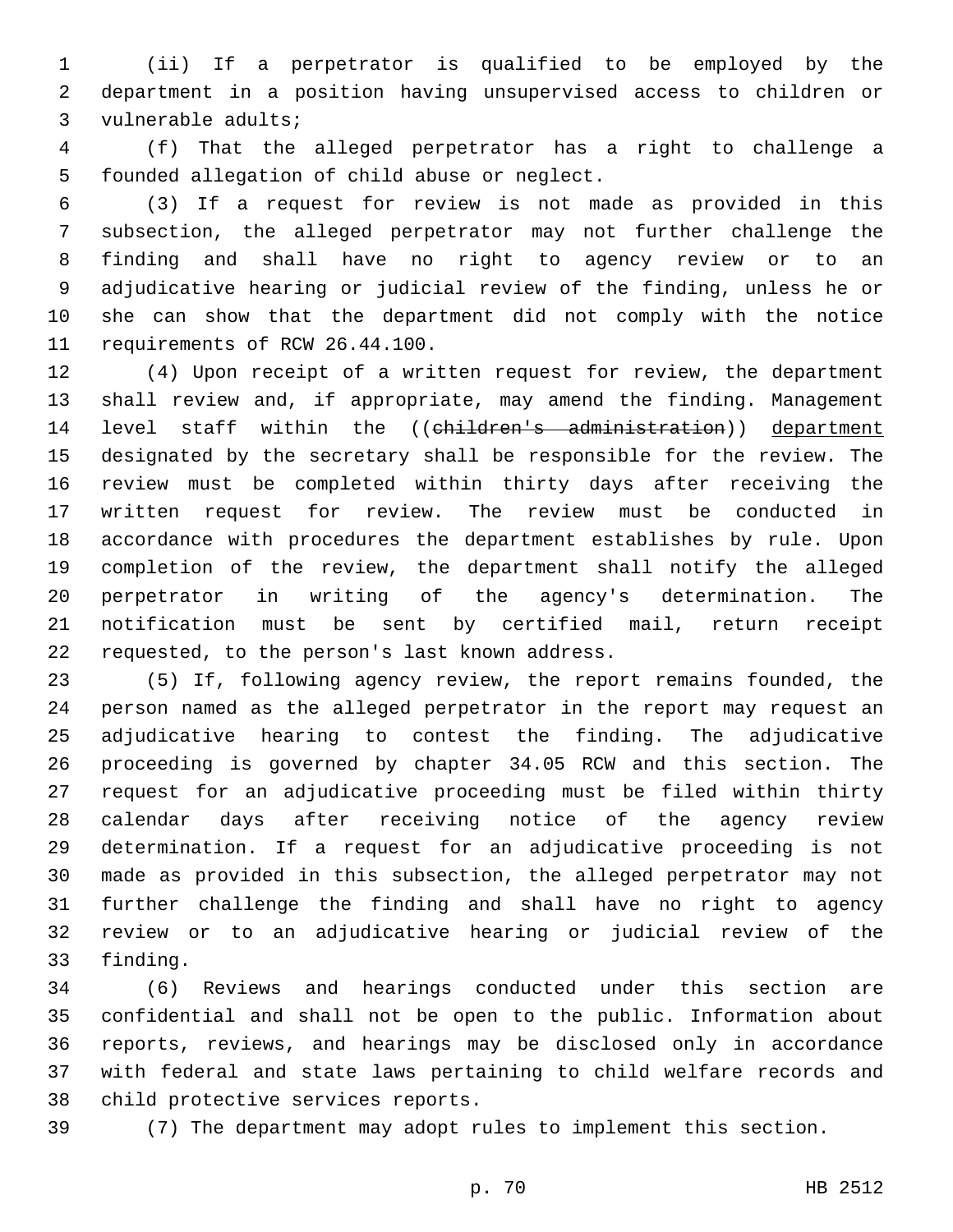(ii) If a perpetrator is qualified to be employed by the department in a position having unsupervised access to children or vulnerable adults;

(f) That the alleged perpetrator has a right to challenge a founded allegation of child abuse or neglect.

(3) If a request for review is not made as provided in this subsection, the alleged perpetrator may not further challenge the finding and shall have no right to agency review or to an adjudicative hearing or judicial review of the finding, unless he or she can show that the department did not comply with the notice requirements of RCW 26.44.100.

(4) Upon receipt of a written request for review, the department shall review and, if appropriate, may amend the finding. Management level staff within the ((~~children's administration~~)) department designated by the secretary shall be responsible for the review. The review must be completed within thirty days after receiving the written request for review. The review must be conducted in accordance with procedures the department establishes by rule. Upon completion of the review, the department shall notify the alleged perpetrator in writing of the agency's determination. The notification must be sent by certified mail, return receipt requested, to the person's last known address.

(5) If, following agency review, the report remains founded, the person named as the alleged perpetrator in the report may request an adjudicative hearing to contest the finding. The adjudicative proceeding is governed by chapter 34.05 RCW and this section. The request for an adjudicative proceeding must be filed within thirty calendar days after receiving notice of the agency review determination. If a request for an adjudicative proceeding is not made as provided in this subsection, the alleged perpetrator may not further challenge the finding and shall have no right to agency review or to an adjudicative hearing or judicial review of the finding.

(6) Reviews and hearings conducted under this section are confidential and shall not be open to the public. Information about reports, reviews, and hearings may be disclosed only in accordance with federal and state laws pertaining to child welfare records and child protective services reports.

(7) The department may adopt rules to implement this section.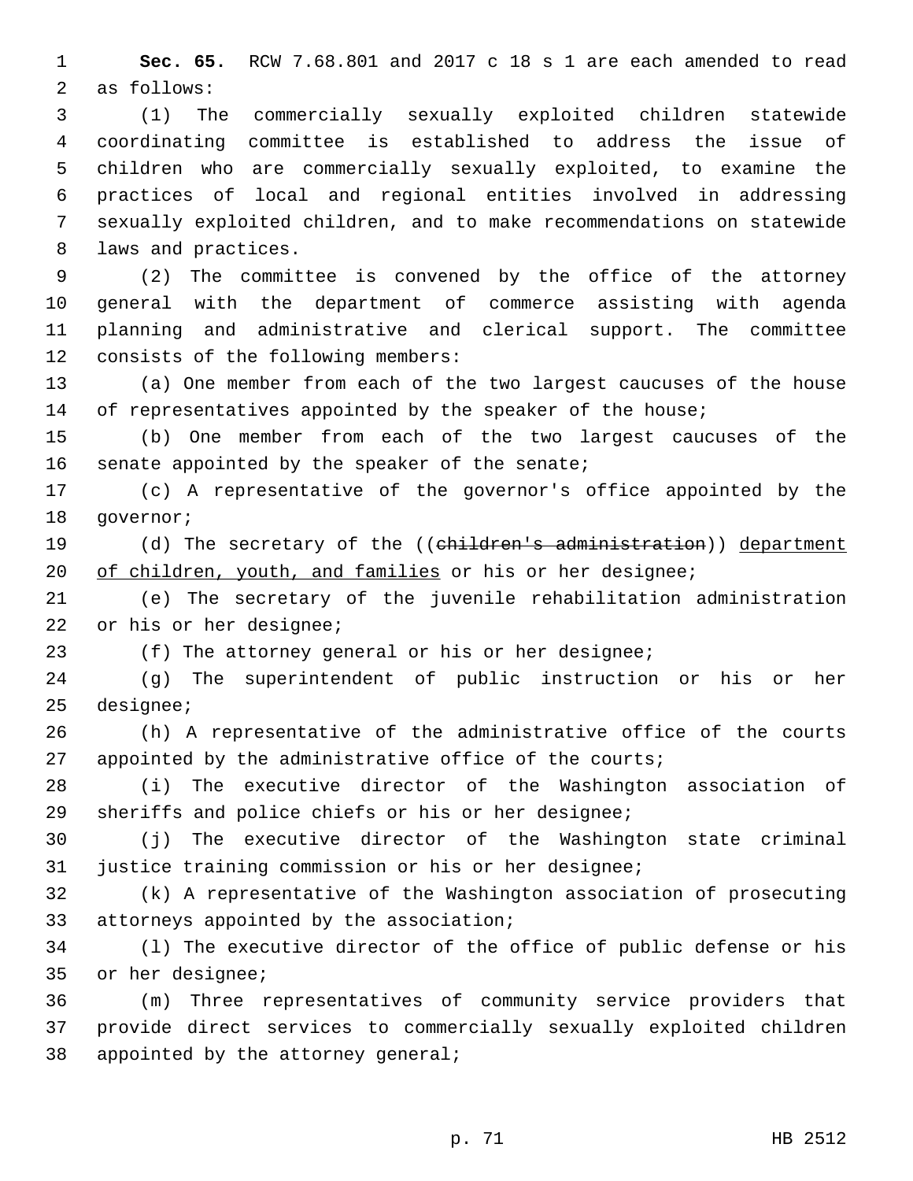**Sec. 65.** RCW 7.68.801 and 2017 c 18 s 1 are each amended to read as follows:

(1) The commercially sexually exploited children statewide coordinating committee is established to address the issue of children who are commercially sexually exploited, to examine the practices of local and regional entities involved in addressing sexually exploited children, and to make recommendations on statewide laws and practices.

(2) The committee is convened by the office of the attorney general with the department of commerce assisting with agenda planning and administrative and clerical support. The committee consists of the following members:

(a) One member from each of the two largest caucuses of the house of representatives appointed by the speaker of the house;

(b) One member from each of the two largest caucuses of the senate appointed by the speaker of the senate;

(c) A representative of the governor's office appointed by the governor;

(d) The secretary of the ((~~children's administration~~)) department of children, youth, and families or his or her designee;

(e) The secretary of the juvenile rehabilitation administration or his or her designee;

(f) The attorney general or his or her designee;

(g) The superintendent of public instruction or his or her designee;

(h) A representative of the administrative office of the courts appointed by the administrative office of the courts;

(i) The executive director of the Washington association of sheriffs and police chiefs or his or her designee;

(j) The executive director of the Washington state criminal justice training commission or his or her designee;

(k) A representative of the Washington association of prosecuting attorneys appointed by the association;

(l) The executive director of the office of public defense or his or her designee;

(m) Three representatives of community service providers that provide direct services to commercially sexually exploited children appointed by the attorney general;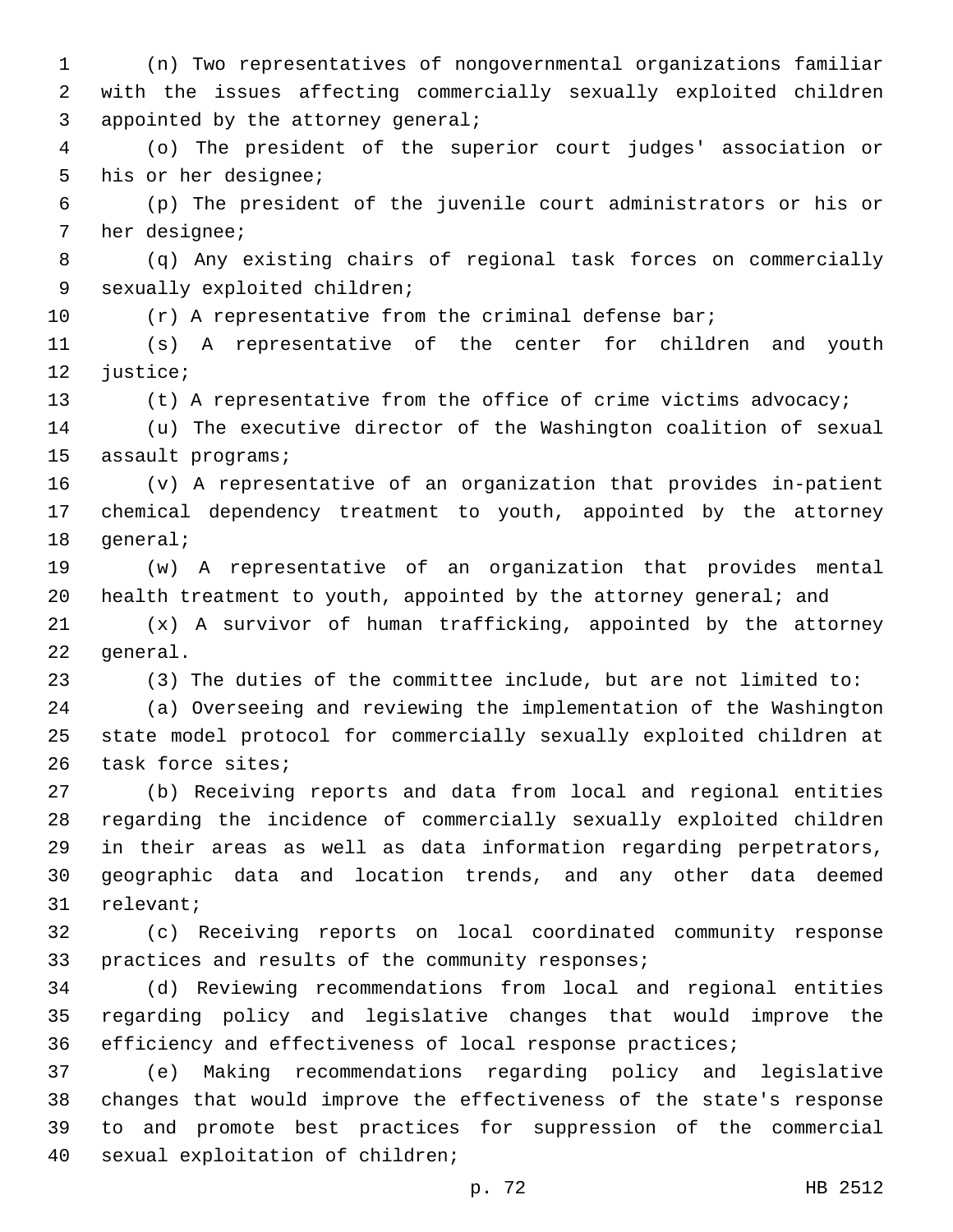(n) Two representatives of nongovernmental organizations familiar with the issues affecting commercially sexually exploited children appointed by the attorney general;

(o) The president of the superior court judges' association or his or her designee;

(p) The president of the juvenile court administrators or his or her designee;

(q) Any existing chairs of regional task forces on commercially sexually exploited children;

(r) A representative from the criminal defense bar;

(s) A representative of the center for children and youth justice;

(t) A representative from the office of crime victims advocacy;

(u) The executive director of the Washington coalition of sexual assault programs;

(v) A representative of an organization that provides in-patient chemical dependency treatment to youth, appointed by the attorney general;

(w) A representative of an organization that provides mental health treatment to youth, appointed by the attorney general; and

(x) A survivor of human trafficking, appointed by the attorney general.

(3) The duties of the committee include, but are not limited to:

(a) Overseeing and reviewing the implementation of the Washington state model protocol for commercially sexually exploited children at task force sites;

(b) Receiving reports and data from local and regional entities regarding the incidence of commercially sexually exploited children in their areas as well as data information regarding perpetrators, geographic data and location trends, and any other data deemed relevant;

(c) Receiving reports on local coordinated community response practices and results of the community responses;

(d) Reviewing recommendations from local and regional entities regarding policy and legislative changes that would improve the efficiency and effectiveness of local response practices;

(e) Making recommendations regarding policy and legislative changes that would improve the effectiveness of the state's response to and promote best practices for suppression of the commercial sexual exploitation of children;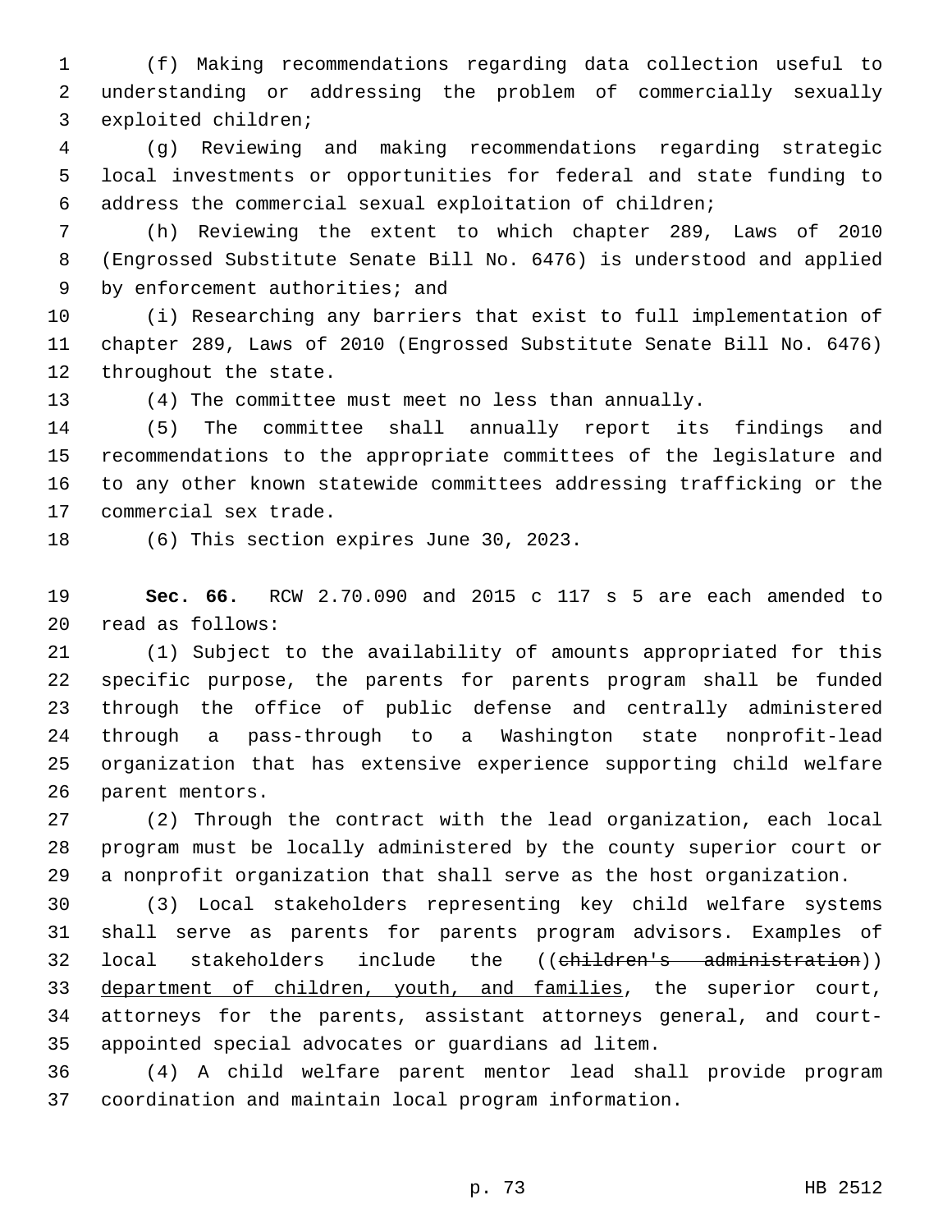(f) Making recommendations regarding data collection useful to understanding or addressing the problem of commercially sexually exploited children;

(g) Reviewing and making recommendations regarding strategic local investments or opportunities for federal and state funding to address the commercial sexual exploitation of children;

(h) Reviewing the extent to which chapter 289, Laws of 2010 (Engrossed Substitute Senate Bill No. 6476) is understood and applied by enforcement authorities; and

(i) Researching any barriers that exist to full implementation of chapter 289, Laws of 2010 (Engrossed Substitute Senate Bill No. 6476) throughout the state.

(4) The committee must meet no less than annually.

(5) The committee shall annually report its findings and recommendations to the appropriate committees of the legislature and to any other known statewide committees addressing trafficking or the commercial sex trade.

(6) This section expires June 30, 2023.

**Sec. 66.** RCW 2.70.090 and 2015 c 117 s 5 are each amended to read as follows:

(1) Subject to the availability of amounts appropriated for this specific purpose, the parents for parents program shall be funded through the office of public defense and centrally administered through a pass-through to a Washington state nonprofit-lead organization that has extensive experience supporting child welfare parent mentors.

(2) Through the contract with the lead organization, each local program must be locally administered by the county superior court or a nonprofit organization that shall serve as the host organization.

(3) Local stakeholders representing key child welfare systems shall serve as parents for parents program advisors. Examples of local stakeholders include the ((~~children's administration~~)) <u>department of children, youth, and families</u>, the superior court, attorneys for the parents, assistant attorneys general, and court-appointed special advocates or guardians ad litem.

(4) A child welfare parent mentor lead shall provide program coordination and maintain local program information.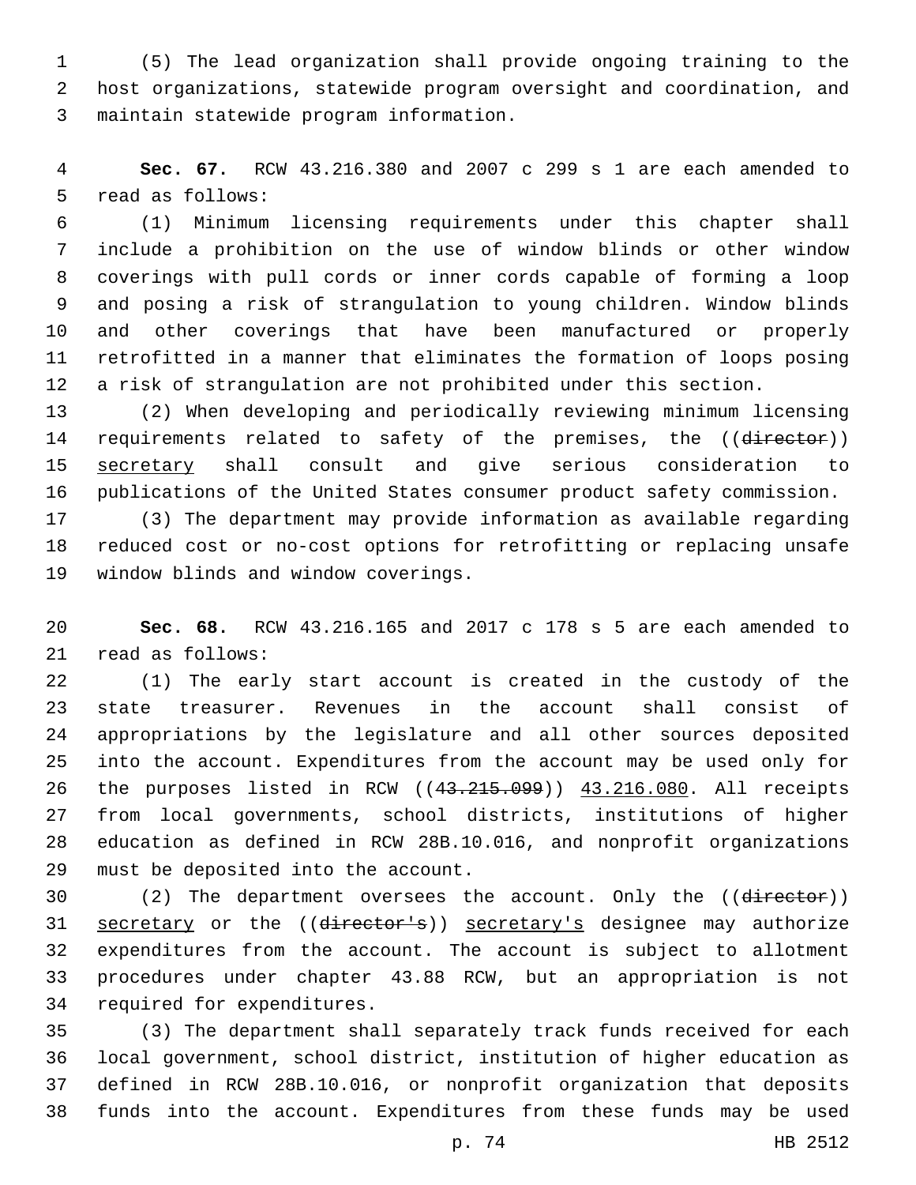(5) The lead organization shall provide ongoing training to the host organizations, statewide program oversight and coordination, and maintain statewide program information.

**Sec. 67.** RCW 43.216.380 and 2007 c 299 s 1 are each amended to read as follows:

(1) Minimum licensing requirements under this chapter shall include a prohibition on the use of window blinds or other window coverings with pull cords or inner cords capable of forming a loop and posing a risk of strangulation to young children. Window blinds and other coverings that have been manufactured or properly retrofitted in a manner that eliminates the formation of loops posing a risk of strangulation are not prohibited under this section.

(2) When developing and periodically reviewing minimum licensing requirements related to safety of the premises, the ((~~director~~)) secretary shall consult and give serious consideration to publications of the United States consumer product safety commission.

(3) The department may provide information as available regarding reduced cost or no-cost options for retrofitting or replacing unsafe window blinds and window coverings.

**Sec. 68.** RCW 43.216.165 and 2017 c 178 s 5 are each amended to read as follows:

(1) The early start account is created in the custody of the state treasurer. Revenues in the account shall consist of appropriations by the legislature and all other sources deposited into the account. Expenditures from the account may be used only for the purposes listed in RCW ((~~43.215.099~~)) 43.216.080. All receipts from local governments, school districts, institutions of higher education as defined in RCW 28B.10.016, and nonprofit organizations must be deposited into the account.

(2) The department oversees the account. Only the ((~~director~~)) secretary or the ((~~director's~~)) secretary's designee may authorize expenditures from the account. The account is subject to allotment procedures under chapter 43.88 RCW, but an appropriation is not required for expenditures.

(3) The department shall separately track funds received for each local government, school district, institution of higher education as defined in RCW 28B.10.016, or nonprofit organization that deposits funds into the account. Expenditures from these funds may be used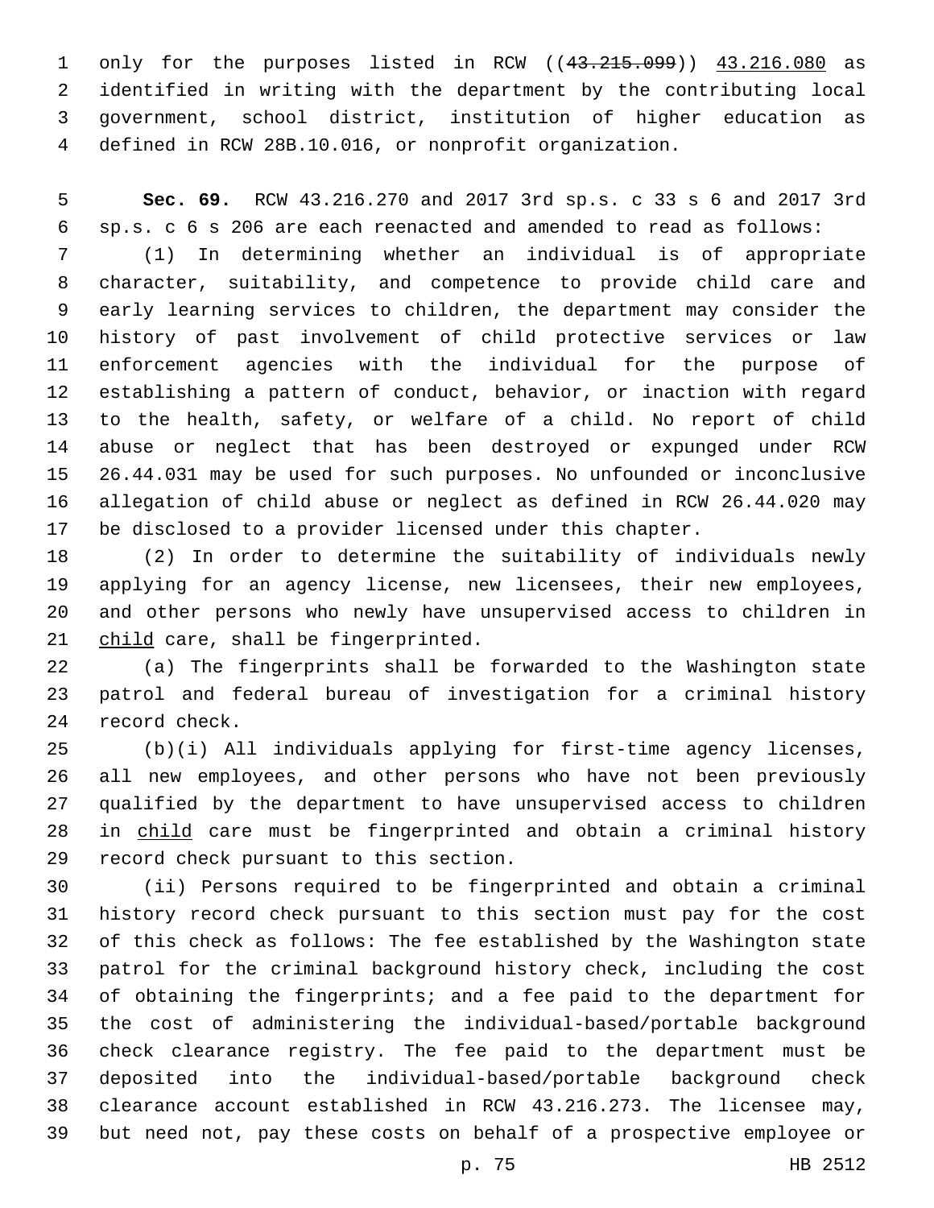only for the purposes listed in RCW ((~~43.215.099~~)) 43.216.080 as identified in writing with the department by the contributing local government, school district, institution of higher education as defined in RCW 28B.10.016, or nonprofit organization.

**Sec. 69.** RCW 43.216.270 and 2017 3rd sp.s. c 33 s 6 and 2017 3rd sp.s. c 6 s 206 are each reenacted and amended to read as follows:

(1) In determining whether an individual is of appropriate character, suitability, and competence to provide child care and early learning services to children, the department may consider the history of past involvement of child protective services or law enforcement agencies with the individual for the purpose of establishing a pattern of conduct, behavior, or inaction with regard to the health, safety, or welfare of a child. No report of child abuse or neglect that has been destroyed or expunged under RCW 26.44.031 may be used for such purposes. No unfounded or inconclusive allegation of child abuse or neglect as defined in RCW 26.44.020 may be disclosed to a provider licensed under this chapter.

(2) In order to determine the suitability of individuals newly applying for an agency license, new licensees, their new employees, and other persons who newly have unsupervised access to children in child care, shall be fingerprinted.

(a) The fingerprints shall be forwarded to the Washington state patrol and federal bureau of investigation for a criminal history record check.

(b)(i) All individuals applying for first-time agency licenses, all new employees, and other persons who have not been previously qualified by the department to have unsupervised access to children in child care must be fingerprinted and obtain a criminal history record check pursuant to this section.

(ii) Persons required to be fingerprinted and obtain a criminal history record check pursuant to this section must pay for the cost of this check as follows: The fee established by the Washington state patrol for the criminal background history check, including the cost of obtaining the fingerprints; and a fee paid to the department for the cost of administering the individual-based/portable background check clearance registry. The fee paid to the department must be deposited into the individual-based/portable background check clearance account established in RCW 43.216.273. The licensee may, but need not, pay these costs on behalf of a prospective employee or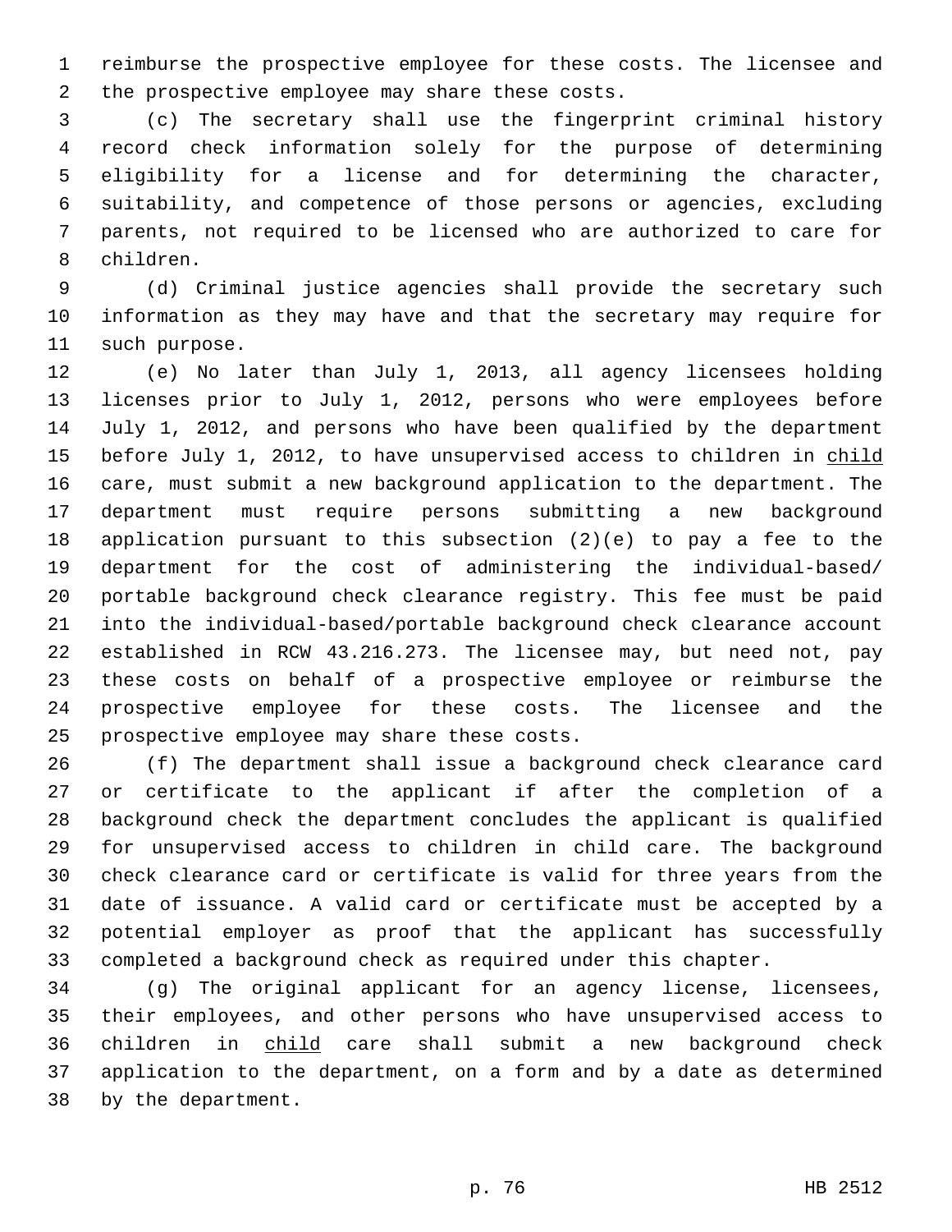reimburse the prospective employee for these costs. The licensee and the prospective employee may share these costs.

(c) The secretary shall use the fingerprint criminal history record check information solely for the purpose of determining eligibility for a license and for determining the character, suitability, and competence of those persons or agencies, excluding parents, not required to be licensed who are authorized to care for children.

(d) Criminal justice agencies shall provide the secretary such information as they may have and that the secretary may require for such purpose.

(e) No later than July 1, 2013, all agency licensees holding licenses prior to July 1, 2012, persons who were employees before July 1, 2012, and persons who have been qualified by the department before July 1, 2012, to have unsupervised access to children in child care, must submit a new background application to the department. The department must require persons submitting a new background application pursuant to this subsection (2)(e) to pay a fee to the department for the cost of administering the individual-based/portable background check clearance registry. This fee must be paid into the individual-based/portable background check clearance account established in RCW 43.216.273. The licensee may, but need not, pay these costs on behalf of a prospective employee or reimburse the prospective employee for these costs. The licensee and the prospective employee may share these costs.

(f) The department shall issue a background check clearance card or certificate to the applicant if after the completion of a background check the department concludes the applicant is qualified for unsupervised access to children in child care. The background check clearance card or certificate is valid for three years from the date of issuance. A valid card or certificate must be accepted by a potential employer as proof that the applicant has successfully completed a background check as required under this chapter.

(g) The original applicant for an agency license, licensees, their employees, and other persons who have unsupervised access to children in child care shall submit a new background check application to the department, on a form and by a date as determined by the department.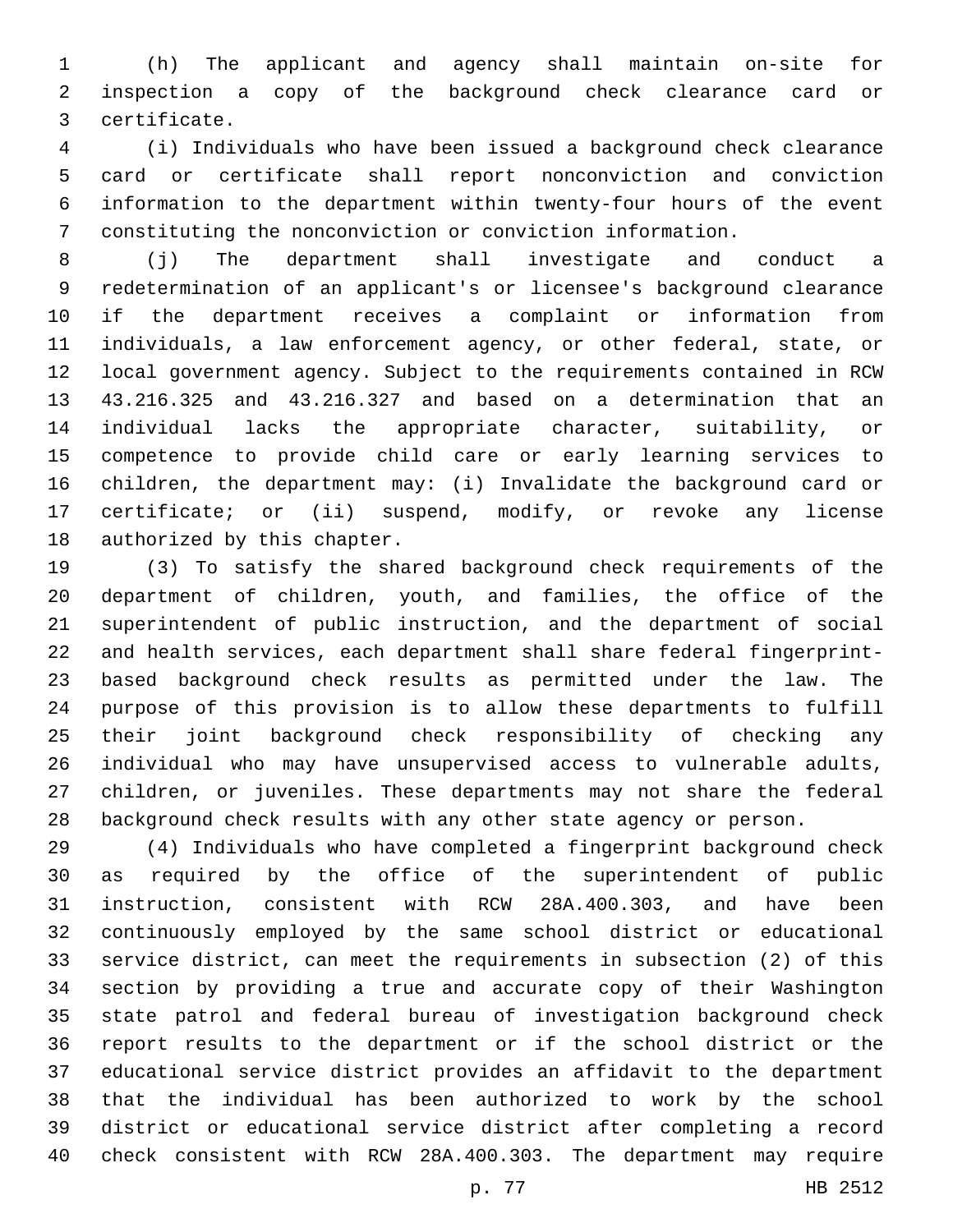(h) The applicant and agency shall maintain on-site for inspection a copy of the background check clearance card or certificate.

(i) Individuals who have been issued a background check clearance card or certificate shall report nonconviction and conviction information to the department within twenty-four hours of the event constituting the nonconviction or conviction information.

(j) The department shall investigate and conduct a redetermination of an applicant's or licensee's background clearance if the department receives a complaint or information from individuals, a law enforcement agency, or other federal, state, or local government agency. Subject to the requirements contained in RCW 43.216.325 and 43.216.327 and based on a determination that an individual lacks the appropriate character, suitability, or competence to provide child care or early learning services to children, the department may: (i) Invalidate the background card or certificate; or (ii) suspend, modify, or revoke any license authorized by this chapter.

(3) To satisfy the shared background check requirements of the department of children, youth, and families, the office of the superintendent of public instruction, and the department of social and health services, each department shall share federal fingerprint-based background check results as permitted under the law. The purpose of this provision is to allow these departments to fulfill their joint background check responsibility of checking any individual who may have unsupervised access to vulnerable adults, children, or juveniles. These departments may not share the federal background check results with any other state agency or person.

(4) Individuals who have completed a fingerprint background check as required by the office of the superintendent of public instruction, consistent with RCW 28A.400.303, and have been continuously employed by the same school district or educational service district, can meet the requirements in subsection (2) of this section by providing a true and accurate copy of their Washington state patrol and federal bureau of investigation background check report results to the department or if the school district or the educational service district provides an affidavit to the department that the individual has been authorized to work by the school district or educational service district after completing a record check consistent with RCW 28A.400.303. The department may require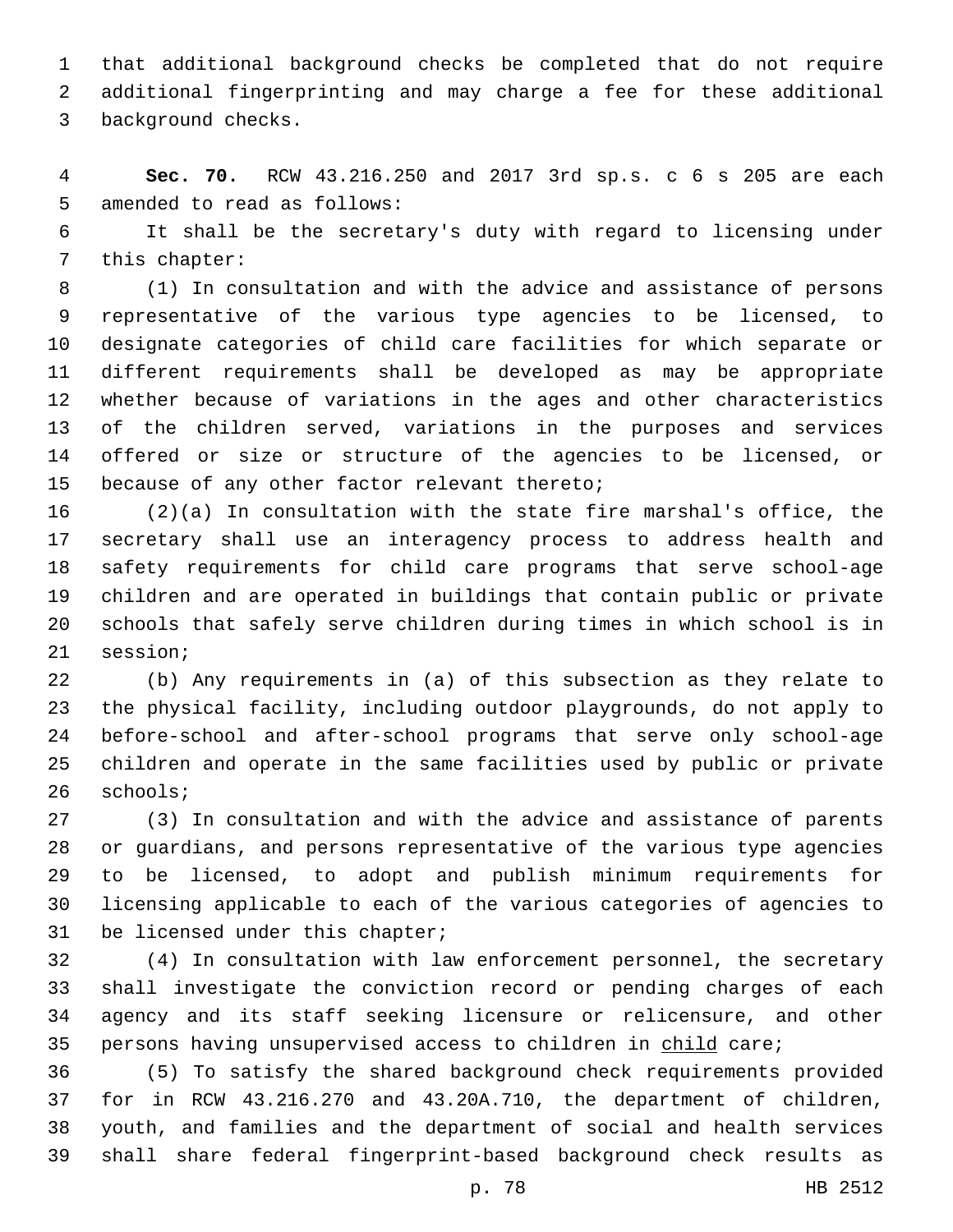that additional background checks be completed that do not require additional fingerprinting and may charge a fee for these additional background checks.

**Sec. 70.** RCW 43.216.250 and 2017 3rd sp.s. c 6 s 205 are each amended to read as follows:

It shall be the secretary's duty with regard to licensing under this chapter:

(1) In consultation and with the advice and assistance of persons representative of the various type agencies to be licensed, to designate categories of child care facilities for which separate or different requirements shall be developed as may be appropriate whether because of variations in the ages and other characteristics of the children served, variations in the purposes and services offered or size or structure of the agencies to be licensed, or because of any other factor relevant thereto;

(2)(a) In consultation with the state fire marshal's office, the secretary shall use an interagency process to address health and safety requirements for child care programs that serve school-age children and are operated in buildings that contain public or private schools that safely serve children during times in which school is in session;

(b) Any requirements in (a) of this subsection as they relate to the physical facility, including outdoor playgrounds, do not apply to before-school and after-school programs that serve only school-age children and operate in the same facilities used by public or private schools;

(3) In consultation and with the advice and assistance of parents or guardians, and persons representative of the various type agencies to be licensed, to adopt and publish minimum requirements for licensing applicable to each of the various categories of agencies to be licensed under this chapter;

(4) In consultation with law enforcement personnel, the secretary shall investigate the conviction record or pending charges of each agency and its staff seeking licensure or relicensure, and other persons having unsupervised access to children in <u>child</u> care;

(5) To satisfy the shared background check requirements provided for in RCW 43.216.270 and 43.20A.710, the department of children, youth, and families and the department of social and health services shall share federal fingerprint-based background check results as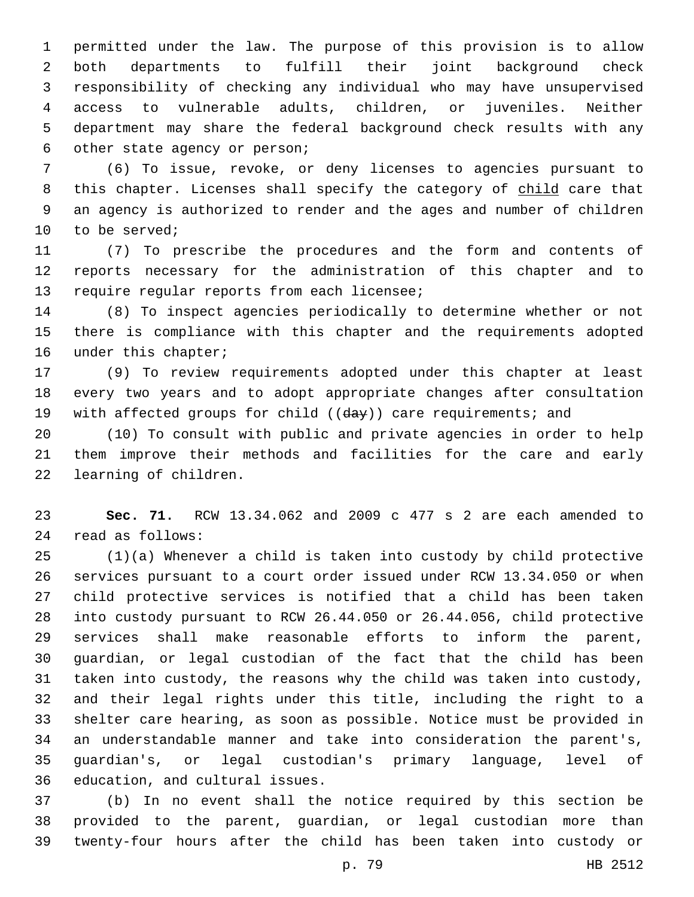permitted under the law. The purpose of this provision is to allow both departments to fulfill their joint background check responsibility of checking any individual who may have unsupervised access to vulnerable adults, children, or juveniles. Neither department may share the federal background check results with any other state agency or person;

(6) To issue, revoke, or deny licenses to agencies pursuant to this chapter. Licenses shall specify the category of <u>child</u> care that an agency is authorized to render and the ages and number of children to be served;

(7) To prescribe the procedures and the form and contents of reports necessary for the administration of this chapter and to require regular reports from each licensee;

(8) To inspect agencies periodically to determine whether or not there is compliance with this chapter and the requirements adopted under this chapter;

(9) To review requirements adopted under this chapter at least every two years and to adopt appropriate changes after consultation with affected groups for child ((~~day~~)) care requirements; and

(10) To consult with public and private agencies in order to help them improve their methods and facilities for the care and early learning of children.

**Sec. 71.** RCW 13.34.062 and 2009 c 477 s 2 are each amended to read as follows:

(1)(a) Whenever a child is taken into custody by child protective services pursuant to a court order issued under RCW 13.34.050 or when child protective services is notified that a child has been taken into custody pursuant to RCW 26.44.050 or 26.44.056, child protective services shall make reasonable efforts to inform the parent, guardian, or legal custodian of the fact that the child has been taken into custody, the reasons why the child was taken into custody, and their legal rights under this title, including the right to a shelter care hearing, as soon as possible. Notice must be provided in an understandable manner and take into consideration the parent's, guardian's, or legal custodian's primary language, level of education, and cultural issues.

(b) In no event shall the notice required by this section be provided to the parent, guardian, or legal custodian more than twenty-four hours after the child has been taken into custody or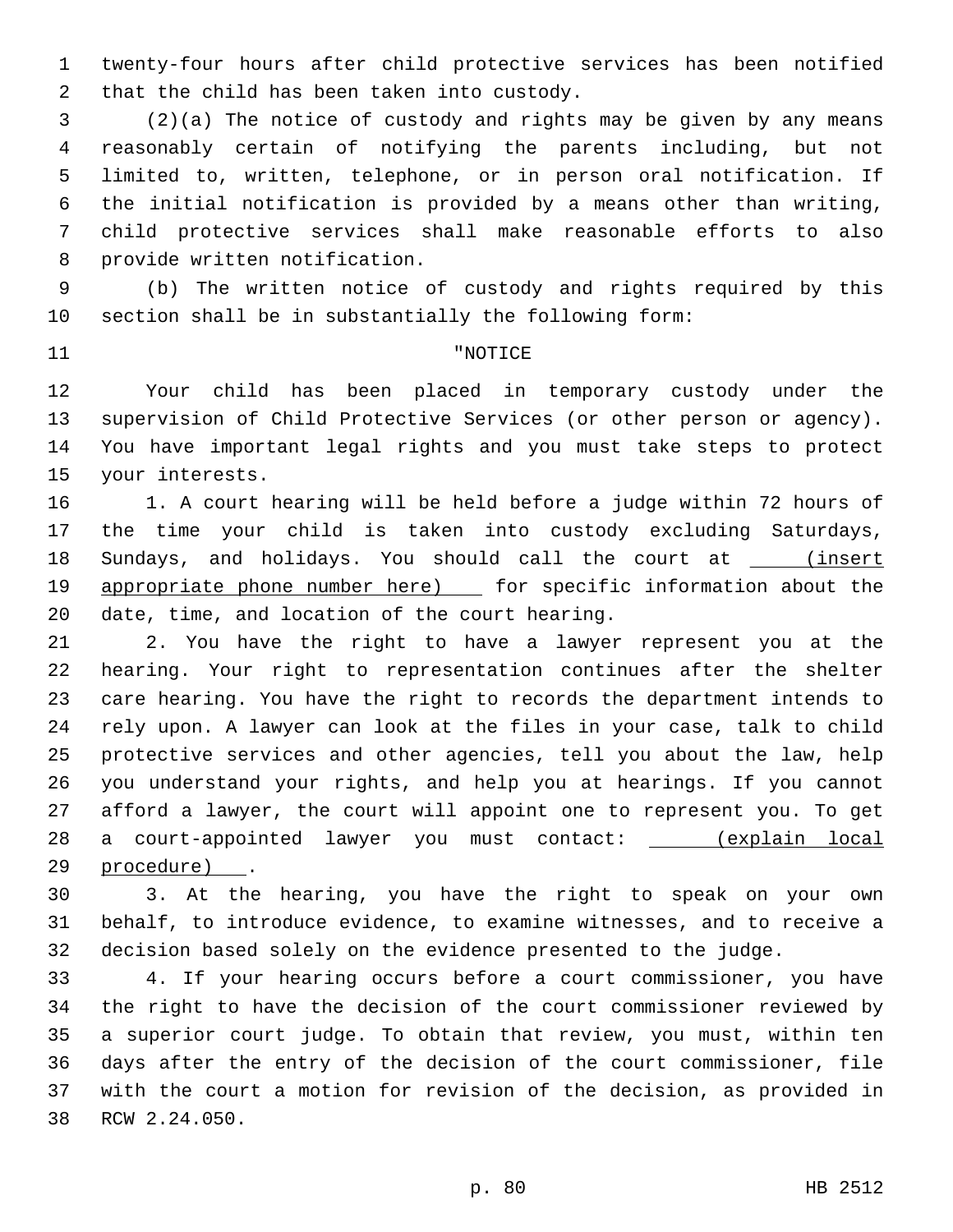twenty-four hours after child protective services has been notified that the child has been taken into custody.

(2)(a) The notice of custody and rights may be given by any means reasonably certain of notifying the parents including, but not limited to, written, telephone, or in person oral notification. If the initial notification is provided by a means other than writing, child protective services shall make reasonable efforts to also provide written notification.

(b) The written notice of custody and rights required by this section shall be in substantially the following form:

"NOTICE

Your child has been placed in temporary custody under the supervision of Child Protective Services (or other person or agency). You have important legal rights and you must take steps to protect your interests.

1. A court hearing will be held before a judge within 72 hours of the time your child is taken into custody excluding Saturdays, Sundays, and holidays. You should call the court at ____(insert appropriate phone number here)____ for specific information about the date, time, and location of the court hearing.

2. You have the right to have a lawyer represent you at the hearing. Your right to representation continues after the shelter care hearing. You have the right to records the department intends to rely upon. A lawyer can look at the files in your case, talk to child protective services and other agencies, tell you about the law, help you understand your rights, and help you at hearings. If you cannot afford a lawyer, the court will appoint one to represent you. To get a court-appointed lawyer you must contact: ____(explain local procedure)____.

3. At the hearing, you have the right to speak on your own behalf, to introduce evidence, to examine witnesses, and to receive a decision based solely on the evidence presented to the judge.

4. If your hearing occurs before a court commissioner, you have the right to have the decision of the court commissioner reviewed by a superior court judge. To obtain that review, you must, within ten days after the entry of the decision of the court commissioner, file with the court a motion for revision of the decision, as provided in RCW 2.24.050.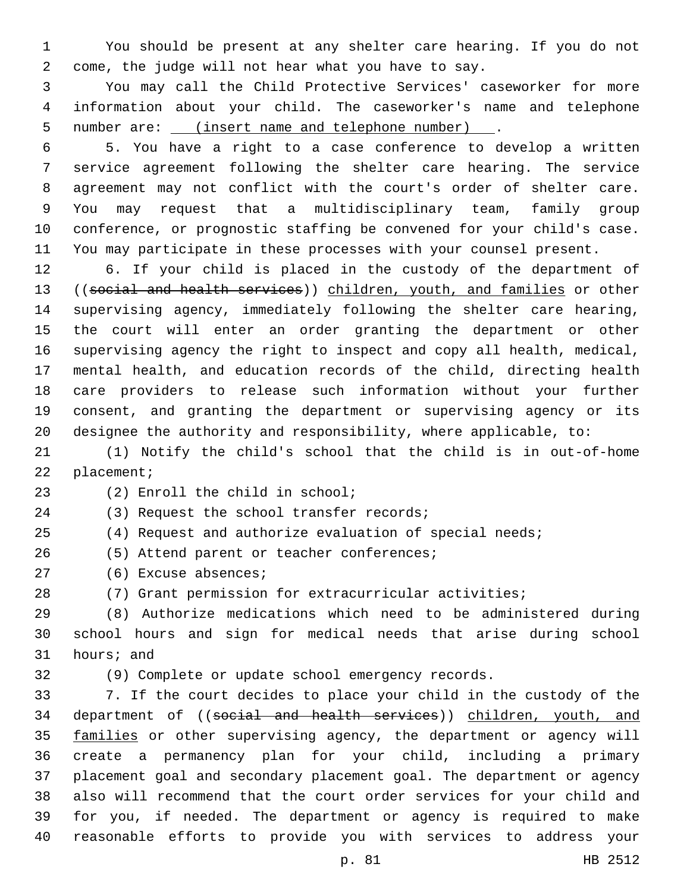You should be present at any shelter care hearing. If you do not come, the judge will not hear what you have to say.

You may call the Child Protective Services' caseworker for more information about your child. The caseworker's name and telephone number are: (insert name and telephone number).

5. You have a right to a case conference to develop a written service agreement following the shelter care hearing. The service agreement may not conflict with the court's order of shelter care. You may request that a multidisciplinary team, family group conference, or prognostic staffing be convened for your child's case. You may participate in these processes with your counsel present.

6. If your child is placed in the custody of the department of ((~~social and health services~~)) children, youth, and families or other supervising agency, immediately following the shelter care hearing, the court will enter an order granting the department or other supervising agency the right to inspect and copy all health, medical, mental health, and education records of the child, directing health care providers to release such information without your further consent, and granting the department or supervising agency or its designee the authority and responsibility, where applicable, to:

(1) Notify the child's school that the child is in out-of-home placement;

(2) Enroll the child in school;

(3) Request the school transfer records;

(4) Request and authorize evaluation of special needs;

(5) Attend parent or teacher conferences;

(6) Excuse absences;

(7) Grant permission for extracurricular activities;

(8) Authorize medications which need to be administered during school hours and sign for medical needs that arise during school hours; and

(9) Complete or update school emergency records.

7. If the court decides to place your child in the custody of the department of ((~~social and health services~~)) children, youth, and families or other supervising agency, the department or agency will create a permanency plan for your child, including a primary placement goal and secondary placement goal. The department or agency also will recommend that the court order services for your child and for you, if needed. The department or agency is required to make reasonable efforts to provide you with services to address your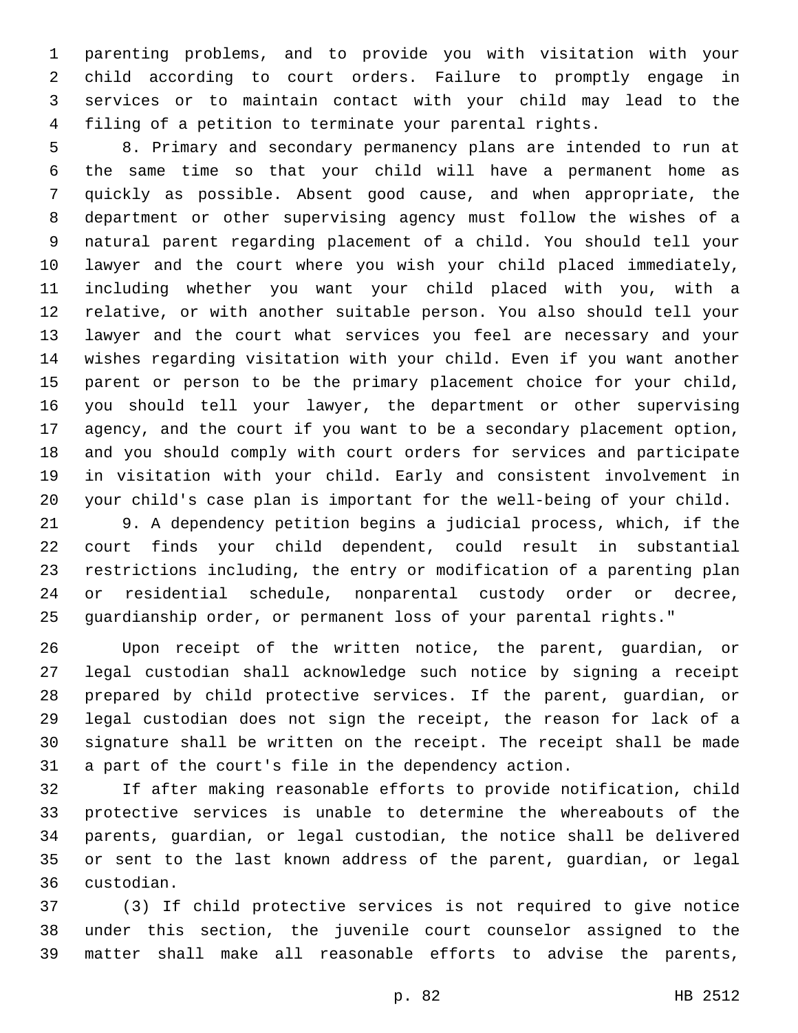parenting problems, and to provide you with visitation with your child according to court orders. Failure to promptly engage in services or to maintain contact with your child may lead to the filing of a petition to terminate your parental rights.

8. Primary and secondary permanency plans are intended to run at the same time so that your child will have a permanent home as quickly as possible. Absent good cause, and when appropriate, the department or other supervising agency must follow the wishes of a natural parent regarding placement of a child. You should tell your lawyer and the court where you wish your child placed immediately, including whether you want your child placed with you, with a relative, or with another suitable person. You also should tell your lawyer and the court what services you feel are necessary and your wishes regarding visitation with your child. Even if you want another parent or person to be the primary placement choice for your child, you should tell your lawyer, the department or other supervising agency, and the court if you want to be a secondary placement option, and you should comply with court orders for services and participate in visitation with your child. Early and consistent involvement in your child's case plan is important for the well-being of your child.

9. A dependency petition begins a judicial process, which, if the court finds your child dependent, could result in substantial restrictions including, the entry or modification of a parenting plan or residential schedule, nonparental custody order or decree, guardianship order, or permanent loss of your parental rights."

Upon receipt of the written notice, the parent, guardian, or legal custodian shall acknowledge such notice by signing a receipt prepared by child protective services. If the parent, guardian, or legal custodian does not sign the receipt, the reason for lack of a signature shall be written on the receipt. The receipt shall be made a part of the court's file in the dependency action.

If after making reasonable efforts to provide notification, child protective services is unable to determine the whereabouts of the parents, guardian, or legal custodian, the notice shall be delivered or sent to the last known address of the parent, guardian, or legal custodian.

(3) If child protective services is not required to give notice under this section, the juvenile court counselor assigned to the matter shall make all reasonable efforts to advise the parents,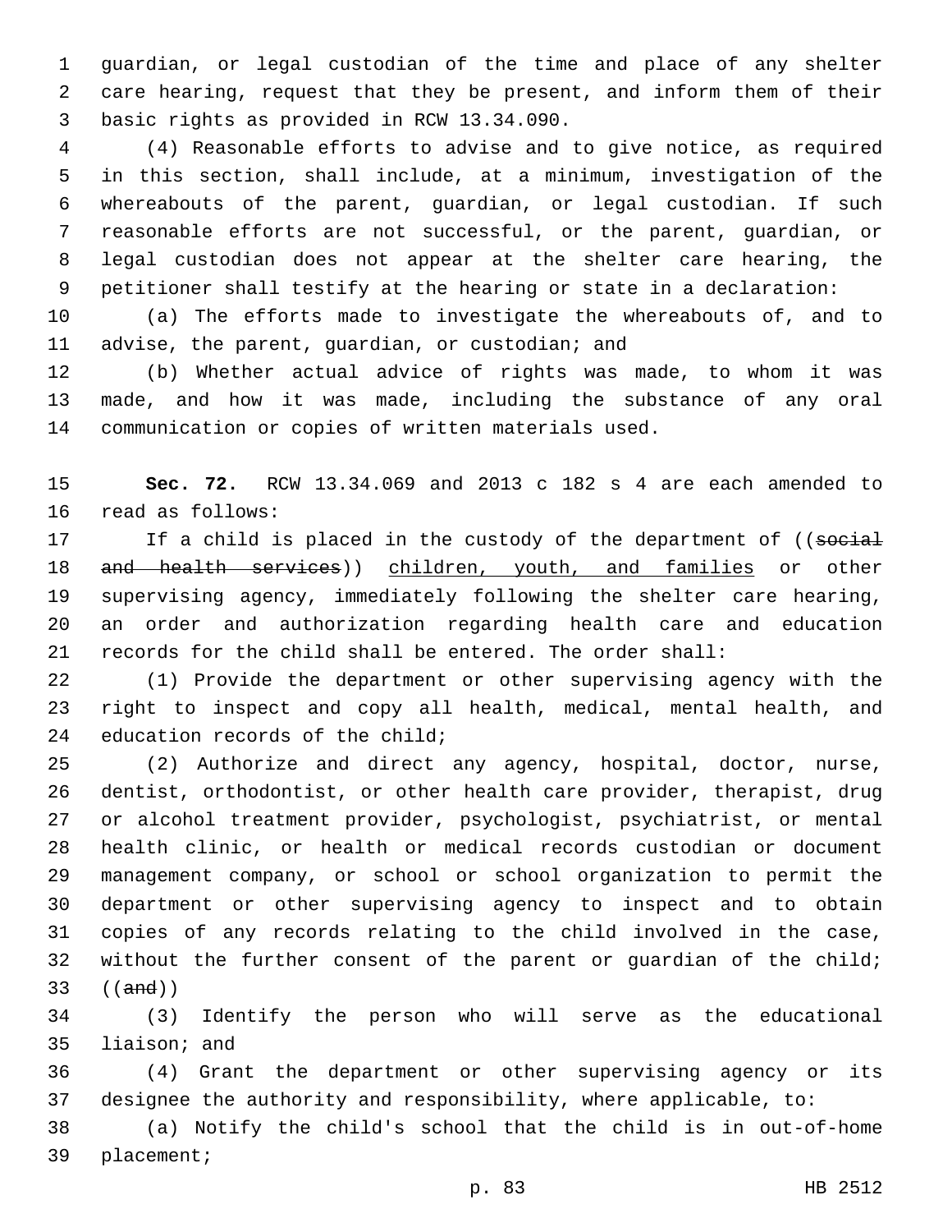guardian, or legal custodian of the time and place of any shelter care hearing, request that they be present, and inform them of their basic rights as provided in RCW 13.34.090.

(4) Reasonable efforts to advise and to give notice, as required in this section, shall include, at a minimum, investigation of the whereabouts of the parent, guardian, or legal custodian. If such reasonable efforts are not successful, or the parent, guardian, or legal custodian does not appear at the shelter care hearing, the petitioner shall testify at the hearing or state in a declaration:

(a) The efforts made to investigate the whereabouts of, and to advise, the parent, guardian, or custodian; and

(b) Whether actual advice of rights was made, to whom it was made, and how it was made, including the substance of any oral communication or copies of written materials used.

**Sec. 72.** RCW 13.34.069 and 2013 c 182 s 4 are each amended to read as follows:

If a child is placed in the custody of the department of ((~~social and health services~~)) children, youth, and families or other supervising agency, immediately following the shelter care hearing, an order and authorization regarding health care and education records for the child shall be entered. The order shall:

(1) Provide the department or other supervising agency with the right to inspect and copy all health, medical, mental health, and education records of the child;

(2) Authorize and direct any agency, hospital, doctor, nurse, dentist, orthodontist, or other health care provider, therapist, drug or alcohol treatment provider, psychologist, psychiatrist, or mental health clinic, or health or medical records custodian or document management company, or school or school organization to permit the department or other supervising agency to inspect and to obtain copies of any records relating to the child involved in the case, without the further consent of the parent or guardian of the child; ((~~and~~))

(3) Identify the person who will serve as the educational liaison; and

(4) Grant the department or other supervising agency or its designee the authority and responsibility, where applicable, to:

(a) Notify the child's school that the child is in out-of-home placement;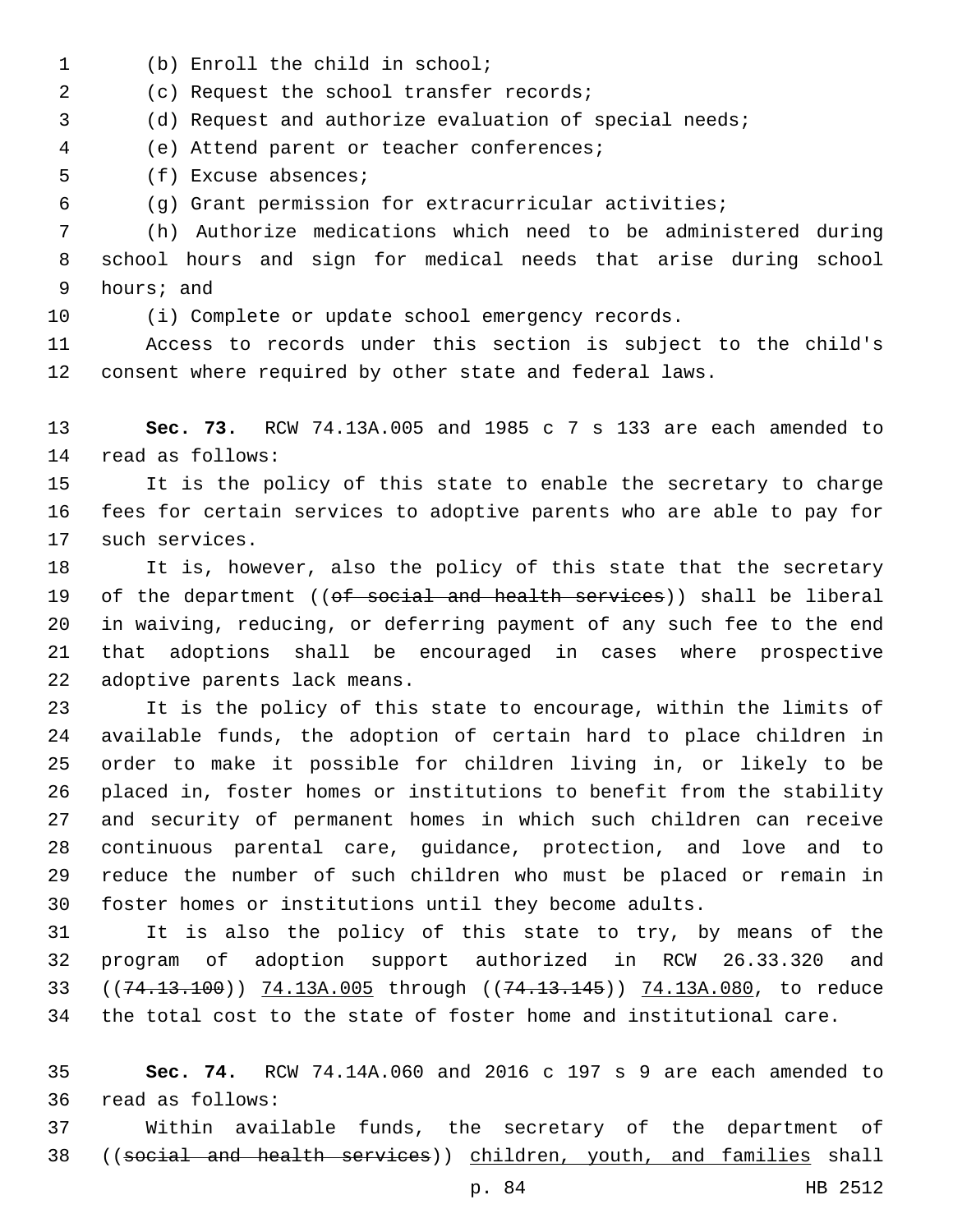(b) Enroll the child in school;

(c) Request the school transfer records;

(d) Request and authorize evaluation of special needs;

(e) Attend parent or teacher conferences;

(f) Excuse absences;

(g) Grant permission for extracurricular activities;

(h) Authorize medications which need to be administered during school hours and sign for medical needs that arise during school hours; and

(i) Complete or update school emergency records.

Access to records under this section is subject to the child's consent where required by other state and federal laws.

**Sec. 73.** RCW 74.13A.005 and 1985 c 7 s 133 are each amended to read as follows:

It is the policy of this state to enable the secretary to charge fees for certain services to adoptive parents who are able to pay for such services.

It is, however, also the policy of this state that the secretary of the department ((~~of social and health services~~)) shall be liberal in waiving, reducing, or deferring payment of any such fee to the end that adoptions shall be encouraged in cases where prospective adoptive parents lack means.

It is the policy of this state to encourage, within the limits of available funds, the adoption of certain hard to place children in order to make it possible for children living in, or likely to be placed in, foster homes or institutions to benefit from the stability and security of permanent homes in which such children can receive continuous parental care, guidance, protection, and love and to reduce the number of such children who must be placed or remain in foster homes or institutions until they become adults.

It is also the policy of this state to try, by means of the program of adoption support authorized in RCW 26.33.320 and ((~~74.13.100~~)) <u>74.13A.005</u> through ((~~74.13.145~~)) <u>74.13A.080</u>, to reduce the total cost to the state of foster home and institutional care.

**Sec. 74.** RCW 74.14A.060 and 2016 c 197 s 9 are each amended to read as follows:

Within available funds, the secretary of the department of ((~~social and health services~~)) <u>children, youth, and families</u> shall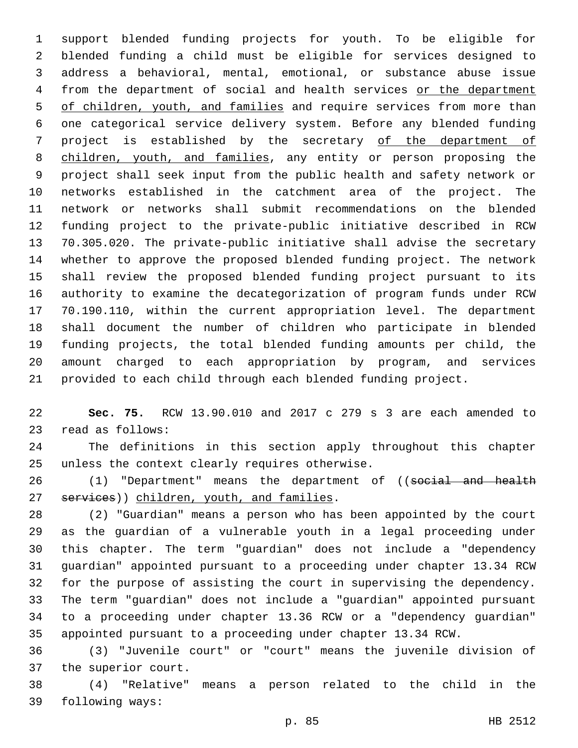support blended funding projects for youth. To be eligible for blended funding a child must be eligible for services designed to address a behavioral, mental, emotional, or substance abuse issue from the department of social and health services <u>or the department of children, youth, and families</u> and require services from more than one categorical service delivery system. Before any blended funding project is established by the secretary <u>of the department of children, youth, and families</u>, any entity or person proposing the project shall seek input from the public health and safety network or networks established in the catchment area of the project. The network or networks shall submit recommendations on the blended funding project to the private-public initiative described in RCW 70.305.020. The private-public initiative shall advise the secretary whether to approve the proposed blended funding project. The network shall review the proposed blended funding project pursuant to its authority to examine the decategorization of program funds under RCW 70.190.110, within the current appropriation level. The department shall document the number of children who participate in blended funding projects, the total blended funding amounts per child, the amount charged to each appropriation by program, and services provided to each child through each blended funding project.

**Sec. 75.** RCW 13.90.010 and 2017 c 279 s 3 are each amended to read as follows:

The definitions in this section apply throughout this chapter unless the context clearly requires otherwise.

(1) "Department" means the department of ((~~social and health services~~)) <u>children, youth, and families</u>.

(2) "Guardian" means a person who has been appointed by the court as the guardian of a vulnerable youth in a legal proceeding under this chapter. The term "guardian" does not include a "dependency guardian" appointed pursuant to a proceeding under chapter 13.34 RCW for the purpose of assisting the court in supervising the dependency. The term "guardian" does not include a "guardian" appointed pursuant to a proceeding under chapter 13.36 RCW or a "dependency guardian" appointed pursuant to a proceeding under chapter 13.34 RCW.

(3) "Juvenile court" or "court" means the juvenile division of the superior court.

(4) "Relative" means a person related to the child in the following ways: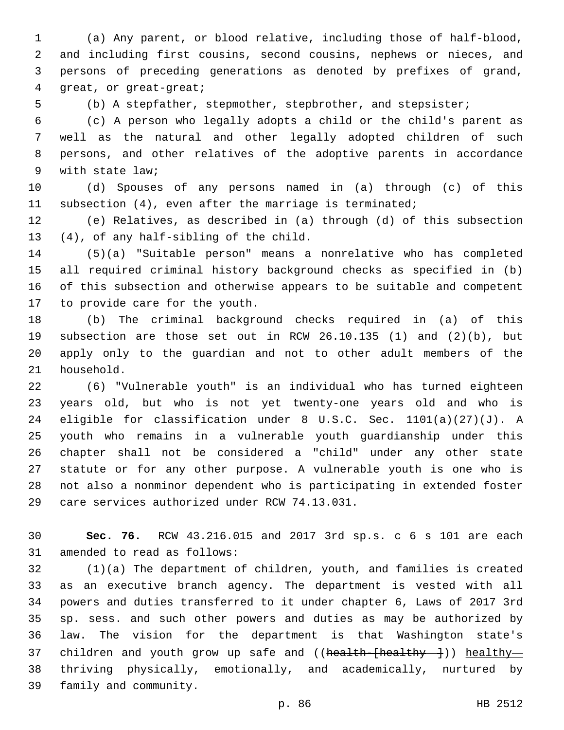(a) Any parent, or blood relative, including those of half-blood, and including first cousins, second cousins, nephews or nieces, and persons of preceding generations as denoted by prefixes of grand, great, or great-great;

(b) A stepfather, stepmother, stepbrother, and stepsister;

(c) A person who legally adopts a child or the child's parent as well as the natural and other legally adopted children of such persons, and other relatives of the adoptive parents in accordance with state law;

(d) Spouses of any persons named in (a) through (c) of this subsection (4), even after the marriage is terminated;

(e) Relatives, as described in (a) through (d) of this subsection (4), of any half-sibling of the child.

(5)(a) "Suitable person" means a nonrelative who has completed all required criminal history background checks as specified in (b) of this subsection and otherwise appears to be suitable and competent to provide care for the youth.

(b) The criminal background checks required in (a) of this subsection are those set out in RCW 26.10.135 (1) and (2)(b), but apply only to the guardian and not to other adult members of the household.

(6) "Vulnerable youth" is an individual who has turned eighteen years old, but who is not yet twenty-one years old and who is eligible for classification under 8 U.S.C. Sec. 1101(a)(27)(J). A youth who remains in a vulnerable youth guardianship under this chapter shall not be considered a "child" under any other state statute or for any other purpose. A vulnerable youth is one who is not also a nonminor dependent who is participating in extended foster care services authorized under RCW 74.13.031.

**Sec. 76.** RCW 43.216.015 and 2017 3rd sp.s. c 6 s 101 are each amended to read as follows:

(1)(a) The department of children, youth, and families is created as an executive branch agency. The department is vested with all powers and duties transferred to it under chapter 6, Laws of 2017 3rd sp. sess. and such other powers and duties as may be authorized by law. The vision for the department is that Washington state's children and youth grow up safe and ((~~health-[healthy ]~~)) healthy—thriving physically, emotionally, and academically, nurtured by family and community.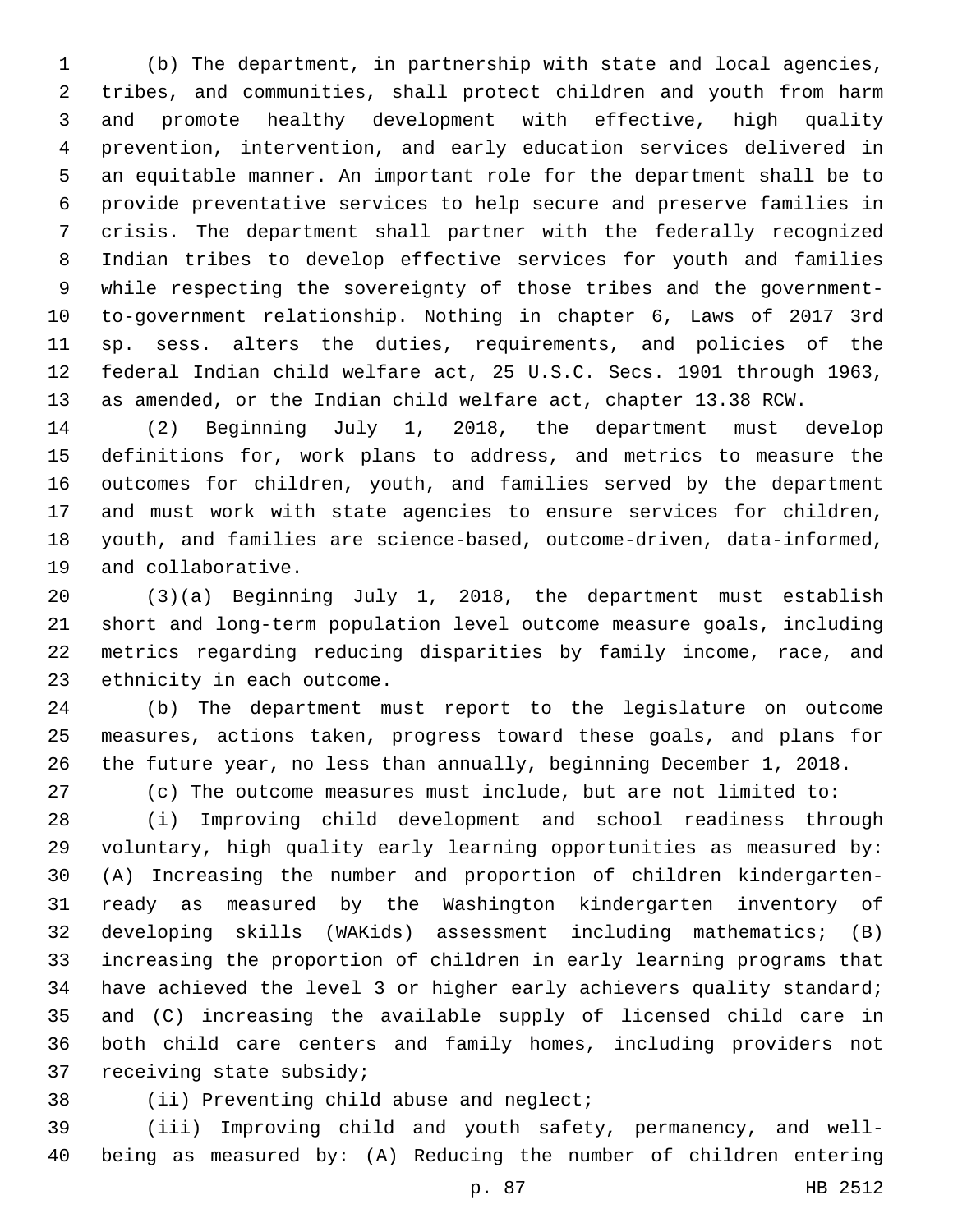(b) The department, in partnership with state and local agencies, tribes, and communities, shall protect children and youth from harm and promote healthy development with effective, high quality prevention, intervention, and early education services delivered in an equitable manner. An important role for the department shall be to provide preventative services to help secure and preserve families in crisis. The department shall partner with the federally recognized Indian tribes to develop effective services for youth and families while respecting the sovereignty of those tribes and the government-to-government relationship. Nothing in chapter 6, Laws of 2017 3rd sp. sess. alters the duties, requirements, and policies of the federal Indian child welfare act, 25 U.S.C. Secs. 1901 through 1963, as amended, or the Indian child welfare act, chapter 13.38 RCW.

(2) Beginning July 1, 2018, the department must develop definitions for, work plans to address, and metrics to measure the outcomes for children, youth, and families served by the department and must work with state agencies to ensure services for children, youth, and families are science-based, outcome-driven, data-informed, and collaborative.

(3)(a) Beginning July 1, 2018, the department must establish short and long-term population level outcome measure goals, including metrics regarding reducing disparities by family income, race, and ethnicity in each outcome.

(b) The department must report to the legislature on outcome measures, actions taken, progress toward these goals, and plans for the future year, no less than annually, beginning December 1, 2018.

(c) The outcome measures must include, but are not limited to:

(i) Improving child development and school readiness through voluntary, high quality early learning opportunities as measured by: (A) Increasing the number and proportion of children kindergarten-ready as measured by the Washington kindergarten inventory of developing skills (WAKids) assessment including mathematics; (B) increasing the proportion of children in early learning programs that have achieved the level 3 or higher early achievers quality standard; and (C) increasing the available supply of licensed child care in both child care centers and family homes, including providers not receiving state subsidy;

(ii) Preventing child abuse and neglect;

(iii) Improving child and youth safety, permanency, and well-being as measured by: (A) Reducing the number of children entering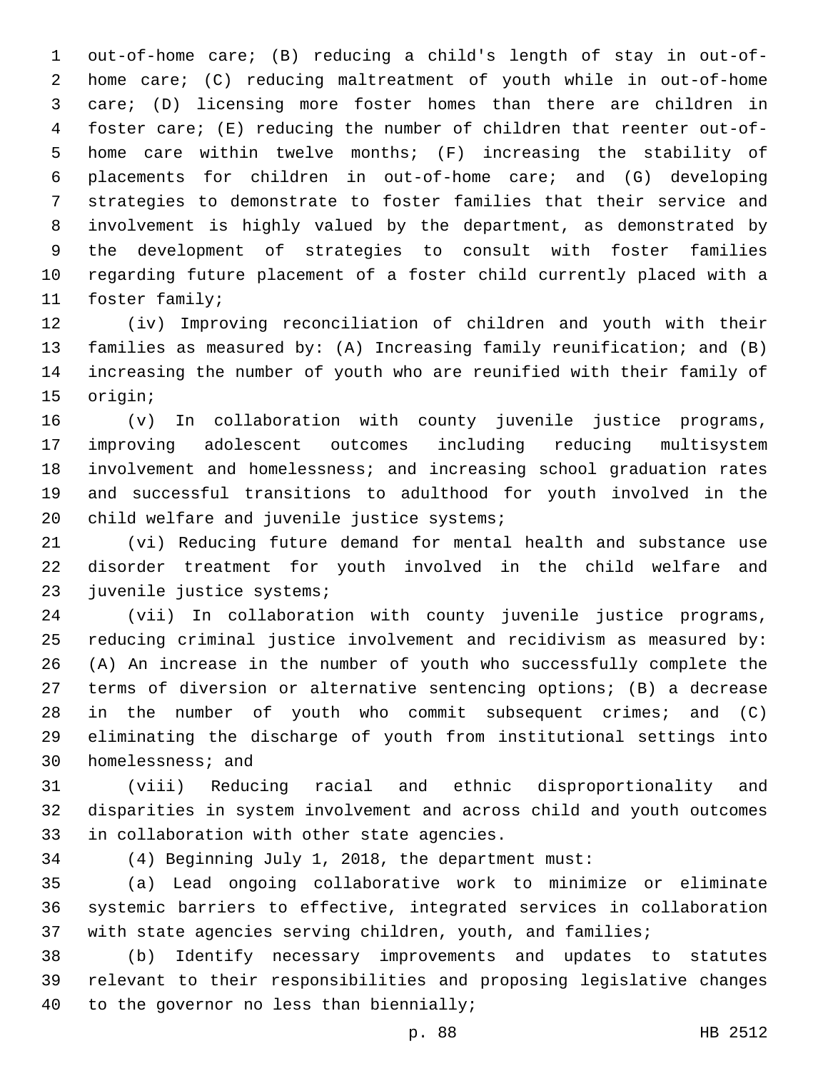out-of-home care; (B) reducing a child's length of stay in out-of-home care; (C) reducing maltreatment of youth while in out-of-home care; (D) licensing more foster homes than there are children in foster care; (E) reducing the number of children that reenter out-of-home care within twelve months; (F) increasing the stability of placements for children in out-of-home care; and (G) developing strategies to demonstrate to foster families that their service and involvement is highly valued by the department, as demonstrated by the development of strategies to consult with foster families regarding future placement of a foster child currently placed with a foster family;

(iv) Improving reconciliation of children and youth with their families as measured by: (A) Increasing family reunification; and (B) increasing the number of youth who are reunified with their family of origin;

(v) In collaboration with county juvenile justice programs, improving adolescent outcomes including reducing multisystem involvement and homelessness; and increasing school graduation rates and successful transitions to adulthood for youth involved in the child welfare and juvenile justice systems;

(vi) Reducing future demand for mental health and substance use disorder treatment for youth involved in the child welfare and juvenile justice systems;

(vii) In collaboration with county juvenile justice programs, reducing criminal justice involvement and recidivism as measured by: (A) An increase in the number of youth who successfully complete the terms of diversion or alternative sentencing options; (B) a decrease in the number of youth who commit subsequent crimes; and (C) eliminating the discharge of youth from institutional settings into homelessness; and

(viii) Reducing racial and ethnic disproportionality and disparities in system involvement and across child and youth outcomes in collaboration with other state agencies.

(4) Beginning July 1, 2018, the department must:

(a) Lead ongoing collaborative work to minimize or eliminate systemic barriers to effective, integrated services in collaboration with state agencies serving children, youth, and families;

(b) Identify necessary improvements and updates to statutes relevant to their responsibilities and proposing legislative changes to the governor no less than biennially;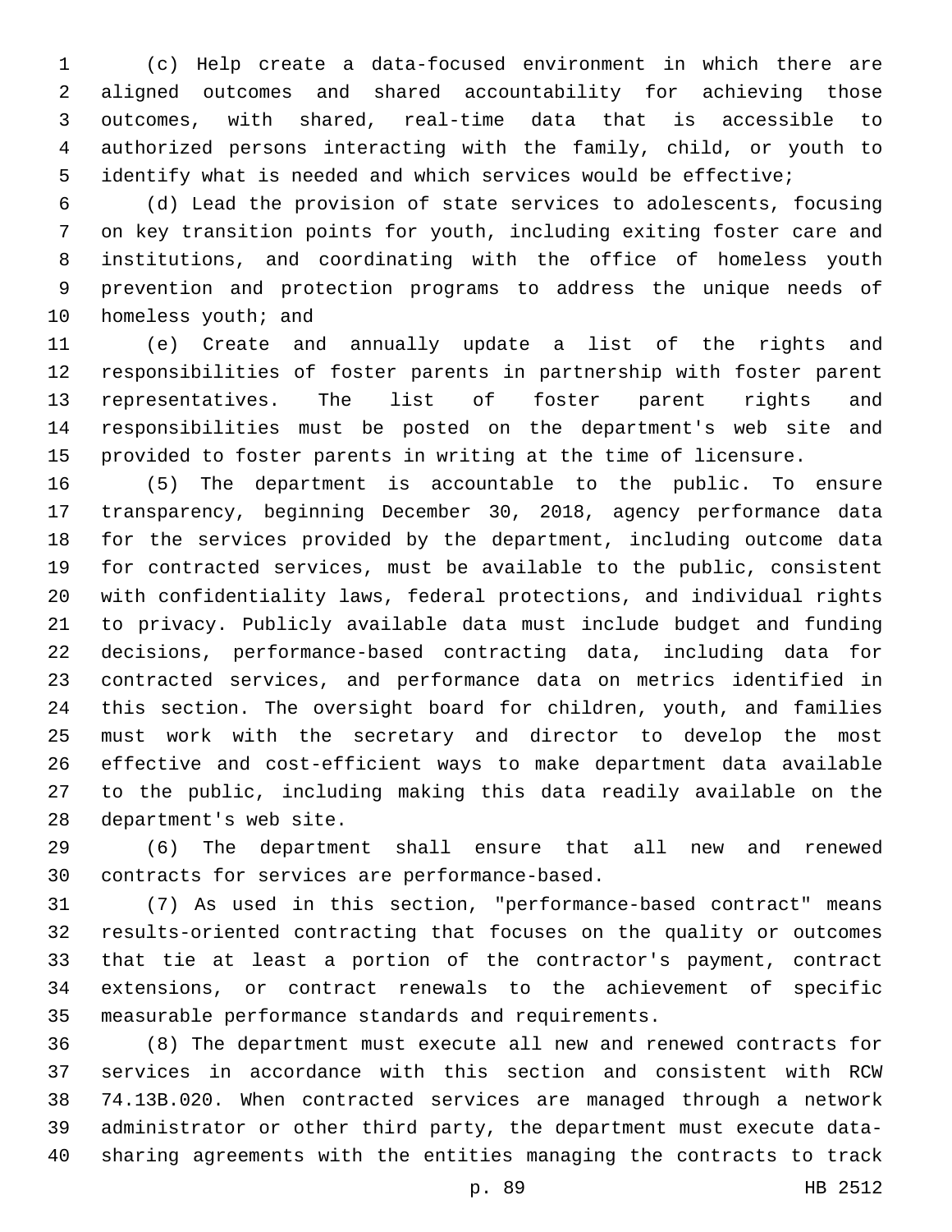(c) Help create a data-focused environment in which there are aligned outcomes and shared accountability for achieving those outcomes, with shared, real-time data that is accessible to authorized persons interacting with the family, child, or youth to identify what is needed and which services would be effective;

(d) Lead the provision of state services to adolescents, focusing on key transition points for youth, including exiting foster care and institutions, and coordinating with the office of homeless youth prevention and protection programs to address the unique needs of homeless youth; and

(e) Create and annually update a list of the rights and responsibilities of foster parents in partnership with foster parent representatives. The list of foster parent rights and responsibilities must be posted on the department's web site and provided to foster parents in writing at the time of licensure.

(5) The department is accountable to the public. To ensure transparency, beginning December 30, 2018, agency performance data for the services provided by the department, including outcome data for contracted services, must be available to the public, consistent with confidentiality laws, federal protections, and individual rights to privacy. Publicly available data must include budget and funding decisions, performance-based contracting data, including data for contracted services, and performance data on metrics identified in this section. The oversight board for children, youth, and families must work with the secretary and director to develop the most effective and cost-efficient ways to make department data available to the public, including making this data readily available on the department's web site.

(6) The department shall ensure that all new and renewed contracts for services are performance-based.

(7) As used in this section, "performance-based contract" means results-oriented contracting that focuses on the quality or outcomes that tie at least a portion of the contractor's payment, contract extensions, or contract renewals to the achievement of specific measurable performance standards and requirements.

(8) The department must execute all new and renewed contracts for services in accordance with this section and consistent with RCW 74.13B.020. When contracted services are managed through a network administrator or other third party, the department must execute data-sharing agreements with the entities managing the contracts to track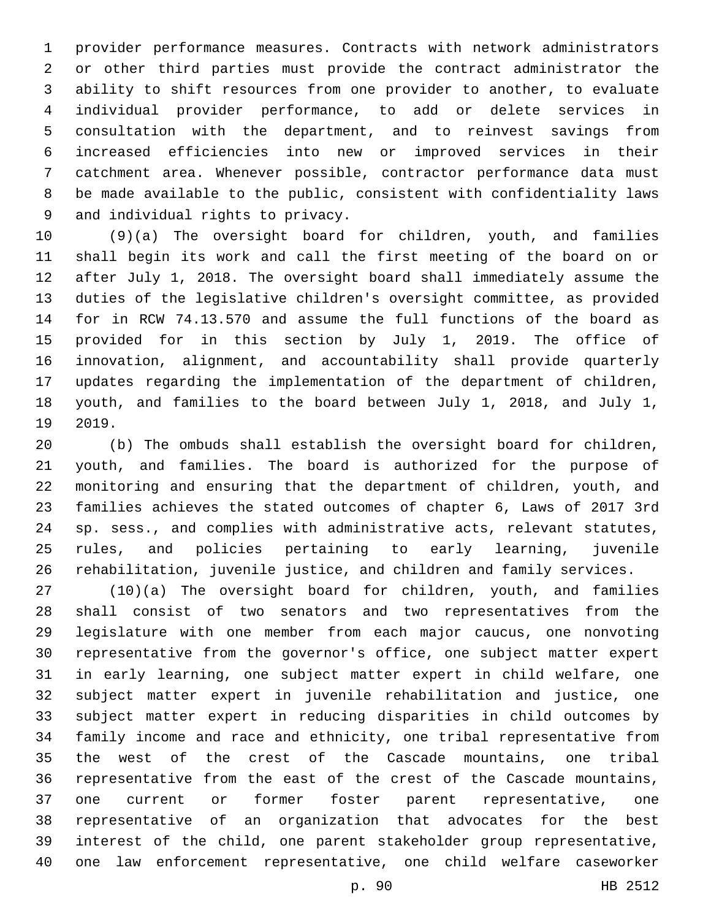provider performance measures. Contracts with network administrators or other third parties must provide the contract administrator the ability to shift resources from one provider to another, to evaluate individual provider performance, to add or delete services in consultation with the department, and to reinvest savings from increased efficiencies into new or improved services in their catchment area. Whenever possible, contractor performance data must be made available to the public, consistent with confidentiality laws and individual rights to privacy.

(9)(a) The oversight board for children, youth, and families shall begin its work and call the first meeting of the board on or after July 1, 2018. The oversight board shall immediately assume the duties of the legislative children's oversight committee, as provided for in RCW 74.13.570 and assume the full functions of the board as provided for in this section by July 1, 2019. The office of innovation, alignment, and accountability shall provide quarterly updates regarding the implementation of the department of children, youth, and families to the board between July 1, 2018, and July 1, 2019.

(b) The ombuds shall establish the oversight board for children, youth, and families. The board is authorized for the purpose of monitoring and ensuring that the department of children, youth, and families achieves the stated outcomes of chapter 6, Laws of 2017 3rd sp. sess., and complies with administrative acts, relevant statutes, rules, and policies pertaining to early learning, juvenile rehabilitation, juvenile justice, and children and family services.

(10)(a) The oversight board for children, youth, and families shall consist of two senators and two representatives from the legislature with one member from each major caucus, one nonvoting representative from the governor's office, one subject matter expert in early learning, one subject matter expert in child welfare, one subject matter expert in juvenile rehabilitation and justice, one subject matter expert in reducing disparities in child outcomes by family income and race and ethnicity, one tribal representative from the west of the crest of the Cascade mountains, one tribal representative from the east of the crest of the Cascade mountains, one current or former foster parent representative, one representative of an organization that advocates for the best interest of the child, one parent stakeholder group representative, one law enforcement representative, one child welfare caseworker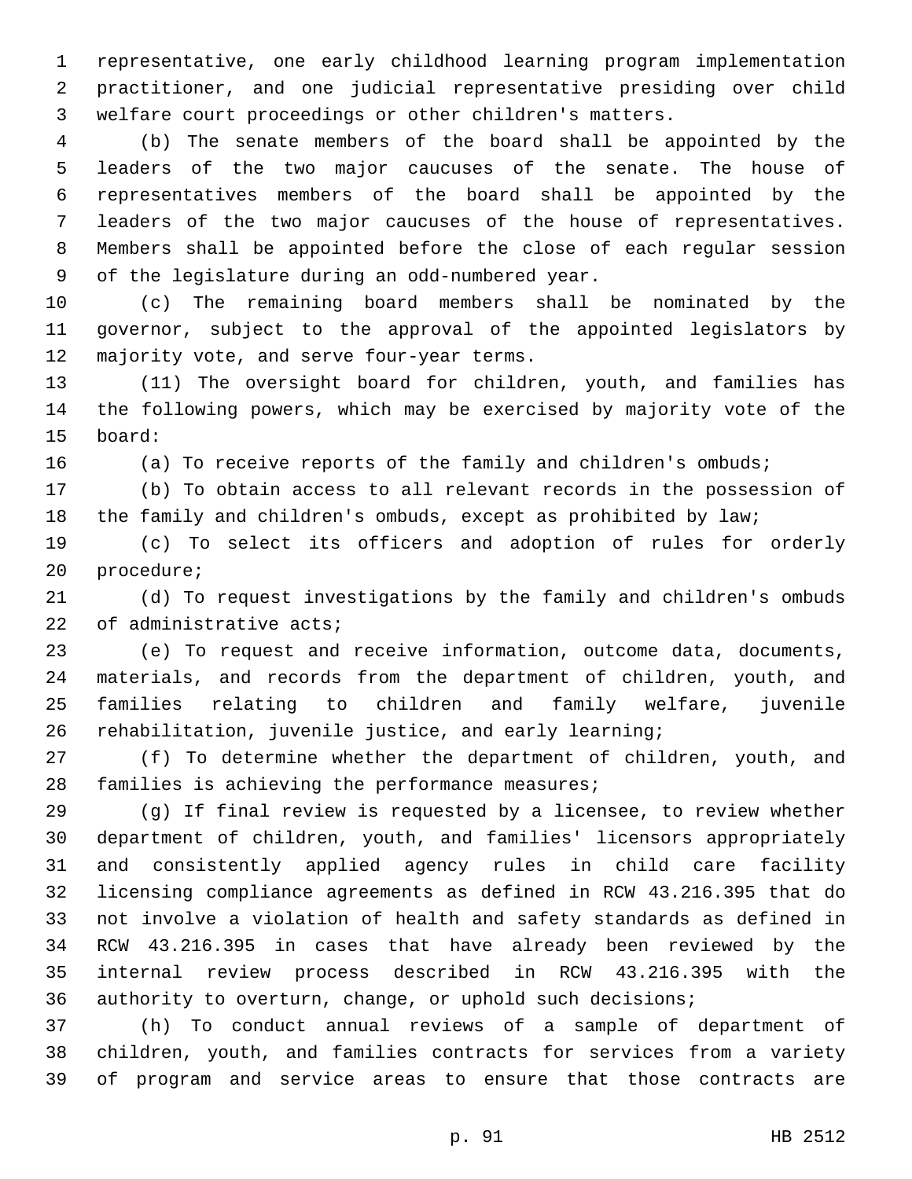representative, one early childhood learning program implementation practitioner, and one judicial representative presiding over child welfare court proceedings or other children's matters.

(b) The senate members of the board shall be appointed by the leaders of the two major caucuses of the senate. The house of representatives members of the board shall be appointed by the leaders of the two major caucuses of the house of representatives. Members shall be appointed before the close of each regular session of the legislature during an odd-numbered year.

(c) The remaining board members shall be nominated by the governor, subject to the approval of the appointed legislators by majority vote, and serve four-year terms.

(11) The oversight board for children, youth, and families has the following powers, which may be exercised by majority vote of the board:

(a) To receive reports of the family and children's ombuds;

(b) To obtain access to all relevant records in the possession of the family and children's ombuds, except as prohibited by law;

(c) To select its officers and adoption of rules for orderly procedure;

(d) To request investigations by the family and children's ombuds of administrative acts;

(e) To request and receive information, outcome data, documents, materials, and records from the department of children, youth, and families relating to children and family welfare, juvenile rehabilitation, juvenile justice, and early learning;

(f) To determine whether the department of children, youth, and families is achieving the performance measures;

(g) If final review is requested by a licensee, to review whether department of children, youth, and families' licensors appropriately and consistently applied agency rules in child care facility licensing compliance agreements as defined in RCW 43.216.395 that do not involve a violation of health and safety standards as defined in RCW 43.216.395 in cases that have already been reviewed by the internal review process described in RCW 43.216.395 with the authority to overturn, change, or uphold such decisions;

(h) To conduct annual reviews of a sample of department of children, youth, and families contracts for services from a variety of program and service areas to ensure that those contracts are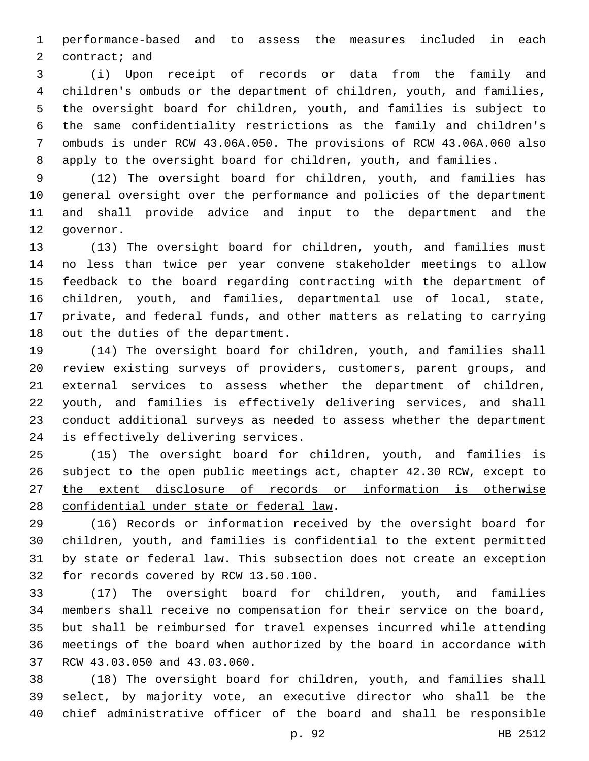performance-based and to assess the measures included in each contract; and

(i) Upon receipt of records or data from the family and children's ombuds or the department of children, youth, and families, the oversight board for children, youth, and families is subject to the same confidentiality restrictions as the family and children's ombuds is under RCW 43.06A.050. The provisions of RCW 43.06A.060 also apply to the oversight board for children, youth, and families.

(12) The oversight board for children, youth, and families has general oversight over the performance and policies of the department and shall provide advice and input to the department and the governor.

(13) The oversight board for children, youth, and families must no less than twice per year convene stakeholder meetings to allow feedback to the board regarding contracting with the department of children, youth, and families, departmental use of local, state, private, and federal funds, and other matters as relating to carrying out the duties of the department.

(14) The oversight board for children, youth, and families shall review existing surveys of providers, customers, parent groups, and external services to assess whether the department of children, youth, and families is effectively delivering services, and shall conduct additional surveys as needed to assess whether the department is effectively delivering services.

(15) The oversight board for children, youth, and families is subject to the open public meetings act, chapter 42.30 RCW<u>, except to the extent disclosure of records or information is otherwise confidential under state or federal law</u>.

(16) Records or information received by the oversight board for children, youth, and families is confidential to the extent permitted by state or federal law. This subsection does not create an exception for records covered by RCW 13.50.100.

(17) The oversight board for children, youth, and families members shall receive no compensation for their service on the board, but shall be reimbursed for travel expenses incurred while attending meetings of the board when authorized by the board in accordance with RCW 43.03.050 and 43.03.060.

(18) The oversight board for children, youth, and families shall select, by majority vote, an executive director who shall be the chief administrative officer of the board and shall be responsible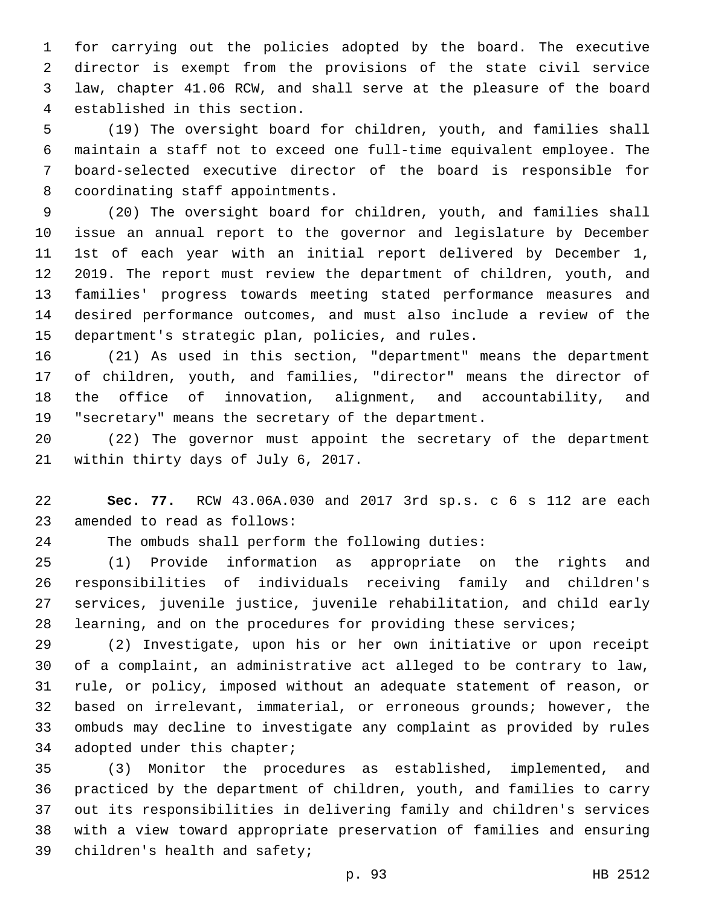for carrying out the policies adopted by the board. The executive director is exempt from the provisions of the state civil service law, chapter 41.06 RCW, and shall serve at the pleasure of the board established in this section.

(19) The oversight board for children, youth, and families shall maintain a staff not to exceed one full-time equivalent employee. The board-selected executive director of the board is responsible for coordinating staff appointments.

(20) The oversight board for children, youth, and families shall issue an annual report to the governor and legislature by December 1st of each year with an initial report delivered by December 1, 2019. The report must review the department of children, youth, and families' progress towards meeting stated performance measures and desired performance outcomes, and must also include a review of the department's strategic plan, policies, and rules.

(21) As used in this section, "department" means the department of children, youth, and families, "director" means the director of the office of innovation, alignment, and accountability, and "secretary" means the secretary of the department.

(22) The governor must appoint the secretary of the department within thirty days of July 6, 2017.

**Sec. 77.** RCW 43.06A.030 and 2017 3rd sp.s. c 6 s 112 are each amended to read as follows:

The ombuds shall perform the following duties:

(1) Provide information as appropriate on the rights and responsibilities of individuals receiving family and children's services, juvenile justice, juvenile rehabilitation, and child early learning, and on the procedures for providing these services;

(2) Investigate, upon his or her own initiative or upon receipt of a complaint, an administrative act alleged to be contrary to law, rule, or policy, imposed without an adequate statement of reason, or based on irrelevant, immaterial, or erroneous grounds; however, the ombuds may decline to investigate any complaint as provided by rules adopted under this chapter;

(3) Monitor the procedures as established, implemented, and practiced by the department of children, youth, and families to carry out its responsibilities in delivering family and children's services with a view toward appropriate preservation of families and ensuring children's health and safety;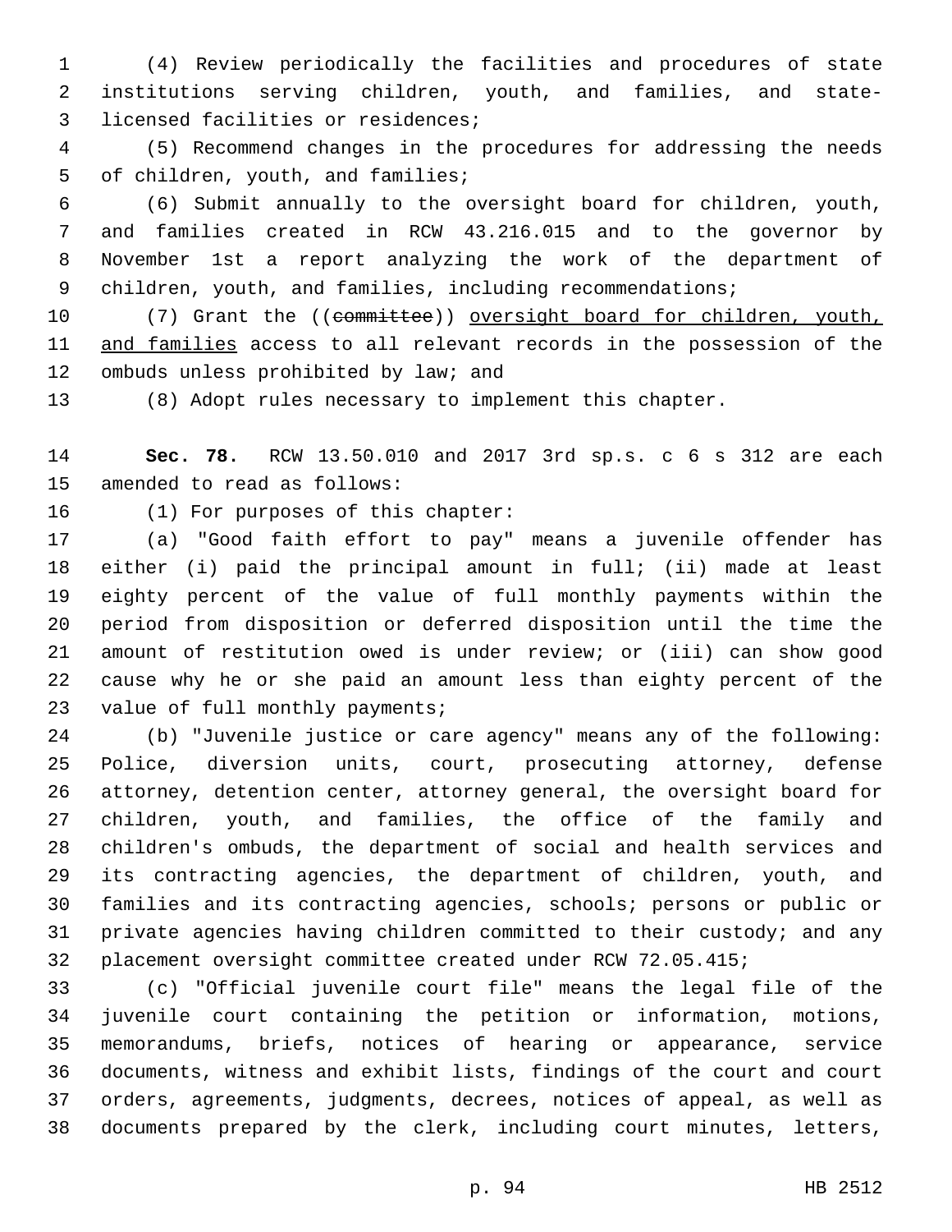(4) Review periodically the facilities and procedures of state institutions serving children, youth, and families, and state-licensed facilities or residences;

(5) Recommend changes in the procedures for addressing the needs of children, youth, and families;

(6) Submit annually to the oversight board for children, youth, and families created in RCW 43.216.015 and to the governor by November 1st a report analyzing the work of the department of children, youth, and families, including recommendations;

(7) Grant the ((~~committee~~)) <u>oversight board for children, youth, and families</u> access to all relevant records in the possession of the ombuds unless prohibited by law; and

(8) Adopt rules necessary to implement this chapter.

**Sec. 78.** RCW 13.50.010 and 2017 3rd sp.s. c 6 s 312 are each amended to read as follows:

(1) For purposes of this chapter:

(a) "Good faith effort to pay" means a juvenile offender has either (i) paid the principal amount in full; (ii) made at least eighty percent of the value of full monthly payments within the period from disposition or deferred disposition until the time the amount of restitution owed is under review; or (iii) can show good cause why he or she paid an amount less than eighty percent of the value of full monthly payments;

(b) "Juvenile justice or care agency" means any of the following: Police, diversion units, court, prosecuting attorney, defense attorney, detention center, attorney general, the oversight board for children, youth, and families, the office of the family and children's ombuds, the department of social and health services and its contracting agencies, the department of children, youth, and families and its contracting agencies, schools; persons or public or private agencies having children committed to their custody; and any placement oversight committee created under RCW 72.05.415;

(c) "Official juvenile court file" means the legal file of the juvenile court containing the petition or information, motions, memorandums, briefs, notices of hearing or appearance, service documents, witness and exhibit lists, findings of the court and court orders, agreements, judgments, decrees, notices of appeal, as well as documents prepared by the clerk, including court minutes, letters,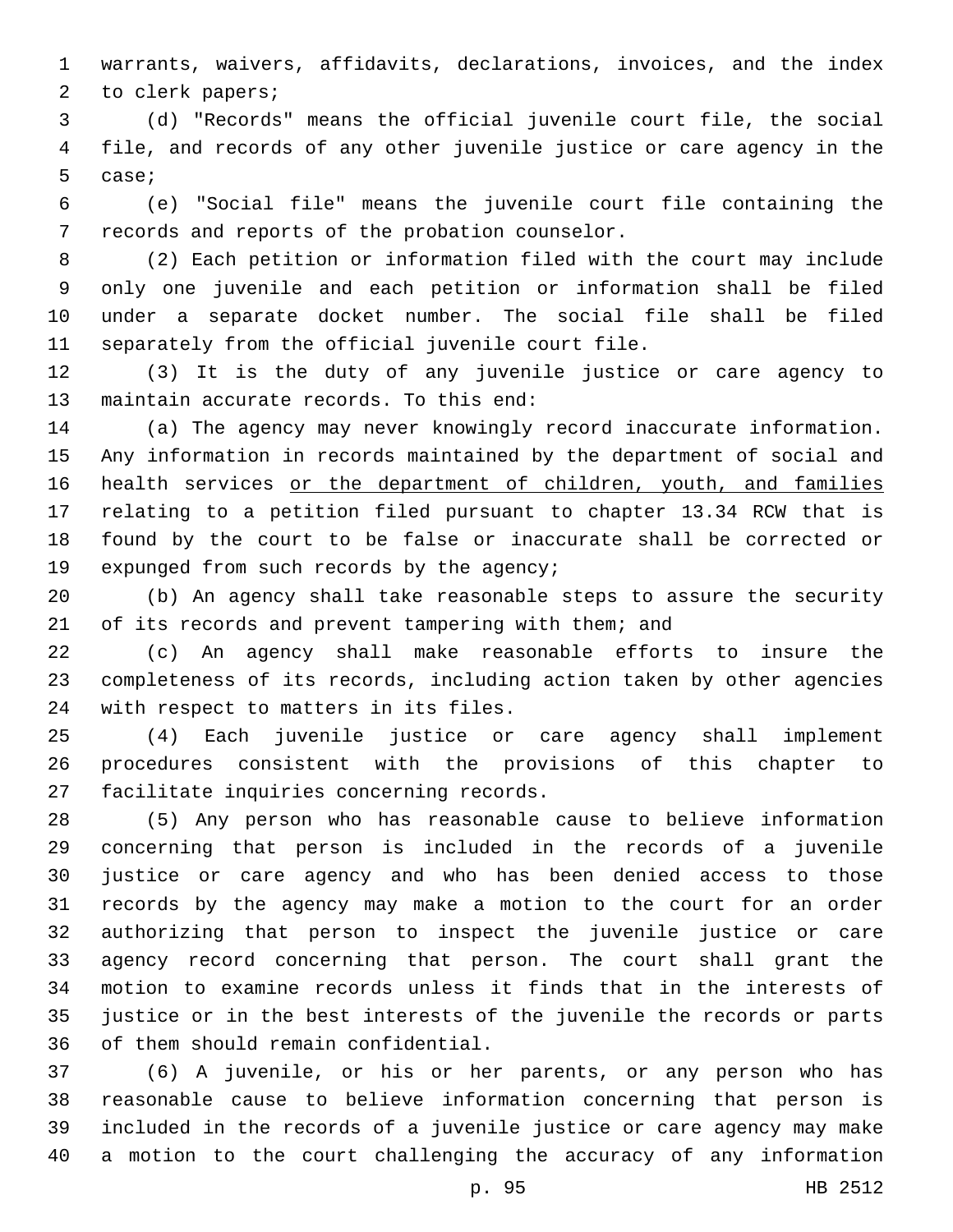warrants, waivers, affidavits, declarations, invoices, and the index to clerk papers;

(d) "Records" means the official juvenile court file, the social file, and records of any other juvenile justice or care agency in the case;

(e) "Social file" means the juvenile court file containing the records and reports of the probation counselor.

(2) Each petition or information filed with the court may include only one juvenile and each petition or information shall be filed under a separate docket number. The social file shall be filed separately from the official juvenile court file.

(3) It is the duty of any juvenile justice or care agency to maintain accurate records. To this end:

(a) The agency may never knowingly record inaccurate information. Any information in records maintained by the department of social and health services <u>or the department of children, youth, and families</u> relating to a petition filed pursuant to chapter 13.34 RCW that is found by the court to be false or inaccurate shall be corrected or expunged from such records by the agency;

(b) An agency shall take reasonable steps to assure the security of its records and prevent tampering with them; and

(c) An agency shall make reasonable efforts to insure the completeness of its records, including action taken by other agencies with respect to matters in its files.

(4) Each juvenile justice or care agency shall implement procedures consistent with the provisions of this chapter to facilitate inquiries concerning records.

(5) Any person who has reasonable cause to believe information concerning that person is included in the records of a juvenile justice or care agency and who has been denied access to those records by the agency may make a motion to the court for an order authorizing that person to inspect the juvenile justice or care agency record concerning that person. The court shall grant the motion to examine records unless it finds that in the interests of justice or in the best interests of the juvenile the records or parts of them should remain confidential.

(6) A juvenile, or his or her parents, or any person who has reasonable cause to believe information concerning that person is included in the records of a juvenile justice or care agency may make a motion to the court challenging the accuracy of any information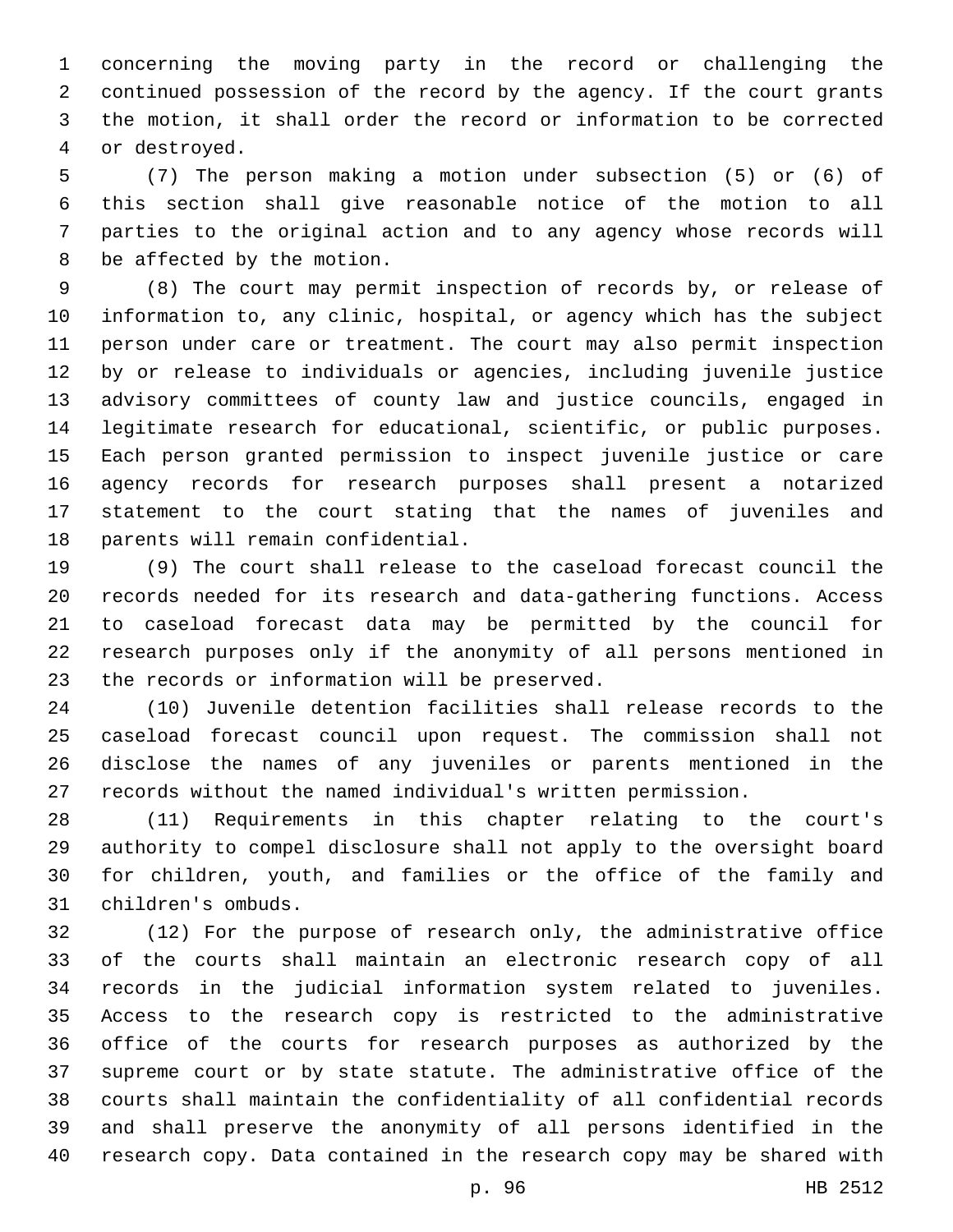concerning the moving party in the record or challenging the continued possession of the record by the agency. If the court grants the motion, it shall order the record or information to be corrected or destroyed.

(7) The person making a motion under subsection (5) or (6) of this section shall give reasonable notice of the motion to all parties to the original action and to any agency whose records will be affected by the motion.

(8) The court may permit inspection of records by, or release of information to, any clinic, hospital, or agency which has the subject person under care or treatment. The court may also permit inspection by or release to individuals or agencies, including juvenile justice advisory committees of county law and justice councils, engaged in legitimate research for educational, scientific, or public purposes. Each person granted permission to inspect juvenile justice or care agency records for research purposes shall present a notarized statement to the court stating that the names of juveniles and parents will remain confidential.

(9) The court shall release to the caseload forecast council the records needed for its research and data-gathering functions. Access to caseload forecast data may be permitted by the council for research purposes only if the anonymity of all persons mentioned in the records or information will be preserved.

(10) Juvenile detention facilities shall release records to the caseload forecast council upon request. The commission shall not disclose the names of any juveniles or parents mentioned in the records without the named individual's written permission.

(11) Requirements in this chapter relating to the court's authority to compel disclosure shall not apply to the oversight board for children, youth, and families or the office of the family and children's ombuds.

(12) For the purpose of research only, the administrative office of the courts shall maintain an electronic research copy of all records in the judicial information system related to juveniles. Access to the research copy is restricted to the administrative office of the courts for research purposes as authorized by the supreme court or by state statute. The administrative office of the courts shall maintain the confidentiality of all confidential records and shall preserve the anonymity of all persons identified in the research copy. Data contained in the research copy may be shared with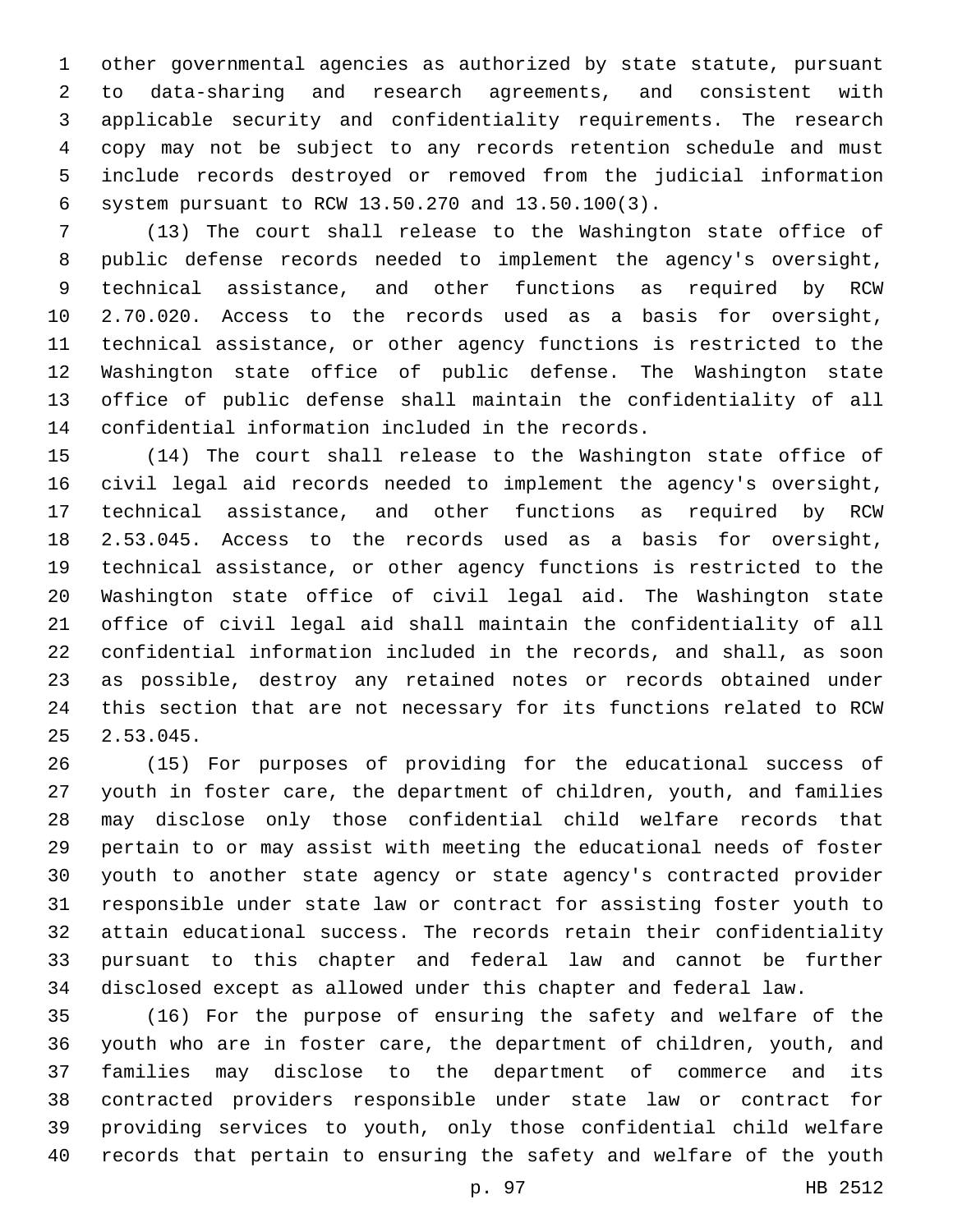other governmental agencies as authorized by state statute, pursuant to data-sharing and research agreements, and consistent with applicable security and confidentiality requirements. The research copy may not be subject to any records retention schedule and must include records destroyed or removed from the judicial information system pursuant to RCW 13.50.270 and 13.50.100(3).

(13) The court shall release to the Washington state office of public defense records needed to implement the agency's oversight, technical assistance, and other functions as required by RCW 2.70.020. Access to the records used as a basis for oversight, technical assistance, or other agency functions is restricted to the Washington state office of public defense. The Washington state office of public defense shall maintain the confidentiality of all confidential information included in the records.

(14) The court shall release to the Washington state office of civil legal aid records needed to implement the agency's oversight, technical assistance, and other functions as required by RCW 2.53.045. Access to the records used as a basis for oversight, technical assistance, or other agency functions is restricted to the Washington state office of civil legal aid. The Washington state office of civil legal aid shall maintain the confidentiality of all confidential information included in the records, and shall, as soon as possible, destroy any retained notes or records obtained under this section that are not necessary for its functions related to RCW 2.53.045.

(15) For purposes of providing for the educational success of youth in foster care, the department of children, youth, and families may disclose only those confidential child welfare records that pertain to or may assist with meeting the educational needs of foster youth to another state agency or state agency's contracted provider responsible under state law or contract for assisting foster youth to attain educational success. The records retain their confidentiality pursuant to this chapter and federal law and cannot be further disclosed except as allowed under this chapter and federal law.

(16) For the purpose of ensuring the safety and welfare of the youth who are in foster care, the department of children, youth, and families may disclose to the department of commerce and its contracted providers responsible under state law or contract for providing services to youth, only those confidential child welfare records that pertain to ensuring the safety and welfare of the youth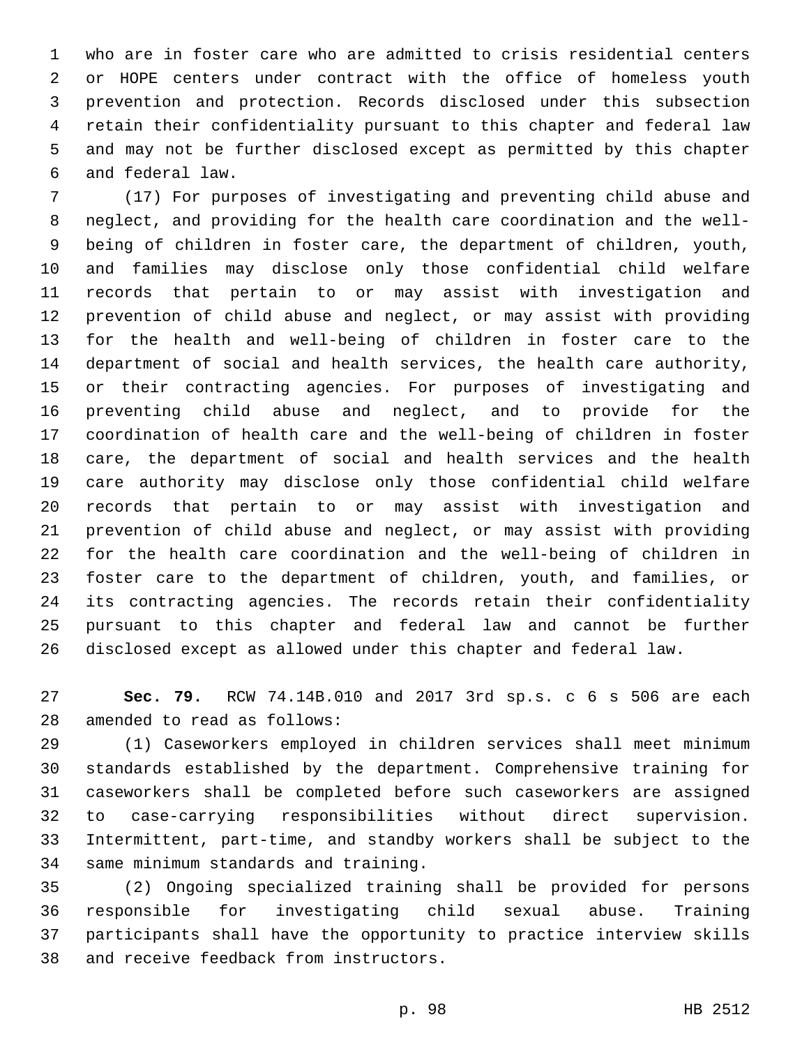who are in foster care who are admitted to crisis residential centers or HOPE centers under contract with the office of homeless youth prevention and protection. Records disclosed under this subsection retain their confidentiality pursuant to this chapter and federal law and may not be further disclosed except as permitted by this chapter and federal law.

(17) For purposes of investigating and preventing child abuse and neglect, and providing for the health care coordination and the well-being of children in foster care, the department of children, youth, and families may disclose only those confidential child welfare records that pertain to or may assist with investigation and prevention of child abuse and neglect, or may assist with providing for the health and well-being of children in foster care to the department of social and health services, the health care authority, or their contracting agencies. For purposes of investigating and preventing child abuse and neglect, and to provide for the coordination of health care and the well-being of children in foster care, the department of social and health services and the health care authority may disclose only those confidential child welfare records that pertain to or may assist with investigation and prevention of child abuse and neglect, or may assist with providing for the health care coordination and the well-being of children in foster care to the department of children, youth, and families, or its contracting agencies. The records retain their confidentiality pursuant to this chapter and federal law and cannot be further disclosed except as allowed under this chapter and federal law.

**Sec. 79.** RCW 74.14B.010 and 2017 3rd sp.s. c 6 s 506 are each amended to read as follows:

(1) Caseworkers employed in children services shall meet minimum standards established by the department. Comprehensive training for caseworkers shall be completed before such caseworkers are assigned to case-carrying responsibilities without direct supervision. Intermittent, part-time, and standby workers shall be subject to the same minimum standards and training.

(2) Ongoing specialized training shall be provided for persons responsible for investigating child sexual abuse. Training participants shall have the opportunity to practice interview skills and receive feedback from instructors.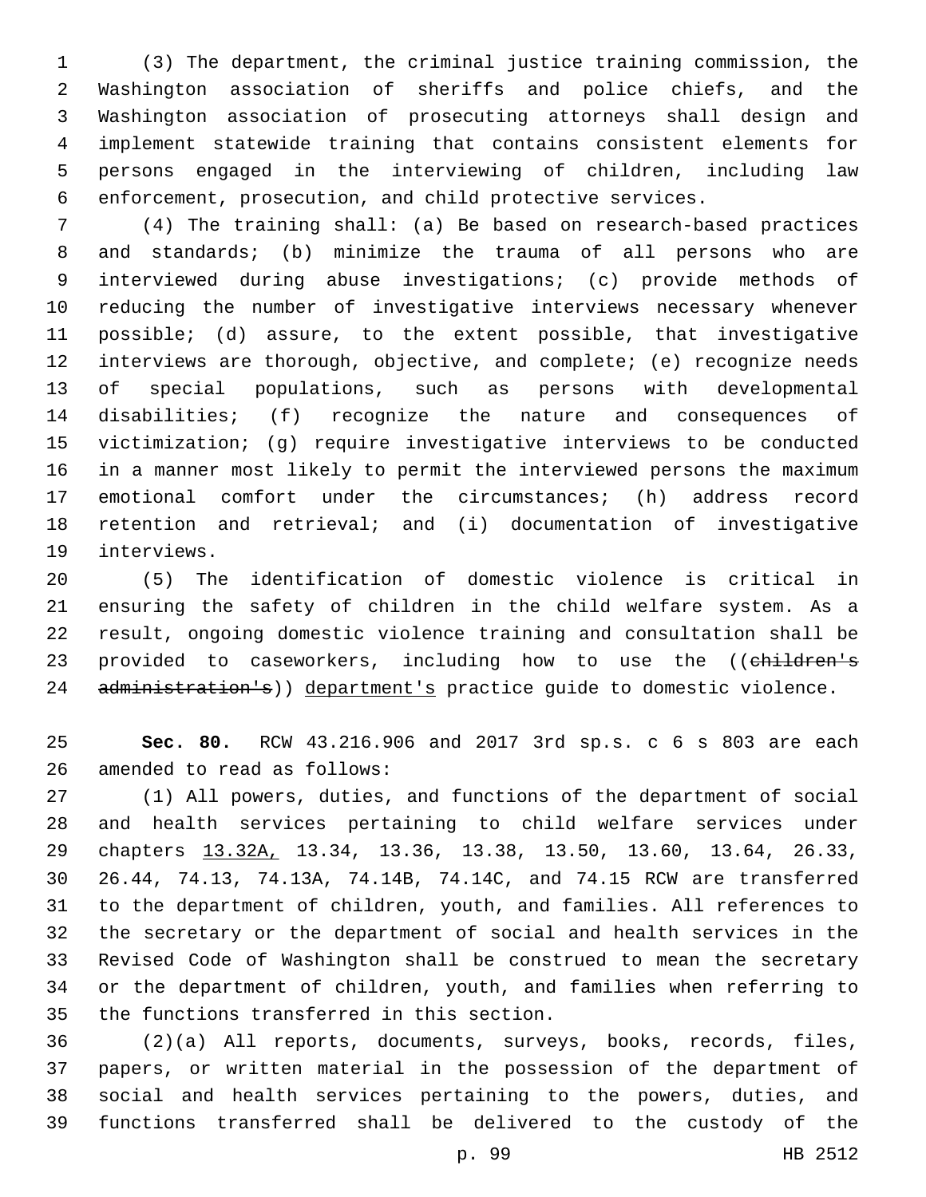(3) The department, the criminal justice training commission, the Washington association of sheriffs and police chiefs, and the Washington association of prosecuting attorneys shall design and implement statewide training that contains consistent elements for persons engaged in the interviewing of children, including law enforcement, prosecution, and child protective services.

(4) The training shall: (a) Be based on research-based practices and standards; (b) minimize the trauma of all persons who are interviewed during abuse investigations; (c) provide methods of reducing the number of investigative interviews necessary whenever possible; (d) assure, to the extent possible, that investigative interviews are thorough, objective, and complete; (e) recognize needs of special populations, such as persons with developmental disabilities; (f) recognize the nature and consequences of victimization; (g) require investigative interviews to be conducted in a manner most likely to permit the interviewed persons the maximum emotional comfort under the circumstances; (h) address record retention and retrieval; and (i) documentation of investigative interviews.

(5) The identification of domestic violence is critical in ensuring the safety of children in the child welfare system. As a result, ongoing domestic violence training and consultation shall be provided to caseworkers, including how to use the ((~~children's administration's~~)) department's practice guide to domestic violence.

**Sec. 80.** RCW 43.216.906 and 2017 3rd sp.s. c 6 s 803 are each amended to read as follows:

(1) All powers, duties, and functions of the department of social and health services pertaining to child welfare services under chapters 13.32A, 13.34, 13.36, 13.38, 13.50, 13.60, 13.64, 26.33, 26.44, 74.13, 74.13A, 74.14B, 74.14C, and 74.15 RCW are transferred to the department of children, youth, and families. All references to the secretary or the department of social and health services in the Revised Code of Washington shall be construed to mean the secretary or the department of children, youth, and families when referring to the functions transferred in this section.

(2)(a) All reports, documents, surveys, books, records, files, papers, or written material in the possession of the department of social and health services pertaining to the powers, duties, and functions transferred shall be delivered to the custody of the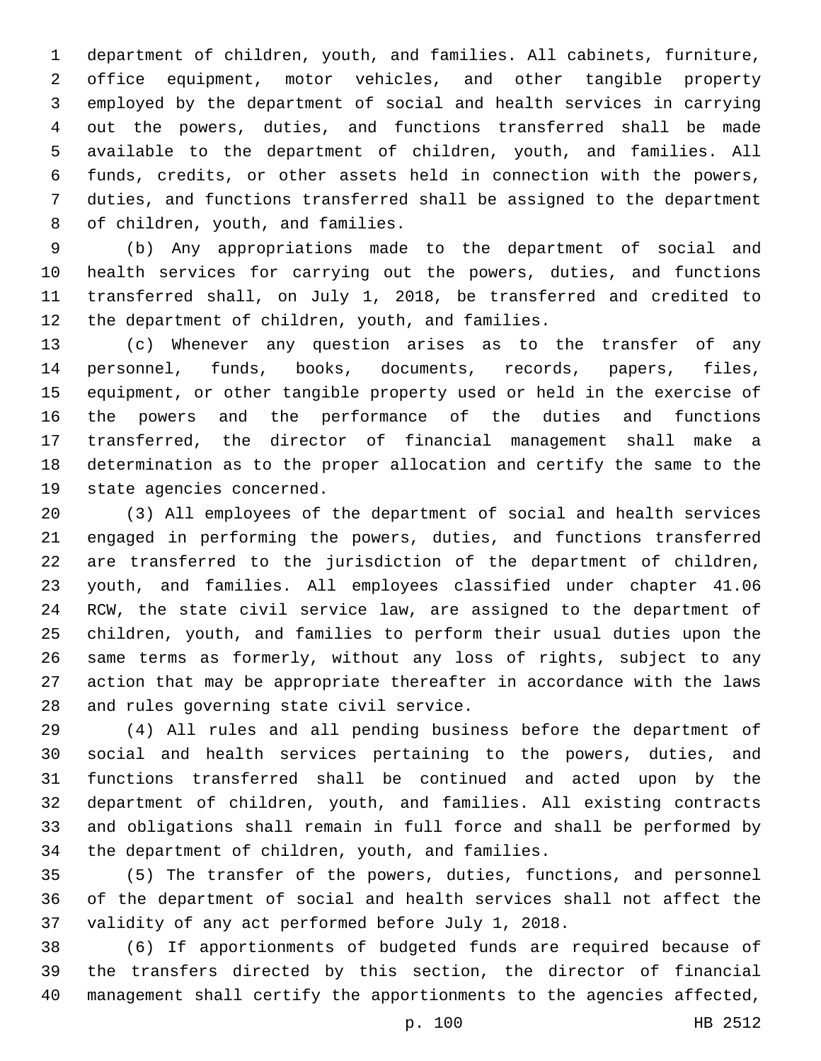department of children, youth, and families. All cabinets, furniture, office equipment, motor vehicles, and other tangible property employed by the department of social and health services in carrying out the powers, duties, and functions transferred shall be made available to the department of children, youth, and families. All funds, credits, or other assets held in connection with the powers, duties, and functions transferred shall be assigned to the department of children, youth, and families.

(b) Any appropriations made to the department of social and health services for carrying out the powers, duties, and functions transferred shall, on July 1, 2018, be transferred and credited to the department of children, youth, and families.

(c) Whenever any question arises as to the transfer of any personnel, funds, books, documents, records, papers, files, equipment, or other tangible property used or held in the exercise of the powers and the performance of the duties and functions transferred, the director of financial management shall make a determination as to the proper allocation and certify the same to the state agencies concerned.

(3) All employees of the department of social and health services engaged in performing the powers, duties, and functions transferred are transferred to the jurisdiction of the department of children, youth, and families. All employees classified under chapter 41.06 RCW, the state civil service law, are assigned to the department of children, youth, and families to perform their usual duties upon the same terms as formerly, without any loss of rights, subject to any action that may be appropriate thereafter in accordance with the laws and rules governing state civil service.

(4) All rules and all pending business before the department of social and health services pertaining to the powers, duties, and functions transferred shall be continued and acted upon by the department of children, youth, and families. All existing contracts and obligations shall remain in full force and shall be performed by the department of children, youth, and families.

(5) The transfer of the powers, duties, functions, and personnel of the department of social and health services shall not affect the validity of any act performed before July 1, 2018.

(6) If apportionments of budgeted funds are required because of the transfers directed by this section, the director of financial management shall certify the apportionments to the agencies affected,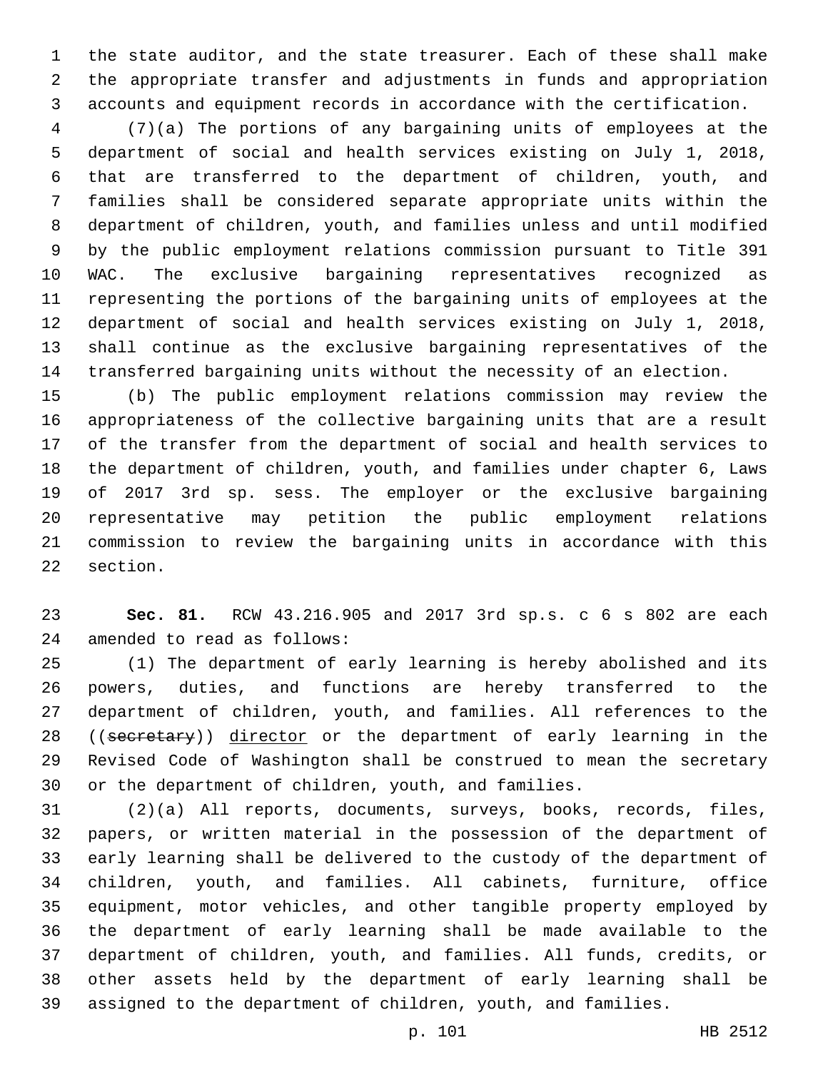the state auditor, and the state treasurer. Each of these shall make the appropriate transfer and adjustments in funds and appropriation accounts and equipment records in accordance with the certification.

(7)(a) The portions of any bargaining units of employees at the department of social and health services existing on July 1, 2018, that are transferred to the department of children, youth, and families shall be considered separate appropriate units within the department of children, youth, and families unless and until modified by the public employment relations commission pursuant to Title 391 WAC. The exclusive bargaining representatives recognized as representing the portions of the bargaining units of employees at the department of social and health services existing on July 1, 2018, shall continue as the exclusive bargaining representatives of the transferred bargaining units without the necessity of an election.

(b) The public employment relations commission may review the appropriateness of the collective bargaining units that are a result of the transfer from the department of social and health services to the department of children, youth, and families under chapter 6, Laws of 2017 3rd sp. sess. The employer or the exclusive bargaining representative may petition the public employment relations commission to review the bargaining units in accordance with this section.

**Sec. 81.** RCW 43.216.905 and 2017 3rd sp.s. c 6 s 802 are each amended to read as follows:

(1) The department of early learning is hereby abolished and its powers, duties, and functions are hereby transferred to the department of children, youth, and families. All references to the ((~~secretary~~)) <u>director</u> or the department of early learning in the Revised Code of Washington shall be construed to mean the secretary or the department of children, youth, and families.

(2)(a) All reports, documents, surveys, books, records, files, papers, or written material in the possession of the department of early learning shall be delivered to the custody of the department of children, youth, and families. All cabinets, furniture, office equipment, motor vehicles, and other tangible property employed by the department of early learning shall be made available to the department of children, youth, and families. All funds, credits, or other assets held by the department of early learning shall be assigned to the department of children, youth, and families.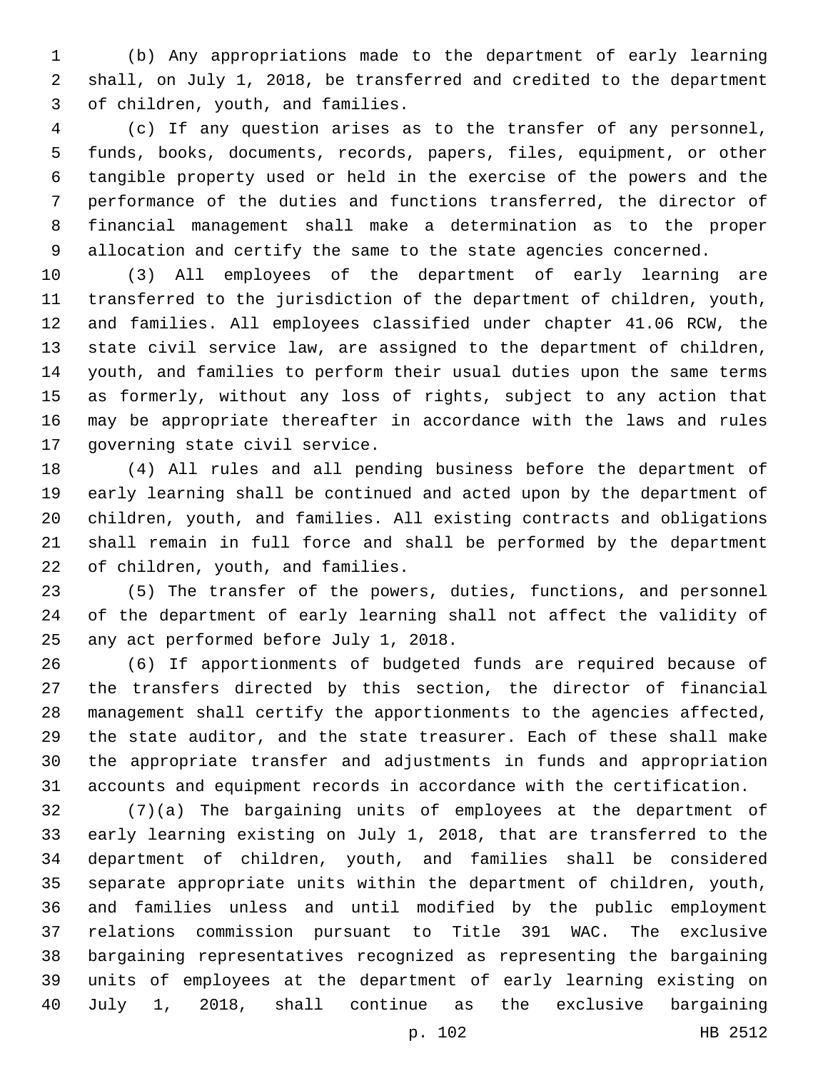(b) Any appropriations made to the department of early learning shall, on July 1, 2018, be transferred and credited to the department of children, youth, and families.

(c) If any question arises as to the transfer of any personnel, funds, books, documents, records, papers, files, equipment, or other tangible property used or held in the exercise of the powers and the performance of the duties and functions transferred, the director of financial management shall make a determination as to the proper allocation and certify the same to the state agencies concerned.

(3) All employees of the department of early learning are transferred to the jurisdiction of the department of children, youth, and families. All employees classified under chapter 41.06 RCW, the state civil service law, are assigned to the department of children, youth, and families to perform their usual duties upon the same terms as formerly, without any loss of rights, subject to any action that may be appropriate thereafter in accordance with the laws and rules governing state civil service.

(4) All rules and all pending business before the department of early learning shall be continued and acted upon by the department of children, youth, and families. All existing contracts and obligations shall remain in full force and shall be performed by the department of children, youth, and families.

(5) The transfer of the powers, duties, functions, and personnel of the department of early learning shall not affect the validity of any act performed before July 1, 2018.

(6) If apportionments of budgeted funds are required because of the transfers directed by this section, the director of financial management shall certify the apportionments to the agencies affected, the state auditor, and the state treasurer. Each of these shall make the appropriate transfer and adjustments in funds and appropriation accounts and equipment records in accordance with the certification.

(7)(a) The bargaining units of employees at the department of early learning existing on July 1, 2018, that are transferred to the department of children, youth, and families shall be considered separate appropriate units within the department of children, youth, and families unless and until modified by the public employment relations commission pursuant to Title 391 WAC. The exclusive bargaining representatives recognized as representing the bargaining units of employees at the department of early learning existing on July 1, 2018, shall continue as the exclusive bargaining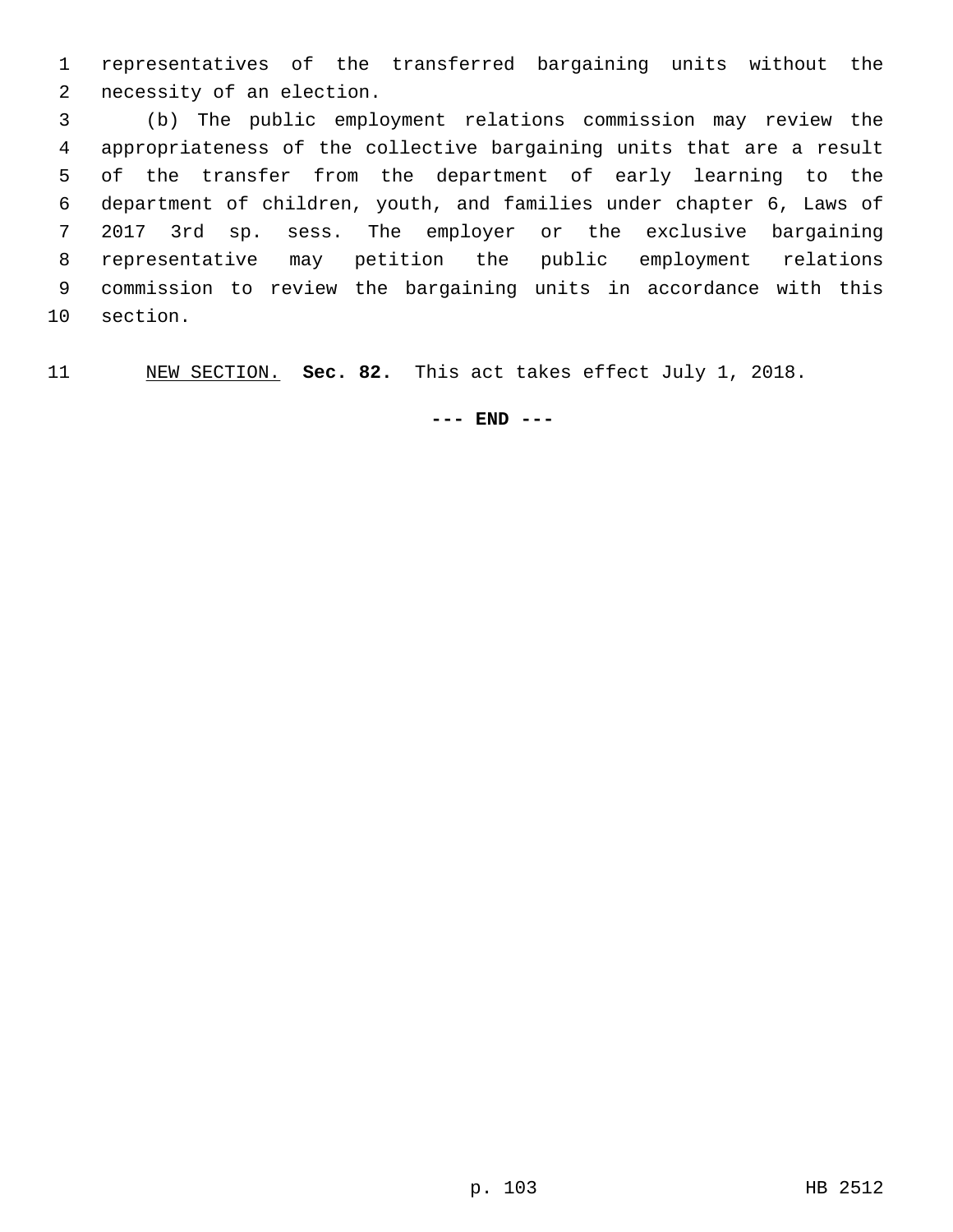representatives of the transferred bargaining units without the necessity of an election.

(b) The public employment relations commission may review the appropriateness of the collective bargaining units that are a result of the transfer from the department of early learning to the department of children, youth, and families under chapter 6, Laws of 2017 3rd sp. sess. The employer or the exclusive bargaining representative may petition the public employment relations commission to review the bargaining units in accordance with this section.

NEW SECTION. **Sec. 82.** This act takes effect July 1, 2018.

**--- END ---**